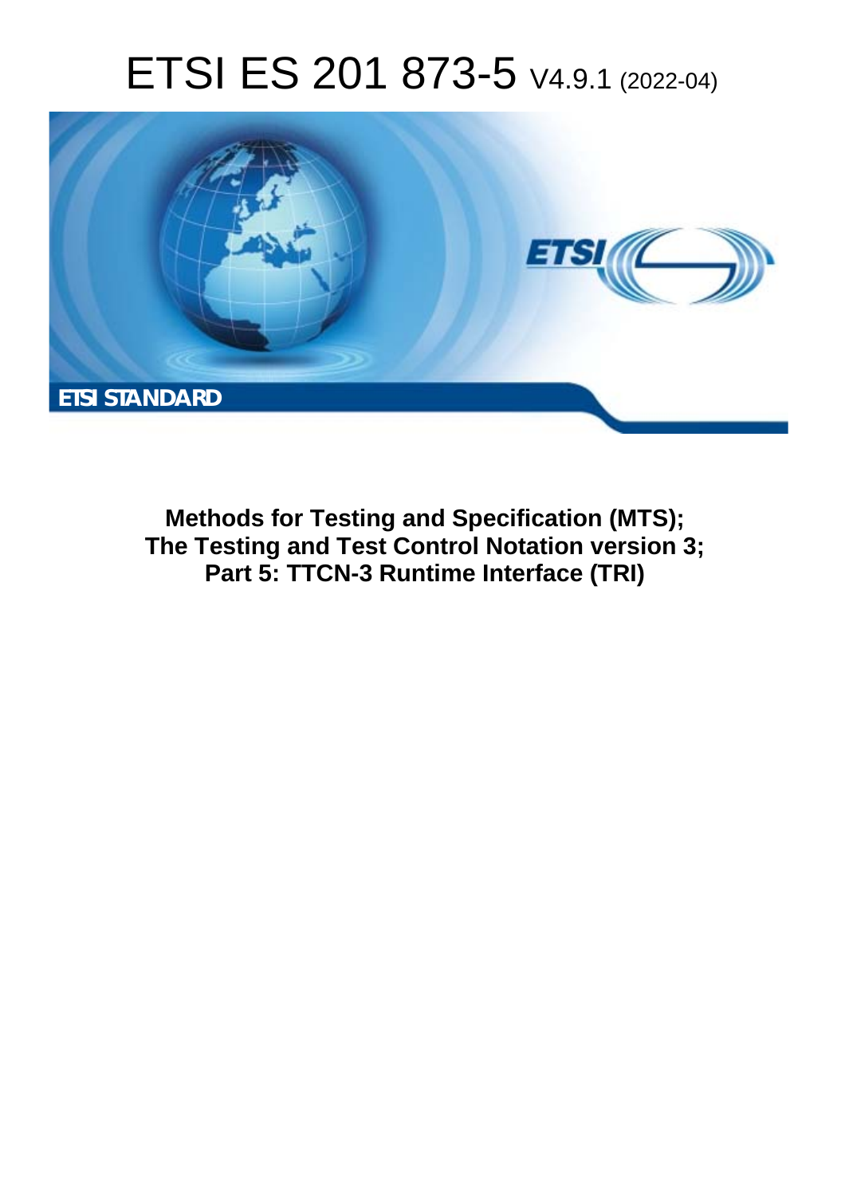# ETSI ES 201 873-5 V4.9.1 (2022-04)

ETSI STANDARD

**Methods for Testing and Specification (MTS); The Testing and Test Control Notation version 3; Part 5: TTCN-3 Runtime Interface (TRI)**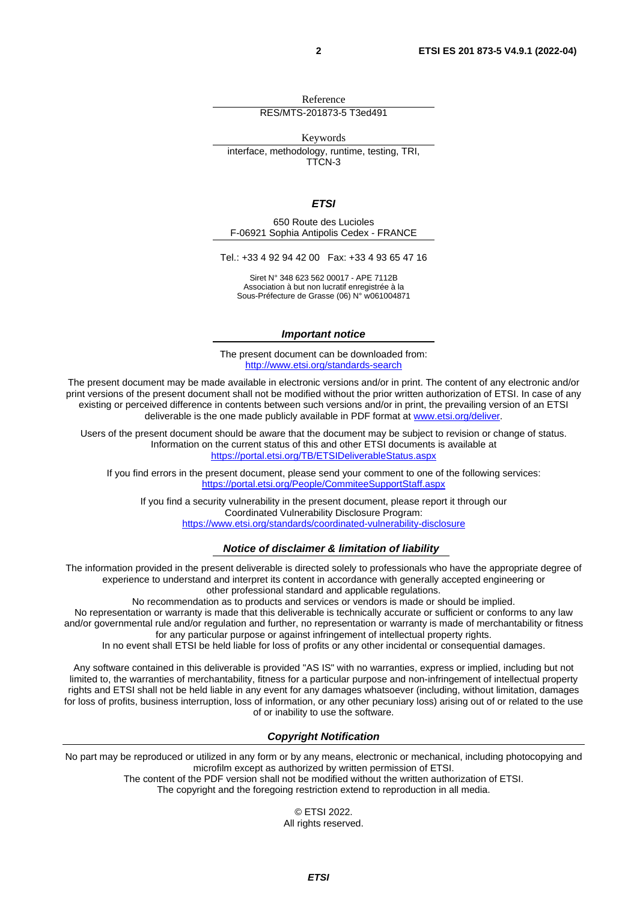Reference

RES/MTS-201873-5 T3ed491

Keywords

interface, methodology, runtime, testing, TRI, TTCN-3

***ETSI***

650 Route des Lucioles
F-06921 Sophia Antipolis Cedex - FRANCE

Tel.: +33 4 92 94 42 00 Fax: +33 4 93 65 47 16

Siret N° 348 623 562 00017 - APE 7112B
Association à but non lucratif enregistrée à la
Sous-Préfecture de Grasse (06) N° w061004871

***Important notice***

The present document can be downloaded from:
http://www.etsi.org/standards-search

The present document may be made available in electronic versions and/or in print. The content of any electronic and/or print versions of the present document shall not be modified without the prior written authorization of ETSI. In case of any existing or perceived difference in contents between such versions and/or in print, the prevailing version of an ETSI deliverable is the one made publicly available in PDF format at www.etsi.org/deliver.

Users of the present document should be aware that the document may be subject to revision or change of status. Information on the current status of this and other ETSI documents is available at
https://portal.etsi.org/TB/ETSIDeliverableStatus.aspx

If you find errors in the present document, please send your comment to one of the following services:
https://portal.etsi.org/People/CommiteeSupportStaff.aspx

If you find a security vulnerability in the present document, please report it through our Coordinated Vulnerability Disclosure Program:
https://www.etsi.org/standards/coordinated-vulnerability-disclosure

***Notice of disclaimer & limitation of liability***

The information provided in the present deliverable is directed solely to professionals who have the appropriate degree of experience to understand and interpret its content in accordance with generally accepted engineering or other professional standard and applicable regulations.
No recommendation as to products and services or vendors is made or should be implied.
No representation or warranty is made that this deliverable is technically accurate or sufficient or conforms to any law and/or governmental rule and/or regulation and further, no representation or warranty is made of merchantability or fitness for any particular purpose or against infringement of intellectual property rights.
In no event shall ETSI be held liable for loss of profits or any other incidental or consequential damages.

Any software contained in this deliverable is provided "AS IS" with no warranties, express or implied, including but not limited to, the warranties of merchantability, fitness for a particular purpose and non-infringement of intellectual property rights and ETSI shall not be held liable in any event for any damages whatsoever (including, without limitation, damages for loss of profits, business interruption, loss of information, or any other pecuniary loss) arising out of or related to the use of or inability to use the software.

***Copyright Notification***

No part may be reproduced or utilized in any form or by any means, electronic or mechanical, including photocopying and microfilm except as authorized by written permission of ETSI.
The content of the PDF version shall not be modified without the written authorization of ETSI.
The copyright and the foregoing restriction extend to reproduction in all media.

© ETSI 2022.
All rights reserved.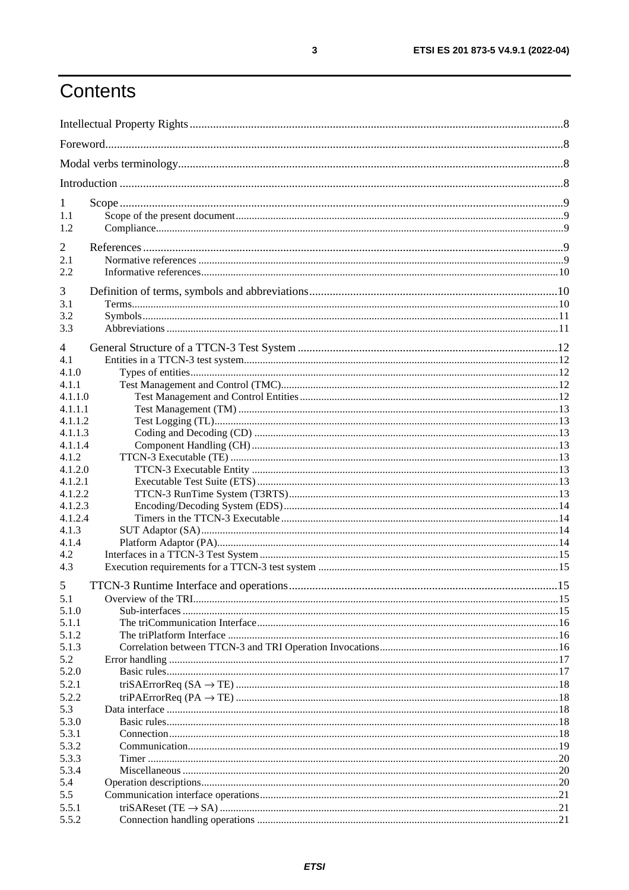# Contents

Intellectual Property Rights ... 8
Foreword ... 8
Modal verbs terminology ... 8
Introduction ... 8

1 Scope ... 9
1.1 Scope of the present document ... 9
1.2 Compliance ... 9

2 References ... 9
2.1 Normative references ... 9
2.2 Informative references ... 10

3 Definition of terms, symbols and abbreviations ... 10
3.1 Terms ... 10
3.2 Symbols ... 11
3.3 Abbreviations ... 11

4 General Structure of a TTCN-3 Test System ... 12
4.1 Entities in a TTCN-3 test system ... 12
4.1.0 Types of entities ... 12
4.1.1 Test Management and Control (TMC) ... 12
4.1.1.0 Test Management and Control Entities ... 12
4.1.1.1 Test Management (TM) ... 13
4.1.1.2 Test Logging (TL) ... 13
4.1.1.3 Coding and Decoding (CD) ... 13
4.1.1.4 Component Handling (CH) ... 13
4.1.2 TTCN-3 Executable (TE) ... 13
4.1.2.0 TTCN-3 Executable Entity ... 13
4.1.2.1 Executable Test Suite (ETS) ... 13
4.1.2.2 TTCN-3 RunTime System (T3RTS) ... 13
4.1.2.3 Encoding/Decoding System (EDS) ... 14
4.1.2.4 Timers in the TTCN-3 Executable ... 14
4.1.3 SUT Adaptor (SA) ... 14
4.1.4 Platform Adaptor (PA) ... 14
4.2 Interfaces in a TTCN-3 Test System ... 15
4.3 Execution requirements for a TTCN-3 test system ... 15

5 TTCN-3 Runtime Interface and operations ... 15
5.1 Overview of the TRI ... 15
5.1.0 Sub-interfaces ... 15
5.1.1 The triCommunication Interface ... 16
5.1.2 The triPlatform Interface ... 16
5.1.3 Correlation between TTCN-3 and TRI Operation Invocations ... 16
5.2 Error handling ... 17
5.2.0 Basic rules ... 17
5.2.1 triSAErrorReq (SA → TE) ... 18
5.2.2 triPAErrorReq (PA → TE) ... 18
5.3 Data interface ... 18
5.3.0 Basic rules ... 18
5.3.1 Connection ... 18
5.3.2 Communication ... 19
5.3.3 Timer ... 20
5.3.4 Miscellaneous ... 20
5.4 Operation descriptions ... 20
5.5 Communication interface operations ... 21
5.5.1 triSAReset (TE → SA) ... 21
5.5.2 Connection handling operations ... 21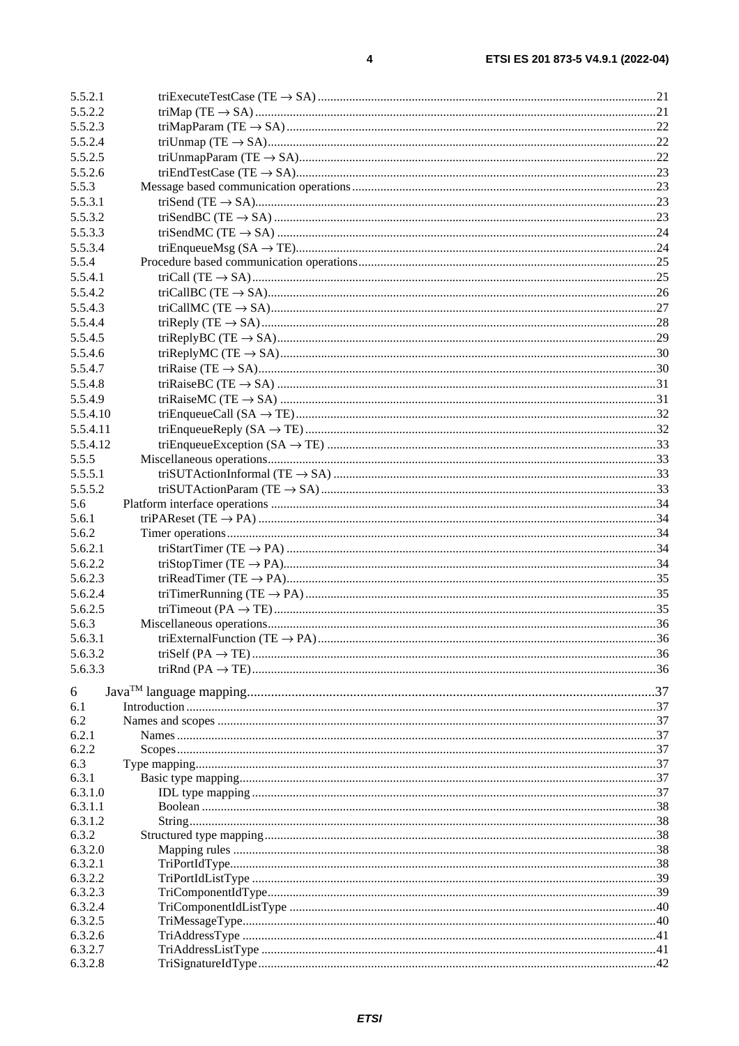5.5.2.1 triExecuteTestCase (TE → SA) ....................................................................................................21
5.5.2.2 triMap (TE → SA) ...................................................................................................................21
5.5.2.3 triMapParam (TE → SA) ..........................................................................................................22
5.5.2.4 triUnmap (TE → SA) ...............................................................................................................22
5.5.2.5 triUnmapParam (TE → SA) ......................................................................................................22
5.5.2.6 triEndTestCase (TE → SA) .......................................................................................................23
5.5.3 Message based communication operations ..................................................................................23
5.5.3.1 triSend (TE → SA) ..................................................................................................................23
5.5.3.2 triSendBC (TE → SA) ..............................................................................................................23
5.5.3.3 triSendMC (TE → SA) .............................................................................................................24
5.5.3.4 triEnqueueMsg (SA → TE) .......................................................................................................24
5.5.4 Procedure based communication operations ................................................................................25
5.5.4.1 triCall (TE → SA) ....................................................................................................................25
5.5.4.2 triCallBC (TE → SA) ...............................................................................................................26
5.5.4.3 triCallMC (TE → SA) ...............................................................................................................27
5.5.4.4 triReply (TE → SA) .................................................................................................................28
5.5.4.5 triReplyBC (TE → SA) .............................................................................................................29
5.5.4.6 triReplyMC (TE → SA) ............................................................................................................30
5.5.4.7 triRaise (TE → SA) ..................................................................................................................30
5.5.4.8 triRaiseBC (TE → SA) .............................................................................................................31
5.5.4.9 triRaiseMC (TE → SA) .............................................................................................................31
5.5.4.10 triEnqueueCall (SA → TE) .......................................................................................................32
5.5.4.11 triEnqueueReply (SA → TE) .....................................................................................................32
5.5.4.12 triEnqueueException (SA → TE) ..............................................................................................33
5.5.5 Miscellaneous operations ...........................................................................................................33
5.5.5.1 triSUTActionInformal (TE → SA) .............................................................................................33
5.5.5.2 triSUTActionParam (TE → SA) .................................................................................................33
5.6 Platform interface operations ..........................................................................................................34
5.6.1 triPAReset (TE → PA) ..............................................................................................................34
5.6.2 Timer operations .......................................................................................................................34
5.6.2.1 triStartTimer (TE → PA) ..........................................................................................................34
5.6.2.2 triStopTimer (TE → PA) ...........................................................................................................34
5.6.2.3 triReadTimer (TE → PA) ..........................................................................................................35
5.6.2.4 triTimerRunning (TE → PA) .....................................................................................................35
5.6.2.5 triTimeout (PA → TE) ..............................................................................................................35
5.6.3 Miscellaneous operations ...........................................................................................................36
5.6.3.1 triExternalFunction (TE → PA) .................................................................................................36
5.6.3.2 triSelf (PA → TE) ....................................................................................................................36
5.6.3.3 triRnd (PA → TE) ....................................................................................................................36

6 Java[TM] language mapping ....................................................................................................................37
6.1 Introduction .....................................................................................................................................37
6.2 Names and scopes ...........................................................................................................................37
6.2.1 Names .......................................................................................................................................37
6.2.2 Scopes .......................................................................................................................................37
6.3 Type mapping ..................................................................................................................................37
6.3.1 Basic type mapping ....................................................................................................................37
6.3.1.0 IDL type mapping .....................................................................................................................37
6.3.1.1 Boolean ...................................................................................................................................38
6.3.1.2 String .......................................................................................................................................38
6.3.2 Structured type mapping ............................................................................................................38
6.3.2.0 Mapping rules ..........................................................................................................................38
6.3.2.1 TriPortIdType ...........................................................................................................................38
6.3.2.2 TriPortIdListType .....................................................................................................................39
6.3.2.3 TriComponentIdType ................................................................................................................39
6.3.2.4 TriComponentIdListType ..........................................................................................................40
6.3.2.5 TriMessageType .......................................................................................................................40
6.3.2.6 TriAddressType ........................................................................................................................41
6.3.2.7 TriAddressListType ..................................................................................................................41
6.3.2.8 TriSignatureIdType ...................................................................................................................42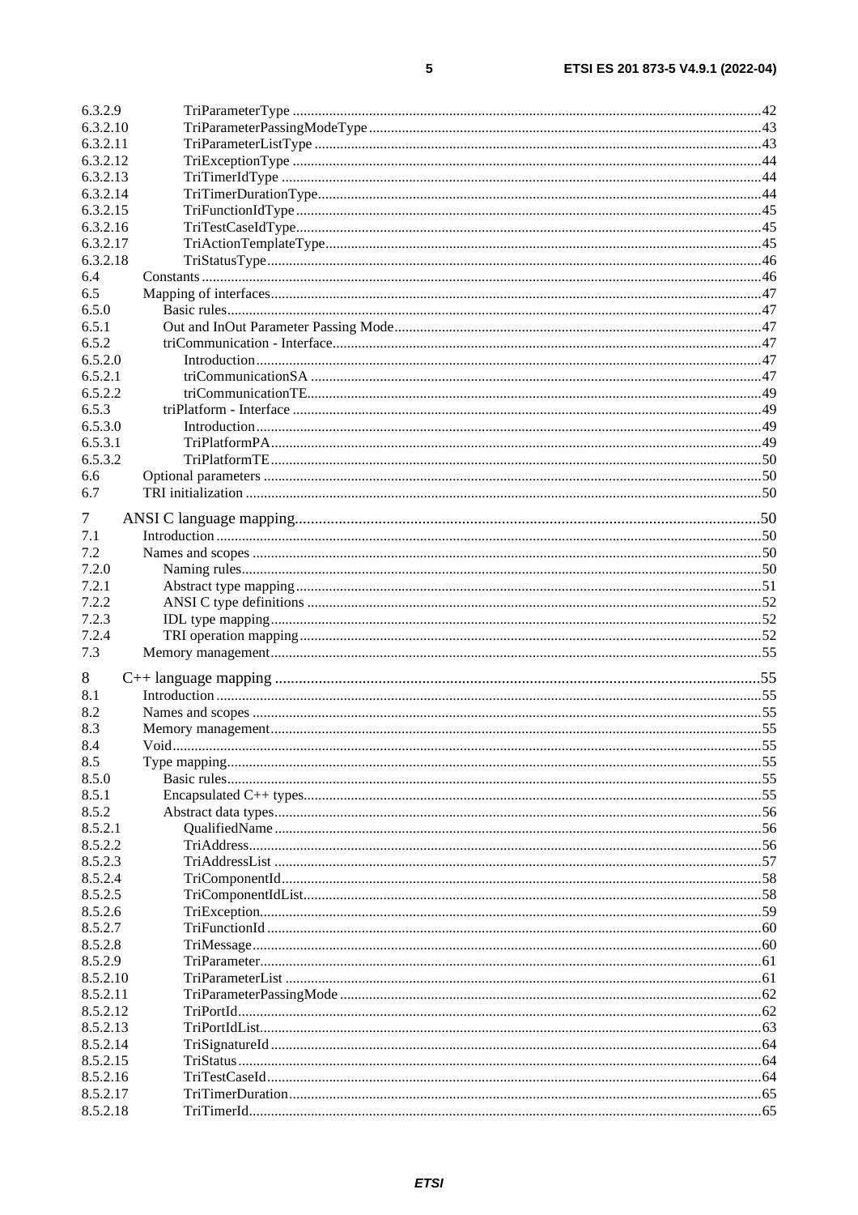6.3.2.9 TriParameterType ....42
6.3.2.10 TriParameterPassingModeType ....43
6.3.2.11 TriParameterListType ....43
6.3.2.12 TriExceptionType ....44
6.3.2.13 TriTimerIdType ....44
6.3.2.14 TriTimerDurationType....44
6.3.2.15 TriFunctionIdType....45
6.3.2.16 TriTestCaseIdType....45
6.3.2.17 TriActionTemplateType....45
6.3.2.18 TriStatusType....46
6.4 Constants ....46
6.5 Mapping of interfaces....47
6.5.0 Basic rules....47
6.5.1 Out and InOut Parameter Passing Mode....47
6.5.2 triCommunication - Interface....47
6.5.2.0 Introduction....47
6.5.2.1 triCommunicationSA ....47
6.5.2.2 triCommunicationTE....49
6.5.3 triPlatform - Interface ....49
6.5.3.0 Introduction....49
6.5.3.1 TriPlatformPA....49
6.5.3.2 TriPlatformTE....50
6.6 Optional parameters ....50
6.7 TRI initialization ....50

7 ANSI C language mapping....50
7.1 Introduction ....50
7.2 Names and scopes ....50
7.2.0 Naming rules....50
7.2.1 Abstract type mapping....51
7.2.2 ANSI C type definitions ....52
7.2.3 IDL type mapping....52
7.2.4 TRI operation mapping....52
7.3 Memory management....55

8 C++ language mapping ....55
8.1 Introduction ....55
8.2 Names and scopes ....55
8.3 Memory management....55
8.4 Void....55
8.5 Type mapping....55
8.5.0 Basic rules....55
8.5.1 Encapsulated C++ types....55
8.5.2 Abstract data types....56
8.5.2.1 QualifiedName ....56
8.5.2.2 TriAddress....56
8.5.2.3 TriAddressList ....57
8.5.2.4 TriComponentId....58
8.5.2.5 TriComponentIdList....58
8.5.2.6 TriException....59
8.5.2.7 TriFunctionId ....60
8.5.2.8 TriMessage....60
8.5.2.9 TriParameter....61
8.5.2.10 TriParameterList ....61
8.5.2.11 TriParameterPassingMode ....62
8.5.2.12 TriPortId....62
8.5.2.13 TriPortIdList....63
8.5.2.14 TriSignatureId ....64
8.5.2.15 TriStatus....64
8.5.2.16 TriTestCaseId....64
8.5.2.17 TriTimerDuration....65
8.5.2.18 TriTimerId....65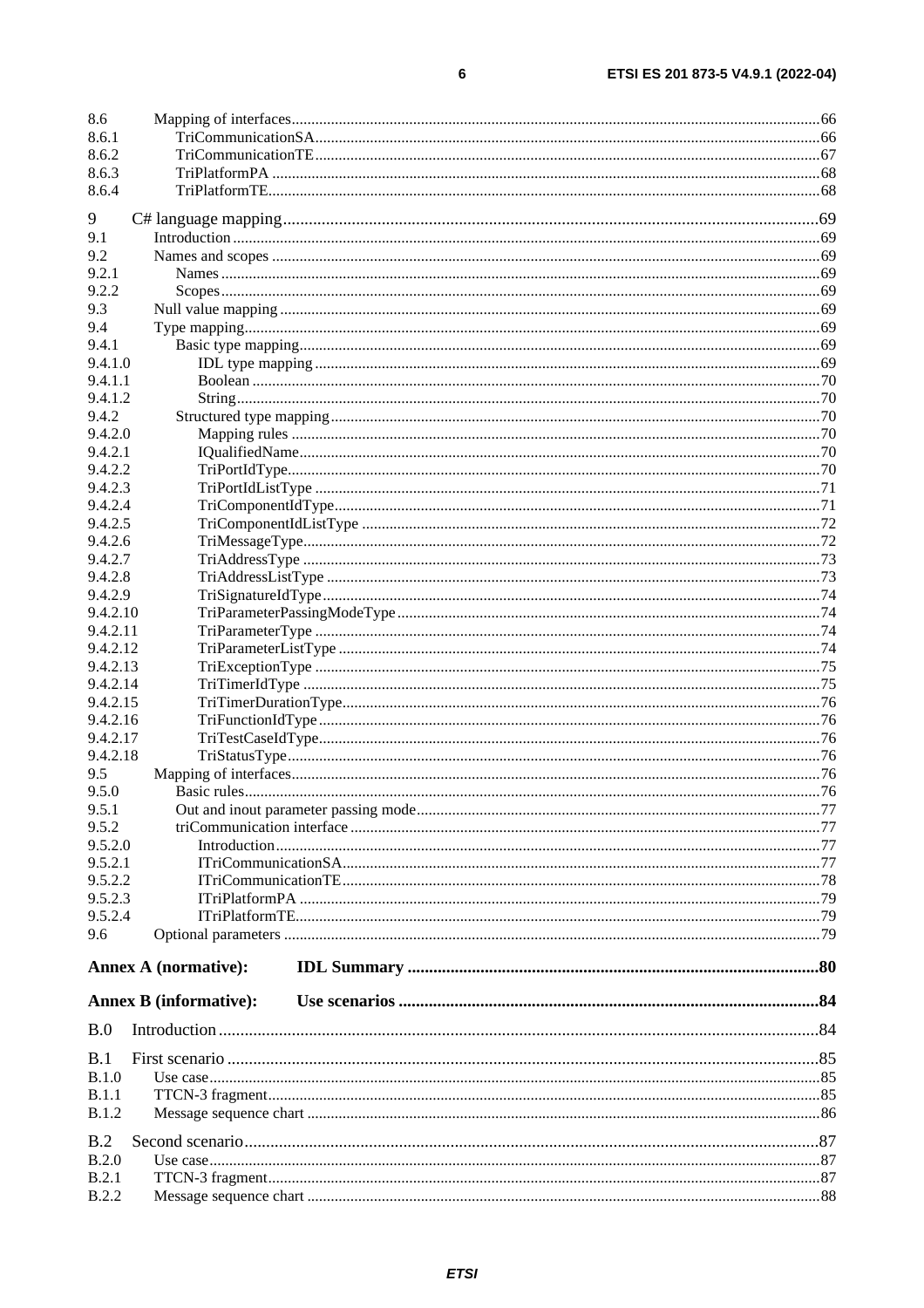8.6 Mapping of interfaces ..... 66
8.6.1 TriCommunicationSA ..... 66
8.6.2 TriCommunicationTE ..... 67
8.6.3 TriPlatformPA ..... 68
8.6.4 TriPlatformTE ..... 68

9 C# language mapping ..... 69
9.1 Introduction ..... 69
9.2 Names and scopes ..... 69
9.2.1 Names ..... 69
9.2.2 Scopes ..... 69
9.3 Null value mapping ..... 69
9.4 Type mapping ..... 69
9.4.1 Basic type mapping ..... 69
9.4.1.0 IDL type mapping ..... 69
9.4.1.1 Boolean ..... 70
9.4.1.2 String ..... 70
9.4.2 Structured type mapping ..... 70
9.4.2.0 Mapping rules ..... 70
9.4.2.1 IQualifiedName ..... 70
9.4.2.2 TriPortIdType ..... 70
9.4.2.3 TriPortIdListType ..... 71
9.4.2.4 TriComponentIdType ..... 71
9.4.2.5 TriComponentIdListType ..... 72
9.4.2.6 TriMessageType ..... 72
9.4.2.7 TriAddressType ..... 73
9.4.2.8 TriAddressListType ..... 73
9.4.2.9 TriSignatureIdType ..... 74
9.4.2.10 TriParameterPassingModeType ..... 74
9.4.2.11 TriParameterType ..... 74
9.4.2.12 TriParameterListType ..... 74
9.4.2.13 TriExceptionType ..... 75
9.4.2.14 TriTimerIdType ..... 75
9.4.2.15 TriTimerDurationType ..... 76
9.4.2.16 TriFunctionIdType ..... 76
9.4.2.17 TriTestCaseIdType ..... 76
9.4.2.18 TriStatusType ..... 76
9.5 Mapping of interfaces ..... 76
9.5.0 Basic rules ..... 76
9.5.1 Out and inout parameter passing mode ..... 77
9.5.2 triCommunication interface ..... 77
9.5.2.0 Introduction ..... 77
9.5.2.1 ITriCommunicationSA ..... 77
9.5.2.2 ITriCommunicationTE ..... 78
9.5.2.3 ITriPlatformPA ..... 79
9.5.2.4 ITriPlatformTE ..... 79
9.6 Optional parameters ..... 79

**Annex A (normative): IDL Summary ..... 80**

**Annex B (informative): Use scenarios ..... 84**

B.0 Introduction ..... 84

B.1 First scenario ..... 85
B.1.0 Use case ..... 85
B.1.1 TTCN-3 fragment ..... 85
B.1.2 Message sequence chart ..... 86

B.2 Second scenario ..... 87
B.2.0 Use case ..... 87
B.2.1 TTCN-3 fragment ..... 87
B.2.2 Message sequence chart ..... 88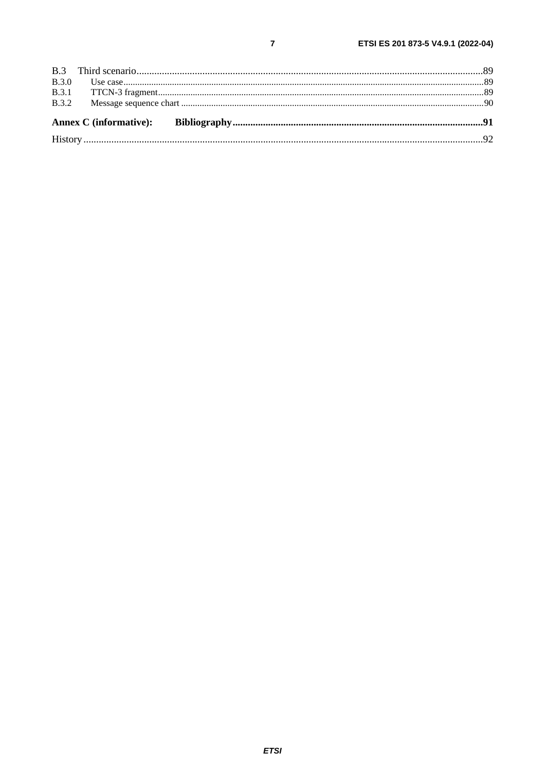B.3 Third scenario....................................................................................................................................89
B.3.0 Use case....................................................................................................................................89
B.3.1 TTCN-3 fragment....................................................................................................................................89
B.3.2 Message sequence chart....................................................................................................................................90

**Annex C (informative): Bibliography....................................................................................................91**

History....................................................................................................................................92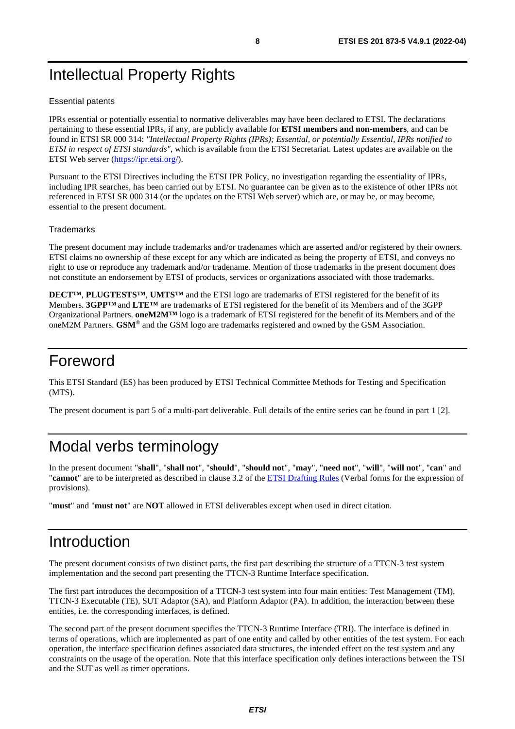# Intellectual Property Rights

Essential patents

IPRs essential or potentially essential to normative deliverables may have been declared to ETSI. The declarations pertaining to these essential IPRs, if any, are publicly available for **ETSI members and non-members**, and can be found in ETSI SR 000 314: *"Intellectual Property Rights (IPRs); Essential, or potentially Essential, IPRs notified to ETSI in respect of ETSI standards"*, which is available from the ETSI Secretariat. Latest updates are available on the ETSI Web server (https://ipr.etsi.org/).

Pursuant to the ETSI Directives including the ETSI IPR Policy, no investigation regarding the essentiality of IPRs, including IPR searches, has been carried out by ETSI. No guarantee can be given as to the existence of other IPRs not referenced in ETSI SR 000 314 (or the updates on the ETSI Web server) which are, or may be, or may become, essential to the present document.

Trademarks

The present document may include trademarks and/or tradenames which are asserted and/or registered by their owners. ETSI claims no ownership of these except for any which are indicated as being the property of ETSI, and conveys no right to use or reproduce any trademark and/or tradename. Mention of those trademarks in the present document does not constitute an endorsement by ETSI of products, services or organizations associated with those trademarks.

**DECT™**, **PLUGTESTS™**, **UMTS™** and the ETSI logo are trademarks of ETSI registered for the benefit of its Members. **3GPP™** and **LTE™** are trademarks of ETSI registered for the benefit of its Members and of the 3GPP Organizational Partners. **oneM2M™** logo is a trademark of ETSI registered for the benefit of its Members and of the oneM2M Partners. **GSM**® and the GSM logo are trademarks registered and owned by the GSM Association.

# Foreword

This ETSI Standard (ES) has been produced by ETSI Technical Committee Methods for Testing and Specification (MTS).

The present document is part 5 of a multi-part deliverable. Full details of the entire series can be found in part 1 [2].

# Modal verbs terminology

In the present document "**shall**", "**shall not**", "**should**", "**should not**", "**may**", "**need not**", "**will**", "**will not**", "**can**" and "**cannot**" are to be interpreted as described in clause 3.2 of the ETSI Drafting Rules (Verbal forms for the expression of provisions).

"**must**" and "**must not**" are **NOT** allowed in ETSI deliverables except when used in direct citation.

# Introduction

The present document consists of two distinct parts, the first part describing the structure of a TTCN-3 test system implementation and the second part presenting the TTCN-3 Runtime Interface specification.

The first part introduces the decomposition of a TTCN-3 test system into four main entities: Test Management (TM), TTCN-3 Executable (TE), SUT Adaptor (SA), and Platform Adaptor (PA). In addition, the interaction between these entities, i.e. the corresponding interfaces, is defined.

The second part of the present document specifies the TTCN-3 Runtime Interface (TRI). The interface is defined in terms of operations, which are implemented as part of one entity and called by other entities of the test system. For each operation, the interface specification defines associated data structures, the intended effect on the test system and any constraints on the usage of the operation. Note that this interface specification only defines interactions between the TSI and the SUT as well as timer operations.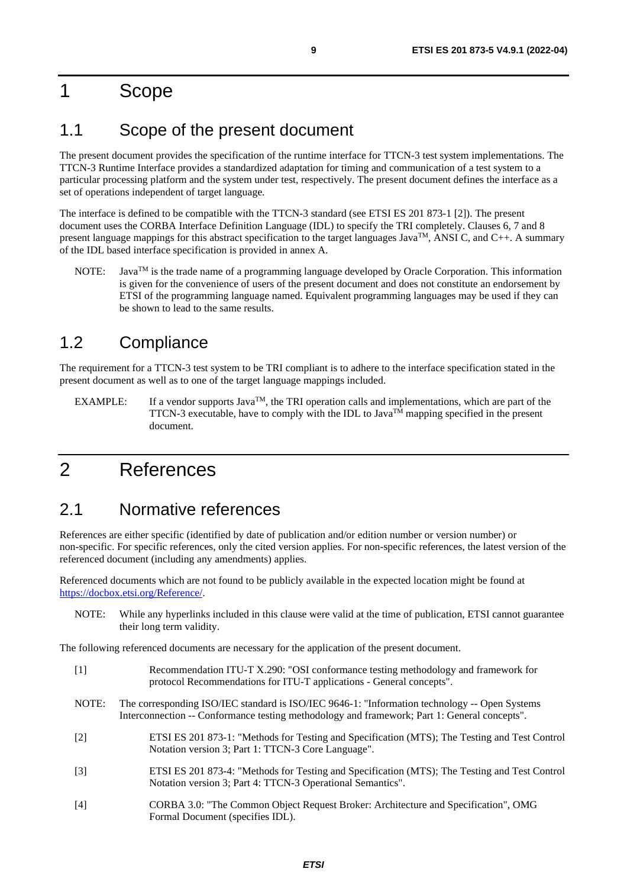# 1 Scope

## 1.1 Scope of the present document

The present document provides the specification of the runtime interface for TTCN-3 test system implementations. The TTCN-3 Runtime Interface provides a standardized adaptation for timing and communication of a test system to a particular processing platform and the system under test, respectively. The present document defines the interface as a set of operations independent of target language.

The interface is defined to be compatible with the TTCN-3 standard (see ETSI ES 201 873-1 [2]). The present document uses the CORBA Interface Definition Language (IDL) to specify the TRI completely. Clauses 6, 7 and 8 present language mappings for this abstract specification to the target languages Java™, ANSI C, and C++. A summary of the IDL based interface specification is provided in annex A.

NOTE: Java™ is the trade name of a programming language developed by Oracle Corporation. This information is given for the convenience of users of the present document and does not constitute an endorsement by ETSI of the programming language named. Equivalent programming languages may be used if they can be shown to lead to the same results.

## 1.2 Compliance

The requirement for a TTCN-3 test system to be TRI compliant is to adhere to the interface specification stated in the present document as well as to one of the target language mappings included.

EXAMPLE: If a vendor supports Java™, the TRI operation calls and implementations, which are part of the TTCN-3 executable, have to comply with the IDL to Java™ mapping specified in the present document.

# 2 References

## 2.1 Normative references

References are either specific (identified by date of publication and/or edition number or version number) or non-specific. For specific references, only the cited version applies. For non-specific references, the latest version of the referenced document (including any amendments) applies.

Referenced documents which are not found to be publicly available in the expected location might be found at https://docbox.etsi.org/Reference/.

NOTE: While any hyperlinks included in this clause were valid at the time of publication, ETSI cannot guarantee their long term validity.

The following referenced documents are necessary for the application of the present document.

[1] Recommendation ITU-T X.290: "OSI conformance testing methodology and framework for protocol Recommendations for ITU-T applications - General concepts".

NOTE: The corresponding ISO/IEC standard is ISO/IEC 9646-1: "Information technology -- Open Systems Interconnection -- Conformance testing methodology and framework; Part 1: General concepts".

[2] ETSI ES 201 873-1: "Methods for Testing and Specification (MTS); The Testing and Test Control Notation version 3; Part 1: TTCN-3 Core Language".

[3] ETSI ES 201 873-4: "Methods for Testing and Specification (MTS); The Testing and Test Control Notation version 3; Part 4: TTCN-3 Operational Semantics".

[4] CORBA 3.0: "The Common Object Request Broker: Architecture and Specification", OMG Formal Document (specifies IDL).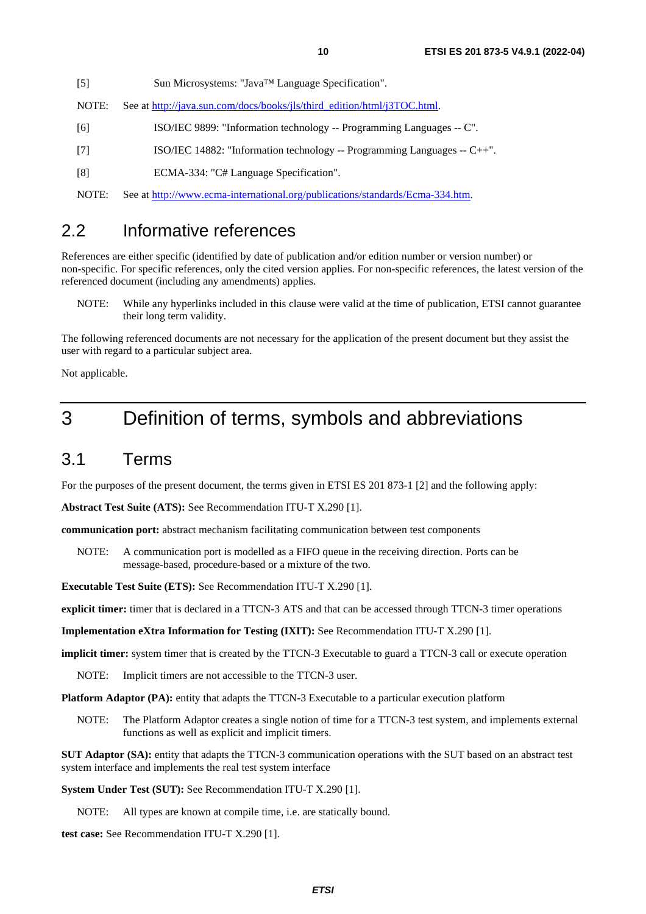[5] Sun Microsystems: "Java™ Language Specification".

NOTE: See at http://java.sun.com/docs/books/jls/third_edition/html/j3TOC.html.

[6] ISO/IEC 9899: "Information technology -- Programming Languages -- C".

[7] ISO/IEC 14882: "Information technology -- Programming Languages -- C++".

[8] ECMA-334: "C# Language Specification".

NOTE: See at http://www.ecma-international.org/publications/standards/Ecma-334.htm.

## 2.2 Informative references

References are either specific (identified by date of publication and/or edition number or version number) or non-specific. For specific references, only the cited version applies. For non-specific references, the latest version of the referenced document (including any amendments) applies.

NOTE: While any hyperlinks included in this clause were valid at the time of publication, ETSI cannot guarantee their long term validity.

The following referenced documents are not necessary for the application of the present document but they assist the user with regard to a particular subject area.

Not applicable.

# 3 Definition of terms, symbols and abbreviations

## 3.1 Terms

For the purposes of the present document, the terms given in ETSI ES 201 873-1 [2] and the following apply:

**Abstract Test Suite (ATS):** See Recommendation ITU-T X.290 [1].

**communication port:** abstract mechanism facilitating communication between test components

NOTE: A communication port is modelled as a FIFO queue in the receiving direction. Ports can be message-based, procedure-based or a mixture of the two.

**Executable Test Suite (ETS):** See Recommendation ITU-T X.290 [1].

**explicit timer:** timer that is declared in a TTCN-3 ATS and that can be accessed through TTCN-3 timer operations

**Implementation eXtra Information for Testing (IXIT):** See Recommendation ITU-T X.290 [1].

**implicit timer:** system timer that is created by the TTCN-3 Executable to guard a TTCN-3 call or execute operation

NOTE: Implicit timers are not accessible to the TTCN-3 user.

**Platform Adaptor (PA):** entity that adapts the TTCN-3 Executable to a particular execution platform

NOTE: The Platform Adaptor creates a single notion of time for a TTCN-3 test system, and implements external functions as well as explicit and implicit timers.

**SUT Adaptor (SA):** entity that adapts the TTCN-3 communication operations with the SUT based on an abstract test system interface and implements the real test system interface

**System Under Test (SUT):** See Recommendation ITU-T X.290 [1].

NOTE: All types are known at compile time, i.e. are statically bound.

**test case:** See Recommendation ITU-T X.290 [1].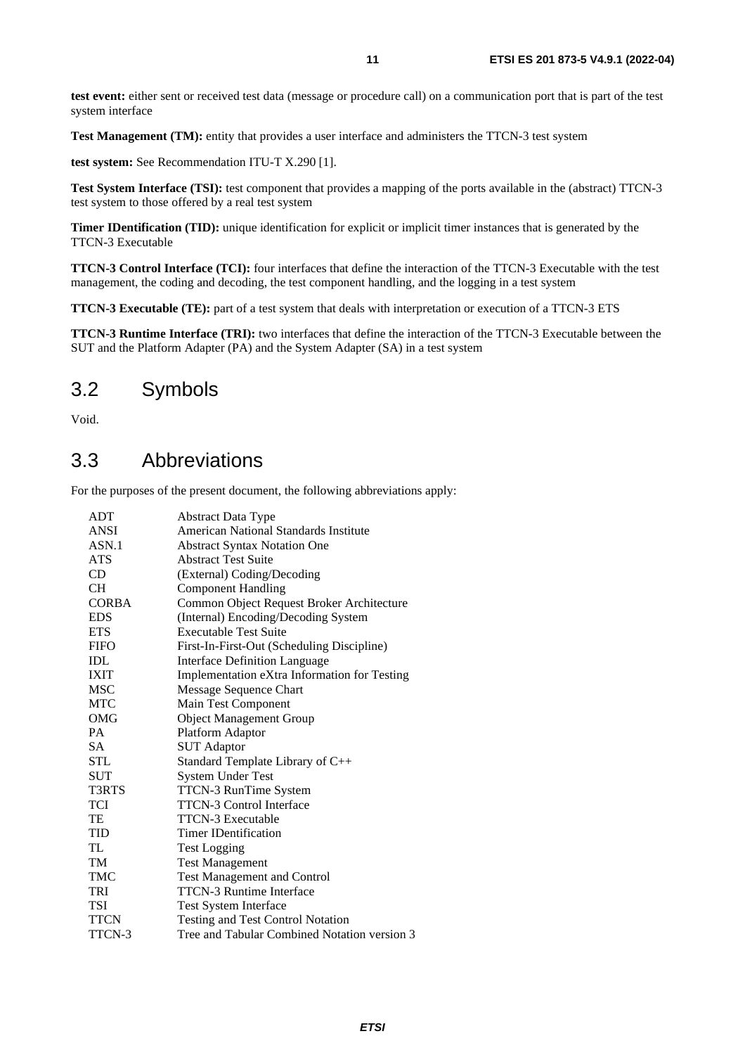**test event:** either sent or received test data (message or procedure call) on a communication port that is part of the test system interface

**Test Management (TM):** entity that provides a user interface and administers the TTCN-3 test system

**test system:** See Recommendation ITU-T X.290 [1].

**Test System Interface (TSI):** test component that provides a mapping of the ports available in the (abstract) TTCN-3 test system to those offered by a real test system

**Timer IDentification (TID):** unique identification for explicit or implicit timer instances that is generated by the TTCN-3 Executable

**TTCN-3 Control Interface (TCI):** four interfaces that define the interaction of the TTCN-3 Executable with the test management, the coding and decoding, the test component handling, and the logging in a test system

**TTCN-3 Executable (TE):** part of a test system that deals with interpretation or execution of a TTCN-3 ETS

**TTCN-3 Runtime Interface (TRI):** two interfaces that define the interaction of the TTCN-3 Executable between the SUT and the Platform Adapter (PA) and the System Adapter (SA) in a test system

## 3.2 Symbols

Void.

## 3.3 Abbreviations

For the purposes of the present document, the following abbreviations apply:

| | |
|---|---|
| ADT | Abstract Data Type |
| ANSI | American National Standards Institute |
| ASN.1 | Abstract Syntax Notation One |
| ATS | Abstract Test Suite |
| CD | (External) Coding/Decoding |
| CH | Component Handling |
| CORBA | Common Object Request Broker Architecture |
| EDS | (Internal) Encoding/Decoding System |
| ETS | Executable Test Suite |
| FIFO | First-In-First-Out (Scheduling Discipline) |
| IDL | Interface Definition Language |
| IXIT | Implementation eXtra Information for Testing |
| MSC | Message Sequence Chart |
| MTC | Main Test Component |
| OMG | Object Management Group |
| PA | Platform Adaptor |
| SA | SUT Adaptor |
| STL | Standard Template Library of C++ |
| SUT | System Under Test |
| T3RTS | TTCN-3 RunTime System |
| TCI | TTCN-3 Control Interface |
| TE | TTCN-3 Executable |
| TID | Timer IDentification |
| TL | Test Logging |
| TM | Test Management |
| TMC | Test Management and Control |
| TRI | TTCN-3 Runtime Interface |
| TSI | Test System Interface |
| TTCN | Testing and Test Control Notation |
| TTCN-3 | Tree and Tabular Combined Notation version 3 |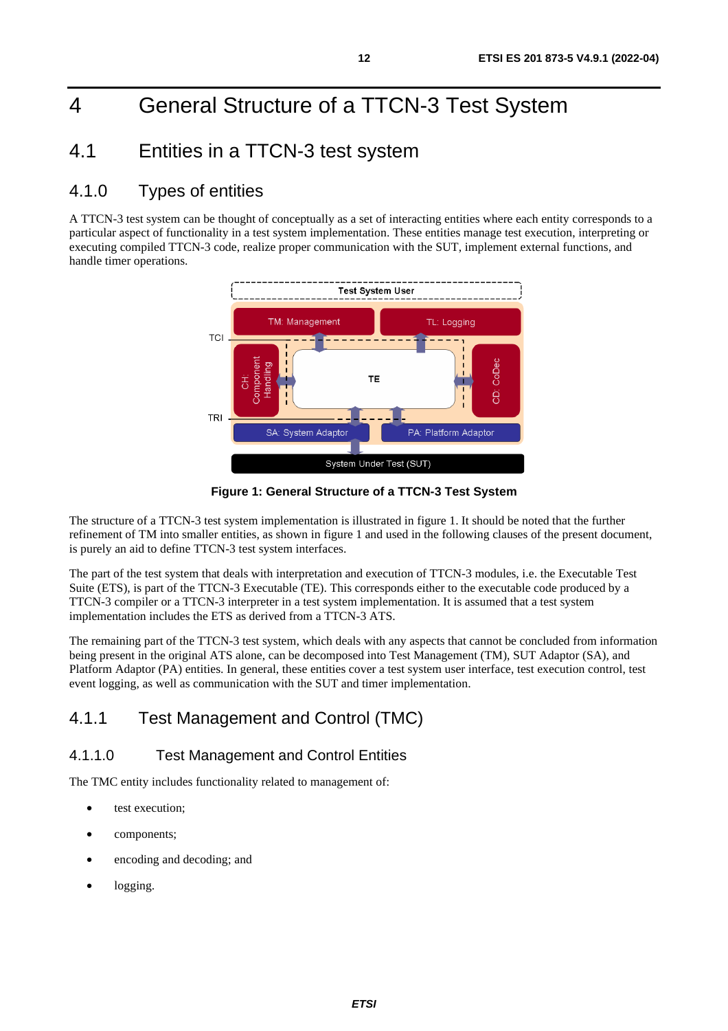# 4 General Structure of a TTCN-3 Test System

## 4.1 Entities in a TTCN-3 test system

### 4.1.0 Types of entities

A TTCN-3 test system can be thought of conceptually as a set of interacting entities where each entity corresponds to a particular aspect of functionality in a test system implementation. These entities manage test execution, interpreting or executing compiled TTCN-3 code, realize proper communication with the SUT, implement external functions, and handle timer operations.

**Figure 1: General Structure of a TTCN-3 Test System**

The structure of a TTCN-3 test system implementation is illustrated in figure 1. It should be noted that the further refinement of TM into smaller entities, as shown in figure 1 and used in the following clauses of the present document, is purely an aid to define TTCN-3 test system interfaces.

The part of the test system that deals with interpretation and execution of TTCN-3 modules, i.e. the Executable Test Suite (ETS), is part of the TTCN-3 Executable (TE). This corresponds either to the executable code produced by a TTCN-3 compiler or a TTCN-3 interpreter in a test system implementation. It is assumed that a test system implementation includes the ETS as derived from a TTCN-3 ATS.

The remaining part of the TTCN-3 test system, which deals with any aspects that cannot be concluded from information being present in the original ATS alone, can be decomposed into Test Management (TM), SUT Adaptor (SA), and Platform Adaptor (PA) entities. In general, these entities cover a test system user interface, test execution control, test event logging, as well as communication with the SUT and timer implementation.

### 4.1.1 Test Management and Control (TMC)

#### 4.1.1.0 Test Management and Control Entities

The TMC entity includes functionality related to management of:

- test execution;
- components;
- encoding and decoding; and
- logging.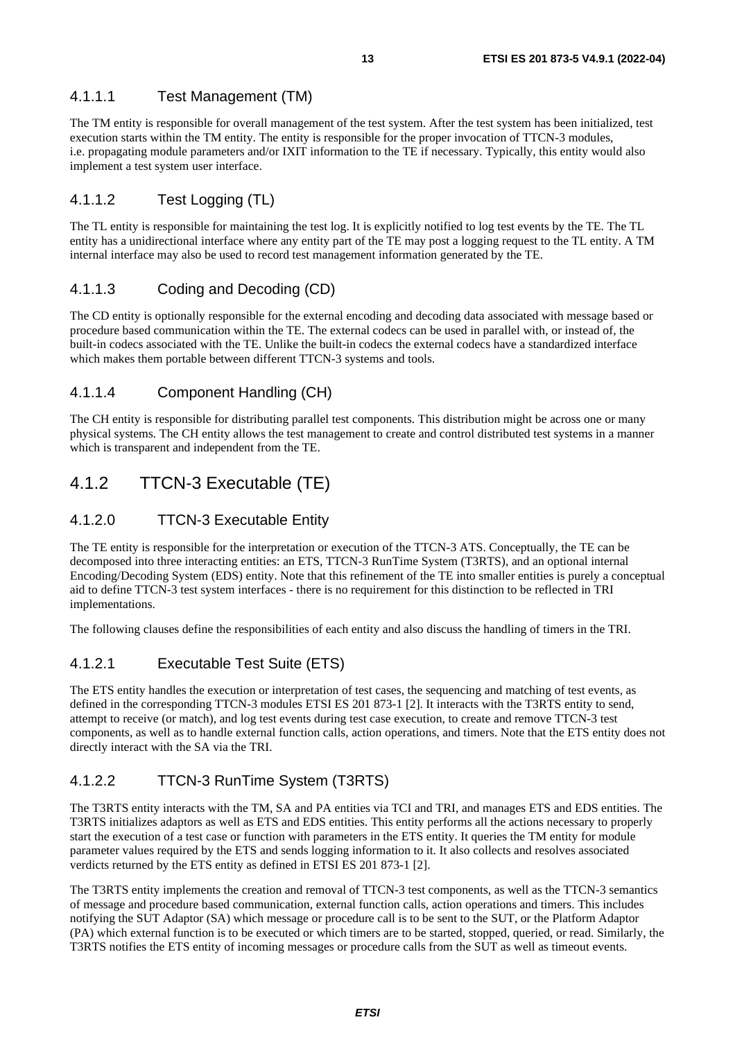#### 4.1.1.1 Test Management (TM)

The TM entity is responsible for overall management of the test system. After the test system has been initialized, test execution starts within the TM entity. The entity is responsible for the proper invocation of TTCN-3 modules, i.e. propagating module parameters and/or IXIT information to the TE if necessary. Typically, this entity would also implement a test system user interface.

#### 4.1.1.2 Test Logging (TL)

The TL entity is responsible for maintaining the test log. It is explicitly notified to log test events by the TE. The TL entity has a unidirectional interface where any entity part of the TE may post a logging request to the TL entity. A TM internal interface may also be used to record test management information generated by the TE.

#### 4.1.1.3 Coding and Decoding (CD)

The CD entity is optionally responsible for the external encoding and decoding data associated with message based or procedure based communication within the TE. The external codecs can be used in parallel with, or instead of, the built-in codecs associated with the TE. Unlike the built-in codecs the external codecs have a standardized interface which makes them portable between different TTCN-3 systems and tools.

#### 4.1.1.4 Component Handling (CH)

The CH entity is responsible for distributing parallel test components. This distribution might be across one or many physical systems. The CH entity allows the test management to create and control distributed test systems in a manner which is transparent and independent from the TE.

### 4.1.2 TTCN-3 Executable (TE)

#### 4.1.2.0 TTCN-3 Executable Entity

The TE entity is responsible for the interpretation or execution of the TTCN-3 ATS. Conceptually, the TE can be decomposed into three interacting entities: an ETS, TTCN-3 RunTime System (T3RTS), and an optional internal Encoding/Decoding System (EDS) entity. Note that this refinement of the TE into smaller entities is purely a conceptual aid to define TTCN-3 test system interfaces - there is no requirement for this distinction to be reflected in TRI implementations.

The following clauses define the responsibilities of each entity and also discuss the handling of timers in the TRI.

#### 4.1.2.1 Executable Test Suite (ETS)

The ETS entity handles the execution or interpretation of test cases, the sequencing and matching of test events, as defined in the corresponding TTCN-3 modules ETSI ES 201 873-1 [2]. It interacts with the T3RTS entity to send, attempt to receive (or match), and log test events during test case execution, to create and remove TTCN-3 test components, as well as to handle external function calls, action operations, and timers. Note that the ETS entity does not directly interact with the SA via the TRI.

#### 4.1.2.2 TTCN-3 RunTime System (T3RTS)

The T3RTS entity interacts with the TM, SA and PA entities via TCI and TRI, and manages ETS and EDS entities. The T3RTS initializes adaptors as well as ETS and EDS entities. This entity performs all the actions necessary to properly start the execution of a test case or function with parameters in the ETS entity. It queries the TM entity for module parameter values required by the ETS and sends logging information to it. It also collects and resolves associated verdicts returned by the ETS entity as defined in ETSI ES 201 873-1 [2].

The T3RTS entity implements the creation and removal of TTCN-3 test components, as well as the TTCN-3 semantics of message and procedure based communication, external function calls, action operations and timers. This includes notifying the SUT Adaptor (SA) which message or procedure call is to be sent to the SUT, or the Platform Adaptor (PA) which external function is to be executed or which timers are to be started, stopped, queried, or read. Similarly, the T3RTS notifies the ETS entity of incoming messages or procedure calls from the SUT as well as timeout events.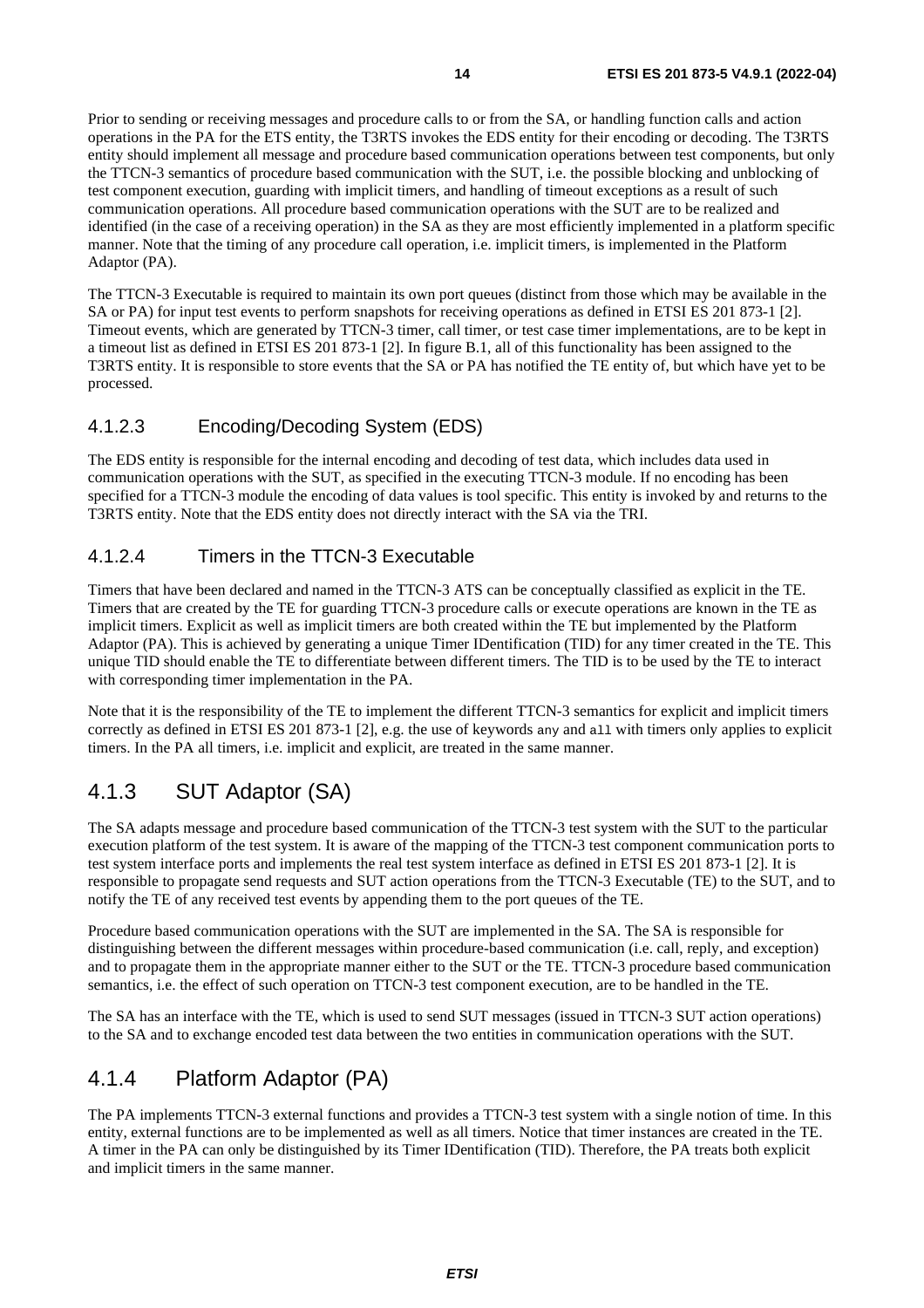Prior to sending or receiving messages and procedure calls to or from the SA, or handling function calls and action operations in the PA for the ETS entity, the T3RTS invokes the EDS entity for their encoding or decoding. The T3RTS entity should implement all message and procedure based communication operations between test components, but only the TTCN-3 semantics of procedure based communication with the SUT, i.e. the possible blocking and unblocking of test component execution, guarding with implicit timers, and handling of timeout exceptions as a result of such communication operations. All procedure based communication operations with the SUT are to be realized and identified (in the case of a receiving operation) in the SA as they are most efficiently implemented in a platform specific manner. Note that the timing of any procedure call operation, i.e. implicit timers, is implemented in the Platform Adaptor (PA).

The TTCN-3 Executable is required to maintain its own port queues (distinct from those which may be available in the SA or PA) for input test events to perform snapshots for receiving operations as defined in ETSI ES 201 873-1 [2]. Timeout events, which are generated by TTCN-3 timer, call timer, or test case timer implementations, are to be kept in a timeout list as defined in ETSI ES 201 873-1 [2]. In figure B.1, all of this functionality has been assigned to the T3RTS entity. It is responsible to store events that the SA or PA has notified the TE entity of, but which have yet to be processed.

#### 4.1.2.3 Encoding/Decoding System (EDS)

The EDS entity is responsible for the internal encoding and decoding of test data, which includes data used in communication operations with the SUT, as specified in the executing TTCN-3 module. If no encoding has been specified for a TTCN-3 module the encoding of data values is tool specific. This entity is invoked by and returns to the T3RTS entity. Note that the EDS entity does not directly interact with the SA via the TRI.

#### 4.1.2.4 Timers in the TTCN-3 Executable

Timers that have been declared and named in the TTCN-3 ATS can be conceptually classified as explicit in the TE. Timers that are created by the TE for guarding TTCN-3 procedure calls or execute operations are known in the TE as implicit timers. Explicit as well as implicit timers are both created within the TE but implemented by the Platform Adaptor (PA). This is achieved by generating a unique Timer IDentification (TID) for any timer created in the TE. This unique TID should enable the TE to differentiate between different timers. The TID is to be used by the TE to interact with corresponding timer implementation in the PA.

Note that it is the responsibility of the TE to implement the different TTCN-3 semantics for explicit and implicit timers correctly as defined in ETSI ES 201 873-1 [2], e.g. the use of keywords `any` and `all` with timers only applies to explicit timers. In the PA all timers, i.e. implicit and explicit, are treated in the same manner.

### 4.1.3 SUT Adaptor (SA)

The SA adapts message and procedure based communication of the TTCN-3 test system with the SUT to the particular execution platform of the test system. It is aware of the mapping of the TTCN-3 test component communication ports to test system interface ports and implements the real test system interface as defined in ETSI ES 201 873-1 [2]. It is responsible to propagate send requests and SUT action operations from the TTCN-3 Executable (TE) to the SUT, and to notify the TE of any received test events by appending them to the port queues of the TE.

Procedure based communication operations with the SUT are implemented in the SA. The SA is responsible for distinguishing between the different messages within procedure-based communication (i.e. call, reply, and exception) and to propagate them in the appropriate manner either to the SUT or the TE. TTCN-3 procedure based communication semantics, i.e. the effect of such operation on TTCN-3 test component execution, are to be handled in the TE.

The SA has an interface with the TE, which is used to send SUT messages (issued in TTCN-3 SUT action operations) to the SA and to exchange encoded test data between the two entities in communication operations with the SUT.

### 4.1.4 Platform Adaptor (PA)

The PA implements TTCN-3 external functions and provides a TTCN-3 test system with a single notion of time. In this entity, external functions are to be implemented as well as all timers. Notice that timer instances are created in the TE. A timer in the PA can only be distinguished by its Timer IDentification (TID). Therefore, the PA treats both explicit and implicit timers in the same manner.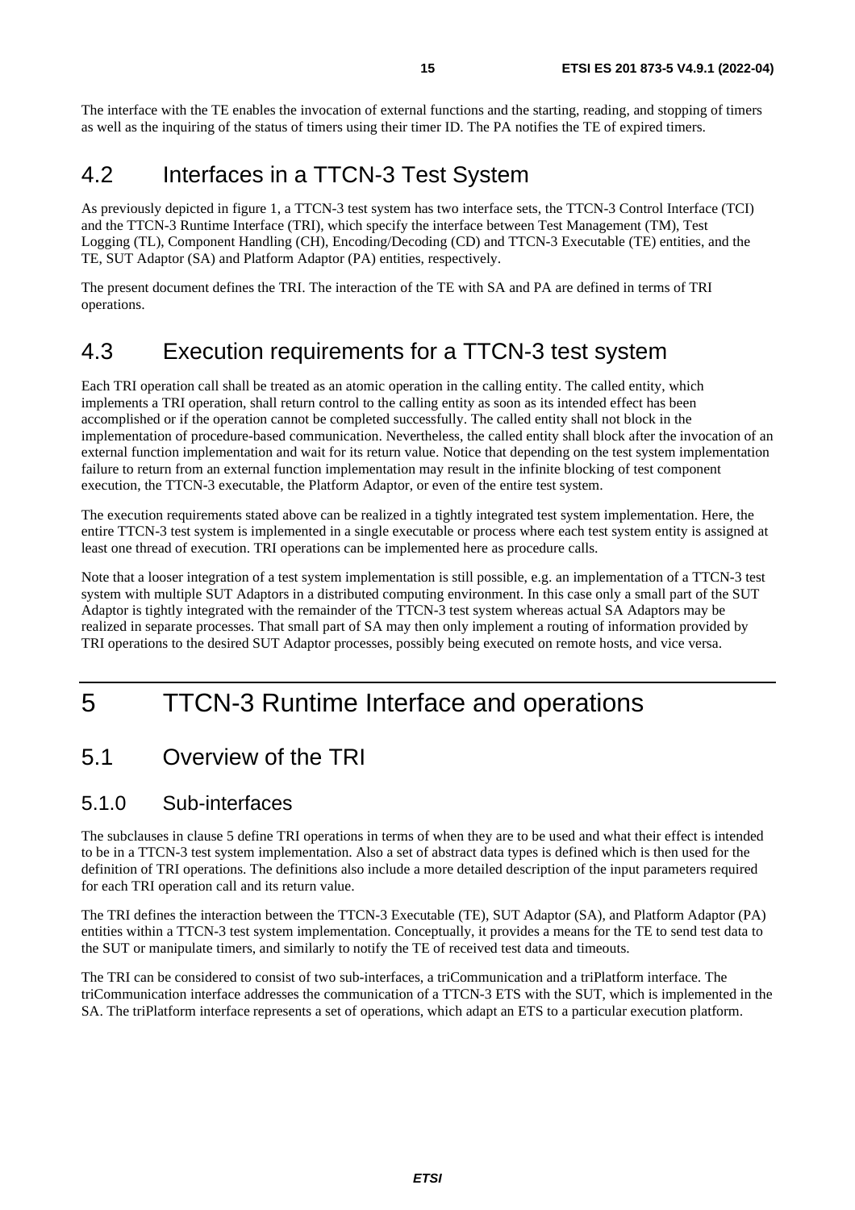The interface with the TE enables the invocation of external functions and the starting, reading, and stopping of timers as well as the inquiring of the status of timers using their timer ID. The PA notifies the TE of expired timers.

## 4.2 Interfaces in a TTCN-3 Test System

As previously depicted in figure 1, a TTCN-3 test system has two interface sets, the TTCN-3 Control Interface (TCI) and the TTCN-3 Runtime Interface (TRI), which specify the interface between Test Management (TM), Test Logging (TL), Component Handling (CH), Encoding/Decoding (CD) and TTCN-3 Executable (TE) entities, and the TE, SUT Adaptor (SA) and Platform Adaptor (PA) entities, respectively.

The present document defines the TRI. The interaction of the TE with SA and PA are defined in terms of TRI operations.

## 4.3 Execution requirements for a TTCN-3 test system

Each TRI operation call shall be treated as an atomic operation in the calling entity. The called entity, which implements a TRI operation, shall return control to the calling entity as soon as its intended effect has been accomplished or if the operation cannot be completed successfully. The called entity shall not block in the implementation of procedure-based communication. Nevertheless, the called entity shall block after the invocation of an external function implementation and wait for its return value. Notice that depending on the test system implementation failure to return from an external function implementation may result in the infinite blocking of test component execution, the TTCN-3 executable, the Platform Adaptor, or even of the entire test system.

The execution requirements stated above can be realized in a tightly integrated test system implementation. Here, the entire TTCN-3 test system is implemented in a single executable or process where each test system entity is assigned at least one thread of execution. TRI operations can be implemented here as procedure calls.

Note that a looser integration of a test system implementation is still possible, e.g. an implementation of a TTCN-3 test system with multiple SUT Adaptors in a distributed computing environment. In this case only a small part of the SUT Adaptor is tightly integrated with the remainder of the TTCN-3 test system whereas actual SA Adaptors may be realized in separate processes. That small part of SA may then only implement a routing of information provided by TRI operations to the desired SUT Adaptor processes, possibly being executed on remote hosts, and vice versa.

# 5 TTCN-3 Runtime Interface and operations

## 5.1 Overview of the TRI

### 5.1.0 Sub-interfaces

The subclauses in clause 5 define TRI operations in terms of when they are to be used and what their effect is intended to be in a TTCN-3 test system implementation. Also a set of abstract data types is defined which is then used for the definition of TRI operations. The definitions also include a more detailed description of the input parameters required for each TRI operation call and its return value.

The TRI defines the interaction between the TTCN-3 Executable (TE), SUT Adaptor (SA), and Platform Adaptor (PA) entities within a TTCN-3 test system implementation. Conceptually, it provides a means for the TE to send test data to the SUT or manipulate timers, and similarly to notify the TE of received test data and timeouts.

The TRI can be considered to consist of two sub-interfaces, a triCommunication and a triPlatform interface. The triCommunication interface addresses the communication of a TTCN-3 ETS with the SUT, which is implemented in the SA. The triPlatform interface represents a set of operations, which adapt an ETS to a particular execution platform.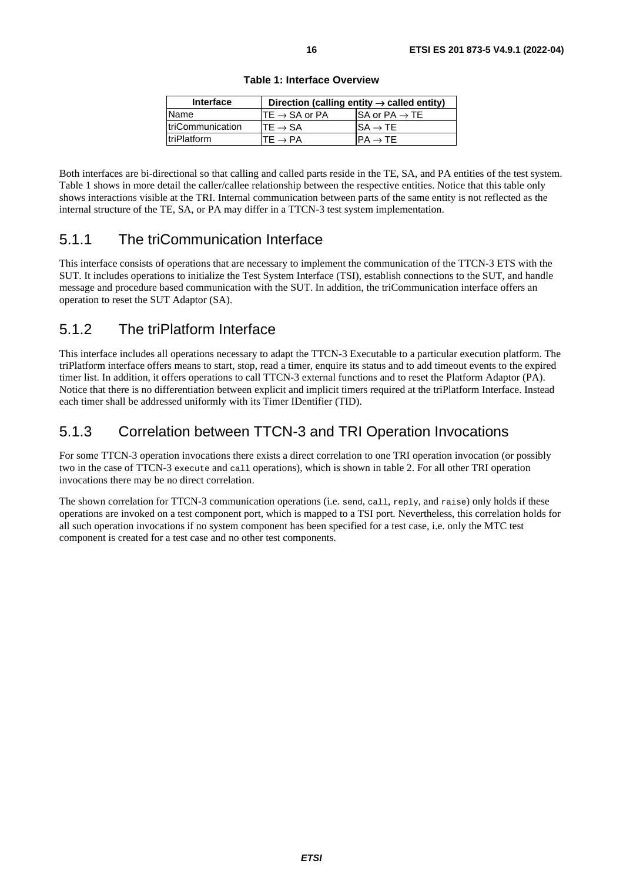**Table 1: Interface Overview**

| Interface | Direction (calling entity → called entity) | |
|---|---|---|
| Name | TE → SA or PA | SA or PA → TE |
| triCommunication | TE → SA | SA → TE |
| triPlatform | TE → PA | PA → TE |

Both interfaces are bi-directional so that calling and called parts reside in the TE, SA, and PA entities of the test system. Table 1 shows in more detail the caller/callee relationship between the respective entities. Notice that this table only shows interactions visible at the TRI. Internal communication between parts of the same entity is not reflected as the internal structure of the TE, SA, or PA may differ in a TTCN-3 test system implementation.

### 5.1.1 The triCommunication Interface

This interface consists of operations that are necessary to implement the communication of the TTCN-3 ETS with the SUT. It includes operations to initialize the Test System Interface (TSI), establish connections to the SUT, and handle message and procedure based communication with the SUT. In addition, the triCommunication interface offers an operation to reset the SUT Adaptor (SA).

### 5.1.2 The triPlatform Interface

This interface includes all operations necessary to adapt the TTCN-3 Executable to a particular execution platform. The triPlatform interface offers means to start, stop, read a timer, enquire its status and to add timeout events to the expired timer list. In addition, it offers operations to call TTCN-3 external functions and to reset the Platform Adaptor (PA). Notice that there is no differentiation between explicit and implicit timers required at the triPlatform Interface. Instead each timer shall be addressed uniformly with its Timer IDentifier (TID).

### 5.1.3 Correlation between TTCN-3 and TRI Operation Invocations

For some TTCN-3 operation invocations there exists a direct correlation to one TRI operation invocation (or possibly two in the case of TTCN-3 `execute` and `call` operations), which is shown in table 2. For all other TRI operation invocations there may be no direct correlation.

The shown correlation for TTCN-3 communication operations (i.e. `send`, `call`, `reply`, and `raise`) only holds if these operations are invoked on a test component port, which is mapped to a TSI port. Nevertheless, this correlation holds for all such operation invocations if no system component has been specified for a test case, i.e. only the MTC test component is created for a test case and no other test components.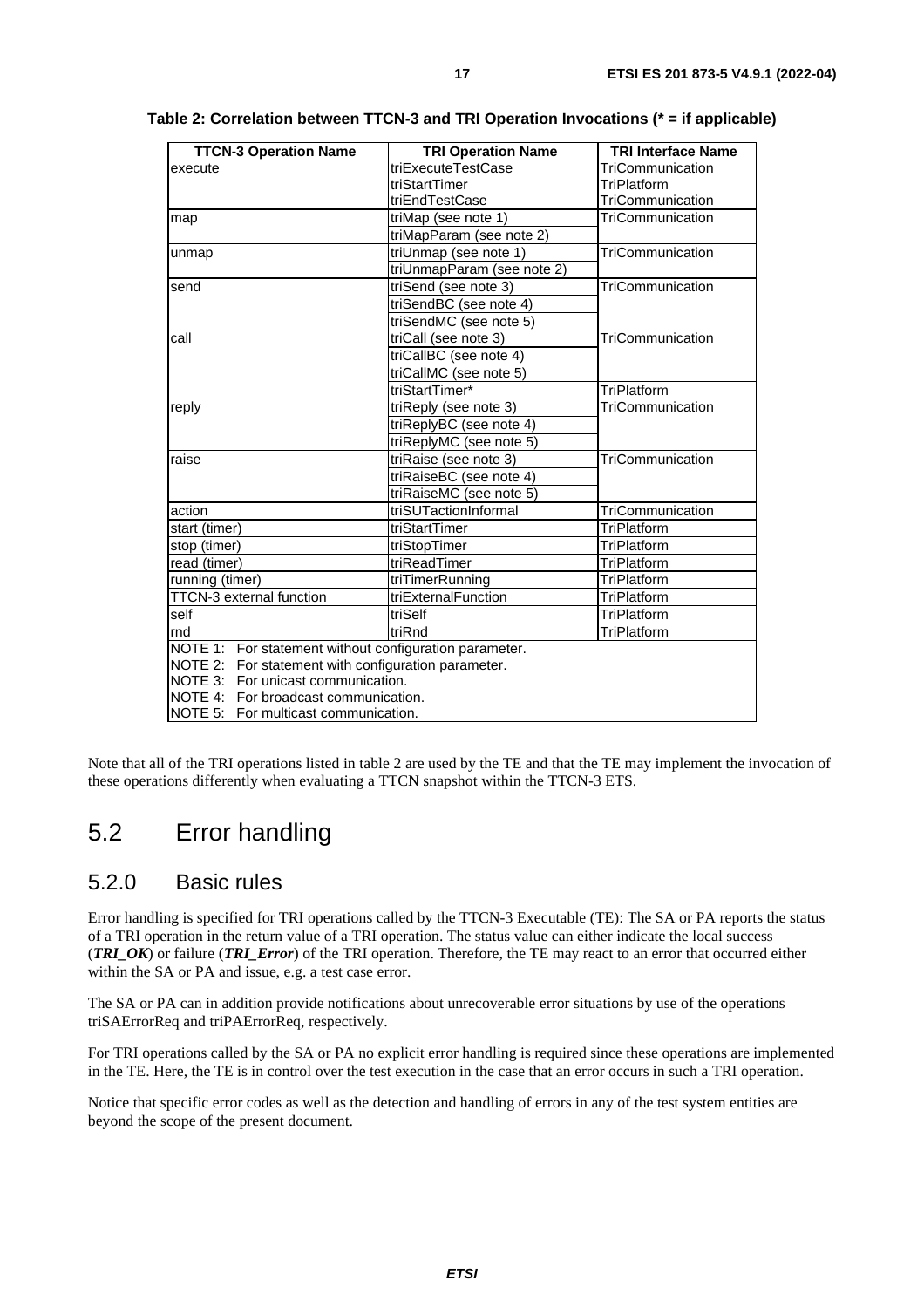**Table 2: Correlation between TTCN-3 and TRI Operation Invocations (* = if applicable)**

| TTCN-3 Operation Name | TRI Operation Name | TRI Interface Name |
|---|---|---|
| execute | triExecuteTestCase | TriCommunication |
| | triStartTimer | TriPlatform |
| | triEndTestCase | TriCommunication |
| map | triMap (see note 1) | TriCommunication |
| | triMapParam (see note 2) | |
| unmap | triUnmap (see note 1) | TriCommunication |
| | triUnmapParam (see note 2) | |
| send | triSend (see note 3) | TriCommunication |
| | triSendBC (see note 4) | |
| | triSendMC (see note 5) | |
| call | triCall (see note 3) | TriCommunication |
| | triCallBC (see note 4) | |
| | triCallMC (see note 5) | |
| | triStartTimer* | TriPlatform |
| reply | triReply (see note 3) | TriCommunication |
| | triReplyBC (see note 4) | |
| | triReplyMC (see note 5) | |
| raise | triRaise (see note 3) | TriCommunication |
| | triRaiseBC (see note 4) | |
| | triRaiseMC (see note 5) | |
| action | triSUTactionInformal | TriCommunication |
| start (timer) | triStartTimer | TriPlatform |
| stop (timer) | triStopTimer | TriPlatform |
| read (timer) | triReadTimer | TriPlatform |
| running (timer) | triTimerRunning | TriPlatform |
| TTCN-3 external function | triExternalFunction | TriPlatform |
| self | triSelf | TriPlatform |
| rnd | triRnd | TriPlatform |
| NOTE 1: For statement without configuration parameter. | | |
| NOTE 2: For statement with configuration parameter. | | |
| NOTE 3: For unicast communication. | | |
| NOTE 4: For broadcast communication. | | |
| NOTE 5: For multicast communication. | | |

Note that all of the TRI operations listed in table 2 are used by the TE and that the TE may implement the invocation of these operations differently when evaluating a TTCN snapshot within the TTCN-3 ETS.

# 5.2 Error handling

## 5.2.0 Basic rules

Error handling is specified for TRI operations called by the TTCN-3 Executable (TE): The SA or PA reports the status of a TRI operation in the return value of a TRI operation. The status value can either indicate the local success (***TRI_OK***) or failure (***TRI_Error***) of the TRI operation. Therefore, the TE may react to an error that occurred either within the SA or PA and issue, e.g. a test case error.

The SA or PA can in addition provide notifications about unrecoverable error situations by use of the operations triSAErrorReq and triPAErrorReq, respectively.

For TRI operations called by the SA or PA no explicit error handling is required since these operations are implemented in the TE. Here, the TE is in control over the test execution in the case that an error occurs in such a TRI operation.

Notice that specific error codes as well as the detection and handling of errors in any of the test system entities are beyond the scope of the present document.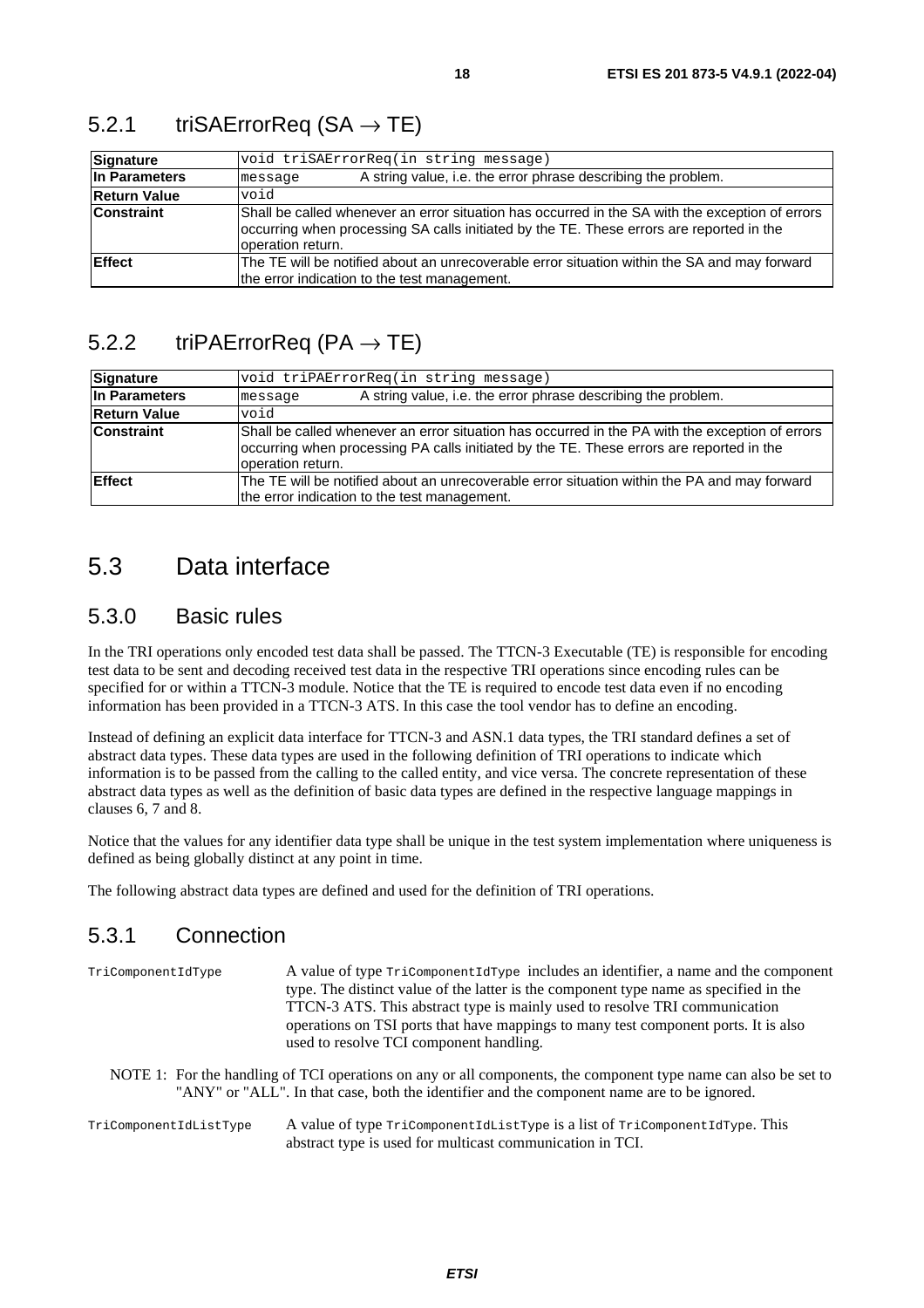### 5.2.1 triSAErrorReq (SA → TE)

| Signature | void triSAErrorReq(in string message) | |
|---|---|---|
| **In Parameters** | message | A string value, i.e. the error phrase describing the problem. |
| **Return Value** | void | |
| **Constraint** | Shall be called whenever an error situation has occurred in the SA with the exception of errors occurring when processing SA calls initiated by the TE. These errors are reported in the operation return. | |
| **Effect** | The TE will be notified about an unrecoverable error situation within the SA and may forward the error indication to the test management. | |

### 5.2.2 triPAErrorReq (PA → TE)

| Signature | void triPAErrorReq(in string message) | |
|---|---|---|
| **In Parameters** | message | A string value, i.e. the error phrase describing the problem. |
| **Return Value** | void | |
| **Constraint** | Shall be called whenever an error situation has occurred in the PA with the exception of errors occurring when processing PA calls initiated by the TE. These errors are reported in the operation return. | |
| **Effect** | The TE will be notified about an unrecoverable error situation within the PA and may forward the error indication to the test management. | |

## 5.3 Data interface

### 5.3.0 Basic rules

In the TRI operations only encoded test data shall be passed. The TTCN-3 Executable (TE) is responsible for encoding test data to be sent and decoding received test data in the respective TRI operations since encoding rules can be specified for or within a TTCN-3 module. Notice that the TE is required to encode test data even if no encoding information has been provided in a TTCN-3 ATS. In this case the tool vendor has to define an encoding.

Instead of defining an explicit data interface for TTCN-3 and ASN.1 data types, the TRI standard defines a set of abstract data types. These data types are used in the following definition of TRI operations to indicate which information is to be passed from the calling to the called entity, and vice versa. The concrete representation of these abstract data types as well as the definition of basic data types are defined in the respective language mappings in clauses 6, 7 and 8.

Notice that the values for any identifier data type shall be unique in the test system implementation where uniqueness is defined as being globally distinct at any point in time.

The following abstract data types are defined and used for the definition of TRI operations.

### 5.3.1 Connection

`TriComponentIdType` A value of type `TriComponentIdType` includes an identifier, a name and the component type. The distinct value of the latter is the component type name as specified in the TTCN-3 ATS. This abstract type is mainly used to resolve TRI communication operations on TSI ports that have mappings to many test component ports. It is also used to resolve TCI component handling.

NOTE 1: For the handling of TCI operations on any or all components, the component type name can also be set to "ANY" or "ALL". In that case, both the identifier and the component name are to be ignored.

`TriComponentIdListType` A value of type `TriComponentIdListType` is a list of `TriComponentIdType`. This abstract type is used for multicast communication in TCI.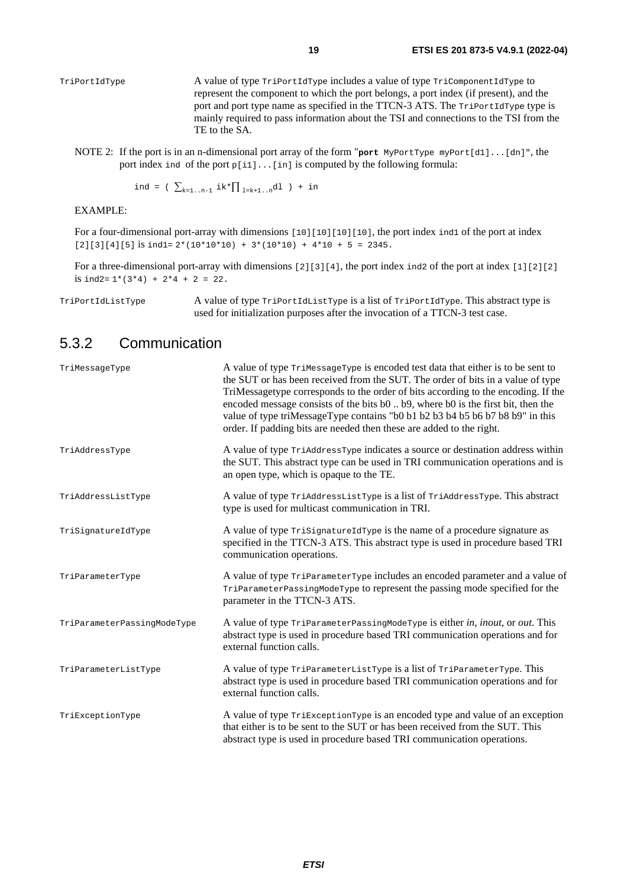TriPortIdType — A value of type TriPortIdType includes a value of type TriComponentIdType to represent the component to which the port belongs, a port index (if present), and the port and port type name as specified in the TTCN-3 ATS. The TriPortIdType type is mainly required to pass information about the TSI and connections to the TSI from the TE to the SA.

NOTE 2: If the port is in an n-dimensional port array of the form "**port** MyPortType myPort[d1]...[dn]", the port index ind of the port p[i1]...[in] is computed by the following formula:

$$ind = \left( \sum_{k=1..n-1} ik * \prod_{l=k+1..n} dl \right) + in$$

EXAMPLE:

For a four-dimensional port-array with dimensions [10][10][10][10], the port index ind1 of the port at index [2][3][4][5] is ind1= 2*(10*10*10) + 3*(10*10) + 4*10 + 5 = 2345.

For a three-dimensional port-array with dimensions [2][3][4], the port index ind2 of the port at index [1][2][2] is ind2= 1*(3*4) + 2*4 + 2 = 22.

TriPortIdListType — A value of type TriPortIdListType is a list of TriPortIdType. This abstract type is used for initialization purposes after the invocation of a TTCN-3 test case.

## 5.3.2 Communication

TriMessageType — A value of type TriMessageType is encoded test data that either is to be sent to the SUT or has been received from the SUT. The order of bits in a value of type TriMessagetype corresponds to the order of bits according to the encoding. If the encoded message consists of the bits b0 .. b9, where b0 is the first bit, then the value of type triMessageType contains "b0 b1 b2 b3 b4 b5 b6 b7 b8 b9" in this order. If padding bits are needed then these are added to the right.

TriAddressType — A value of type TriAddressType indicates a source or destination address within the SUT. This abstract type can be used in TRI communication operations and is an open type, which is opaque to the TE.

TriAddressListType — A value of type TriAddressListType is a list of TriAddressType. This abstract type is used for multicast communication in TRI.

TriSignatureIdType — A value of type TriSignatureIdType is the name of a procedure signature as specified in the TTCN-3 ATS. This abstract type is used in procedure based TRI communication operations.

TriParameterType — A value of type TriParameterType includes an encoded parameter and a value of TriParameterPassingModeType to represent the passing mode specified for the parameter in the TTCN-3 ATS.

TriParameterPassingModeType — A value of type TriParameterPassingModeType is either *in*, *inout*, or *out*. This abstract type is used in procedure based TRI communication operations and for external function calls.

TriParameterListType — A value of type TriParameterListType is a list of TriParameterType. This abstract type is used in procedure based TRI communication operations and for external function calls.

TriExceptionType — A value of type TriExceptionType is an encoded type and value of an exception that either is to be sent to the SUT or has been received from the SUT. This abstract type is used in procedure based TRI communication operations.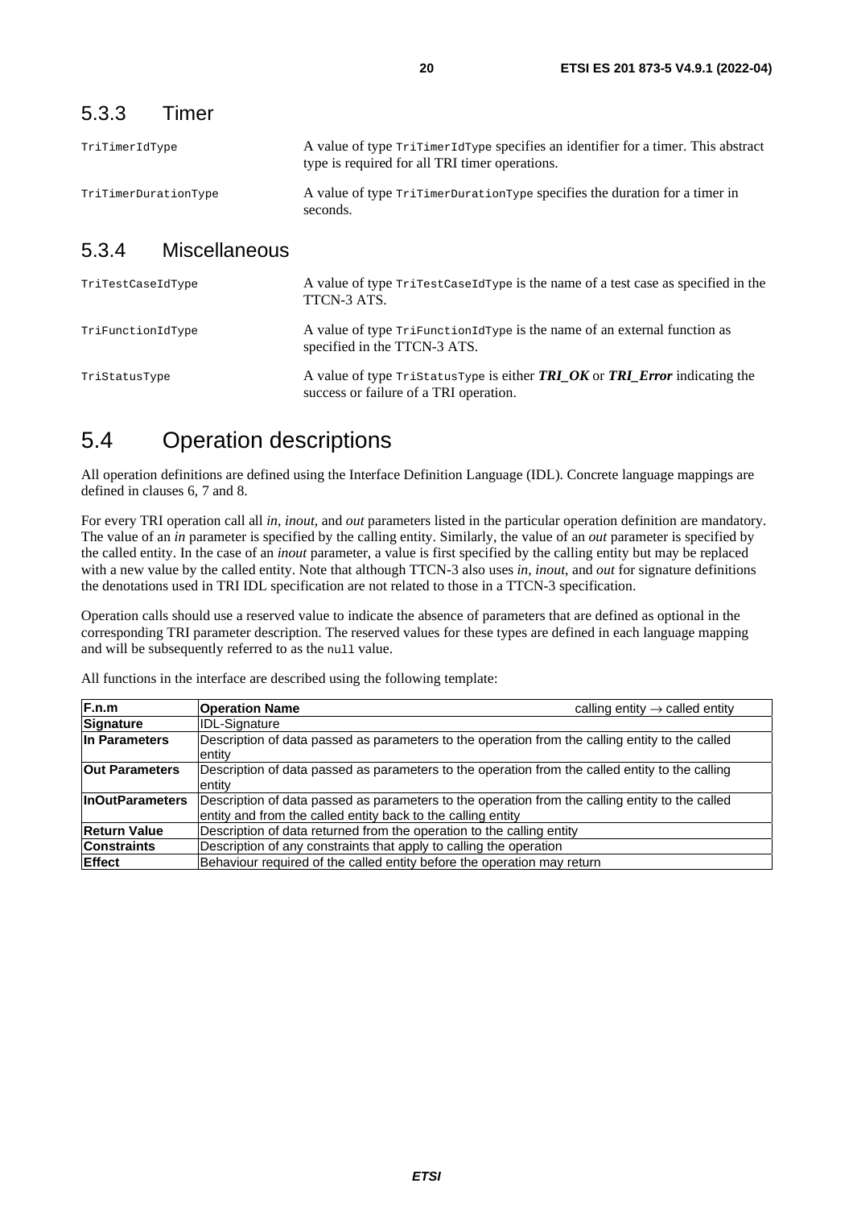### 5.3.3 Timer

`TriTimerIdType` A value of type `TriTimerIdType` specifies an identifier for a timer. This abstract type is required for all TRI timer operations.

`TriTimerDurationType` A value of type `TriTimerDurationType` specifies the duration for a timer in seconds.

### 5.3.4 Miscellaneous

`TriTestCaseIdType` A value of type `TriTestCaseIdType` is the name of a test case as specified in the TTCN-3 ATS.

`TriFunctionIdType` A value of type `TriFunctionIdType` is the name of an external function as specified in the TTCN-3 ATS.

`TriStatusType` A value of type `TriStatusType` is either ***TRI_OK*** or ***TRI_Error*** indicating the success or failure of a TRI operation.

## 5.4 Operation descriptions

All operation definitions are defined using the Interface Definition Language (IDL). Concrete language mappings are defined in clauses 6, 7 and 8.

For every TRI operation call all *in*, *inout*, and *out* parameters listed in the particular operation definition are mandatory. The value of an *in* parameter is specified by the calling entity. Similarly, the value of an *out* parameter is specified by the called entity. In the case of an *inout* parameter, a value is first specified by the calling entity but may be replaced with a new value by the called entity. Note that although TTCN-3 also uses *in*, *inout*, and *out* for signature definitions the denotations used in TRI IDL specification are not related to those in a TTCN-3 specification.

Operation calls should use a reserved value to indicate the absence of parameters that are defined as optional in the corresponding TRI parameter description. The reserved values for these types are defined in each language mapping and will be subsequently referred to as the `null` value.

All functions in the interface are described using the following template:

| **F.n.m** | **Operation Name** calling entity → called entity |
|---|---|
| **Signature** | IDL-Signature |
| **In Parameters** | Description of data passed as parameters to the operation from the calling entity to the called entity |
| **Out Parameters** | Description of data passed as parameters to the operation from the called entity to the calling entity |
| **InOutParameters** | Description of data passed as parameters to the operation from the calling entity to the called entity and from the called entity back to the calling entity |
| **Return Value** | Description of data returned from the operation to the calling entity |
| **Constraints** | Description of any constraints that apply to calling the operation |
| **Effect** | Behaviour required of the called entity before the operation may return |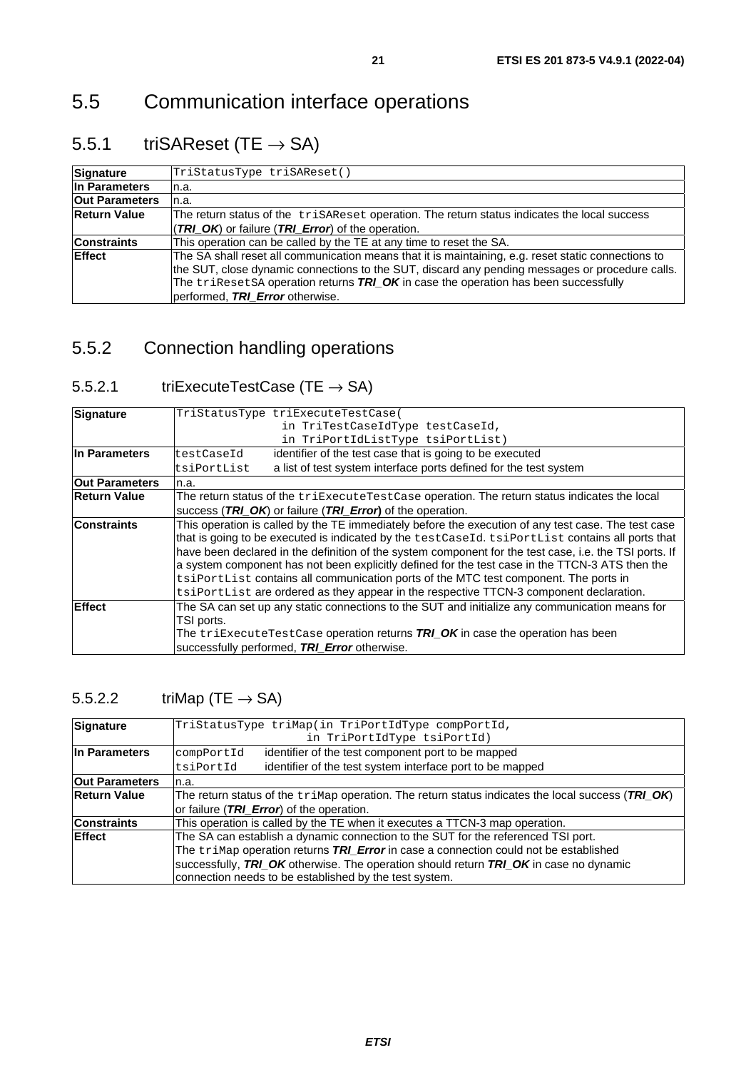# 5.5 Communication interface operations

## 5.5.1 triSAReset (TE → SA)

| | |
|---|---|
| **Signature** | `TriStatusType triSAReset()` |
| **In Parameters** | n.a. |
| **Out Parameters** | n.a. |
| **Return Value** | The return status of the `triSAReset` operation. The return status indicates the local success (***TRI_OK***) or failure (***TRI_Error***) of the operation. |
| **Constraints** | This operation can be called by the TE at any time to reset the SA. |
| **Effect** | The SA shall reset all communication means that it is maintaining, e.g. reset static connections to the SUT, close dynamic connections to the SUT, discard any pending messages or procedure calls.<br>The `triResetSA` operation returns ***TRI_OK*** in case the operation has been successfully performed, ***TRI_Error*** otherwise. |

## 5.5.2 Connection handling operations

### 5.5.2.1 triExecuteTestCase (TE → SA)

| | |
|---|---|
| **Signature** | `TriStatusType triExecuteTestCase(`<br>`in TriTestCaseIdType testCaseId,`<br>`in TriPortIdListType tsiPortList)` |
| **In Parameters** | `testCaseId` identifier of the test case that is going to be executed<br>`tsiPortList` a list of test system interface ports defined for the test system |
| **Out Parameters** | n.a. |
| **Return Value** | The return status of the `triExecuteTestCase` operation. The return status indicates the local success (***TRI_OK***) or failure (***TRI_Error***) of the operation. |
| **Constraints** | This operation is called by the TE immediately before the execution of any test case. The test case that is going to be executed is indicated by the `testCaseId`. `tsiPortList` contains all ports that have been declared in the definition of the system component for the test case, i.e. the TSI ports. If a system component has not been explicitly defined for the test case in the TTCN-3 ATS then the `tsiPortList` contains all communication ports of the MTC test component. The ports in `tsiPortList` are ordered as they appear in the respective TTCN-3 component declaration. |
| **Effect** | The SA can set up any static connections to the SUT and initialize any communication means for TSI ports.<br>The `triExecuteTestCase` operation returns ***TRI_OK*** in case the operation has been successfully performed, ***TRI_Error*** otherwise. |

### 5.5.2.2 triMap (TE → SA)

| | |
|---|---|
| **Signature** | `TriStatusType triMap(in TriPortIdType compPortId,`<br>`in TriPortIdType tsiPortId)` |
| **In Parameters** | `compPortId` identifier of the test component port to be mapped<br>`tsiPortId` identifier of the test system interface port to be mapped |
| **Out Parameters** | n.a. |
| **Return Value** | The return status of the `triMap` operation. The return status indicates the local success (***TRI_OK***) or failure (***TRI_Error***) of the operation. |
| **Constraints** | This operation is called by the TE when it executes a TTCN-3 map operation. |
| **Effect** | The SA can establish a dynamic connection to the SUT for the referenced TSI port.<br>The `triMap` operation returns ***TRI_Error*** in case a connection could not be established successfully, ***TRI_OK*** otherwise. The operation should return ***TRI_OK*** in case no dynamic connection needs to be established by the test system. |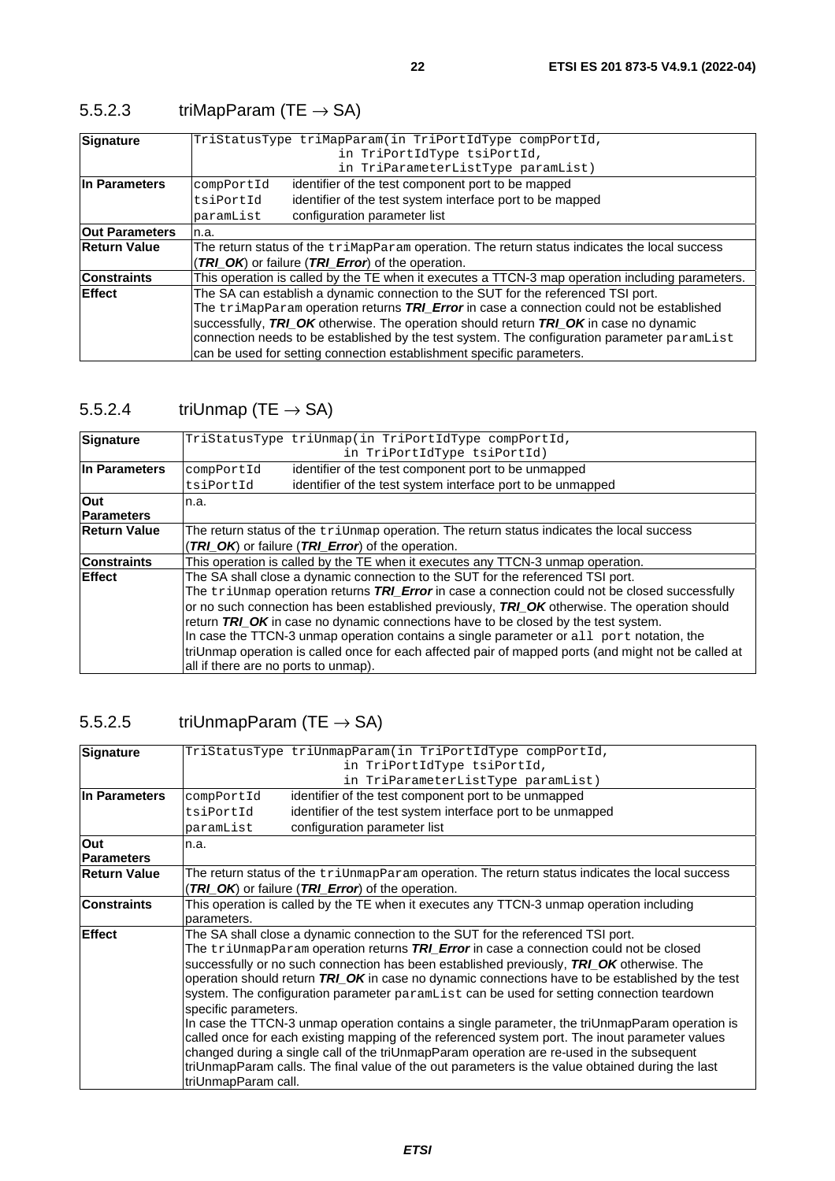### 5.5.2.3 triMapParam (TE → SA)

| | |
|---|---|
| **Signature** | `TriStatusType triMapParam(in TriPortIdType compPortId, in TriPortIdType tsiPortId, in TriParameterListType paramList)` |
| **In Parameters** | `compPortId` identifier of the test component port to be mapped<br>`tsiPortId` identifier of the test system interface port to be mapped<br>`paramList` configuration parameter list |
| **Out Parameters** | n.a. |
| **Return Value** | The return status of the `triMapParam` operation. The return status indicates the local success (***TRI_OK***) or failure (***TRI_Error***) of the operation. |
| **Constraints** | This operation is called by the TE when it executes a TTCN-3 map operation including parameters. |
| **Effect** | The SA can establish a dynamic connection to the SUT for the referenced TSI port.<br>The `triMapParam` operation returns ***TRI_Error*** in case a connection could not be established successfully, ***TRI_OK*** otherwise. The operation should return ***TRI_OK*** in case no dynamic connection needs to be established by the test system. The configuration parameter `paramList` can be used for setting connection establishment specific parameters. |

### 5.5.2.4 triUnmap (TE → SA)

| | |
|---|---|
| **Signature** | `TriStatusType triUnmap(in TriPortIdType compPortId, in TriPortIdType tsiPortId)` |
| **In Parameters** | `compPortId` identifier of the test component port to be unmapped<br>`tsiPortId` identifier of the test system interface port to be unmapped |
| **Out Parameters** | n.a. |
| **Return Value** | The return status of the `triUnmap` operation. The return status indicates the local success (***TRI_OK***) or failure (***TRI_Error***) of the operation. |
| **Constraints** | This operation is called by the TE when it executes any TTCN-3 unmap operation. |
| **Effect** | The SA shall close a dynamic connection to the SUT for the referenced TSI port.<br>The `triUnmap` operation returns ***TRI_Error*** in case a connection could not be closed successfully or no such connection has been established previously, ***TRI_OK*** otherwise. The operation should return ***TRI_OK*** in case no dynamic connections have to be closed by the test system.<br>In case the TTCN-3 unmap operation contains a single parameter or `all port` notation, the triUnmap operation is called once for each affected pair of mapped ports (and might not be called at all if there are no ports to unmap). |

### 5.5.2.5 triUnmapParam (TE → SA)

| | |
|---|---|
| **Signature** | `TriStatusType triUnmapParam(in TriPortIdType compPortId, in TriPortIdType tsiPortId, in TriParameterListType paramList)` |
| **In Parameters** | `compPortId` identifier of the test component port to be unmapped<br>`tsiPortId` identifier of the test system interface port to be unmapped<br>`paramList` configuration parameter list |
| **Out Parameters** | n.a. |
| **Return Value** | The return status of the `triUnmapParam` operation. The return status indicates the local success (***TRI_OK***) or failure (***TRI_Error***) of the operation. |
| **Constraints** | This operation is called by the TE when it executes any TTCN-3 unmap operation including parameters. |
| **Effect** | The SA shall close a dynamic connection to the SUT for the referenced TSI port.<br>The `triUnmapParam` operation returns ***TRI_Error*** in case a connection could not be closed successfully or no such connection has been established previously, ***TRI_OK*** otherwise. The operation should return ***TRI_OK*** in case no dynamic connections have to be established by the test system. The configuration parameter `paramList` can be used for setting connection teardown specific parameters.<br>In case the TTCN-3 unmap operation contains a single parameter, the triUnmapParam operation is called once for each existing mapping of the referenced system port. The inout parameter values changed during a single call of the triUnmapParam operation are re-used in the subsequent triUnmapParam calls. The final value of the out parameters is the value obtained during the last triUnmapParam call. |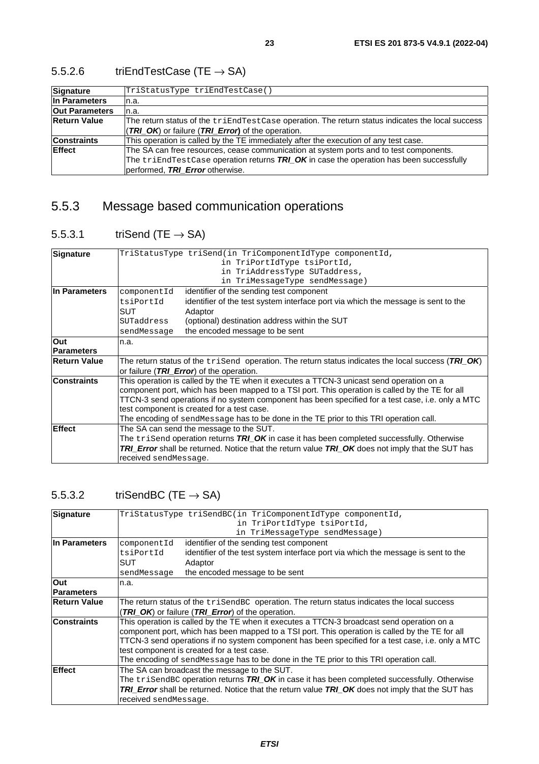#### 5.5.2.6 triEndTestCase (TE → SA)

| | |
|---|---|
| **Signature** | `TriStatusType triEndTestCase()` |
| **In Parameters** | n.a. |
| **Out Parameters** | n.a. |
| **Return Value** | The return status of the `triEndTestCase` operation. The return status indicates the local success (***TRI_OK***) or failure (***TRI_Error***) of the operation. |
| **Constraints** | This operation is called by the TE immediately after the execution of any test case. |
| **Effect** | The SA can free resources, cease communication at system ports and to test components.<br>The `triEndTestCase` operation returns ***TRI_OK*** in case the operation has been successfully performed, ***TRI_Error*** otherwise. |

### 5.5.3 Message based communication operations

#### 5.5.3.1 triSend (TE → SA)

| | | |
|---|---|---|
| **Signature** | `TriStatusType triSend(in TriComponentIdType componentId,`<br>`in TriPortIdType tsiPortId,`<br>`in TriAddressType SUTaddress,`<br>`in TriMessageType sendMessage)` | |
| **In Parameters** | `componentId` | identifier of the sending test component |
| | `tsiPortId` | identifier of the test system interface port via which the message is sent to the SUT Adaptor |
| | `SUTaddress` | (optional) destination address within the SUT |
| | `sendMessage` | the encoded message to be sent |
| **Out Parameters** | n.a. | |
| **Return Value** | The return status of the `triSend` operation. The return status indicates the local success (***TRI_OK***) or failure (***TRI_Error***) of the operation. | |
| **Constraints** | This operation is called by the TE when it executes a TTCN-3 unicast send operation on a component port, which has been mapped to a TSI port. This operation is called by the TE for all TTCN-3 send operations if no system component has been specified for a test case, i.e. only a MTC test component is created for a test case.<br>The encoding of `sendMessage` has to be done in the TE prior to this TRI operation call. | |
| **Effect** | The SA can send the message to the SUT.<br>The `triSend` operation returns ***TRI_OK*** in case it has been completed successfully. Otherwise ***TRI_Error*** shall be returned. Notice that the return value ***TRI_OK*** does not imply that the SUT has received `sendMessage`. | |

#### 5.5.3.2 triSendBC (TE → SA)

| | | |
|---|---|---|
| **Signature** | `TriStatusType triSendBC(in TriComponentIdType componentId,`<br>`in TriPortIdType tsiPortId,`<br>`in TriMessageType sendMessage)` | |
| **In Parameters** | `componentId` | identifier of the sending test component |
| | `tsiPortId` | identifier of the test system interface port via which the message is sent to the SUT Adaptor |
| | `sendMessage` | the encoded message to be sent |
| **Out Parameters** | n.a. | |
| **Return Value** | The return status of the `triSendBC` operation. The return status indicates the local success (***TRI_OK***) or failure (***TRI_Error***) of the operation. | |
| **Constraints** | This operation is called by the TE when it executes a TTCN-3 broadcast send operation on a component port, which has been mapped to a TSI port. This operation is called by the TE for all TTCN-3 send operations if no system component has been specified for a test case, i.e. only a MTC test component is created for a test case.<br>The encoding of `sendMessage` has to be done in the TE prior to this TRI operation call. | |
| **Effect** | The SA can broadcast the message to the SUT.<br>The `triSendBC` operation returns ***TRI_OK*** in case it has been completed successfully. Otherwise ***TRI_Error*** shall be returned. Notice that the return value ***TRI_OK*** does not imply that the SUT has received `sendMessage`. | |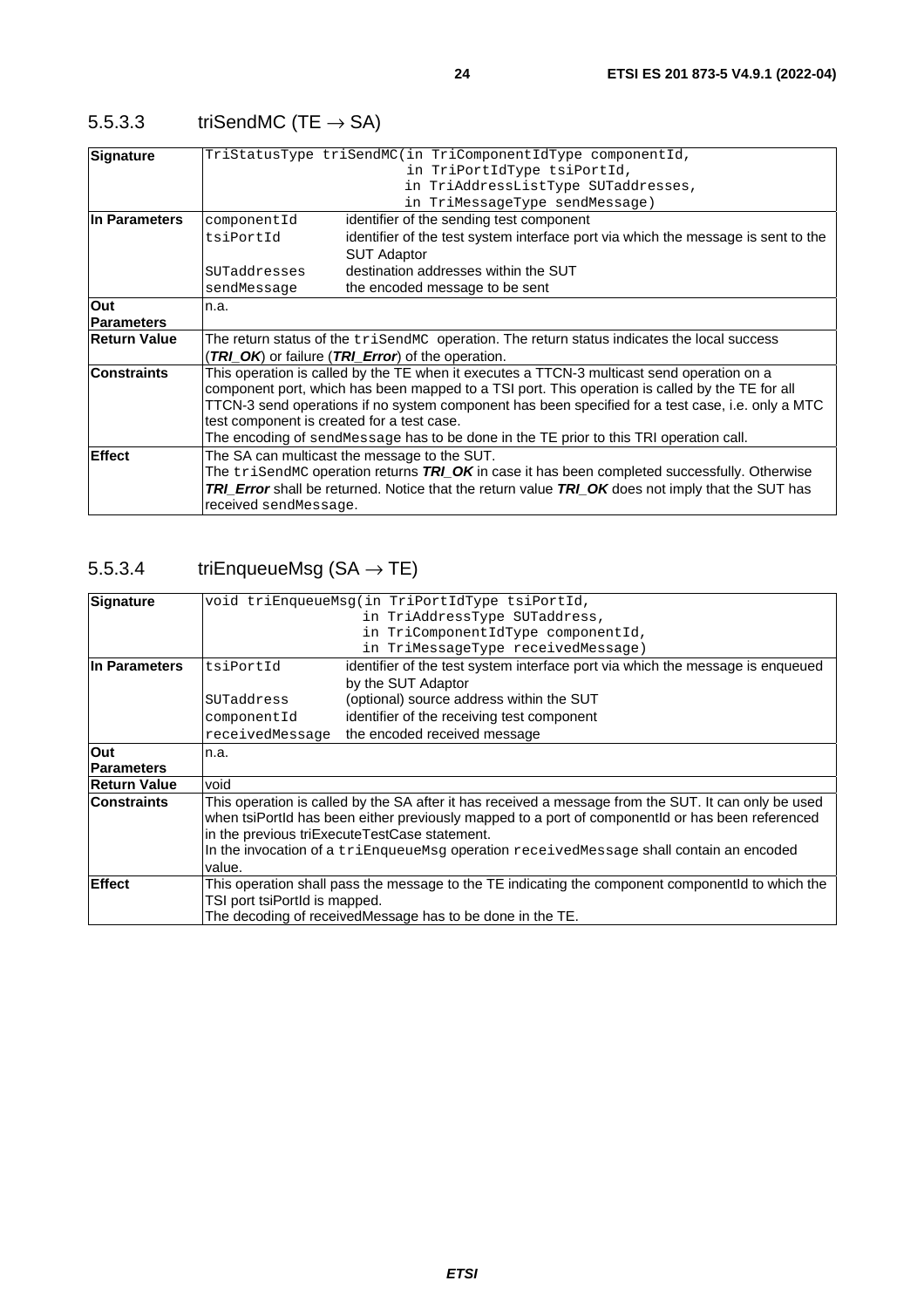### 5.5.3.3 triSendMC (TE → SA)

| | | |
|---|---|---|
| **Signature** | `TriStatusType triSendMC(in TriComponentIdType componentId, in TriPortIdType tsiPortId, in TriAddressListType SUTaddresses, in TriMessageType sendMessage)` | |
| **In Parameters** | `componentId` | identifier of the sending test component |
| | `tsiPortId` | identifier of the test system interface port via which the message is sent to the SUT Adaptor |
| | `SUTaddresses` | destination addresses within the SUT |
| | `sendMessage` | the encoded message to be sent |
| **Out Parameters** | n.a. | |
| **Return Value** | The return status of the `triSendMC` operation. The return status indicates the local success (***TRI_OK***) or failure (***TRI_Error***) of the operation. | |
| **Constraints** | This operation is called by the TE when it executes a TTCN-3 multicast send operation on a component port, which has been mapped to a TSI port. This operation is called by the TE for all TTCN-3 send operations if no system component has been specified for a test case, i.e. only a MTC test component is created for a test case.<br>The encoding of `sendMessage` has to be done in the TE prior to this TRI operation call. | |
| **Effect** | The SA can multicast the message to the SUT.<br>The `triSendMC` operation returns ***TRI_OK*** in case it has been completed successfully. Otherwise ***TRI_Error*** shall be returned. Notice that the return value ***TRI_OK*** does not imply that the SUT has received `sendMessage`. | |

### 5.5.3.4 triEnqueueMsg (SA → TE)

| | | |
|---|---|---|
| **Signature** | `void triEnqueueMsg(in TriPortIdType tsiPortId, in TriAddressType SUTaddress, in TriComponentIdType componentId, in TriMessageType receivedMessage)` | |
| **In Parameters** | `tsiPortId` | identifier of the test system interface port via which the message is enqueued by the SUT Adaptor |
| | `SUTaddress` | (optional) source address within the SUT |
| | `componentId` | identifier of the receiving test component |
| | `receivedMessage` | the encoded received message |
| **Out Parameters** | n.a. | |
| **Return Value** | void | |
| **Constraints** | This operation is called by the SA after it has received a message from the SUT. It can only be used when tsiPortId has been either previously mapped to a port of componentId or has been referenced in the previous triExecuteTestCase statement.<br>In the invocation of a `triEnqueueMsg` operation `receivedMessage` shall contain an encoded value. | |
| **Effect** | This operation shall pass the message to the TE indicating the component componentId to which the TSI port tsiPortId is mapped.<br>The decoding of receivedMessage has to be done in the TE. | |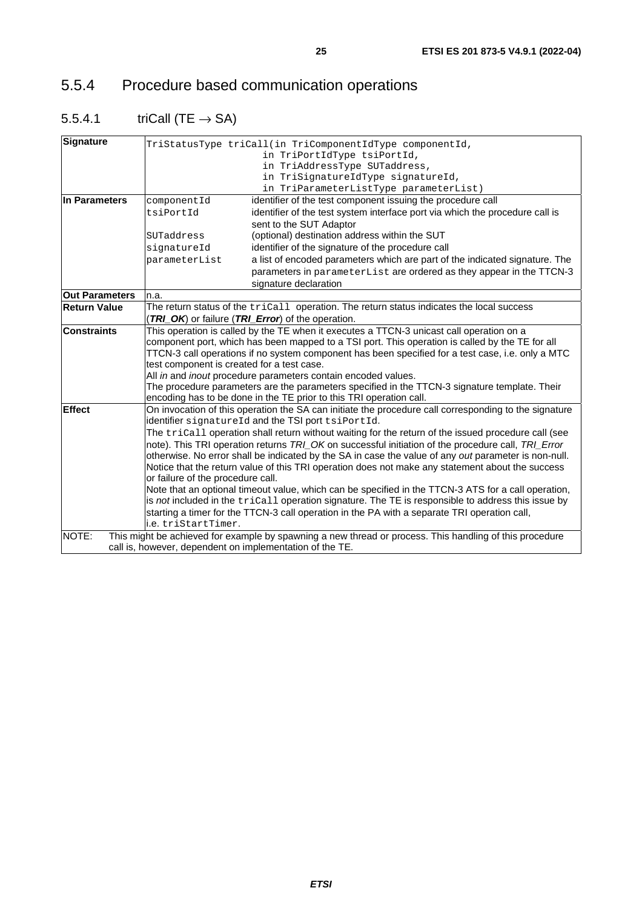## 5.5.4 Procedure based communication operations

### 5.5.4.1 triCall (TE → SA)

| | | |
|---|---|---|
| **Signature** | `TriStatusType triCall(in TriComponentIdType componentId,`<br>`in TriPortIdType tsiPortId,`<br>`in TriAddressType SUTaddress,`<br>`in TriSignatureIdType signatureId,`<br>`in TriParameterListType parameterList)` | |
| **In Parameters** | `componentId` | identifier of the test component issuing the procedure call |
| | `tsiPortId` | identifier of the test system interface port via which the procedure call is sent to the SUT Adaptor |
| | `SUTaddress` | (optional) destination address within the SUT |
| | `signatureId` | identifier of the signature of the procedure call |
| | `parameterList` | a list of encoded parameters which are part of the indicated signature. The parameters in `parameterList` are ordered as they appear in the TTCN-3 signature declaration |
| **Out Parameters** | n.a. | |
| **Return Value** | The return status of the `triCall` operation. The return status indicates the local success (***TRI_OK***) or failure (***TRI_Error***) of the operation. | |
| **Constraints** | This operation is called by the TE when it executes a TTCN-3 unicast call operation on a component port, which has been mapped to a TSI port. This operation is called by the TE for all TTCN-3 call operations if no system component has been specified for a test case, i.e. only a MTC test component is created for a test case.<br>All *in* and *inout* procedure parameters contain encoded values.<br>The procedure parameters are the parameters specified in the TTCN-3 signature template. Their encoding has to be done in the TE prior to this TRI operation call. | |
| **Effect** | On invocation of this operation the SA can initiate the procedure call corresponding to the signature identifier `signatureId` and the TSI port `tsiPortId`.<br>The `triCall` operation shall return without waiting for the return of the issued procedure call (see note). This TRI operation returns *TRI_OK* on successful initiation of the procedure call, *TRI_Error* otherwise. No error shall be indicated by the SA in case the value of any *out* parameter is non-null. Notice that the return value of this TRI operation does not make any statement about the success or failure of the procedure call.<br>Note that an optional timeout value, which can be specified in the TTCN-3 ATS for a call operation, is *not* included in the `triCall` operation signature. The TE is responsible to address this issue by starting a timer for the TTCN-3 call operation in the PA with a separate TRI operation call, i.e. `triStartTimer`. | |
| NOTE: | This might be achieved for example by spawning a new thread or process. This handling of this procedure call is, however, dependent on implementation of the TE. | |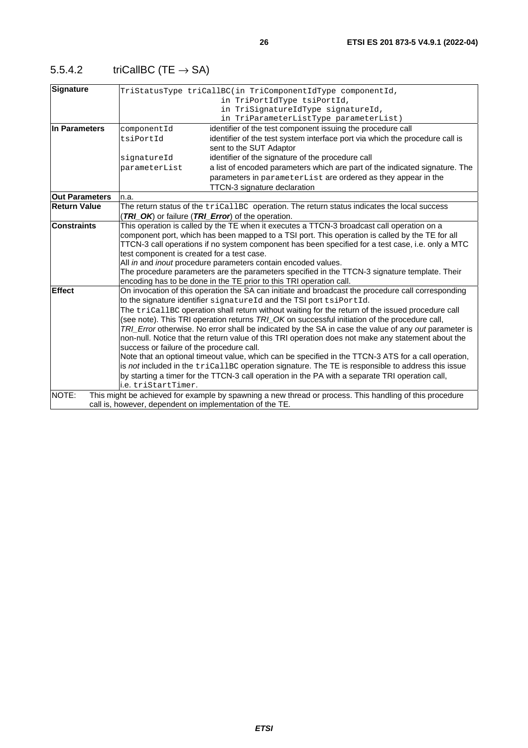### 5.5.4.2 triCallBC (TE → SA)

| | | |
|---|---|---|
| **Signature** | `TriStatusType triCallBC(in TriComponentIdType componentId, in TriPortIdType tsiPortId, in TriSignatureIdType signatureId, in TriParameterListType parameterList)` | |
| **In Parameters** | `componentId` | identifier of the test component issuing the procedure call |
| | `tsiPortId` | identifier of the test system interface port via which the procedure call is sent to the SUT Adaptor |
| | `signatureId` | identifier of the signature of the procedure call |
| | `parameterList` | a list of encoded parameters which are part of the indicated signature. The parameters in `parameterList` are ordered as they appear in the TTCN-3 signature declaration |
| **Out Parameters** | n.a. | |
| **Return Value** | The return status of the `triCallBC` operation. The return status indicates the local success (***TRI_OK***) or failure (***TRI_Error***) of the operation. | |
| **Constraints** | This operation is called by the TE when it executes a TTCN-3 broadcast call operation on a component port, which has been mapped to a TSI port. This operation is called by the TE for all TTCN-3 call operations if no system component has been specified for a test case, i.e. only a MTC test component is created for a test case.<br>All *in* and *inout* procedure parameters contain encoded values.<br>The procedure parameters are the parameters specified in the TTCN-3 signature template. Their encoding has to be done in the TE prior to this TRI operation call. | |
| **Effect** | On invocation of this operation the SA can initiate and broadcast the procedure call corresponding to the signature identifier `signatureId` and the TSI port `tsiPortId`.<br>The `triCallBC` operation shall return without waiting for the return of the issued procedure call (see note). This TRI operation returns *TRI_OK* on successful initiation of the procedure call, *TRI_Error* otherwise. No error shall be indicated by the SA in case the value of any *out* parameter is non-null. Notice that the return value of this TRI operation does not make any statement about the success or failure of the procedure call.<br>Note that an optional timeout value, which can be specified in the TTCN-3 ATS for a call operation, is *not* included in the `triCallBC` operation signature. The TE is responsible to address this issue by starting a timer for the TTCN-3 call operation in the PA with a separate TRI operation call, i.e. `triStartTimer`. | |
| NOTE: This might be achieved for example by spawning a new thread or process. This handling of this procedure call is, however, dependent on implementation of the TE. | | |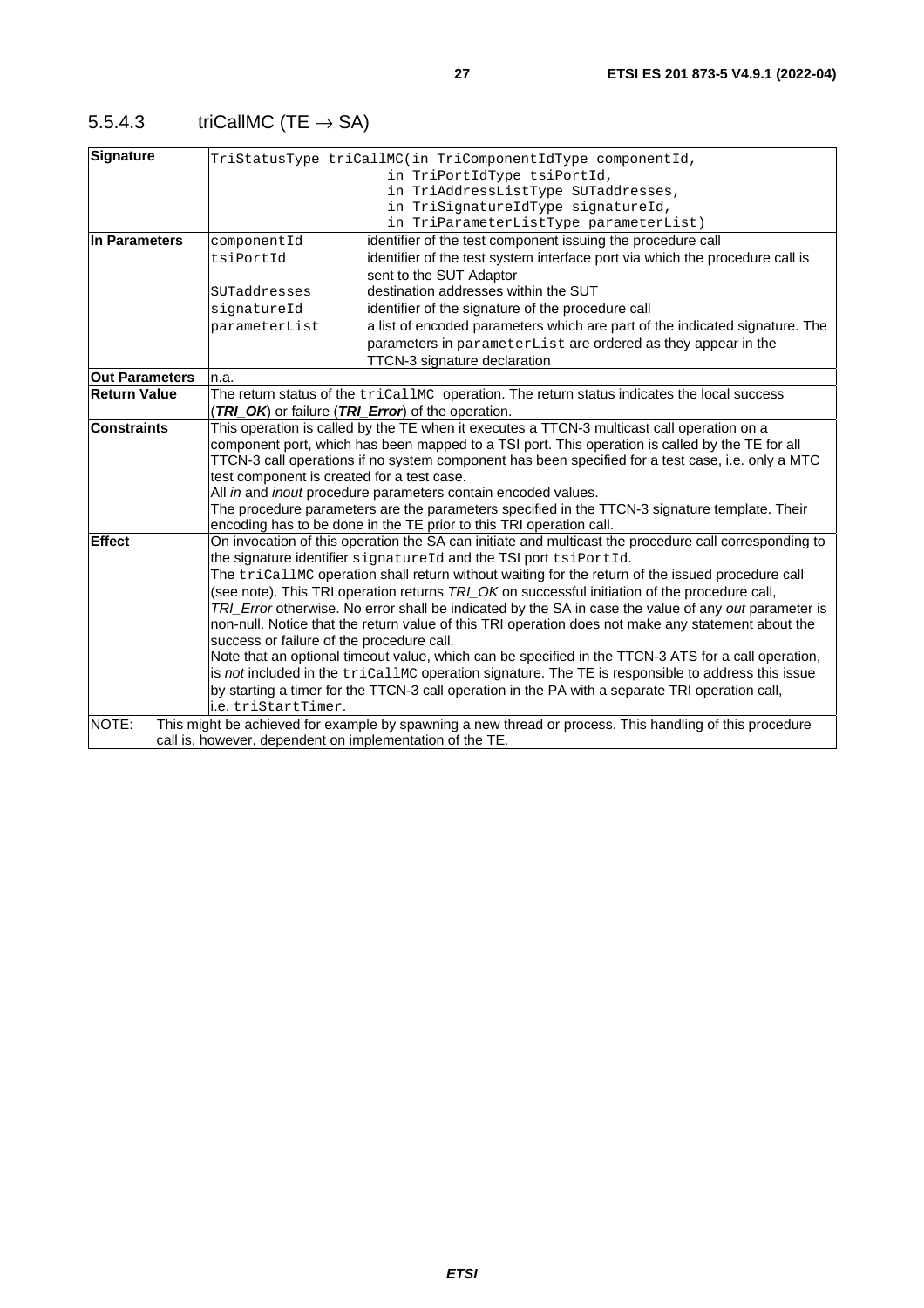### 5.5.4.3 triCallMC (TE → SA)

| | | |
|---|---|---|
| **Signature** | `TriStatusType triCallMC(in TriComponentIdType componentId, in TriPortIdType tsiPortId, in TriAddressListType SUTaddresses, in TriSignatureIdType signatureId, in TriParameterListType parameterList)` | |
| **In Parameters** | `componentId` | identifier of the test component issuing the procedure call |
| | `tsiPortId` | identifier of the test system interface port via which the procedure call is sent to the SUT Adaptor |
| | `SUTaddresses` | destination addresses within the SUT |
| | `signatureId` | identifier of the signature of the procedure call |
| | `parameterList` | a list of encoded parameters which are part of the indicated signature. The parameters in `parameterList` are ordered as they appear in the TTCN-3 signature declaration |
| **Out Parameters** | n.a. | |
| **Return Value** | The return status of the `triCallMC` operation. The return status indicates the local success (***TRI_OK***) or failure (***TRI_Error***) of the operation. | |
| **Constraints** | This operation is called by the TE when it executes a TTCN-3 multicast call operation on a component port, which has been mapped to a TSI port. This operation is called by the TE for all TTCN-3 call operations if no system component has been specified for a test case, i.e. only a MTC test component is created for a test case.<br>All *in* and *inout* procedure parameters contain encoded values.<br>The procedure parameters are the parameters specified in the TTCN-3 signature template. Their encoding has to be done in the TE prior to this TRI operation call. | |
| **Effect** | On invocation of this operation the SA can initiate and multicast the procedure call corresponding to the signature identifier `signatureId` and the TSI port `tsiPortId`.<br>The `triCallMC` operation shall return without waiting for the return of the issued procedure call (see note). This TRI operation returns *TRI_OK* on successful initiation of the procedure call, *TRI_Error* otherwise. No error shall be indicated by the SA in case the value of any *out* parameter is non-null. Notice that the return value of this TRI operation does not make any statement about the success or failure of the procedure call.<br>Note that an optional timeout value, which can be specified in the TTCN-3 ATS for a call operation, is *not* included in the `triCallMC` operation signature. The TE is responsible to address this issue by starting a timer for the TTCN-3 call operation in the PA with a separate TRI operation call, i.e. `triStartTimer`. | |
| NOTE: This might be achieved for example by spawning a new thread or process. This handling of this procedure call is, however, dependent on implementation of the TE. | | |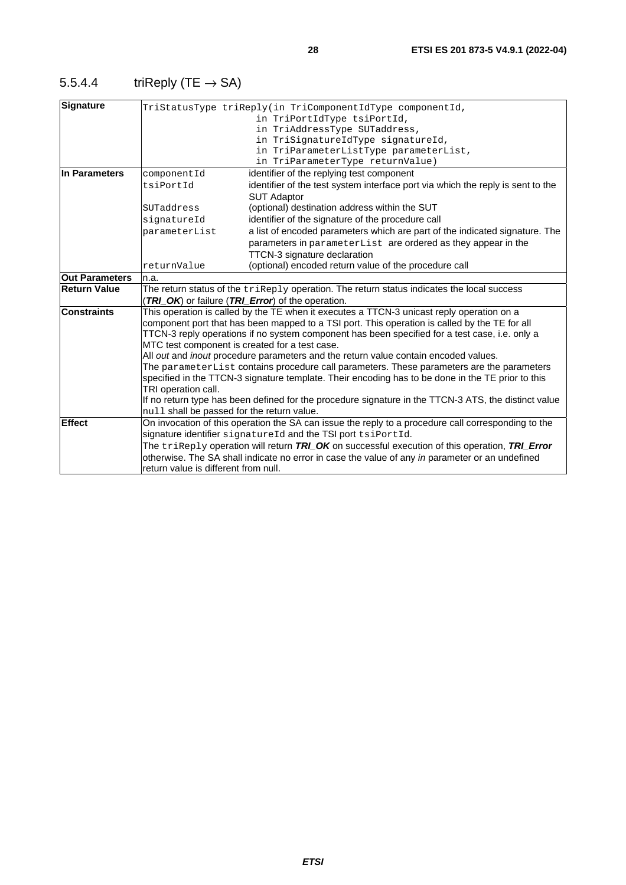### 5.5.4.4 triReply (TE → SA)

| | | |
|---|---|---|
| **Signature** | `TriStatusType triReply(in TriComponentIdType componentId, in TriPortIdType tsiPortId, in TriAddressType SUTaddress, in TriSignatureIdType signatureId, in TriParameterListType parameterList, in TriParameterType returnValue)` | |
| **In Parameters** | `componentId` | identifier of the replying test component |
| | `tsiPortId` | identifier of the test system interface port via which the reply is sent to the SUT Adaptor |
| | `SUTaddress` | (optional) destination address within the SUT |
| | `signatureId` | identifier of the signature of the procedure call |
| | `parameterList` | a list of encoded parameters which are part of the indicated signature. The parameters in `parameterList` are ordered as they appear in the TTCN-3 signature declaration |
| | `returnValue` | (optional) encoded return value of the procedure call |
| **Out Parameters** | n.a. | |
| **Return Value** | The return status of the `triReply` operation. The return status indicates the local success (***TRI_OK***) or failure (***TRI_Error***) of the operation. | |
| **Constraints** | This operation is called by the TE when it executes a TTCN-3 unicast reply operation on a component port that has been mapped to a TSI port. This operation is called by the TE for all TTCN-3 reply operations if no system component has been specified for a test case, i.e. only a MTC test component is created for a test case.<br>All *out* and *inout* procedure parameters and the return value contain encoded values.<br>The `parameterList` contains procedure call parameters. These parameters are the parameters specified in the TTCN-3 signature template. Their encoding has to be done in the TE prior to this TRI operation call.<br>If no return type has been defined for the procedure signature in the TTCN-3 ATS, the distinct value `null` shall be passed for the return value. | |
| **Effect** | On invocation of this operation the SA can issue the reply to a procedure call corresponding to the signature identifier `signatureId` and the TSI port `tsiPortId`.<br>The `triReply` operation will return ***TRI_OK*** on successful execution of this operation, ***TRI_Error*** otherwise. The SA shall indicate no error in case the value of any *in* parameter or an undefined return value is different from null. | |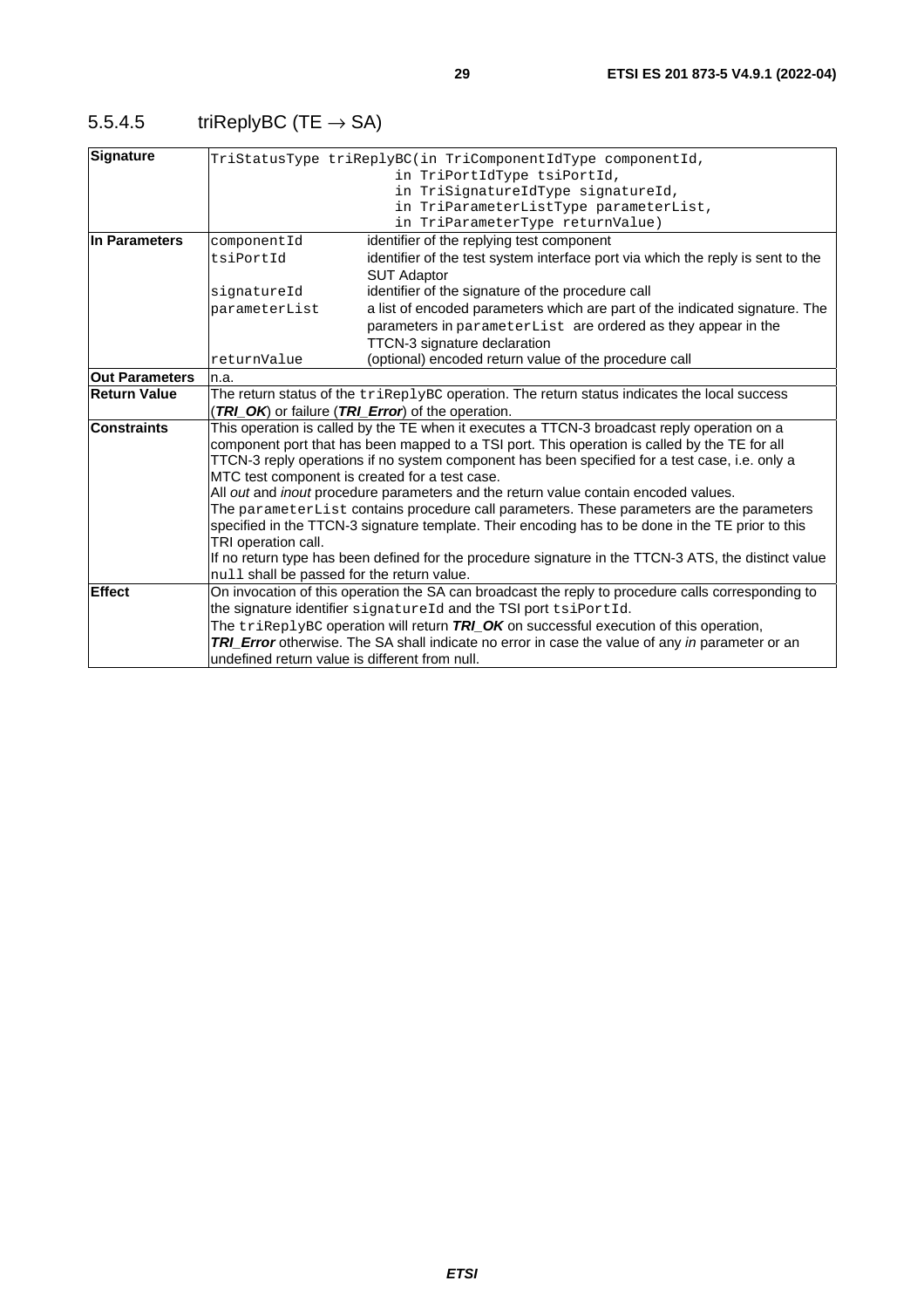#### 5.5.4.5 triReplyBC (TE → SA)

| | | |
|---|---|---|
| **Signature** | `TriStatusType triReplyBC(in TriComponentIdType componentId,`<br>`in TriPortIdType tsiPortId,`<br>`in TriSignatureIdType signatureId,`<br>`in TriParameterListType parameterList,`<br>`in TriParameterType returnValue)` | |
| **In Parameters** | `componentId` | identifier of the replying test component |
| | `tsiPortId` | identifier of the test system interface port via which the reply is sent to the SUT Adaptor |
| | `signatureId` | identifier of the signature of the procedure call |
| | `parameterList` | a list of encoded parameters which are part of the indicated signature. The parameters in `parameterList` are ordered as they appear in the TTCN-3 signature declaration |
| | `returnValue` | (optional) encoded return value of the procedure call |
| **Out Parameters** | n.a. | |
| **Return Value** | The return status of the `triReplyBC` operation. The return status indicates the local success (***TRI_OK***) or failure (***TRI_Error***) of the operation. | |
| **Constraints** | This operation is called by the TE when it executes a TTCN-3 broadcast reply operation on a component port that has been mapped to a TSI port. This operation is called by the TE for all TTCN-3 reply operations if no system component has been specified for a test case, i.e. only a MTC test component is created for a test case.<br>All *out* and *inout* procedure parameters and the return value contain encoded values.<br>The `parameterList` contains procedure call parameters. These parameters are the parameters specified in the TTCN-3 signature template. Their encoding has to be done in the TE prior to this TRI operation call.<br>If no return type has been defined for the procedure signature in the TTCN-3 ATS, the distinct value `null` shall be passed for the return value. | |
| **Effect** | On invocation of this operation the SA can broadcast the reply to procedure calls corresponding to the signature identifier `signatureId` and the TSI port `tsiPortId`.<br>The `triReplyBC` operation will return ***TRI_OK*** on successful execution of this operation, ***TRI_Error*** otherwise. The SA shall indicate no error in case the value of any *in* parameter or an undefined return value is different from null. | |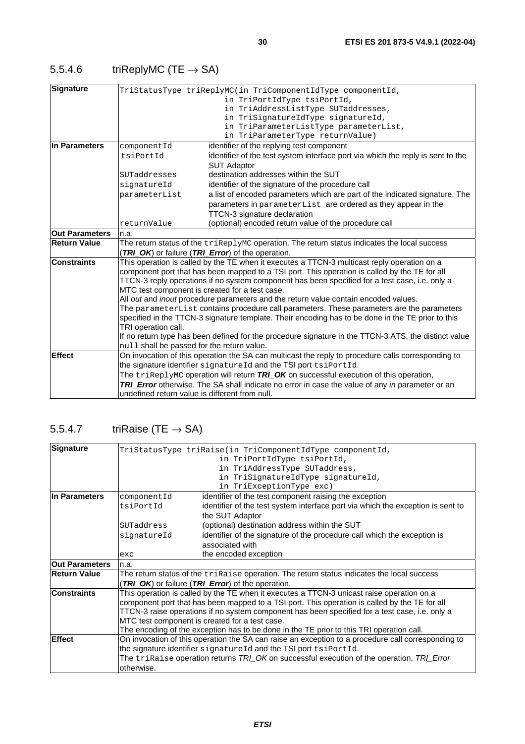### 5.5.4.6 triReplyMC (TE → SA)

| | | |
|---|---|---|
| **Signature** | `TriStatusType triReplyMC(in TriComponentIdType componentId, in TriPortIdType tsiPortId, in TriAddressListType SUTaddresses, in TriSignatureIdType signatureId, in TriParameterListType parameterList, in TriParameterType returnValue)` | |
| **In Parameters** | `componentId` | identifier of the replying test component |
| | `tsiPortId` | identifier of the test system interface port via which the reply is sent to the SUT Adaptor |
| | `SUTaddresses` | destination addresses within the SUT |
| | `signatureId` | identifier of the signature of the procedure call |
| | `parameterList` | a list of encoded parameters which are part of the indicated signature. The parameters in `parameterList` are ordered as they appear in the TTCN-3 signature declaration |
| | `returnValue` | (optional) encoded return value of the procedure call |
| **Out Parameters** | n.a. | |
| **Return Value** | The return status of the `triReplyMC` operation. The return status indicates the local success (***TRI_OK***) or failure (***TRI_Error***) of the operation. | |
| **Constraints** | This operation is called by the TE when it executes a TTCN-3 multicast reply operation on a component port that has been mapped to a TSI port. This operation is called by the TE for all TTCN-3 reply operations if no system component has been specified for a test case, i.e. only a MTC test component is created for a test case.<br>All *out* and *inout* procedure parameters and the return value contain encoded values.<br>The `parameterList` contains procedure call parameters. These parameters are the parameters specified in the TTCN-3 signature template. Their encoding has to be done in the TE prior to this TRI operation call.<br>If no return type has been defined for the procedure signature in the TTCN-3 ATS, the distinct value `null` shall be passed for the return value. | |
| **Effect** | On invocation of this operation the SA can multicast the reply to procedure calls corresponding to the signature identifier `signatureId` and the TSI port `tsiPortId`.<br>The `triReplyMC` operation will return ***TRI_OK*** on successful execution of this operation, ***TRI_Error*** otherwise. The SA shall indicate no error in case the value of any *in* parameter or an undefined return value is different from null. | |

### 5.5.4.7 triRaise (TE → SA)

| | | |
|---|---|---|
| **Signature** | `TriStatusType triRaise(in TriComponentIdType componentId, in TriPortIdType tsiPortId, in TriAddressType SUTaddress, in TriSignatureIdType signatureId, in TriExceptionType exc)` | |
| **In Parameters** | `componentId` | identifier of the test component raising the exception |
| | `tsiPortId` | identifier of the test system interface port via which the exception is sent to the SUT Adaptor |
| | `SUTaddress` | (optional) destination address within the SUT |
| | `signatureId` | identifier of the signature of the procedure call which the exception is associated with |
| | `exc` | the encoded exception |
| **Out Parameters** | n.a. | |
| **Return Value** | The return status of the `triRaise` operation. The return status indicates the local success (***TRI_OK***) or failure (***TRI_Error***) of the operation. | |
| **Constraints** | This operation is called by the TE when it executes a TTCN-3 unicast raise operation on a component port that has been mapped to a TSI port. This operation is called by the TE for all TTCN-3 raise operations if no system component has been specified for a test case, i.e. only a MTC test component is created for a test case.<br>The encoding of the exception has to be done in the TE prior to this TRI operation call. | |
| **Effect** | On invocation of this operation the SA can raise an exception to a procedure call corresponding to the signature identifier `signatureId` and the TSI port `tsiPortId`.<br>The `triRaise` operation returns *TRI_OK* on successful execution of the operation, *TRI_Error* otherwise. | |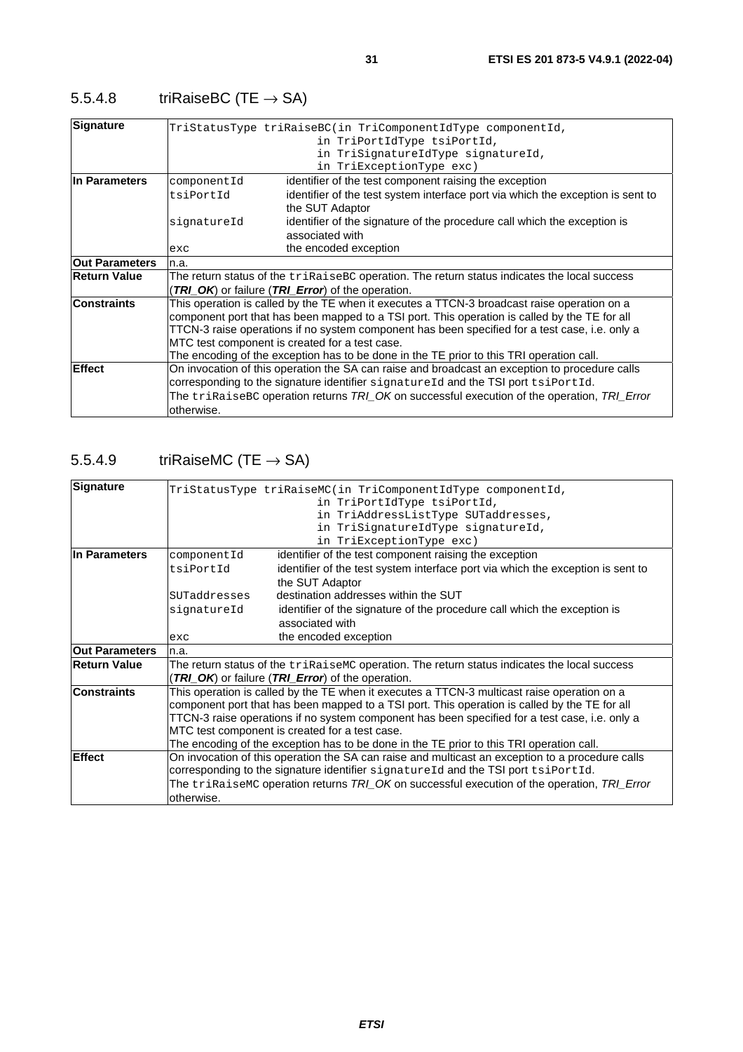### 5.5.4.8 triRaiseBC (TE → SA)

| | |
|---|---|
| **Signature** | `TriStatusType triRaiseBC(in TriComponentIdType componentId,`<br>`in TriPortIdType tsiPortId,`<br>`in TriSignatureIdType signatureId,`<br>`in TriExceptionType exc)` |
| **In Parameters** | `componentId` identifier of the test component raising the exception<br>`tsiPortId` identifier of the test system interface port via which the exception is sent to the SUT Adaptor<br>`signatureId` identifier of the signature of the procedure call which the exception is associated with<br>`exc` the encoded exception |
| **Out Parameters** | n.a. |
| **Return Value** | The return status of the `triRaiseBC` operation. The return status indicates the local success (***TRI_OK***) or failure (***TRI_Error***) of the operation. |
| **Constraints** | This operation is called by the TE when it executes a TTCN-3 broadcast raise operation on a component port that has been mapped to a TSI port. This operation is called by the TE for all TTCN-3 raise operations if no system component has been specified for a test case, i.e. only a MTC test component is created for a test case.<br>The encoding of the exception has to be done in the TE prior to this TRI operation call. |
| **Effect** | On invocation of this operation the SA can raise and broadcast an exception to procedure calls corresponding to the signature identifier `signatureId` and the TSI port `tsiPortId`.<br>The `triRaiseBC` operation returns *TRI_OK* on successful execution of the operation, *TRI_Error* otherwise. |

### 5.5.4.9 triRaiseMC (TE → SA)

| | |
|---|---|
| **Signature** | `TriStatusType triRaiseMC(in TriComponentIdType componentId,`<br>`in TriPortIdType tsiPortId,`<br>`in TriAddressListType SUTaddresses,`<br>`in TriSignatureIdType signatureId,`<br>`in TriExceptionType exc)` |
| **In Parameters** | `componentId` identifier of the test component raising the exception<br>`tsiPortId` identifier of the test system interface port via which the exception is sent to the SUT Adaptor<br>`SUTaddresses` destination addresses within the SUT<br>`signatureId` identifier of the signature of the procedure call which the exception is associated with<br>`exc` the encoded exception |
| **Out Parameters** | n.a. |
| **Return Value** | The return status of the `triRaiseMC` operation. The return status indicates the local success (***TRI_OK***) or failure (***TRI_Error***) of the operation. |
| **Constraints** | This operation is called by the TE when it executes a TTCN-3 multicast raise operation on a component port that has been mapped to a TSI port. This operation is called by the TE for all TTCN-3 raise operations if no system component has been specified for a test case, i.e. only a MTC test component is created for a test case.<br>The encoding of the exception has to be done in the TE prior to this TRI operation call. |
| **Effect** | On invocation of this operation the SA can raise and multicast an exception to a procedure calls corresponding to the signature identifier `signatureId` and the TSI port `tsiPortId`.<br>The `triRaiseMC` operation returns *TRI_OK* on successful execution of the operation, *TRI_Error* otherwise. |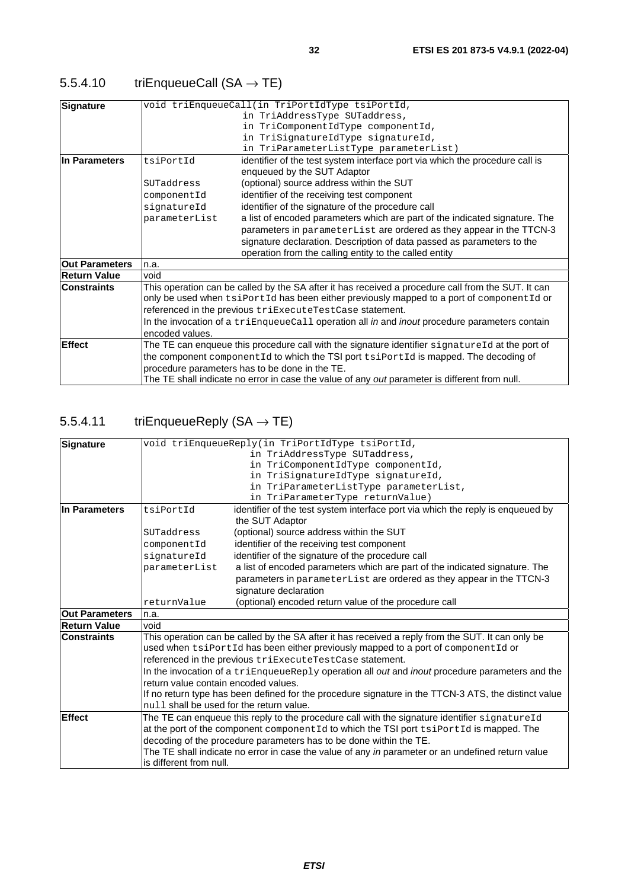### 5.5.4.10 triEnqueueCall (SA → TE)

| | | |
|---|---|---|
| **Signature** | `void triEnqueueCall(in TriPortIdType tsiPortId,`<br>`in TriAddressType SUTaddress,`<br>`in TriComponentIdType componentId,`<br>`in TriSignatureIdType signatureId,`<br>`in TriParameterListType parameterList)` | |
| **In Parameters** | `tsiPortId` | identifier of the test system interface port via which the procedure call is enqueued by the SUT Adaptor |
| | `SUTaddress` | (optional) source address within the SUT |
| | `componentId` | identifier of the receiving test component |
| | `signatureId` | identifier of the signature of the procedure call |
| | `parameterList` | a list of encoded parameters which are part of the indicated signature. The parameters in `parameterList` are ordered as they appear in the TTCN-3 signature declaration. Description of data passed as parameters to the operation from the calling entity to the called entity |
| **Out Parameters** | n.a. | |
| **Return Value** | void | |
| **Constraints** | This operation can be called by the SA after it has received a procedure call from the SUT. It can only be used when `tsiPortId` has been either previously mapped to a port of `componentId` or referenced in the previous `triExecuteTestCase` statement.<br>In the invocation of a `triEnqueueCall` operation all *in* and *inout* procedure parameters contain encoded values. | |
| **Effect** | The TE can enqueue this procedure call with the signature identifier `signatureId` at the port of the component `componentId` to which the TSI port `tsiPortId` is mapped. The decoding of procedure parameters has to be done in the TE.<br>The TE shall indicate no error in case the value of any *out* parameter is different from null. | |

### 5.5.4.11 triEnqueueReply (SA → TE)

| | | |
|---|---|---|
| **Signature** | `void triEnqueueReply(in TriPortIdType tsiPortId,`<br>`in TriAddressType SUTaddress,`<br>`in TriComponentIdType componentId,`<br>`in TriSignatureIdType signatureId,`<br>`in TriParameterListType parameterList,`<br>`in TriParameterType returnValue)` | |
| **In Parameters** | `tsiPortId` | identifier of the test system interface port via which the reply is enqueued by the SUT Adaptor |
| | `SUTaddress` | (optional) source address within the SUT |
| | `componentId` | identifier of the receiving test component |
| | `signatureId` | identifier of the signature of the procedure call |
| | `parameterList` | a list of encoded parameters which are part of the indicated signature. The parameters in `parameterList` are ordered as they appear in the TTCN-3 signature declaration |
| | `returnValue` | (optional) encoded return value of the procedure call |
| **Out Parameters** | n.a. | |
| **Return Value** | void | |
| **Constraints** | This operation can be called by the SA after it has received a reply from the SUT. It can only be used when `tsiPortId` has been either previously mapped to a port of `componentId` or referenced in the previous `triExecuteTestCase` statement.<br>In the invocation of a `triEnqueueReply` operation all *out* and *inout* procedure parameters and the return value contain encoded values.<br>If no return type has been defined for the procedure signature in the TTCN-3 ATS, the distinct value `null` shall be used for the return value. | |
| **Effect** | The TE can enqueue this reply to the procedure call with the signature identifier `signatureId` at the port of the component `componentId` to which the TSI port `tsiPortId` is mapped. The decoding of the procedure parameters has to be done within the TE.<br>The TE shall indicate no error in case the value of any *in* parameter or an undefined return value is different from null. | |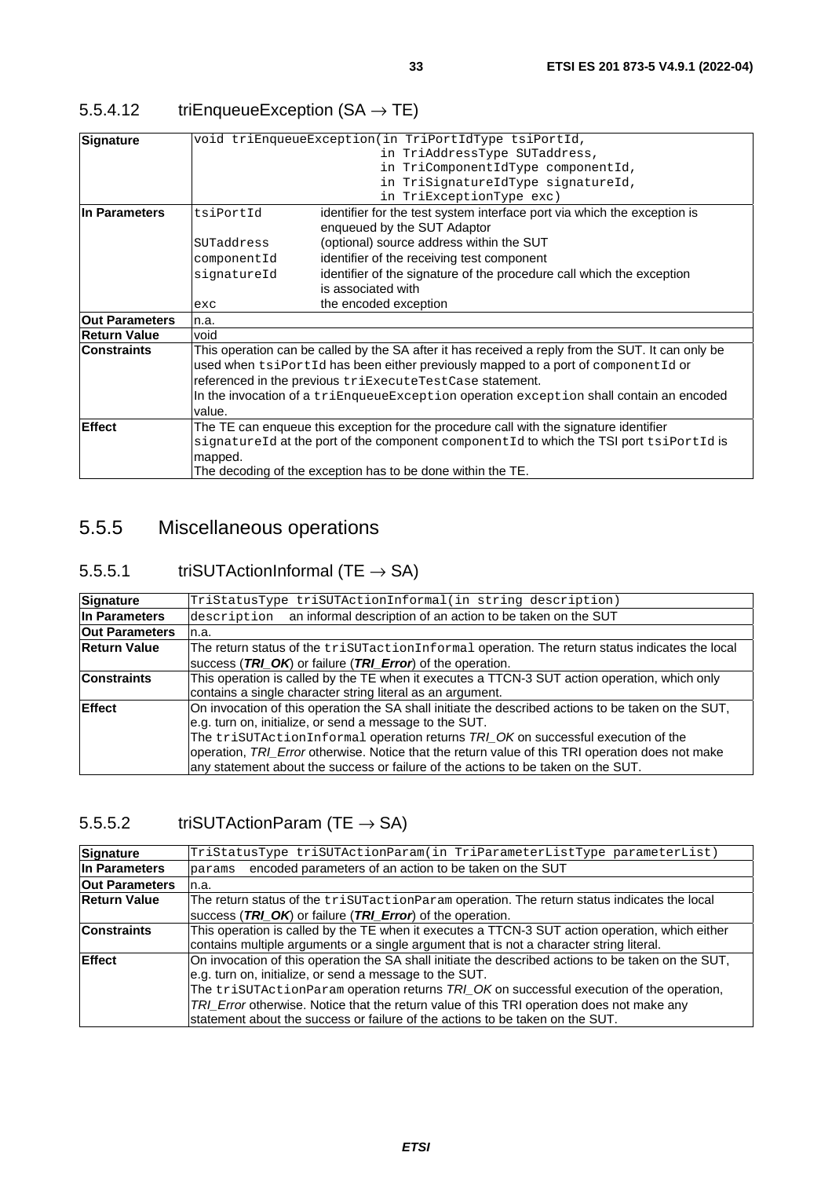### 5.5.4.12 triEnqueueException (SA → TE)

| | | |
|---|---|---|
| **Signature** | `void triEnqueueException(in TriPortIdType tsiPortId, in TriAddressType SUTaddress, in TriComponentIdType componentId, in TriSignatureIdType signatureId, in TriExceptionType exc)` | |
| **In Parameters** | `tsiPortId` | identifier for the test system interface port via which the exception is enqueued by the SUT Adaptor |
| | `SUTaddress` | (optional) source address within the SUT |
| | `componentId` | identifier of the receiving test component |
| | `signatureId` | identifier of the signature of the procedure call which the exception is associated with |
| | `exc` | the encoded exception |
| **Out Parameters** | n.a. | |
| **Return Value** | void | |
| **Constraints** | This operation can be called by the SA after it has received a reply from the SUT. It can only be used when `tsiPortId` has been either previously mapped to a port of `componentId` or referenced in the previous `triExecuteTestCase` statement.<br>In the invocation of a `triEnqueueException` operation `exception` shall contain an encoded value. | |
| **Effect** | The TE can enqueue this exception for the procedure call with the signature identifier `signatureId` at the port of the component `componentId` to which the TSI port `tsiPortId` is mapped.<br>The decoding of the exception has to be done within the TE. | |

## 5.5.5 Miscellaneous operations

### 5.5.5.1 triSUTActionInformal (TE → SA)

| | |
|---|---|
| **Signature** | `TriStatusType triSUTActionInformal(in string description)` |
| **In Parameters** | `description` an informal description of an action to be taken on the SUT |
| **Out Parameters** | n.a. |
| **Return Value** | The return status of the `triSUTactionInformal` operation. The return status indicates the local success (***TRI_OK***) or failure (***TRI_Error***) of the operation. |
| **Constraints** | This operation is called by the TE when it executes a TTCN-3 SUT action operation, which only contains a single character string literal as an argument. |
| **Effect** | On invocation of this operation the SA shall initiate the described actions to be taken on the SUT, e.g. turn on, initialize, or send a message to the SUT.<br>The `triSUTActionInformal` operation returns *TRI_OK* on successful execution of the operation, *TRI_Error* otherwise. Notice that the return value of this TRI operation does not make any statement about the success or failure of the actions to be taken on the SUT. |

### 5.5.5.2 triSUTActionParam (TE → SA)

| | |
|---|---|
| **Signature** | `TriStatusType triSUTActionParam(in TriParameterListType parameterList)` |
| **In Parameters** | `params` encoded parameters of an action to be taken on the SUT |
| **Out Parameters** | n.a. |
| **Return Value** | The return status of the `triSUTactionParam` operation. The return status indicates the local success (***TRI_OK***) or failure (***TRI_Error***) of the operation. |
| **Constraints** | This operation is called by the TE when it executes a TTCN-3 SUT action operation, which either contains multiple arguments or a single argument that is not a character string literal. |
| **Effect** | On invocation of this operation the SA shall initiate the described actions to be taken on the SUT, e.g. turn on, initialize, or send a message to the SUT.<br>The `triSUTActionParam` operation returns *TRI_OK* on successful execution of the operation, *TRI_Error* otherwise. Notice that the return value of this TRI operation does not make any statement about the success or failure of the actions to be taken on the SUT. |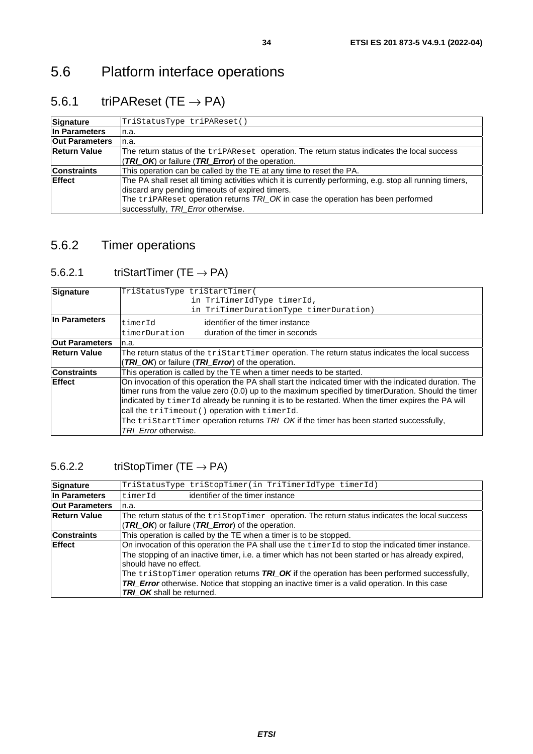# 5.6 Platform interface operations

## 5.6.1 triPAReset (TE → PA)

| | |
|---|---|
| **Signature** | `TriStatusType triPAReset()` |
| **In Parameters** | n.a. |
| **Out Parameters** | n.a. |
| **Return Value** | The return status of the `triPAReset` operation. The return status indicates the local success (***TRI_OK***) or failure (***TRI_Error***) of the operation. |
| **Constraints** | This operation can be called by the TE at any time to reset the PA. |
| **Effect** | The PA shall reset all timing activities which it is currently performing, e.g. stop all running timers, discard any pending timeouts of expired timers.<br>The `triPAReset` operation returns *TRI_OK* in case the operation has been performed successfully, *TRI_Error* otherwise. |

## 5.6.2 Timer operations

### 5.6.2.1 triStartTimer (TE → PA)

| | |
|---|---|
| **Signature** | `TriStatusType triStartTimer(`<br>`in TriTimerIdType timerId,`<br>`in TriTimerDurationType timerDuration)` |
| **In Parameters** | `timerId` identifier of the timer instance<br>`timerDuration` duration of the timer in seconds |
| **Out Parameters** | n.a. |
| **Return Value** | The return status of the `triStartTimer` operation. The return status indicates the local success (***TRI_OK***) or failure (***TRI_Error***) of the operation. |
| **Constraints** | This operation is called by the TE when a timer needs to be started. |
| **Effect** | On invocation of this operation the PA shall start the indicated timer with the indicated duration. The timer runs from the value zero (0.0) up to the maximum specified by timerDuration. Should the timer indicated by `timerId` already be running it is to be restarted. When the timer expires the PA will call the `triTimeout()` operation with `timerId`.<br>The `triStartTimer` operation returns *TRI_OK* if the timer has been started successfully, *TRI_Error* otherwise. |

### 5.6.2.2 triStopTimer (TE → PA)

| | |
|---|---|
| **Signature** | `TriStatusType triStopTimer(in TriTimerIdType timerId)` |
| **In Parameters** | `timerId` identifier of the timer instance |
| **Out Parameters** | n.a. |
| **Return Value** | The return status of the `triStopTimer` operation. The return status indicates the local success (***TRI_OK***) or failure (***TRI_Error***) of the operation. |
| **Constraints** | This operation is called by the TE when a timer is to be stopped. |
| **Effect** | On invocation of this operation the PA shall use the `timerId` to stop the indicated timer instance. The stopping of an inactive timer, i.e. a timer which has not been started or has already expired, should have no effect.<br>The `triStopTimer` operation returns ***TRI_OK*** if the operation has been performed successfully, ***TRI_Error*** otherwise. Notice that stopping an inactive timer is a valid operation. In this case ***TRI_OK*** shall be returned. |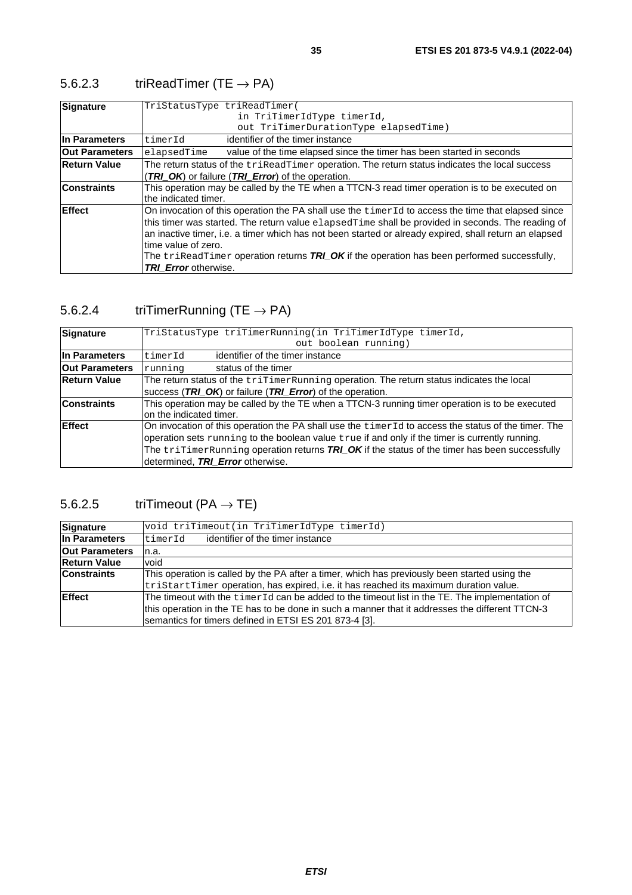#### 5.6.2.3 triReadTimer (TE → PA)

| | |
|---|---|
| **Signature** | `TriStatusType triReadTimer( in TriTimerIdType timerId, out TriTimerDurationType elapsedTime)` |
| **In Parameters** | `timerId` identifier of the timer instance |
| **Out Parameters** | `elapsedTime` value of the time elapsed since the timer has been started in seconds |
| **Return Value** | The return status of the `triReadTimer` operation. The return status indicates the local success (***TRI_OK***) or failure (***TRI_Error***) of the operation. |
| **Constraints** | This operation may be called by the TE when a TTCN-3 read timer operation is to be executed on the indicated timer. |
| **Effect** | On invocation of this operation the PA shall use the `timerId` to access the time that elapsed since this timer was started. The return value `elapsedTime` shall be provided in seconds. The reading of an inactive timer, i.e. a timer which has not been started or already expired, shall return an elapsed time value of zero.<br>The `triReadTimer` operation returns ***TRI_OK*** if the operation has been performed successfully, ***TRI_Error*** otherwise. |

#### 5.6.2.4 triTimerRunning (TE → PA)

| | |
|---|---|
| **Signature** | `TriStatusType triTimerRunning(in TriTimerIdType timerId, out boolean running)` |
| **In Parameters** | `timerId` identifier of the timer instance |
| **Out Parameters** | `running` status of the timer |
| **Return Value** | The return status of the `triTimerRunning` operation. The return status indicates the local success (***TRI_OK***) or failure (***TRI_Error***) of the operation. |
| **Constraints** | This operation may be called by the TE when a TTCN-3 running timer operation is to be executed on the indicated timer. |
| **Effect** | On invocation of this operation the PA shall use the `timerId` to access the status of the timer. The operation sets `running` to the boolean value `true` if and only if the timer is currently running.<br>The `triTimerRunning` operation returns ***TRI_OK*** if the status of the timer has been successfully determined, ***TRI_Error*** otherwise. |

#### 5.6.2.5 triTimeout (PA → TE)

| | |
|---|---|
| **Signature** | `void triTimeout(in TriTimerIdType timerId)` |
| **In Parameters** | `timerId` identifier of the timer instance |
| **Out Parameters** | n.a. |
| **Return Value** | void |
| **Constraints** | This operation is called by the PA after a timer, which has previously been started using the `triStartTimer` operation, has expired, i.e. it has reached its maximum duration value. |
| **Effect** | The timeout with the `timerId` can be added to the timeout list in the TE. The implementation of this operation in the TE has to be done in such a manner that it addresses the different TTCN-3 semantics for timers defined in ETSI ES 201 873-4 [3]. |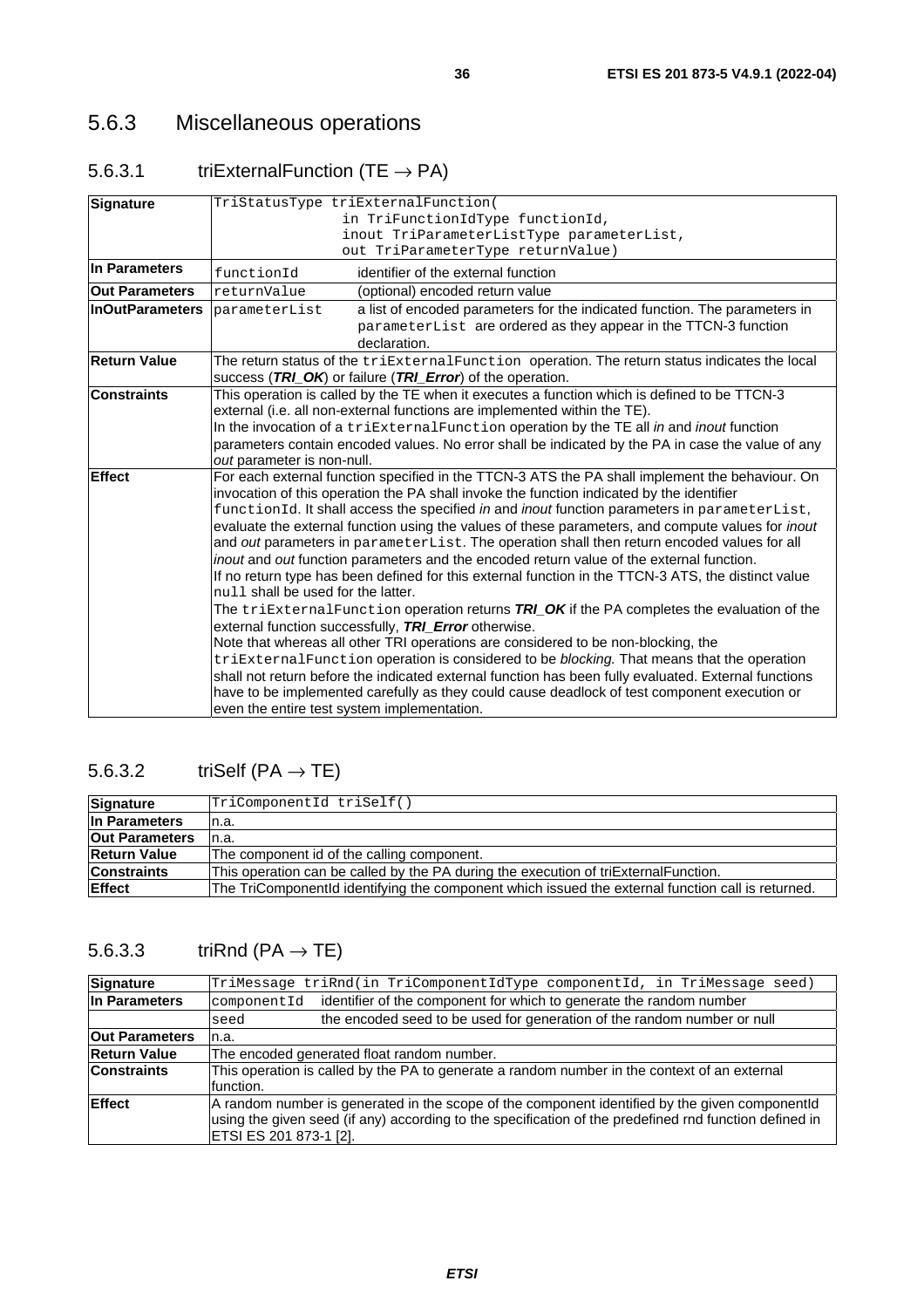## 5.6.3 Miscellaneous operations

### 5.6.3.1 triExternalFunction (TE → PA)

| | |
|---|---|
| **Signature** | `TriStatusType triExternalFunction( in TriFunctionIdType functionId, inout TriParameterListType parameterList, out TriParameterType returnValue)` |
| **In Parameters** | `functionId` identifier of the external function |
| **Out Parameters** | `returnValue` (optional) encoded return value |
| **InOutParameters** | `parameterList` a list of encoded parameters for the indicated function. The parameters in `parameterList` are ordered as they appear in the TTCN-3 function declaration. |
| **Return Value** | The return status of the `triExternalFunction` operation. The return status indicates the local success (***TRI_OK***) or failure (***TRI_Error***) of the operation. |
| **Constraints** | This operation is called by the TE when it executes a function which is defined to be TTCN-3 external (i.e. all non-external functions are implemented within the TE).<br>In the invocation of a `triExternalFunction` operation by the TE all *in* and *inout* function parameters contain encoded values. No error shall be indicated by the PA in case the value of any *out* parameter is non-null. |
| **Effect** | For each external function specified in the TTCN-3 ATS the PA shall implement the behaviour. On invocation of this operation the PA shall invoke the function indicated by the identifier `functionId`. It shall access the specified *in* and *inout* function parameters in `parameterList`, evaluate the external function using the values of these parameters, and compute values for *inout* and *out* parameters in `parameterList`. The operation shall then return encoded values for all *inout* and *out* function parameters and the encoded return value of the external function.<br>If no return type has been defined for this external function in the TTCN-3 ATS, the distinct value `null` shall be used for the latter.<br>The `triExternalFunction` operation returns ***TRI_OK*** if the PA completes the evaluation of the external function successfully, ***TRI_Error*** otherwise.<br>Note that whereas all other TRI operations are considered to be non-blocking, the `triExternalFunction` operation is considered to be *blocking.* That means that the operation shall not return before the indicated external function has been fully evaluated. External functions have to be implemented carefully as they could cause deadlock of test component execution or even the entire test system implementation. |

### 5.6.3.2 triSelf (PA → TE)

| | |
|---|---|
| **Signature** | `TriComponentId triSelf()` |
| **In Parameters** | n.a. |
| **Out Parameters** | n.a. |
| **Return Value** | The component id of the calling component. |
| **Constraints** | This operation can be called by the PA during the execution of triExternalFunction. |
| **Effect** | The TriComponentId identifying the component which issued the external function call is returned. |

### 5.6.3.3 triRnd (PA → TE)

| | |
|---|---|
| **Signature** | `TriMessage triRnd(in TriComponentIdType componentId, in TriMessage seed)` |
| **In Parameters** | `componentId` identifier of the component for which to generate the random number |
| | `seed` the encoded seed to be used for generation of the random number or null |
| **Out Parameters** | n.a. |
| **Return Value** | The encoded generated float random number. |
| **Constraints** | This operation is called by the PA to generate a random number in the context of an external function. |
| **Effect** | A random number is generated in the scope of the component identified by the given componentId using the given seed (if any) according to the specification of the predefined rnd function defined in ETSI ES 201 873-1 [2]. |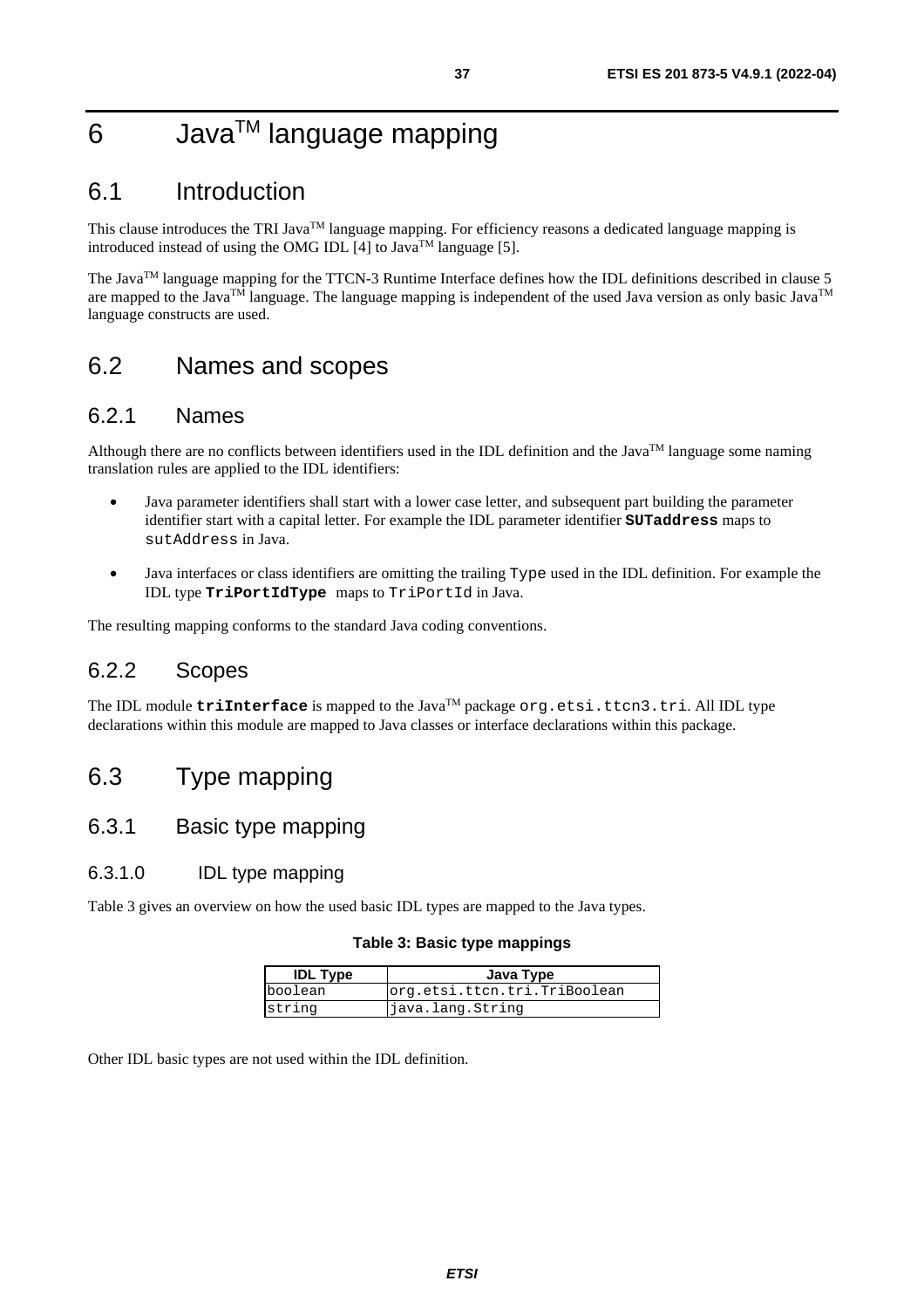# 6 Java[TM] language mapping

## 6.1 Introduction

This clause introduces the TRI Java[TM] language mapping. For efficiency reasons a dedicated language mapping is introduced instead of using the OMG IDL [4] to Java[TM] language [5].

The Java[TM] language mapping for the TTCN-3 Runtime Interface defines how the IDL definitions described in clause 5 are mapped to the Java[TM] language. The language mapping is independent of the used Java version as only basic Java[TM] language constructs are used.

## 6.2 Names and scopes

### 6.2.1 Names

Although there are no conflicts between identifiers used in the IDL definition and the Java[TM] language some naming translation rules are applied to the IDL identifiers:

- Java parameter identifiers shall start with a lower case letter, and subsequent part building the parameter identifier start with a capital letter. For example the IDL parameter identifier **`SUTaddress`** maps to `sutAddress` in Java.
- Java interfaces or class identifiers are omitting the trailing `Type` used in the IDL definition. For example the IDL type **`TriPortIdType`** maps to `TriPortId` in Java.

The resulting mapping conforms to the standard Java coding conventions.

### 6.2.2 Scopes

The IDL module **`triInterface`** is mapped to the Java[TM] package `org.etsi.ttcn3.tri`. All IDL type declarations within this module are mapped to Java classes or interface declarations within this package.

## 6.3 Type mapping

### 6.3.1 Basic type mapping

#### 6.3.1.0 IDL type mapping

Table 3 gives an overview on how the used basic IDL types are mapped to the Java types.

**Table 3: Basic type mappings**

| IDL Type | Java Type |
|---|---|
| boolean | org.etsi.ttcn.tri.TriBoolean |
| string | java.lang.String |

Other IDL basic types are not used within the IDL definition.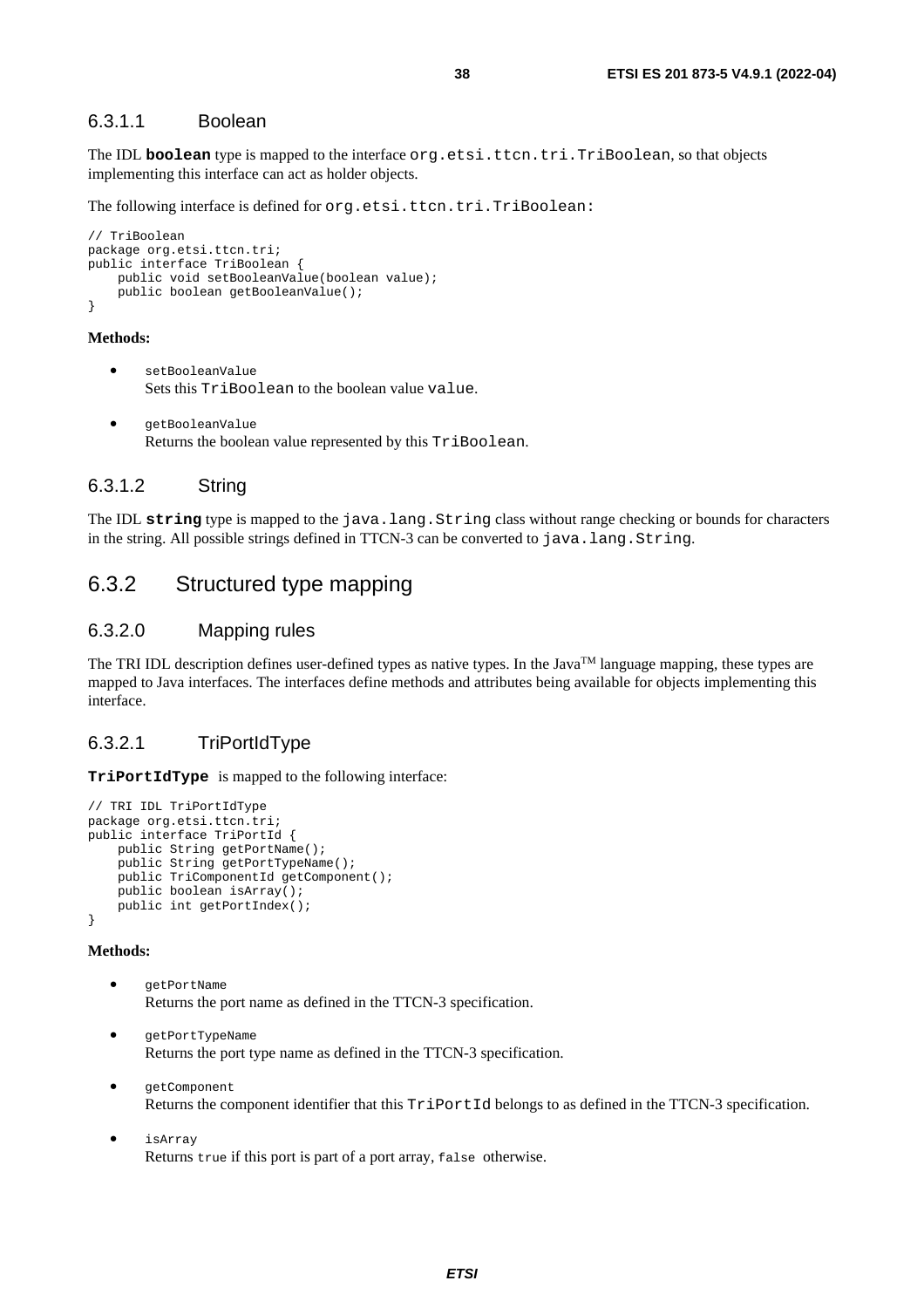#### 6.3.1.1 Boolean

The IDL **boolean** type is mapped to the interface `org.etsi.ttcn.tri.TriBoolean`, so that objects implementing this interface can act as holder objects.

The following interface is defined for `org.etsi.ttcn.tri.TriBoolean:`

```
// TriBoolean
package org.etsi.ttcn.tri;
public interface TriBoolean {
    public void setBooleanValue(boolean value);
    public boolean getBooleanValue();
}
```

**Methods:**

- `setBooleanValue`
  Sets this `TriBoolean` to the boolean value `value`.

- `getBooleanValue`
  Returns the boolean value represented by this `TriBoolean`.

#### 6.3.1.2 String

The IDL **string** type is mapped to the `java.lang.String` class without range checking or bounds for characters in the string. All possible strings defined in TTCN-3 can be converted to `java.lang.String`.

### 6.3.2 Structured type mapping

#### 6.3.2.0 Mapping rules

The TRI IDL description defines user-defined types as native types. In the Java[TM] language mapping, these types are mapped to Java interfaces. The interfaces define methods and attributes being available for objects implementing this interface.

#### 6.3.2.1 TriPortIdType

**TriPortIdType** is mapped to the following interface:

```
// TRI IDL TriPortIdType
package org.etsi.ttcn.tri;
public interface TriPortId {
    public String getPortName();
    public String getPortTypeName();
    public TriComponentId getComponent();
    public boolean isArray();
    public int getPortIndex();
}
```

**Methods:**

- `getPortName`
  Returns the port name as defined in the TTCN-3 specification.

- `getPortTypeName`
  Returns the port type name as defined in the TTCN-3 specification.

- `getComponent`
  Returns the component identifier that this `TriPortId` belongs to as defined in the TTCN-3 specification.

- `isArray`
  Returns `true` if this port is part of a port array, `false` otherwise.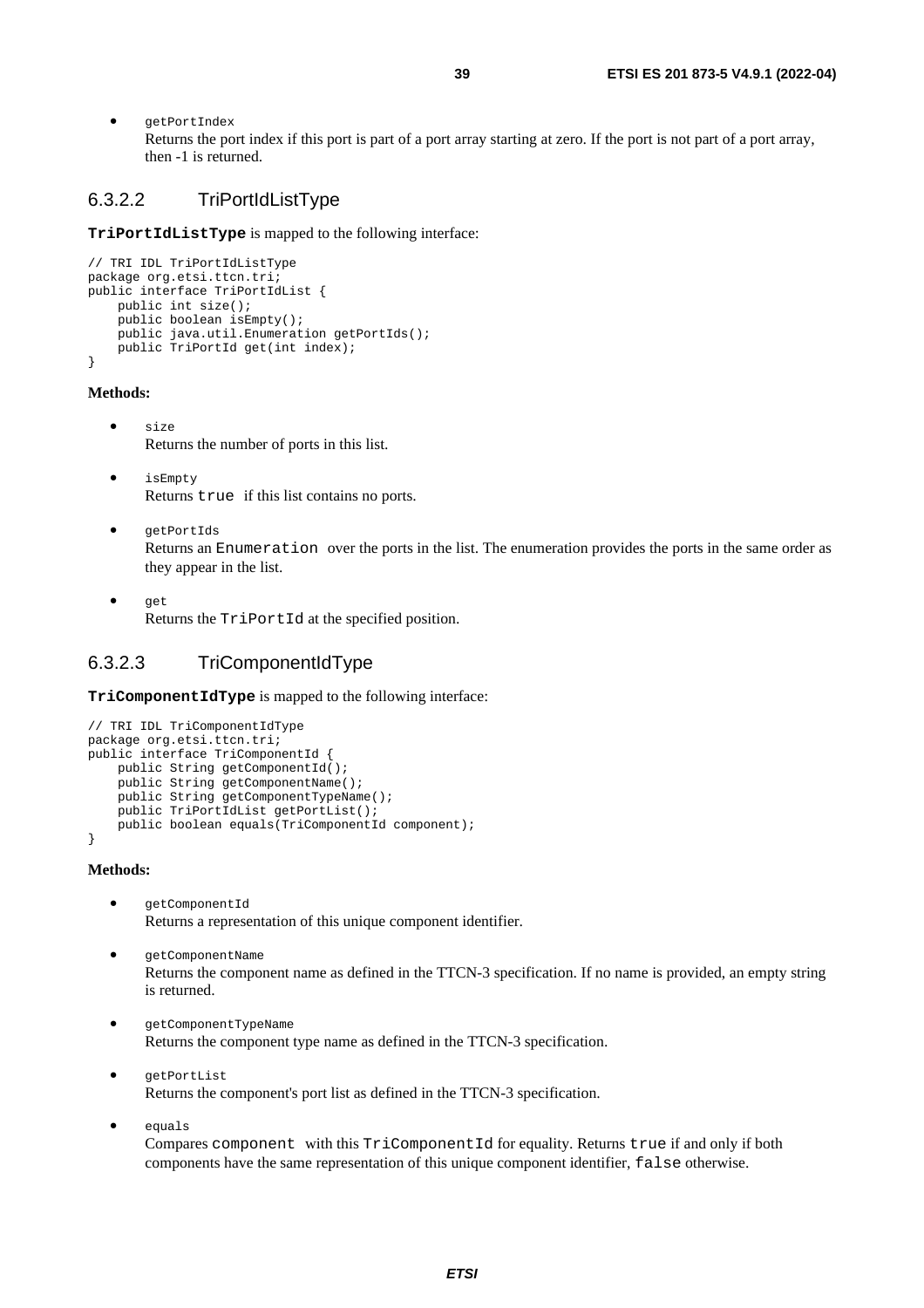- `getPortIndex`
  Returns the port index if this port is part of a port array starting at zero. If the port is not part of a port array, then -1 is returned.

### 6.3.2.2 TriPortIdListType

**`TriPortIdListType`** is mapped to the following interface:

```
// TRI IDL TriPortIdListType
package org.etsi.ttcn.tri;
public interface TriPortIdList {
    public int size();
    public boolean isEmpty();
    public java.util.Enumeration getPortIds();
    public TriPortId get(int index);
}
```

**Methods:**

- `size`
  Returns the number of ports in this list.

- `isEmpty`
  Returns `true` if this list contains no ports.

- `getPortIds`
  Returns an `Enumeration` over the ports in the list. The enumeration provides the ports in the same order as they appear in the list.

- `get`
  Returns the `TriPortId` at the specified position.

### 6.3.2.3 TriComponentIdType

**`TriComponentIdType`** is mapped to the following interface:

```
// TRI IDL TriComponentIdType
package org.etsi.ttcn.tri;
public interface TriComponentId {
    public String getComponentId();
    public String getComponentName();
    public String getComponentTypeName();
    public TriPortIdList getPortList();
    public boolean equals(TriComponentId component);
}
```

**Methods:**

- `getComponentId`
  Returns a representation of this unique component identifier.

- `getComponentName`
  Returns the component name as defined in the TTCN-3 specification. If no name is provided, an empty string is returned.

- `getComponentTypeName`
  Returns the component type name as defined in the TTCN-3 specification.

- `getPortList`
  Returns the component's port list as defined in the TTCN-3 specification.

- `equals`
  Compares `component` with this `TriComponentId` for equality. Returns `true` if and only if both components have the same representation of this unique component identifier, `false` otherwise.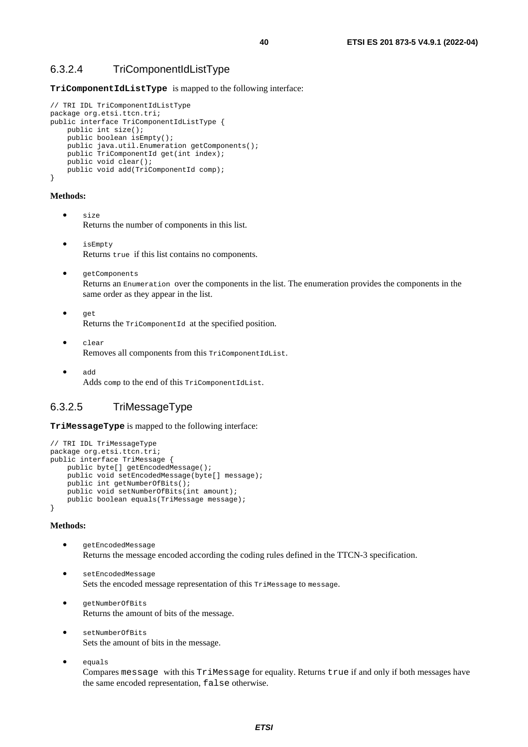#### 6.3.2.4 TriComponentIdListType

**TriComponentIdListType** is mapped to the following interface:

```
// TRI IDL TriComponentIdListType
package org.etsi.ttcn.tri;
public interface TriComponentIdListType {
    public int size();
    public boolean isEmpty();
    public java.util.Enumeration getComponents();
    public TriComponentId get(int index);
    public void clear();
    public void add(TriComponentId comp);
}
```

**Methods:**

- `size`
  Returns the number of components in this list.
- `isEmpty`
  Returns `true` if this list contains no components.
- `getComponents`
  Returns an `Enumeration` over the components in the list. The enumeration provides the components in the same order as they appear in the list.
- `get`
  Returns the `TriComponentId` at the specified position.
- `clear`
  Removes all components from this `TriComponentIdList`.
- `add`
  Adds `comp` to the end of this `TriComponentIdList`.

#### 6.3.2.5 TriMessageType

**TriMessageType** is mapped to the following interface:

```
// TRI IDL TriMessageType
package org.etsi.ttcn.tri;
public interface TriMessage {
    public byte[] getEncodedMessage();
    public void setEncodedMessage(byte[] message);
    public int getNumberOfBits();
    public void setNumberOfBits(int amount);
    public boolean equals(TriMessage message);
}
```

**Methods:**

- `getEncodedMessage`
  Returns the message encoded according the coding rules defined in the TTCN-3 specification.
- `setEncodedMessage`
  Sets the encoded message representation of this `TriMessage` to `message`.
- `getNumberOfBits`
  Returns the amount of bits of the message.
- `setNumberOfBits`
  Sets the amount of bits in the message.
- `equals`
  Compares `message` with this `TriMessage` for equality. Returns `true` if and only if both messages have the same encoded representation, `false` otherwise.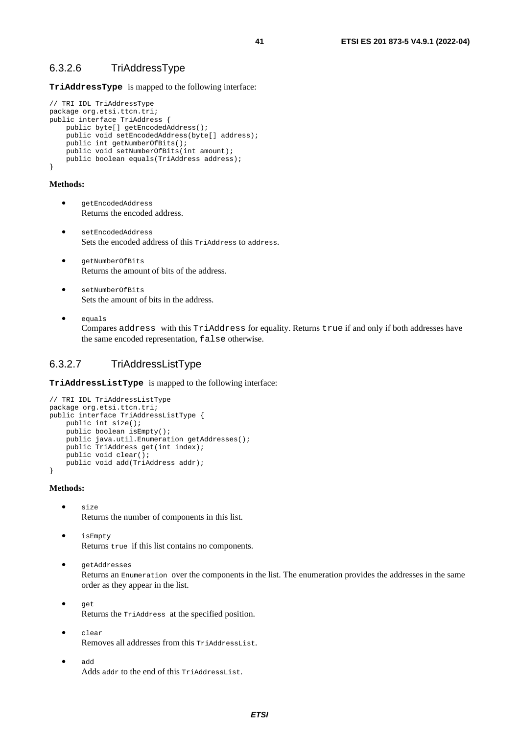### 6.3.2.6 TriAddressType

**TriAddressType** is mapped to the following interface:

```
// TRI IDL TriAddressType
package org.etsi.ttcn.tri;
public interface TriAddress {
    public byte[] getEncodedAddress();
    public void setEncodedAddress(byte[] address);
    public int getNumberOfBits();
    public void setNumberOfBits(int amount);
    public boolean equals(TriAddress address);
}
```

**Methods:**

- `getEncodedAddress`
  Returns the encoded address.

- `setEncodedAddress`
  Sets the encoded address of this `TriAddress` to `address`.

- `getNumberOfBits`
  Returns the amount of bits of the address.

- `setNumberOfBits`
  Sets the amount of bits in the address.

- `equals`
  Compares `address` with this `TriAddress` for equality. Returns `true` if and only if both addresses have the same encoded representation, `false` otherwise.

### 6.3.2.7 TriAddressListType

**TriAddressListType** is mapped to the following interface:

```
// TRI IDL TriAddressListType
package org.etsi.ttcn.tri;
public interface TriAddressListType {
    public int size();
    public boolean isEmpty();
    public java.util.Enumeration getAddresses();
    public TriAddress get(int index);
    public void clear();
    public void add(TriAddress addr);
}
```

**Methods:**

- `size`
  Returns the number of components in this list.

- `isEmpty`
  Returns `true` if this list contains no components.

- `getAddresses`
  Returns an `Enumeration` over the components in the list. The enumeration provides the addresses in the same order as they appear in the list.

- `get`
  Returns the `TriAddress` at the specified position.

- `clear`
  Removes all addresses from this `TriAddressList`.

- `add`
  Adds `addr` to the end of this `TriAddressList`.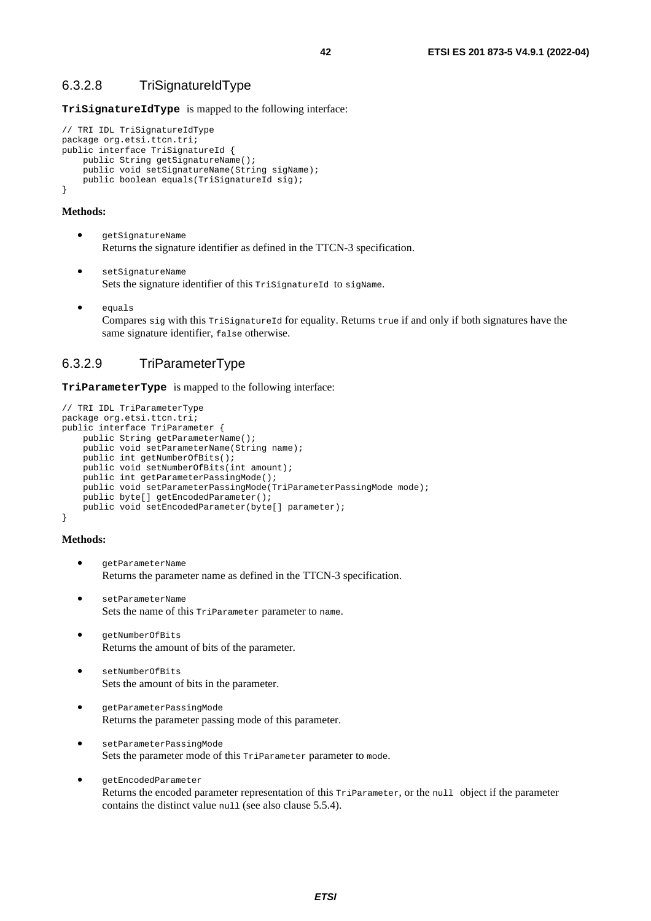#### 6.3.2.8 TriSignatureIdType

**TriSignatureIdType** is mapped to the following interface:

```
// TRI IDL TriSignatureIdType
package org.etsi.ttcn.tri;
public interface TriSignatureId {
    public String getSignatureName();
    public void setSignatureName(String sigName);
    public boolean equals(TriSignatureId sig);
}
```

**Methods:**

- `getSignatureName`
  Returns the signature identifier as defined in the TTCN-3 specification.

- `setSignatureName`
  Sets the signature identifier of this `TriSignatureId` to `sigName`.

- `equals`
  Compares `sig` with this `TriSignatureId` for equality. Returns `true` if and only if both signatures have the same signature identifier, `false` otherwise.

#### 6.3.2.9 TriParameterType

**TriParameterType** is mapped to the following interface:

```
// TRI IDL TriParameterType
package org.etsi.ttcn.tri;
public interface TriParameter {
    public String getParameterName();
    public void setParameterName(String name);
    public int getNumberOfBits();
    public void setNumberOfBits(int amount);
    public int getParameterPassingMode();
    public void setParameterPassingMode(TriParameterPassingMode mode);
    public byte[] getEncodedParameter();
    public void setEncodedParameter(byte[] parameter);
}
```

**Methods:**

- `getParameterName`
  Returns the parameter name as defined in the TTCN-3 specification.

- `setParameterName`
  Sets the name of this `TriParameter` parameter to `name`.

- `getNumberOfBits`
  Returns the amount of bits of the parameter.

- `setNumberOfBits`
  Sets the amount of bits in the parameter.

- `getParameterPassingMode`
  Returns the parameter passing mode of this parameter.

- `setParameterPassingMode`
  Sets the parameter mode of this `TriParameter` parameter to `mode`.

- `getEncodedParameter`
  Returns the encoded parameter representation of this `TriParameter`, or the `null` object if the parameter contains the distinct value `null` (see also clause 5.5.4).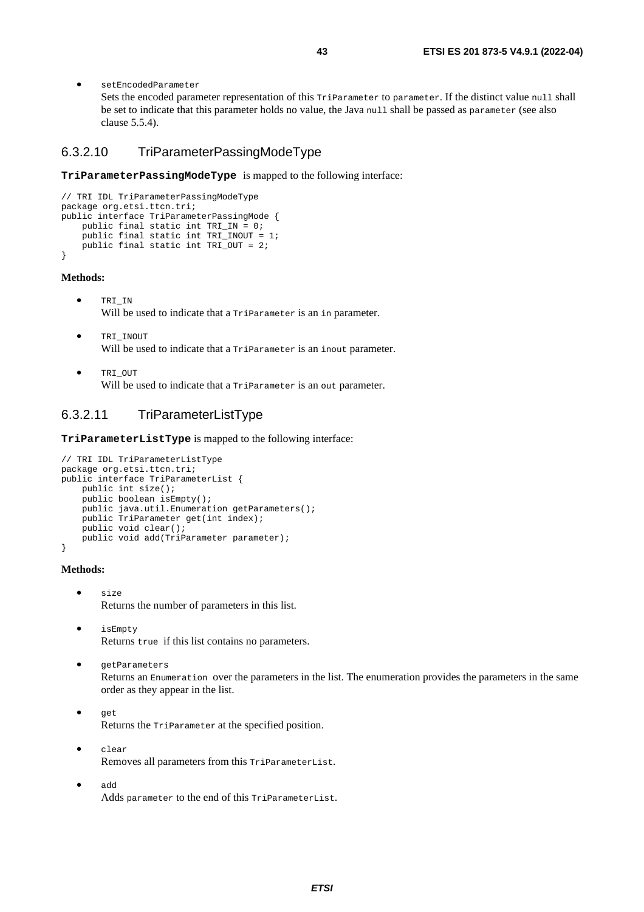- `setEncodedParameter`
  Sets the encoded parameter representation of this `TriParameter` to `parameter`. If the distinct value `null` shall be set to indicate that this parameter holds no value, the Java `null` shall be passed as `parameter` (see also clause 5.5.4).

### 6.3.2.10 TriParameterPassingModeType

**`TriParameterPassingModeType`** is mapped to the following interface:

```
// TRI IDL TriParameterPassingModeType
package org.etsi.ttcn.tri;
public interface TriParameterPassingMode {
    public final static int TRI_IN = 0;
    public final static int TRI_INOUT = 1;
    public final static int TRI_OUT = 2;
}
```

**Methods:**

- `TRI_IN`
  Will be used to indicate that a `TriParameter` is an `in` parameter.

- `TRI_INOUT`
  Will be used to indicate that a `TriParameter` is an `inout` parameter.

- `TRI_OUT`
  Will be used to indicate that a `TriParameter` is an `out` parameter.

### 6.3.2.11 TriParameterListType

**`TriParameterListType`** is mapped to the following interface:

```
// TRI IDL TriParameterListType
package org.etsi.ttcn.tri;
public interface TriParameterList {
    public int size();
    public boolean isEmpty();
    public java.util.Enumeration getParameters();
    public TriParameter get(int index);
    public void clear();
    public void add(TriParameter parameter);
}
```

**Methods:**

- `size`
  Returns the number of parameters in this list.

- `isEmpty`
  Returns `true` if this list contains no parameters.

- `getParameters`
  Returns an `Enumeration` over the parameters in the list. The enumeration provides the parameters in the same order as they appear in the list.

- `get`
  Returns the `TriParameter` at the specified position.

- `clear`
  Removes all parameters from this `TriParameterList`.

- `add`
  Adds `parameter` to the end of this `TriParameterList`.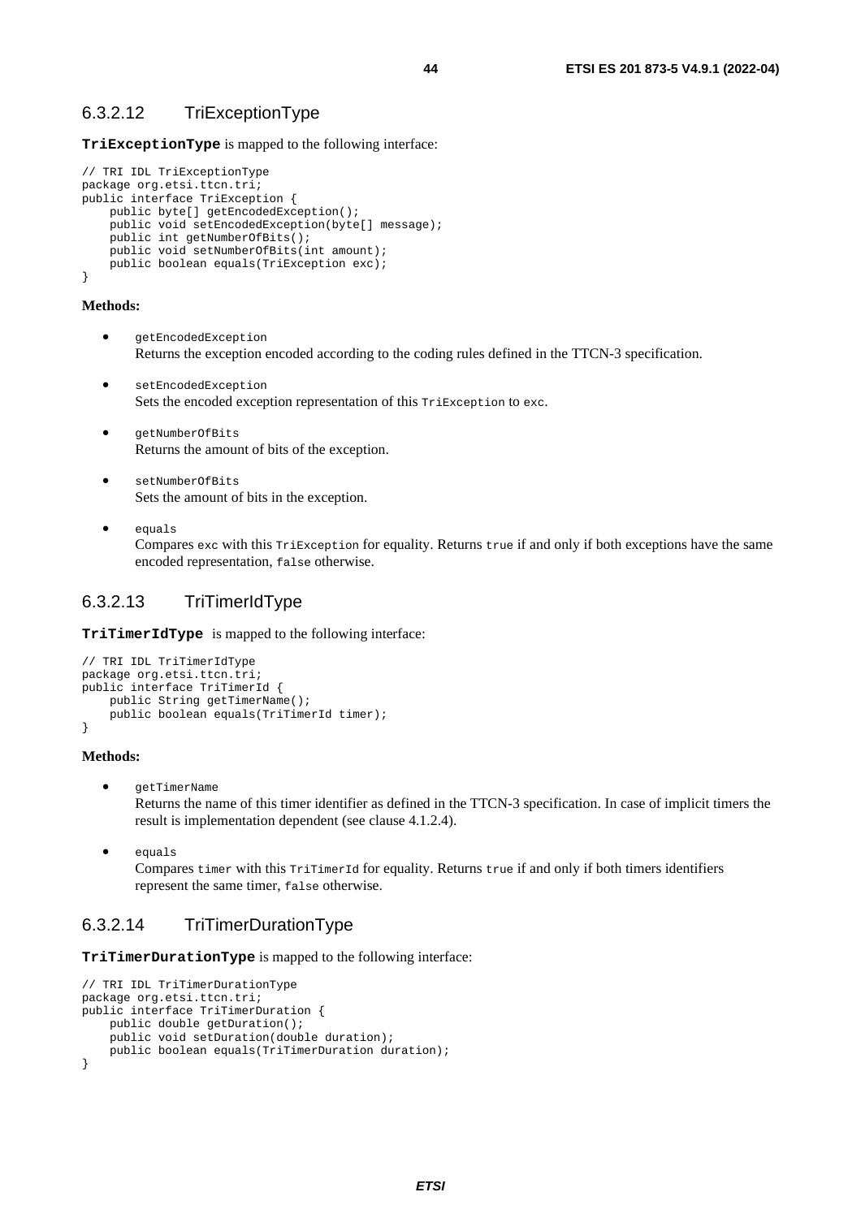### 6.3.2.12 TriExceptionType

**`TriExceptionType`** is mapped to the following interface:

```
// TRI IDL TriExceptionType
package org.etsi.ttcn.tri;
public interface TriException {
    public byte[] getEncodedException();
    public void setEncodedException(byte[] message);
    public int getNumberOfBits();
    public void setNumberOfBits(int amount);
    public boolean equals(TriException exc);
}
```

**Methods:**

- `getEncodedException`
  Returns the exception encoded according to the coding rules defined in the TTCN-3 specification.

- `setEncodedException`
  Sets the encoded exception representation of this `TriException` to `exc`.

- `getNumberOfBits`
  Returns the amount of bits of the exception.

- `setNumberOfBits`
  Sets the amount of bits in the exception.

- `equals`
  Compares `exc` with this `TriException` for equality. Returns `true` if and only if both exceptions have the same encoded representation, `false` otherwise.

### 6.3.2.13 TriTimerIdType

**`TriTimerIdType`** is mapped to the following interface:

```
// TRI IDL TriTimerIdType
package org.etsi.ttcn.tri;
public interface TriTimerId {
    public String getTimerName();
    public boolean equals(TriTimerId timer);
}
```

**Methods:**

- `getTimerName`
  Returns the name of this timer identifier as defined in the TTCN-3 specification. In case of implicit timers the result is implementation dependent (see clause 4.1.2.4).

- `equals`
  Compares `timer` with this `TriTimerId` for equality. Returns `true` if and only if both timers identifiers represent the same timer, `false` otherwise.

### 6.3.2.14 TriTimerDurationType

**`TriTimerDurationType`** is mapped to the following interface:

```
// TRI IDL TriTimerDurationType
package org.etsi.ttcn.tri;
public interface TriTimerDuration {
    public double getDuration();
    public void setDuration(double duration);
    public boolean equals(TriTimerDuration duration);
}
```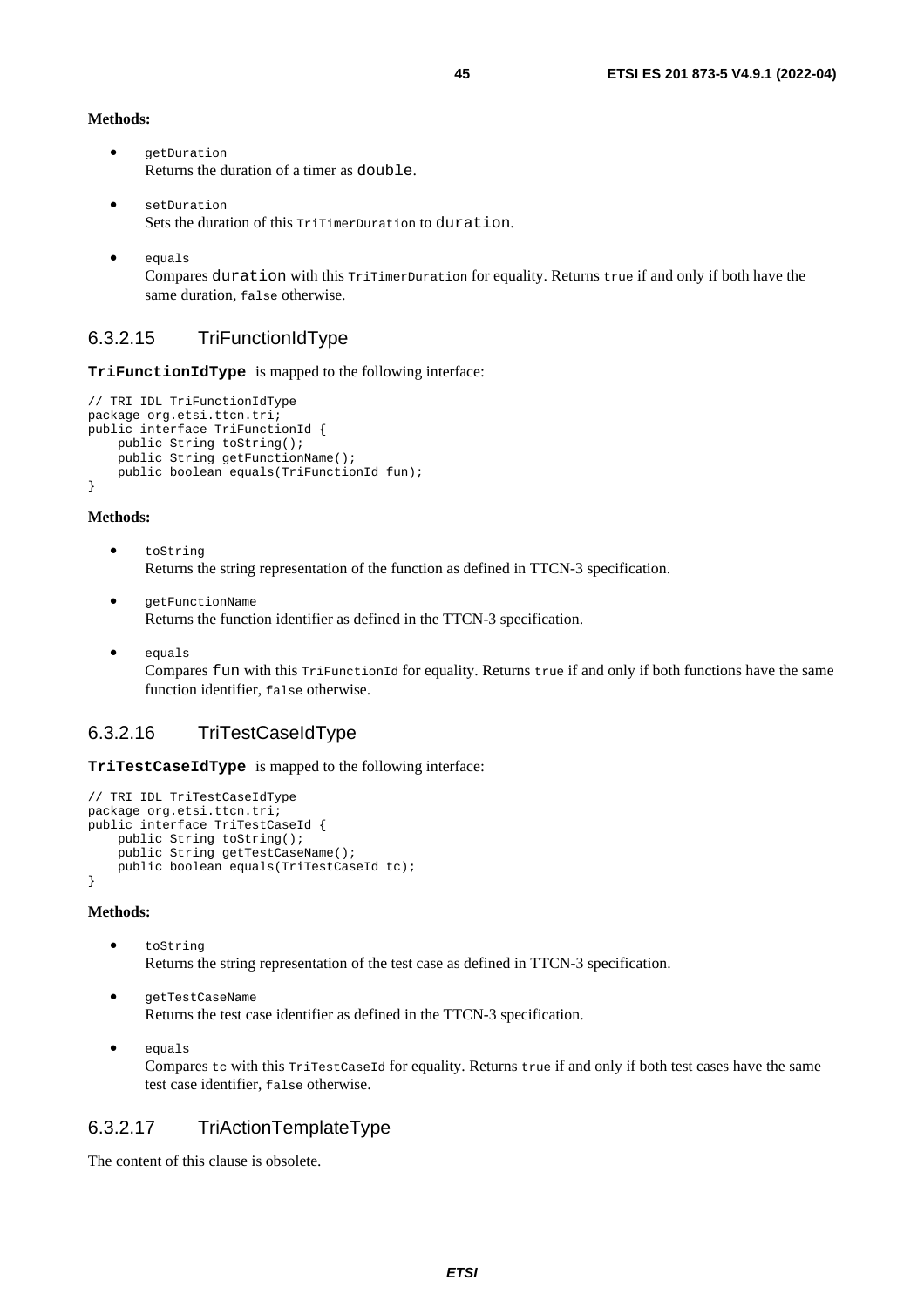**Methods:**

- `getDuration`
  Returns the duration of a timer as `double`.

- `setDuration`
  Sets the duration of this `TriTimerDuration` to `duration`.

- `equals`
  Compares `duration` with this `TriTimerDuration` for equality. Returns `true` if and only if both have the same duration, `false` otherwise.

### 6.3.2.15 TriFunctionIdType

**`TriFunctionIdType`** is mapped to the following interface:

```
// TRI IDL TriFunctionIdType
package org.etsi.ttcn.tri;
public interface TriFunctionId {
    public String toString();
    public String getFunctionName();
    public boolean equals(TriFunctionId fun);
}
```

**Methods:**

- `toString`
  Returns the string representation of the function as defined in TTCN-3 specification.

- `getFunctionName`
  Returns the function identifier as defined in the TTCN-3 specification.

- `equals`
  Compares `fun` with this `TriFunctionId` for equality. Returns `true` if and only if both functions have the same function identifier, `false` otherwise.

### 6.3.2.16 TriTestCaseIdType

**`TriTestCaseIdType`** is mapped to the following interface:

```
// TRI IDL TriTestCaseIdType
package org.etsi.ttcn.tri;
public interface TriTestCaseId {
    public String toString();
    public String getTestCaseName();
    public boolean equals(TriTestCaseId tc);
}
```

**Methods:**

- `toString`
  Returns the string representation of the test case as defined in TTCN-3 specification.

- `getTestCaseName`
  Returns the test case identifier as defined in the TTCN-3 specification.

- `equals`
  Compares `tc` with this `TriTestCaseId` for equality. Returns `true` if and only if both test cases have the same test case identifier, `false` otherwise.

### 6.3.2.17 TriActionTemplateType

The content of this clause is obsolete.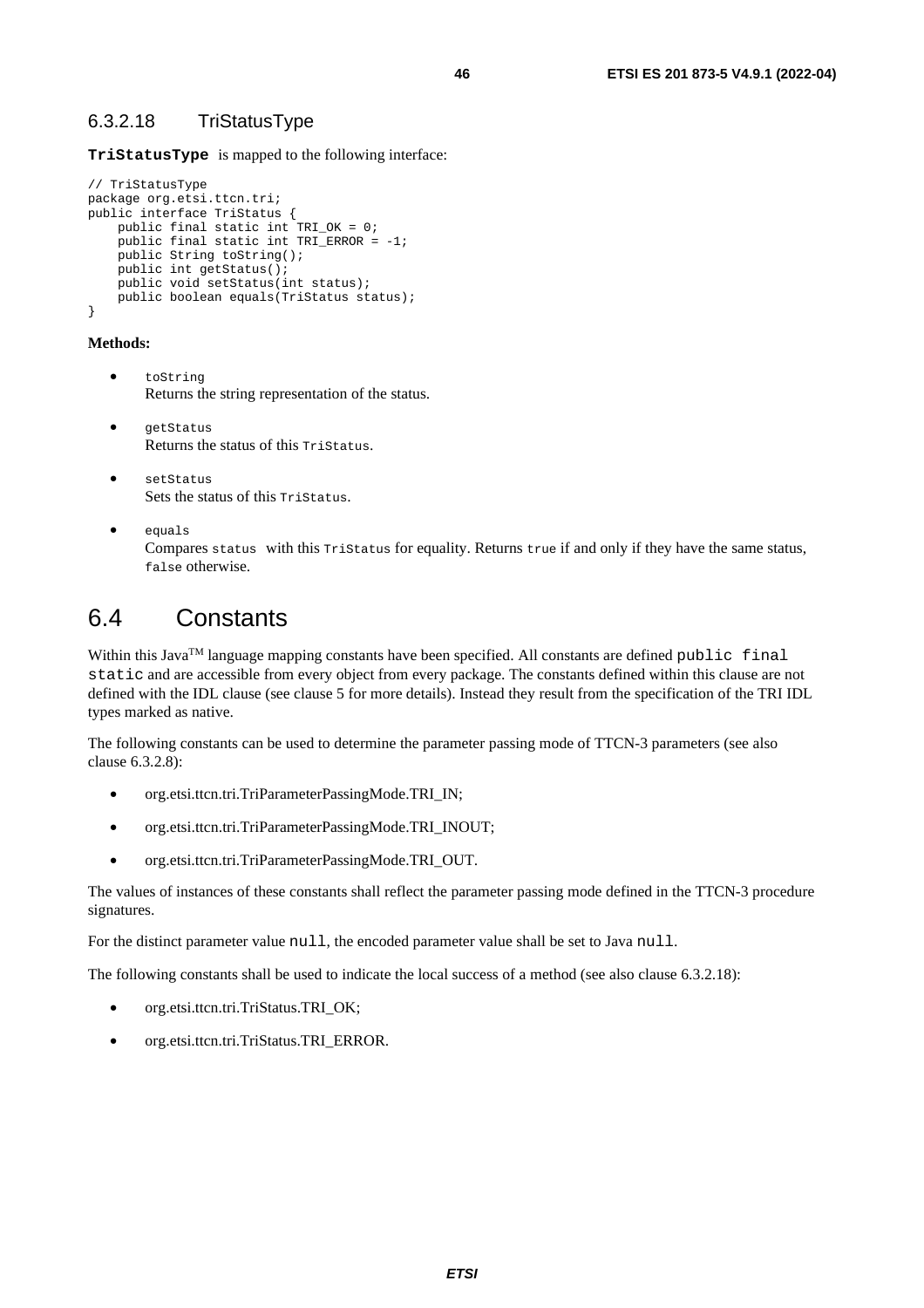### 6.3.2.18 TriStatusType

**TriStatusType** is mapped to the following interface:

```
// TriStatusType
package org.etsi.ttcn.tri;
public interface TriStatus {
    public final static int TRI_OK = 0;
    public final static int TRI_ERROR = -1;
    public String toString();
    public int getStatus();
    public void setStatus(int status);
    public boolean equals(TriStatus status);
}
```

**Methods:**

- `toString`
  Returns the string representation of the status.

- `getStatus`
  Returns the status of this `TriStatus`.

- `setStatus`
  Sets the status of this `TriStatus`.

- `equals`
  Compares `status` with this `TriStatus` for equality. Returns `true` if and only if they have the same status, `false` otherwise.

## 6.4 Constants

Within this Java[TM] language mapping constants have been specified. All constants are defined `public final static` and are accessible from every object from every package. The constants defined within this clause are not defined with the IDL clause (see clause 5 for more details). Instead they result from the specification of the TRI IDL types marked as native.

The following constants can be used to determine the parameter passing mode of TTCN-3 parameters (see also clause 6.3.2.8):

- org.etsi.ttcn.tri.TriParameterPassingMode.TRI_IN;
- org.etsi.ttcn.tri.TriParameterPassingMode.TRI_INOUT;
- org.etsi.ttcn.tri.TriParameterPassingMode.TRI_OUT.

The values of instances of these constants shall reflect the parameter passing mode defined in the TTCN-3 procedure signatures.

For the distinct parameter value `null`, the encoded parameter value shall be set to Java `null`.

The following constants shall be used to indicate the local success of a method (see also clause 6.3.2.18):

- org.etsi.ttcn.tri.TriStatus.TRI_OK;
- org.etsi.ttcn.tri.TriStatus.TRI_ERROR.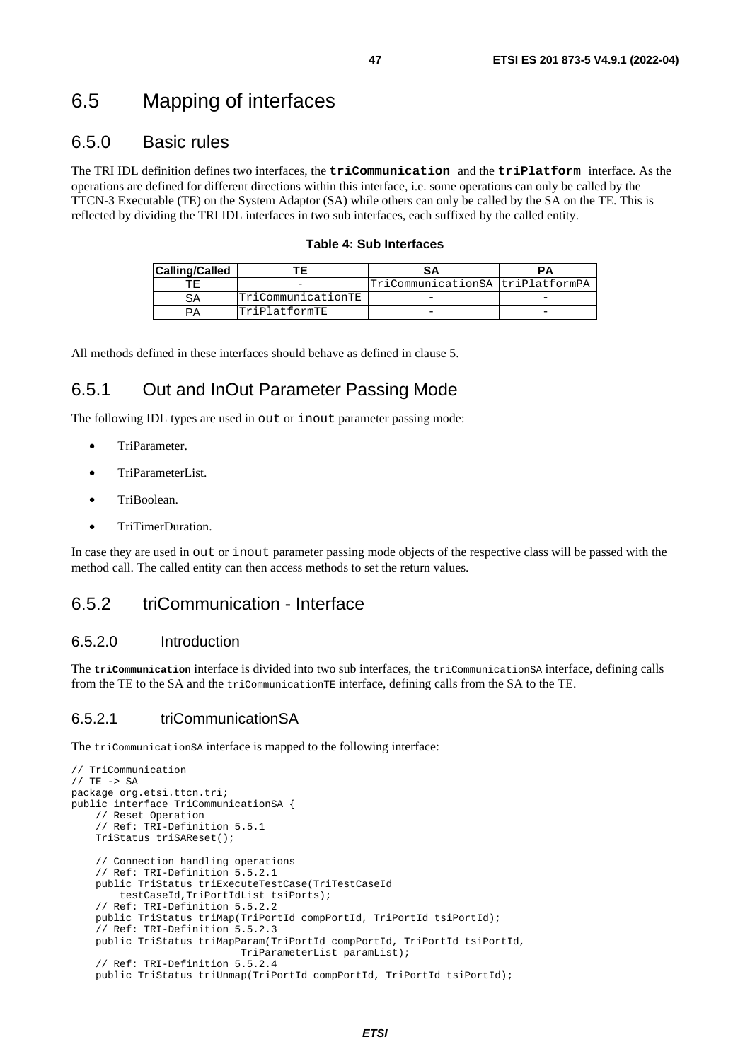## 6.5 Mapping of interfaces

### 6.5.0 Basic rules

The TRI IDL definition defines two interfaces, the **triCommunication** and the **triPlatform** interface. As the operations are defined for different directions within this interface, i.e. some operations can only be called by the TTCN-3 Executable (TE) on the System Adaptor (SA) while others can only be called by the SA on the TE. This is reflected by dividing the TRI IDL interfaces in two sub interfaces, each suffixed by the called entity.

**Table 4: Sub Interfaces**

| Calling/Called | TE | SA | PA |
|---|---|---|---|
| TE | - | TriCommunicationSA | triPlatformPA |
| SA | TriCommunicationTE | - | - |
| PA | TriPlatformTE | - | - |

All methods defined in these interfaces should behave as defined in clause 5.

### 6.5.1 Out and InOut Parameter Passing Mode

The following IDL types are used in `out` or `inout` parameter passing mode:

- TriParameter.
- TriParameterList.
- TriBoolean.
- TriTimerDuration.

In case they are used in `out` or `inout` parameter passing mode objects of the respective class will be passed with the method call. The called entity can then access methods to set the return values.

### 6.5.2 triCommunication - Interface

#### 6.5.2.0 Introduction

The **triCommunication** interface is divided into two sub interfaces, the `triCommunicationSA` interface, defining calls from the TE to the SA and the `triCommunicationTE` interface, defining calls from the SA to the TE.

#### 6.5.2.1 triCommunicationSA

The `triCommunicationSA` interface is mapped to the following interface:

```
// TriCommunication
// TE -> SA
package org.etsi.ttcn.tri;
public interface TriCommunicationSA {
    // Reset Operation
    // Ref: TRI-Definition 5.5.1
    TriStatus triSAReset();

    // Connection handling operations
    // Ref: TRI-Definition 5.5.2.1
    public TriStatus triExecuteTestCase(TriTestCaseId
        testCaseId,TriPortIdList tsiPorts);
    // Ref: TRI-Definition 5.5.2.2
    public TriStatus triMap(TriPortId compPortId, TriPortId tsiPortId);
    // Ref: TRI-Definition 5.5.2.3
    public TriStatus triMapParam(TriPortId compPortId, TriPortId tsiPortId,
                        TriParameterList paramList);
    // Ref: TRI-Definition 5.5.2.4
    public TriStatus triUnmap(TriPortId compPortId, TriPortId tsiPortId);
```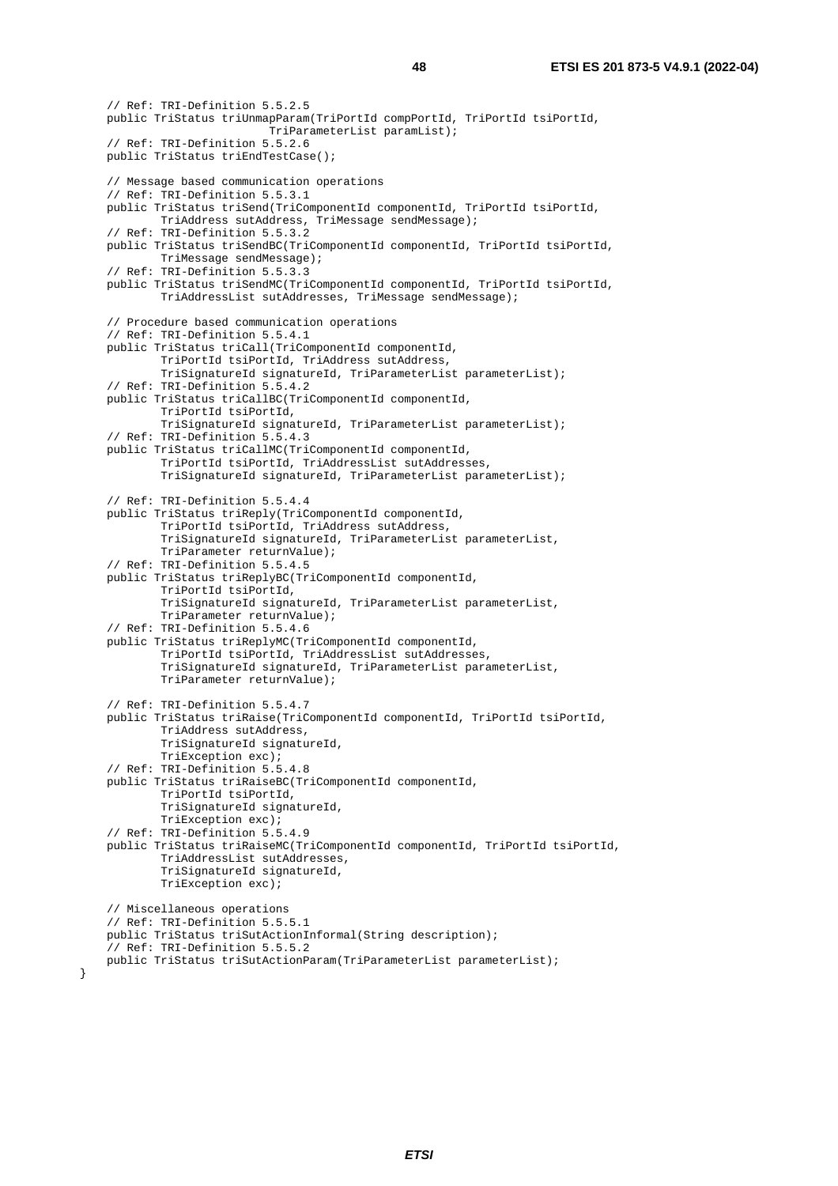```
    // Ref: TRI-Definition 5.5.2.5
    public TriStatus triUnmapParam(TriPortId compPortId, TriPortId tsiPortId,
                            TriParameterList paramList);
    // Ref: TRI-Definition 5.5.2.6
    public TriStatus triEndTestCase();

    // Message based communication operations
    // Ref: TRI-Definition 5.5.3.1
    public TriStatus triSend(TriComponentId componentId, TriPortId tsiPortId,
            TriAddress sutAddress, TriMessage sendMessage);
    // Ref: TRI-Definition 5.5.3.2
    public TriStatus triSendBC(TriComponentId componentId, TriPortId tsiPortId,
            TriMessage sendMessage);
    // Ref: TRI-Definition 5.5.3.3
    public TriStatus triSendMC(TriComponentId componentId, TriPortId tsiPortId,
            TriAddressList sutAddresses, TriMessage sendMessage);

    // Procedure based communication operations
    // Ref: TRI-Definition 5.5.4.1
    public TriStatus triCall(TriComponentId componentId,
            TriPortId tsiPortId, TriAddress sutAddress,
            TriSignatureId signatureId, TriParameterList parameterList);
    // Ref: TRI-Definition 5.5.4.2
    public TriStatus triCallBC(TriComponentId componentId,
            TriPortId tsiPortId,
            TriSignatureId signatureId, TriParameterList parameterList);
    // Ref: TRI-Definition 5.5.4.3
    public TriStatus triCallMC(TriComponentId componentId,
            TriPortId tsiPortId, TriAddressList sutAddresses,
            TriSignatureId signatureId, TriParameterList parameterList);

    // Ref: TRI-Definition 5.5.4.4
    public TriStatus triReply(TriComponentId componentId,
            TriPortId tsiPortId, TriAddress sutAddress,
            TriSignatureId signatureId, TriParameterList parameterList,
            TriParameter returnValue);
    // Ref: TRI-Definition 5.5.4.5
    public TriStatus triReplyBC(TriComponentId componentId,
            TriPortId tsiPortId,
            TriSignatureId signatureId, TriParameterList parameterList,
            TriParameter returnValue);
    // Ref: TRI-Definition 5.5.4.6
    public TriStatus triReplyMC(TriComponentId componentId,
            TriPortId tsiPortId, TriAddressList sutAddresses,
            TriSignatureId signatureId, TriParameterList parameterList,
            TriParameter returnValue);

    // Ref: TRI-Definition 5.5.4.7
    public TriStatus triRaise(TriComponentId componentId, TriPortId tsiPortId,
            TriAddress sutAddress,
            TriSignatureId signatureId,
            TriException exc);
    // Ref: TRI-Definition 5.5.4.8
    public TriStatus triRaiseBC(TriComponentId componentId,
            TriPortId tsiPortId,
            TriSignatureId signatureId,
            TriException exc);
    // Ref: TRI-Definition 5.5.4.9
    public TriStatus triRaiseMC(TriComponentId componentId, TriPortId tsiPortId,
            TriAddressList sutAddresses,
            TriSignatureId signatureId,
            TriException exc);

    // Miscellaneous operations
    // Ref: TRI-Definition 5.5.5.1
    public TriStatus triSutActionInformal(String description);
    // Ref: TRI-Definition 5.5.5.2
    public TriStatus triSutActionParam(TriParameterList parameterList);
}
```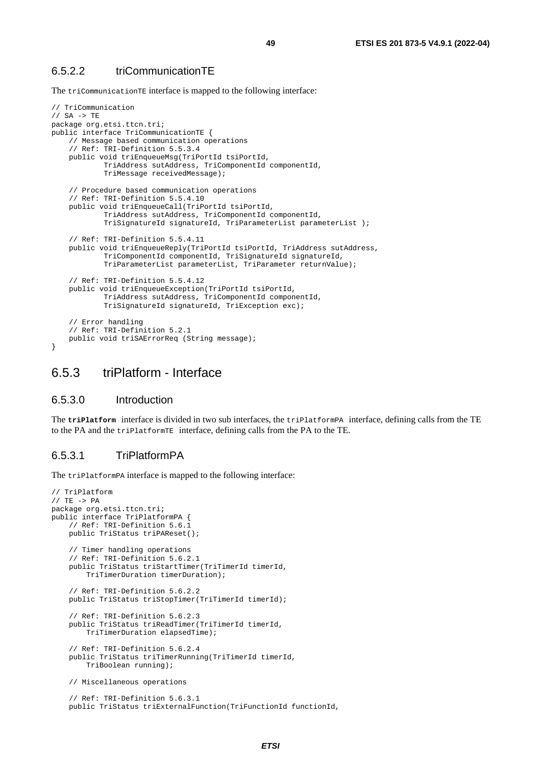### 6.5.2.2 triCommunicationTE

The `triCommunicationTE` interface is mapped to the following interface:

```
// TriCommunication
// SA -> TE
package org.etsi.ttcn.tri;
public interface TriCommunicationTE {
    // Message based communication operations
    // Ref: TRI-Definition 5.5.3.4
    public void triEnqueueMsg(TriPortId tsiPortId,
            TriAddress sutAddress, TriComponentId componentId,
            TriMessage receivedMessage);

    // Procedure based communication operations
    // Ref: TRI-Definition 5.5.4.10
    public void triEnqueueCall(TriPortId tsiPortId,
            TriAddress sutAddress, TriComponentId componentId,
            TriSignatureId signatureId, TriParameterList parameterList );

    // Ref: TRI-Definition 5.5.4.11
    public void triEnqueueReply(TriPortId tsiPortId, TriAddress sutAddress,
            TriComponentId componentId, TriSignatureId signatureId,
            TriParameterList parameterList, TriParameter returnValue);

    // Ref: TRI-Definition 5.5.4.12
    public void triEnqueueException(TriPortId tsiPortId,
            TriAddress sutAddress, TriComponentId componentId,
            TriSignatureId signatureId, TriException exc);

    // Error handling
    // Ref: TRI-Definition 5.2.1
    public void triSAErrorReq (String message);
}
```

## 6.5.3 triPlatform - Interface

### 6.5.3.0 Introduction

The **`triPlatform`** interface is divided in two sub interfaces, the `triPlatformPA` interface, defining calls from the TE to the PA and the `triPlatformTE` interface, defining calls from the PA to the TE.

### 6.5.3.1 TriPlatformPA

The `triPlatformPA` interface is mapped to the following interface:

```
// TriPlatform
// TE -> PA
package org.etsi.ttcn.tri;
public interface TriPlatformPA {
    // Ref: TRI-Definition 5.6.1
    public TriStatus triPAReset();

    // Timer handling operations
    // Ref: TRI-Definition 5.6.2.1
    public TriStatus triStartTimer(TriTimerId timerId,
        TriTimerDuration timerDuration);

    // Ref: TRI-Definition 5.6.2.2
    public TriStatus triStopTimer(TriTimerId timerId);

    // Ref: TRI-Definition 5.6.2.3
    public TriStatus triReadTimer(TriTimerId timerId,
        TriTimerDuration elapsedTime);

    // Ref: TRI-Definition 5.6.2.4
    public TriStatus triTimerRunning(TriTimerId timerId,
        TriBoolean running);

    // Miscellaneous operations

    // Ref: TRI-Definition 5.6.3.1
    public TriStatus triExternalFunction(TriFunctionId functionId,
```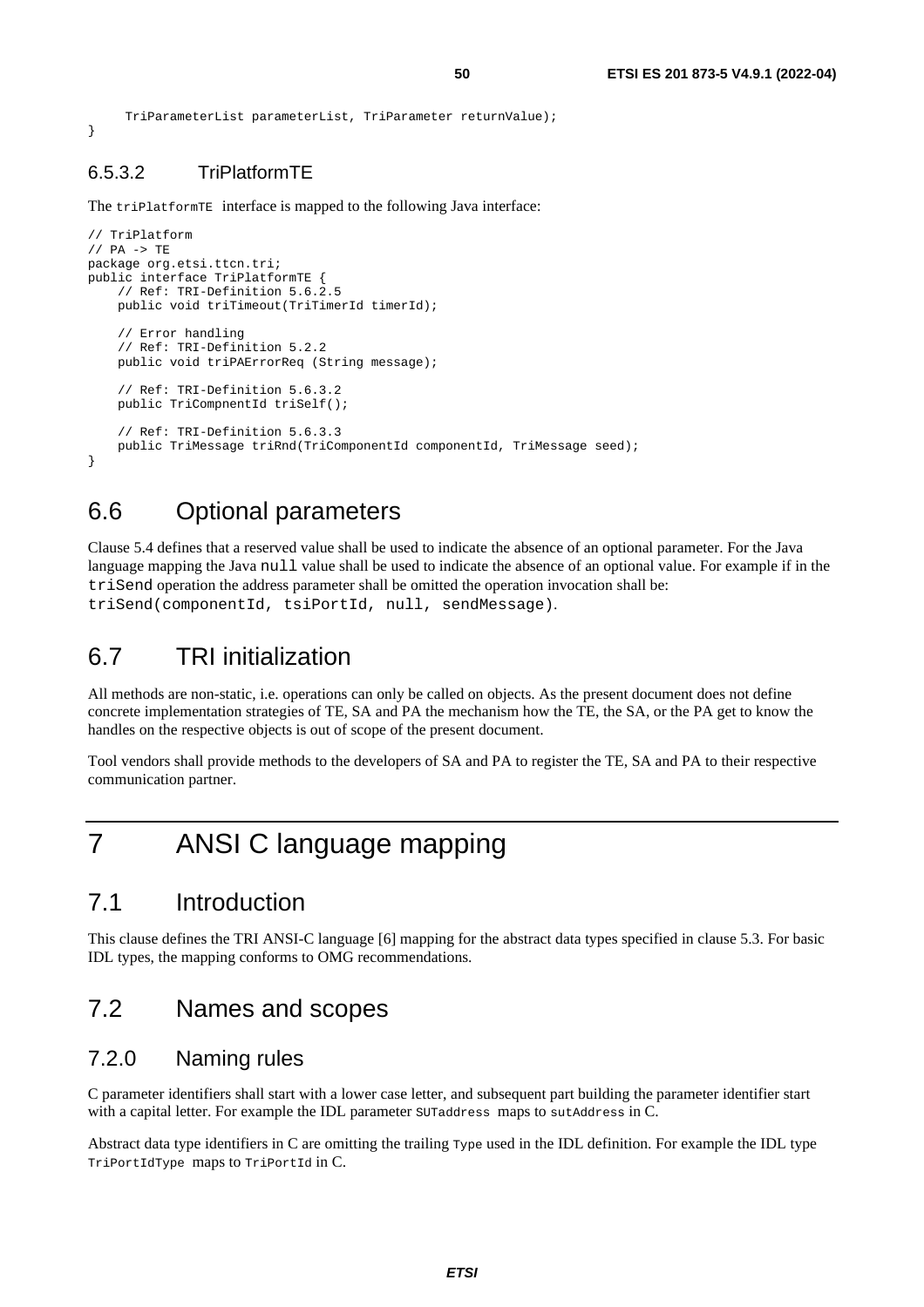```
    TriParameterList parameterList, TriParameter returnValue);
}
```

### 6.5.3.2 TriPlatformTE

The `triPlatformTE` interface is mapped to the following Java interface:

```
// TriPlatform
// PA -> TE
package org.etsi.ttcn.tri;
public interface TriPlatformTE {
    // Ref: TRI-Definition 5.6.2.5
    public void triTimeout(TriTimerId timerId);

    // Error handling
    // Ref: TRI-Definition 5.2.2
    public void triPAErrorReq (String message);

    // Ref: TRI-Definition 5.6.3.2
    public TriCompnentId triSelf();

    // Ref: TRI-Definition 5.6.3.3
    public TriMessage triRnd(TriComponentId componentId, TriMessage seed);
}
```

## 6.6 Optional parameters

Clause 5.4 defines that a reserved value shall be used to indicate the absence of an optional parameter. For the Java language mapping the Java `null` value shall be used to indicate the absence of an optional value. For example if in the `triSend` operation the address parameter shall be omitted the operation invocation shall be: `triSend(componentId, tsiPortId, null, sendMessage)`.

## 6.7 TRI initialization

All methods are non-static, i.e. operations can only be called on objects. As the present document does not define concrete implementation strategies of TE, SA and PA the mechanism how the TE, the SA, or the PA get to know the handles on the respective objects is out of scope of the present document.

Tool vendors shall provide methods to the developers of SA and PA to register the TE, SA and PA to their respective communication partner.

# 7 ANSI C language mapping

## 7.1 Introduction

This clause defines the TRI ANSI-C language [6] mapping for the abstract data types specified in clause 5.3. For basic IDL types, the mapping conforms to OMG recommendations.

## 7.2 Names and scopes

### 7.2.0 Naming rules

C parameter identifiers shall start with a lower case letter, and subsequent part building the parameter identifier start with a capital letter. For example the IDL parameter `SUTaddress` maps to `sutAddress` in C.

Abstract data type identifiers in C are omitting the trailing `Type` used in the IDL definition. For example the IDL type `TriPortIdType` maps to `TriPortId` in C.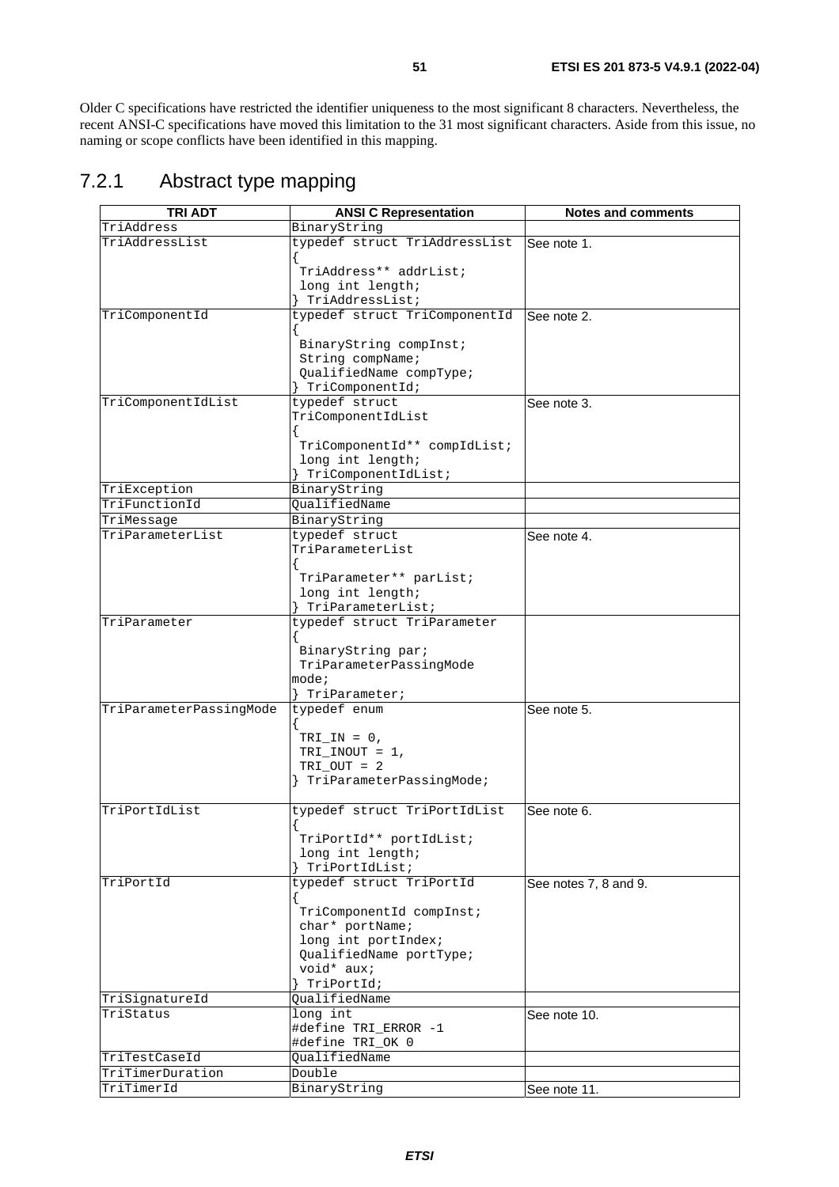Older C specifications have restricted the identifier uniqueness to the most significant 8 characters. Nevertheless, the recent ANSI-C specifications have moved this limitation to the 31 most significant characters. Aside from this issue, no naming or scope conflicts have been identified in this mapping.

## 7.2.1 Abstract type mapping

| TRI ADT | ANSI C Representation | Notes and comments |
|---|---|---|
| TriAddress | BinaryString | |
| TriAddressList | typedef struct TriAddressList<br>{<br>TriAddress** addrList;<br>long int length;<br>} TriAddressList; | See note 1. |
| TriComponentId | typedef struct TriComponentId<br>{<br>BinaryString compInst;<br>String compName;<br>QualifiedName compType;<br>} TriComponentId; | See note 2. |
| TriComponentIdList | typedef struct TriComponentIdList<br>{<br>TriComponentId** compIdList;<br>long int length;<br>} TriComponentIdList; | See note 3. |
| TriException | BinaryString | |
| TriFunctionId | QualifiedName | |
| TriMessage | BinaryString | |
| TriParameterList | typedef struct TriParameterList<br>{<br>TriParameter** parList;<br>long int length;<br>} TriParameterList; | See note 4. |
| TriParameter | typedef struct TriParameter<br>{<br>BinaryString par;<br>TriParameterPassingMode mode;<br>} TriParameter; | |
| TriParameterPassingMode | typedef enum<br>{<br>TRI_IN = 0,<br>TRI_INOUT = 1,<br>TRI_OUT = 2<br>} TriParameterPassingMode; | See note 5. |
| TriPortIdList | typedef struct TriPortIdList<br>{<br>TriPortId** portIdList;<br>long int length;<br>} TriPortIdList; | See note 6. |
| TriPortId | typedef struct TriPortId<br>{<br>TriComponentId compInst;<br>char* portName;<br>long int portIndex;<br>QualifiedName portType;<br>void* aux;<br>} TriPortId; | See notes 7, 8 and 9. |
| TriSignatureId | QualifiedName | |
| TriStatus | long int<br>#define TRI_ERROR -1<br>#define TRI_OK 0 | See note 10. |
| TriTestCaseId | QualifiedName | |
| TriTimerDuration | Double | |
| TriTimerId | BinaryString | See note 11. |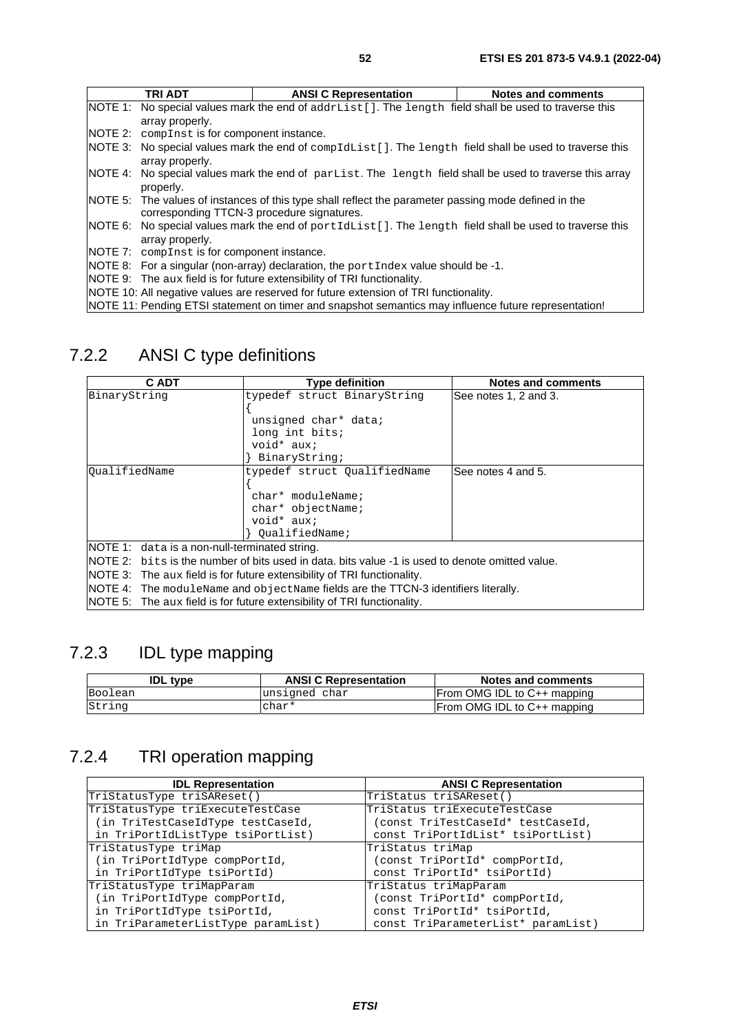| TRI ADT | ANSI C Representation | Notes and comments |
|---|---|---|
| NOTE 1: No special values mark the end of addrList[]. The length field shall be used to traverse this array properly. | | |
| NOTE 2: compInst is for component instance. | | |
| NOTE 3: No special values mark the end of compIdList[]. The length field shall be used to traverse this array properly. | | |
| NOTE 4: No special values mark the end of parList. The length field shall be used to traverse this array properly. | | |
| NOTE 5: The values of instances of this type shall reflect the parameter passing mode defined in the corresponding TTCN-3 procedure signatures. | | |
| NOTE 6: No special values mark the end of portIdList[]. The length field shall be used to traverse this array properly. | | |
| NOTE 7: compInst is for component instance. | | |
| NOTE 8: For a singular (non-array) declaration, the portIndex value should be -1. | | |
| NOTE 9: The aux field is for future extensibility of TRI functionality. | | |
| NOTE 10: All negative values are reserved for future extension of TRI functionality. | | |
| NOTE 11: Pending ETSI statement on timer and snapshot semantics may influence future representation! | | |

## 7.2.2 ANSI C type definitions

| C ADT | Type definition | Notes and comments |
|---|---|---|
| BinaryString | typedef struct BinaryString<br>{<br>unsigned char* data;<br>long int bits;<br>void* aux;<br>} BinaryString; | See notes 1, 2 and 3. |
| QualifiedName | typedef struct QualifiedName<br>{<br>char* moduleName;<br>char* objectName;<br>void* aux;<br>} QualifiedName; | See notes 4 and 5. |
| NOTE 1: data is a non-null-terminated string. | | |
| NOTE 2: bits is the number of bits used in data. bits value -1 is used to denote omitted value. | | |
| NOTE 3: The aux field is for future extensibility of TRI functionality. | | |
| NOTE 4: The moduleName and objectName fields are the TTCN-3 identifiers literally. | | |
| NOTE 5: The aux field is for future extensibility of TRI functionality. | | |

## 7.2.3 IDL type mapping

| IDL type | ANSI C Representation | Notes and comments |
|---|---|---|
| Boolean | unsigned char | From OMG IDL to C++ mapping |
| String | char* | From OMG IDL to C++ mapping |

## 7.2.4 TRI operation mapping

| IDL Representation | ANSI C Representation |
|---|---|
| TriStatusType triSAReset() | TriStatus triSAReset() |
| TriStatusType triExecuteTestCase<br>(in TriTestCaseIdType testCaseId,<br>in TriPortIdListType tsiPortList) | TriStatus triExecuteTestCase<br>(const TriTestCaseId* testCaseId,<br>const TriPortIdList* tsiPortList) |
| TriStatusType triMap<br>(in TriPortIdType compPortId,<br>in TriPortIdType tsiPortId) | TriStatus triMap<br>(const TriPortId* compPortId,<br>const TriPortId* tsiPortId) |
| TriStatusType triMapParam<br>(in TriPortIdType compPortId,<br>in TriPortIdType tsiPortId,<br>in TriParameterListType paramList) | TriStatus triMapParam<br>(const TriPortId* compPortId,<br>const TriPortId* tsiPortId,<br>const TriParameterList* paramList) |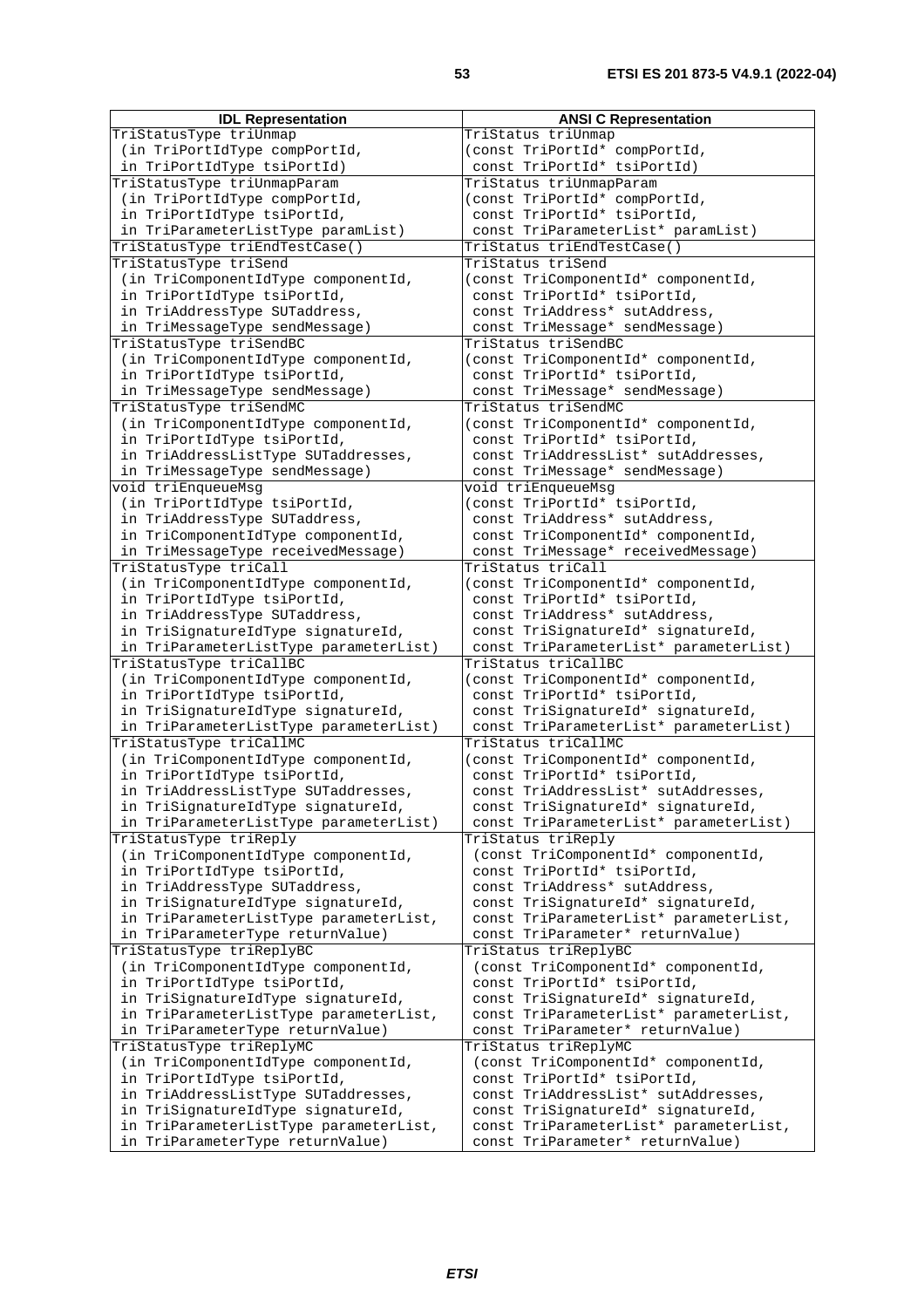| IDL Representation | ANSI C Representation |
|---|---|
| TriStatusType triUnmap (in TriPortIdType compPortId, in TriPortIdType tsiPortId) | TriStatus triUnmap (const TriPortId* compPortId, const TriPortId* tsiPortId) |
| TriStatusType triUnmapParam (in TriPortIdType compPortId, in TriPortIdType tsiPortId, in TriParameterListType paramList) | TriStatus triUnmapParam (const TriPortId* compPortId, const TriPortId* tsiPortId, const TriParameterList* paramList) |
| TriStatusType triEndTestCase() | TriStatus triEndTestCase() |
| TriStatusType triSend (in TriComponentIdType componentId, in TriPortIdType tsiPortId, in TriAddressType SUTaddress, in TriMessageType sendMessage) | TriStatus triSend (const TriComponentId* componentId, const TriPortId* tsiPortId, const TriAddress* sutAddress, const TriMessage* sendMessage) |
| TriStatusType triSendBC (in TriComponentIdType componentId, in TriPortIdType tsiPortId, in TriMessageType sendMessage) | TriStatus triSendBC (const TriComponentId* componentId, const TriPortId* tsiPortId, const TriMessage* sendMessage) |
| TriStatusType triSendMC (in TriComponentIdType componentId, in TriPortIdType tsiPortId, in TriAddressListType SUTaddresses, in TriMessageType sendMessage) | TriStatus triSendMC (const TriComponentId* componentId, const TriPortId* tsiPortId, const TriAddressList* sutAddresses, const TriMessage* sendMessage) |
| void triEnqueueMsg (in TriPortIdType tsiPortId, in TriAddressType SUTaddress, in TriComponentIdType componentId, in TriMessageType receivedMessage) | void triEnqueueMsg (const TriPortId* tsiPortId, const TriAddress* sutAddress, const TriComponentId* componentId, const TriMessage* receivedMessage) |
| TriStatusType triCall (in TriComponentIdType componentId, in TriPortIdType tsiPortId, in TriAddressType SUTaddress, in TriSignatureIdType signatureId, in TriParameterListType parameterList) | TriStatus triCall (const TriComponentId* componentId, const TriPortId* tsiPortId, const TriAddress* sutAddress, const TriSignatureId* signatureId, const TriParameterList* parameterList) |
| TriStatusType triCallBC (in TriComponentIdType componentId, in TriPortIdType tsiPortId, in TriSignatureIdType signatureId, in TriParameterListType parameterList) | TriStatus triCallBC (const TriComponentId* componentId, const TriPortId* tsiPortId, const TriSignatureId* signatureId, const TriParameterList* parameterList) |
| TriStatusType triCallMC (in TriComponentIdType componentId, in TriPortIdType tsiPortId, in TriAddressListType SUTaddresses, in TriSignatureIdType signatureId, in TriParameterListType parameterList) | TriStatus triCallMC (const TriComponentId* componentId, const TriPortId* tsiPortId, const TriAddressList* sutAddresses, const TriSignatureId* signatureId, const TriParameterList* parameterList) |
| TriStatusType triReply (in TriComponentIdType componentId, in TriPortIdType tsiPortId, in TriAddressType SUTaddress, in TriSignatureIdType signatureId, in TriParameterListType parameterList, in TriParameterType returnValue) | TriStatus triReply (const TriComponentId* componentId, const TriPortId* tsiPortId, const TriAddress* sutAddress, const TriSignatureId* signatureId, const TriParameterList* parameterList, const TriParameter* returnValue) |
| TriStatusType triReplyBC (in TriComponentIdType componentId, in TriPortIdType tsiPortId, in TriSignatureIdType signatureId, in TriParameterListType parameterList, in TriParameterType returnValue) | TriStatus triReplyBC (const TriComponentId* componentId, const TriPortId* tsiPortId, const TriSignatureId* signatureId, const TriParameterList* parameterList, const TriParameter* returnValue) |
| TriStatusType triReplyMC (in TriComponentIdType componentId, in TriPortIdType tsiPortId, in TriAddressListType SUTaddresses, in TriSignatureIdType signatureId, in TriParameterListType parameterList, in TriParameterType returnValue) | TriStatus triReplyMC (const TriComponentId* componentId, const TriPortId* tsiPortId, const TriAddressList* sutAddresses, const TriSignatureId* signatureId, const TriParameterList* parameterList, const TriParameter* returnValue) |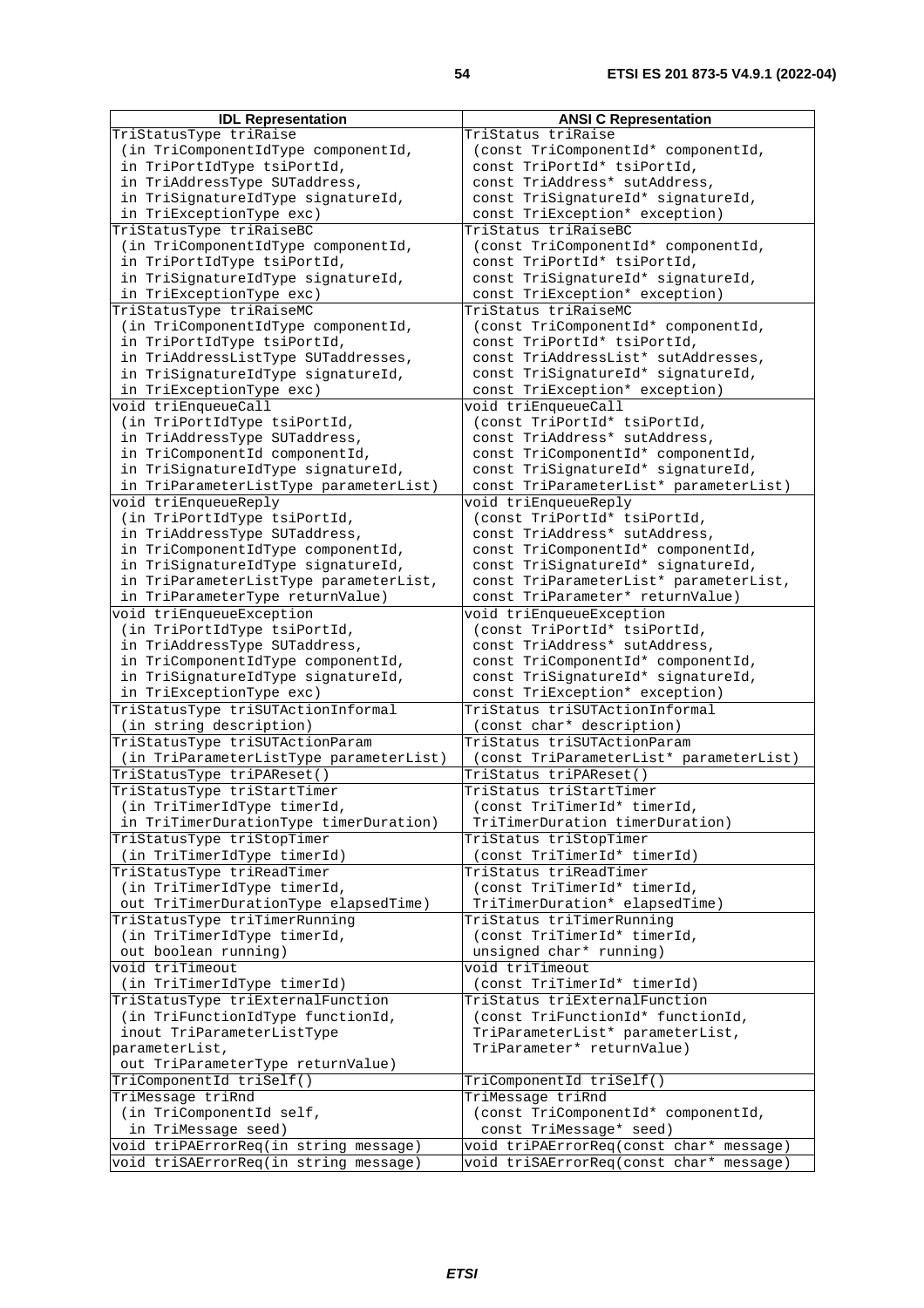| IDL Representation | ANSI C Representation |
|---|---|
| TriStatusType triRaise (in TriComponentIdType componentId, in TriPortIdType tsiPortId, in TriAddressType SUTaddress, in TriSignatureIdType signatureId, in TriExceptionType exc) | TriStatus triRaise (const TriComponentId* componentId, const TriPortId* tsiPortId, const TriAddress* sutAddress, const TriSignatureId* signatureId, const TriException* exception) |
| TriStatusType triRaiseBC (in TriComponentIdType componentId, in TriPortIdType tsiPortId, in TriSignatureIdType signatureId, in TriExceptionType exc) | TriStatus triRaiseBC (const TriComponentId* componentId, const TriPortId* tsiPortId, const TriSignatureId* signatureId, const TriException* exception) |
| TriStatusType triRaiseMC (in TriComponentIdType componentId, in TriPortIdType tsiPortId, in TriAddressListType SUTaddresses, in TriSignatureIdType signatureId, in TriExceptionType exc) | TriStatus triRaiseMC (const TriComponentId* componentId, const TriPortId* tsiPortId, const TriAddressList* sutAddresses, const TriSignatureId* signatureId, const TriException* exception) |
| void triEnqueueCall (in TriPortIdType tsiPortId, in TriAddressType SUTaddress, in TriComponentId componentId, in TriSignatureIdType signatureId, in TriParameterListType parameterList) | void triEnqueueCall (const TriPortId* tsiPortId, const TriAddress* sutAddress, const TriComponentId* componentId, const TriSignatureId* signatureId, const TriParameterList* parameterList) |
| void triEnqueueReply (in TriPortIdType tsiPortId, in TriAddressType SUTaddress, in TriComponentIdType componentId, in TriSignatureIdType signatureId, in TriParameterListType parameterList, in TriParameterType returnValue) | void triEnqueueReply (const TriPortId* tsiPortId, const TriAddress* sutAddress, const TriComponentId* componentId, const TriSignatureId* signatureId, const TriParameterList* parameterList, const TriParameter* returnValue) |
| void triEnqueueException (in TriPortIdType tsiPortId, in TriAddressType SUTaddress, in TriComponentIdType componentId, in TriSignatureIdType signatureId, in TriExceptionType exc) | void triEnqueueException (const TriPortId* tsiPortId, const TriAddress* sutAddress, const TriComponentId* componentId, const TriSignatureId* signatureId, const TriException* exception) |
| TriStatusType triSUTActionInformal (in string description) | TriStatus triSUTActionInformal (const char* description) |
| TriStatusType triSUTActionParam (in TriParameterListType parameterList) | TriStatus triSUTActionParam (const TriParameterList* parameterList) |
| TriStatusType triPAReset() | TriStatus triPAReset() |
| TriStatusType triStartTimer (in TriTimerIdType timerId, in TriTimerDurationType timerDuration) | TriStatus triStartTimer (const TriTimerId* timerId, TriTimerDuration timerDuration) |
| TriStatusType triStopTimer (in TriTimerIdType timerId) | TriStatus triStopTimer (const TriTimerId* timerId) |
| TriStatusType triReadTimer (in TriTimerIdType timerId, out TriTimerDurationType elapsedTime) | TriStatus triReadTimer (const TriTimerId* timerId, TriTimerDuration* elapsedTime) |
| TriStatusType triTimerRunning (in TriTimerIdType timerId, out boolean running) | TriStatus triTimerRunning (const TriTimerId* timerId, unsigned char* running) |
| void triTimeout (in TriTimerIdType timerId) | void triTimeout (const TriTimerId* timerId) |
| TriStatusType triExternalFunction (in TriFunctionIdType functionId, inout TriParameterListType parameterList, out TriParameterType returnValue) | TriStatus triExternalFunction (const TriFunctionId* functionId, TriParameterList* parameterList, TriParameter* returnValue) |
| TriComponentId triSelf() | TriComponentId triSelf() |
| TriMessage triRnd (in TriComponentId self, in TriMessage seed) | TriMessage triRnd (const TriComponentId* componentId, const TriMessage* seed) |
| void triPAErrorReq(in string message) | void triPAErrorReq(const char* message) |
| void triSAErrorReq(in string message) | void triSAErrorReq(const char* message) |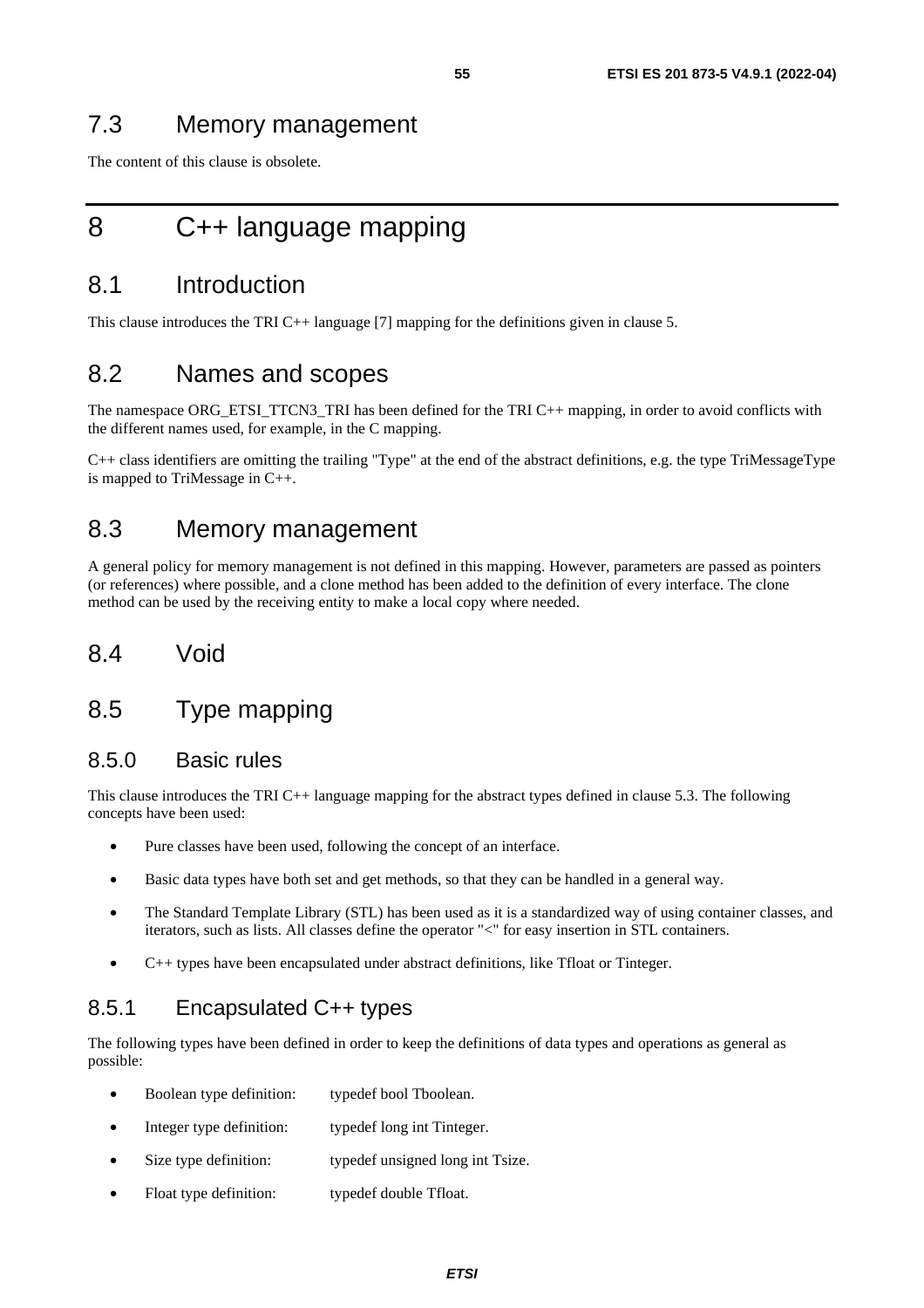## 7.3 Memory management

The content of this clause is obsolete.

# 8 C++ language mapping

## 8.1 Introduction

This clause introduces the TRI C++ language [7] mapping for the definitions given in clause 5.

## 8.2 Names and scopes

The namespace ORG_ETSI_TTCN3_TRI has been defined for the TRI C++ mapping, in order to avoid conflicts with the different names used, for example, in the C mapping.

C++ class identifiers are omitting the trailing "Type" at the end of the abstract definitions, e.g. the type TriMessageType is mapped to TriMessage in C++.

## 8.3 Memory management

A general policy for memory management is not defined in this mapping. However, parameters are passed as pointers (or references) where possible, and a clone method has been added to the definition of every interface. The clone method can be used by the receiving entity to make a local copy where needed.

## 8.4 Void

## 8.5 Type mapping

### 8.5.0 Basic rules

This clause introduces the TRI C++ language mapping for the abstract types defined in clause 5.3. The following concepts have been used:

- Pure classes have been used, following the concept of an interface.
- Basic data types have both set and get methods, so that they can be handled in a general way.
- The Standard Template Library (STL) has been used as it is a standardized way of using container classes, and iterators, such as lists. All classes define the operator "<" for easy insertion in STL containers.
- C++ types have been encapsulated under abstract definitions, like Tfloat or Tinteger.

### 8.5.1 Encapsulated C++ types

The following types have been defined in order to keep the definitions of data types and operations as general as possible:

- Boolean type definition: typedef bool Tboolean.
- Integer type definition: typedef long int Tinteger.
- Size type definition: typedef unsigned long int Tsize.
- Float type definition: typedef double Tfloat.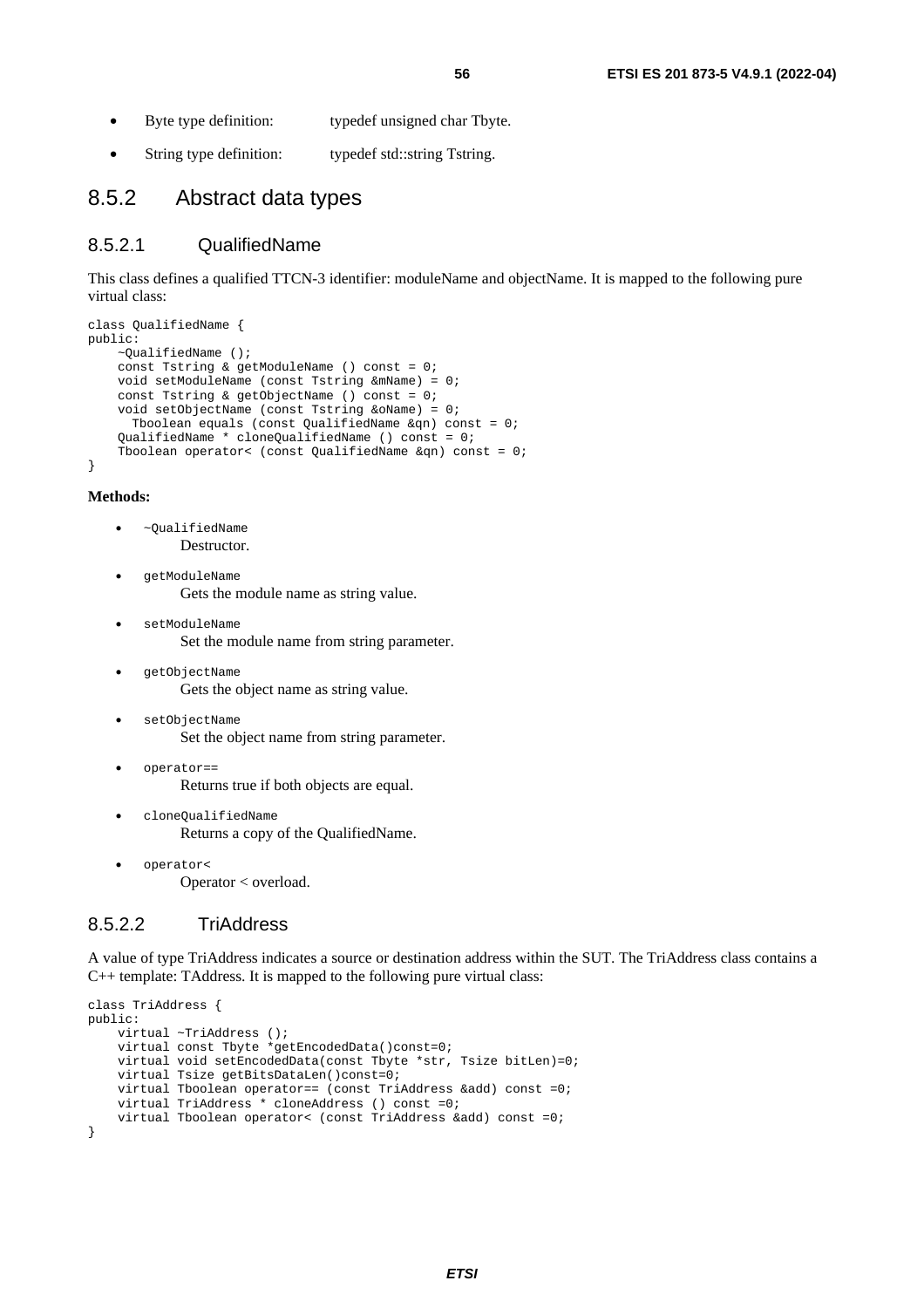- Byte type definition: typedef unsigned char Tbyte.
- String type definition: typedef std::string Tstring.

## 8.5.2 Abstract data types

### 8.5.2.1 QualifiedName

This class defines a qualified TTCN-3 identifier: moduleName and objectName. It is mapped to the following pure virtual class:

```
class QualifiedName {
public:
    ~QualifiedName ();
    const Tstring & getModuleName () const = 0;
    void setModuleName (const Tstring &mName) = 0;
    const Tstring & getObjectName () const = 0;
    void setObjectName (const Tstring &oName) = 0;
      Tboolean equals (const QualifiedName &qn) const = 0;
    QualifiedName * cloneQualifiedName () const = 0;
    Tboolean operator< (const QualifiedName &qn) const = 0;
}
```

**Methods:**

- `~QualifiedName`
  Destructor.
- `getModuleName`
  Gets the module name as string value.
- `setModuleName`
  Set the module name from string parameter.
- `getObjectName`
  Gets the object name as string value.
- `setObjectName`
  Set the object name from string parameter.
- `operator==`
  Returns true if both objects are equal.
- `cloneQualifiedName`
  Returns a copy of the QualifiedName.
- `operator<`
  Operator < overload.

### 8.5.2.2 TriAddress

A value of type TriAddress indicates a source or destination address within the SUT. The TriAddress class contains a C++ template: TAddress. It is mapped to the following pure virtual class:

```
class TriAddress {
public:
    virtual ~TriAddress ();
    virtual const Tbyte *getEncodedData()const=0;
    virtual void setEncodedData(const Tbyte *str, Tsize bitLen)=0;
    virtual Tsize getBitsDataLen()const=0;
    virtual Tboolean operator== (const TriAddress &add) const =0;
    virtual TriAddress * cloneAddress () const =0;
    virtual Tboolean operator< (const TriAddress &add) const =0;
}
```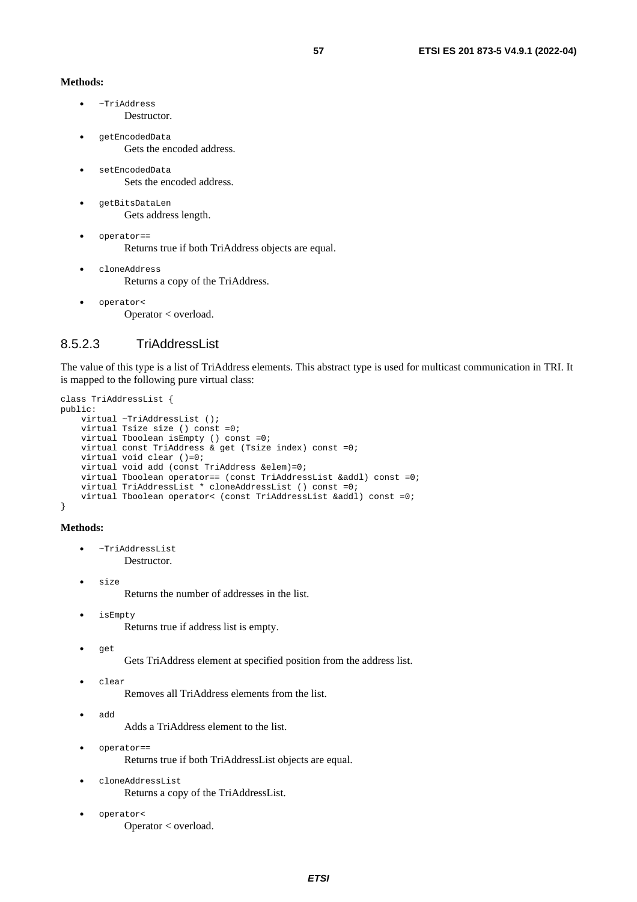**Methods:**

- `~TriAddress`
  Destructor.
- `getEncodedData`
  Gets the encoded address.
- `setEncodedData`
  Sets the encoded address.
- `getBitsDataLen`
  Gets address length.
- `operator==`
  Returns true if both TriAddress objects are equal.
- `cloneAddress`
  Returns a copy of the TriAddress.
- `operator<`
  Operator < overload.

### 8.5.2.3 TriAddressList

The value of this type is a list of TriAddress elements. This abstract type is used for multicast communication in TRI. It is mapped to the following pure virtual class:

```
class TriAddressList {
public:
    virtual ~TriAddressList ();
    virtual Tsize size () const =0;
    virtual Tboolean isEmpty () const =0;
    virtual const TriAddress & get (Tsize index) const =0;
    virtual void clear ()=0;
    virtual void add (const TriAddress &elem)=0;
    virtual Tboolean operator== (const TriAddressList &addl) const =0;
    virtual TriAddressList * cloneAddressList () const =0;
    virtual Tboolean operator< (const TriAddressList &addl) const =0;
}
```

**Methods:**

- `~TriAddressList`
  Destructor.
- `size`
  Returns the number of addresses in the list.
- `isEmpty`
  Returns true if address list is empty.
- `get`
  Gets TriAddress element at specified position from the address list.
- `clear`
  Removes all TriAddress elements from the list.
- `add`
  Adds a TriAddress element to the list.
- `operator==`
  Returns true if both TriAddressList objects are equal.
- `cloneAddressList`
  Returns a copy of the TriAddressList.
- `operator<`
  Operator < overload.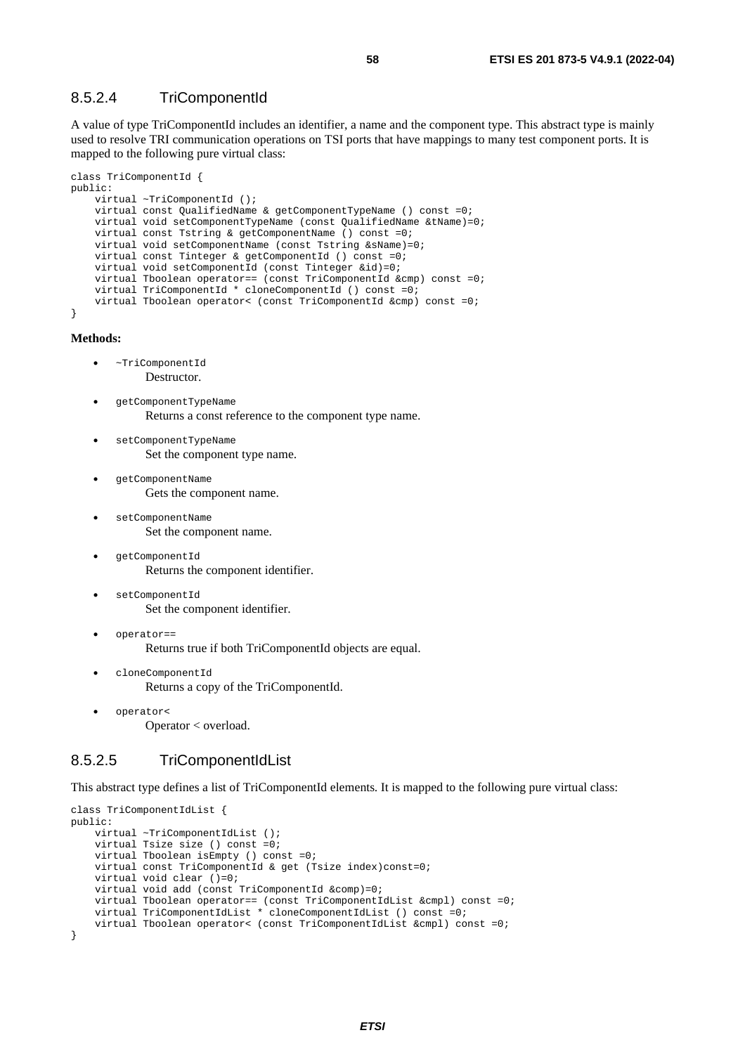### 8.5.2.4 TriComponentId

A value of type TriComponentId includes an identifier, a name and the component type. This abstract type is mainly used to resolve TRI communication operations on TSI ports that have mappings to many test component ports. It is mapped to the following pure virtual class:

```
class TriComponentId {
public:
    virtual ~TriComponentId ();
    virtual const QualifiedName & getComponentTypeName () const =0;
    virtual void setComponentTypeName (const QualifiedName &tName)=0;
    virtual const Tstring & getComponentName () const =0;
    virtual void setComponentName (const Tstring &sName)=0;
    virtual const Tinteger & getComponentId () const =0;
    virtual void setComponentId (const Tinteger &id)=0;
    virtual Tboolean operator== (const TriComponentId &cmp) const =0;
    virtual TriComponentId * cloneComponentId () const =0;
    virtual Tboolean operator< (const TriComponentId &cmp) const =0;
}
```

**Methods:**

- `~TriComponentId`
  Destructor.
- `getComponentTypeName`
  Returns a const reference to the component type name.
- `setComponentTypeName`
  Set the component type name.
- `getComponentName`
  Gets the component name.
- `setComponentName`
  Set the component name.
- `getComponentId`
  Returns the component identifier.
- `setComponentId`
  Set the component identifier.
- `operator==`
  Returns true if both TriComponentId objects are equal.
- `cloneComponentId`
  Returns a copy of the TriComponentId.
- `operator<`
  Operator < overload.

### 8.5.2.5 TriComponentIdList

This abstract type defines a list of TriComponentId elements. It is mapped to the following pure virtual class:

```
class TriComponentIdList {
public:
    virtual ~TriComponentIdList ();
    virtual Tsize size () const =0;
    virtual Tboolean isEmpty () const =0;
    virtual const TriComponentId & get (Tsize index)const=0;
    virtual void clear ()=0;
    virtual void add (const TriComponentId &comp)=0;
    virtual Tboolean operator== (const TriComponentIdList &cmpl) const =0;
    virtual TriComponentIdList * cloneComponentIdList () const =0;
    virtual Tboolean operator< (const TriComponentIdList &cmpl) const =0;
}
```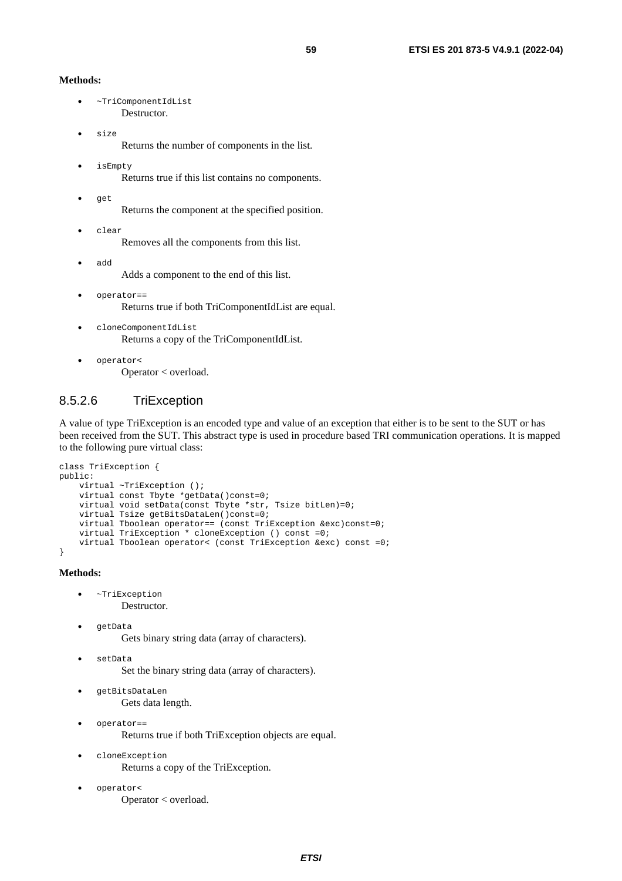**Methods:**

- `~TriComponentIdList`
  Destructor.
- `size`
  Returns the number of components in the list.
- `isEmpty`
  Returns true if this list contains no components.
- `get`
  Returns the component at the specified position.
- `clear`
  Removes all the components from this list.
- `add`
  Adds a component to the end of this list.
- `operator==`
  Returns true if both TriComponentIdList are equal.
- `cloneComponentIdList`
  Returns a copy of the TriComponentIdList.
- `operator<`
  Operator < overload.

#### 8.5.2.6 TriException

A value of type TriException is an encoded type and value of an exception that either is to be sent to the SUT or has been received from the SUT. This abstract type is used in procedure based TRI communication operations. It is mapped to the following pure virtual class:

```
class TriException {
public:
    virtual ~TriException ();
    virtual const Tbyte *getData()const=0;
    virtual void setData(const Tbyte *str, Tsize bitLen)=0;
    virtual Tsize getBitsDataLen()const=0;
    virtual Tboolean operator== (const TriException &exc)const=0;
    virtual TriException * cloneException () const =0;
    virtual Tboolean operator< (const TriException &exc) const =0;
}
```

**Methods:**

- `~TriException`
  Destructor.
- `getData`
  Gets binary string data (array of characters).
- `setData`
  Set the binary string data (array of characters).
- `getBitsDataLen`
  Gets data length.
- `operator==`
  Returns true if both TriException objects are equal.
- `cloneException`
  Returns a copy of the TriException.
- `operator<`
  Operator < overload.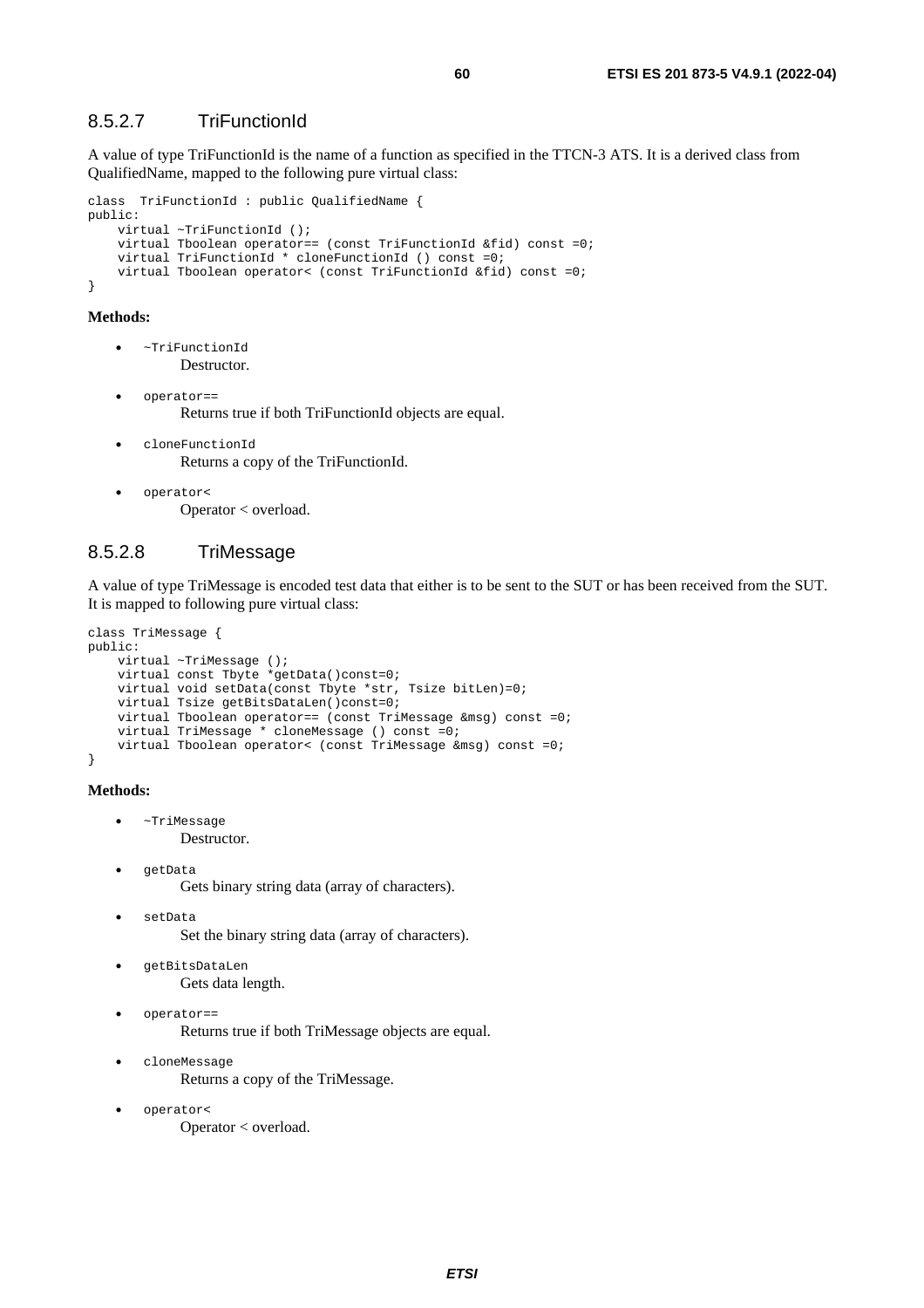### 8.5.2.7 TriFunctionId

A value of type TriFunctionId is the name of a function as specified in the TTCN-3 ATS. It is a derived class from QualifiedName, mapped to the following pure virtual class:

```
class  TriFunctionId : public QualifiedName {
public:
    virtual ~TriFunctionId ();
    virtual Tboolean operator== (const TriFunctionId &fid) const =0;
    virtual TriFunctionId * cloneFunctionId () const =0;
    virtual Tboolean operator< (const TriFunctionId &fid) const =0;
}
```

**Methods:**

- `~TriFunctionId`
  Destructor.
- `operator==`
  Returns true if both TriFunctionId objects are equal.
- `cloneFunctionId`
  Returns a copy of the TriFunctionId.
- `operator<`
  Operator < overload.

### 8.5.2.8 TriMessage

A value of type TriMessage is encoded test data that either is to be sent to the SUT or has been received from the SUT. It is mapped to following pure virtual class:

```
class TriMessage {
public:
    virtual ~TriMessage ();
    virtual const Tbyte *getData()const=0;
    virtual void setData(const Tbyte *str, Tsize bitLen)=0;
    virtual Tsize getBitsDataLen()const=0;
    virtual Tboolean operator== (const TriMessage &msg) const =0;
    virtual TriMessage * cloneMessage () const =0;
    virtual Tboolean operator< (const TriMessage &msg) const =0;
}
```

**Methods:**

- `~TriMessage`
  Destructor.
- `getData`
  Gets binary string data (array of characters).
- `setData`
  Set the binary string data (array of characters).
- `getBitsDataLen`
  Gets data length.
- `operator==`
  Returns true if both TriMessage objects are equal.
- `cloneMessage`
  Returns a copy of the TriMessage.
- `operator<`
  Operator < overload.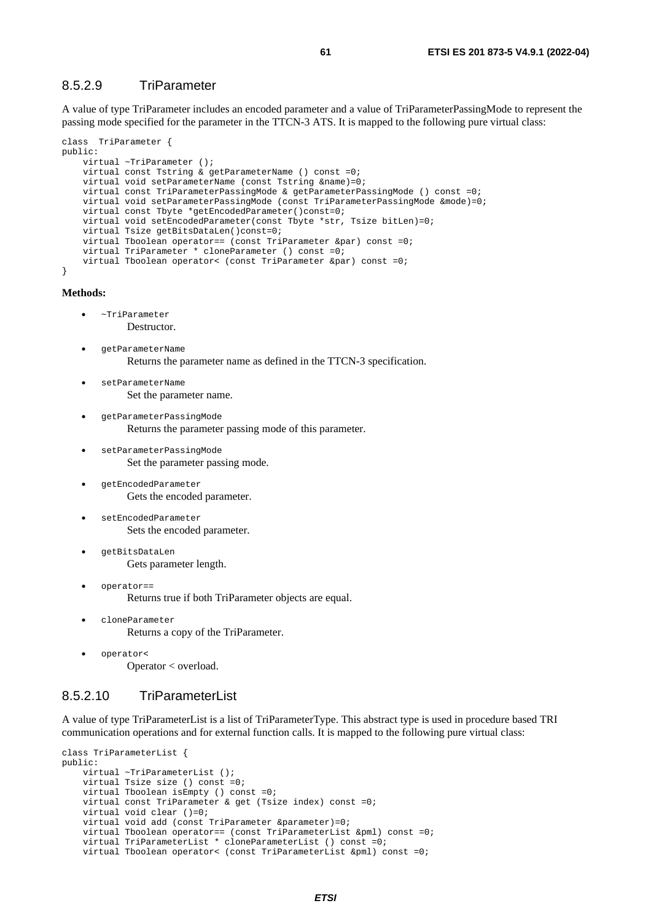### 8.5.2.9 TriParameter

A value of type TriParameter includes an encoded parameter and a value of TriParameterPassingMode to represent the passing mode specified for the parameter in the TTCN-3 ATS. It is mapped to the following pure virtual class:

```
class  TriParameter {
public:
    virtual ~TriParameter ();
    virtual const Tstring & getParameterName () const =0;
    virtual void setParameterName (const Tstring &name)=0;
    virtual const TriParameterPassingMode & getParameterPassingMode () const =0;
    virtual void setParameterPassingMode (const TriParameterPassingMode &mode)=0;
    virtual const Tbyte *getEncodedParameter()const=0;
    virtual void setEncodedParameter(const Tbyte *str, Tsize bitLen)=0;
    virtual Tsize getBitsDataLen()const=0;
    virtual Tboolean operator== (const TriParameter &par) const =0;
    virtual TriParameter * cloneParameter () const =0;
    virtual Tboolean operator< (const TriParameter &par) const =0;
}
```

**Methods:**

- `~TriParameter`
  Destructor.
- `getParameterName`
  Returns the parameter name as defined in the TTCN-3 specification.
- `setParameterName`
  Set the parameter name.
- `getParameterPassingMode`
  Returns the parameter passing mode of this parameter.
- `setParameterPassingMode`
  Set the parameter passing mode.
- `getEncodedParameter`
  Gets the encoded parameter.
- `setEncodedParameter`
  Sets the encoded parameter.
- `getBitsDataLen`
  Gets parameter length.
- `operator==`
  Returns true if both TriParameter objects are equal.
- `cloneParameter`
  Returns a copy of the TriParameter.
- `operator<`
  Operator < overload.

### 8.5.2.10 TriParameterList

A value of type TriParameterList is a list of TriParameterType. This abstract type is used in procedure based TRI communication operations and for external function calls. It is mapped to the following pure virtual class:

```
class TriParameterList {
public:
    virtual ~TriParameterList ();
    virtual Tsize size () const =0;
    virtual Tboolean isEmpty () const =0;
    virtual const TriParameter & get (Tsize index) const =0;
    virtual void clear ()=0;
    virtual void add (const TriParameter &parameter)=0;
    virtual Tboolean operator== (const TriParameterList &pml) const =0;
    virtual TriParameterList * cloneParameterList () const =0;
    virtual Tboolean operator< (const TriParameterList &pml) const =0;
```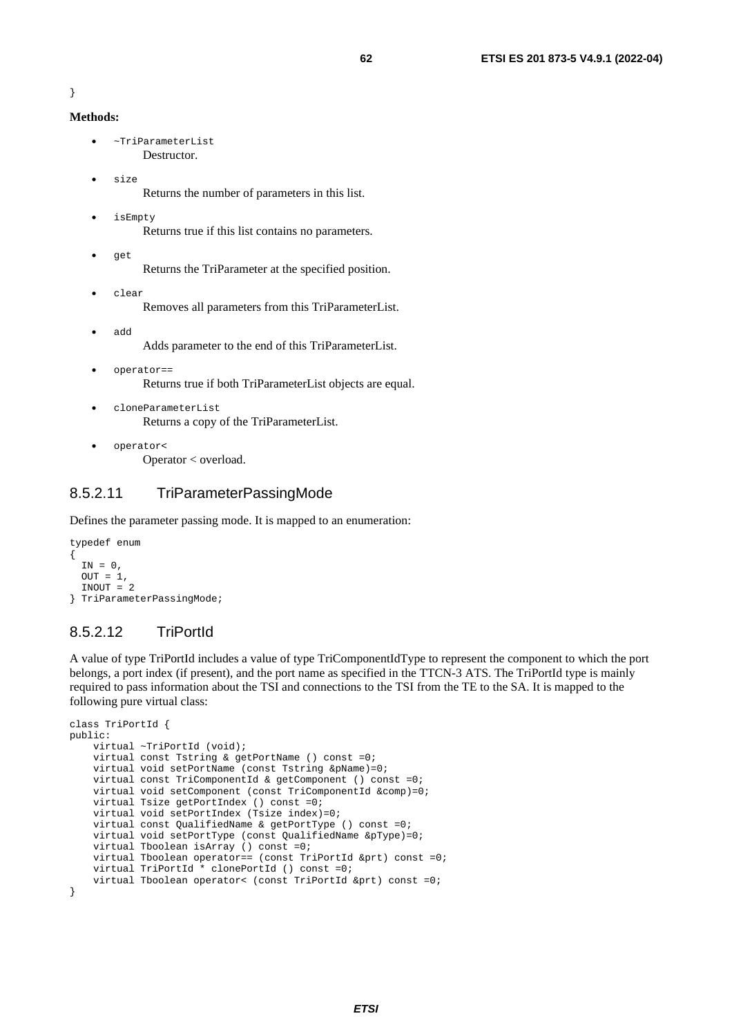```
}
```

**Methods:**

- `~TriParameterList`
  Destructor.
- `size`
  Returns the number of parameters in this list.
- `isEmpty`
  Returns true if this list contains no parameters.
- `get`
  Returns the TriParameter at the specified position.
- `clear`
  Removes all parameters from this TriParameterList.
- `add`
  Adds parameter to the end of this TriParameterList.
- `operator==`
  Returns true if both TriParameterList objects are equal.
- `cloneParameterList`
  Returns a copy of the TriParameterList.
- `operator<`
  Operator < overload.

### 8.5.2.11 TriParameterPassingMode

Defines the parameter passing mode. It is mapped to an enumeration:

```
typedef enum
{
  IN = 0,
  OUT = 1,
  INOUT = 2
} TriParameterPassingMode;
```

### 8.5.2.12 TriPortId

A value of type TriPortId includes a value of type TriComponentIdType to represent the component to which the port belongs, a port index (if present), and the port name as specified in the TTCN-3 ATS. The TriPortId type is mainly required to pass information about the TSI and connections to the TSI from the TE to the SA. It is mapped to the following pure virtual class:

```
class TriPortId {
public:
    virtual ~TriPortId (void);
    virtual const Tstring & getPortName () const =0;
    virtual void setPortName (const Tstring &pName)=0;
    virtual const TriComponentId & getComponent () const =0;
    virtual void setComponent (const TriComponentId &comp)=0;
    virtual Tsize getPortIndex () const =0;
    virtual void setPortIndex (Tsize index)=0;
    virtual const QualifiedName & getPortType () const =0;
    virtual void setPortType (const QualifiedName &pType)=0;
    virtual Tboolean isArray () const =0;
    virtual Tboolean operator== (const TriPortId &prt) const =0;
    virtual TriPortId * clonePortId () const =0;
    virtual Tboolean operator< (const TriPortId &prt) const =0;
}
```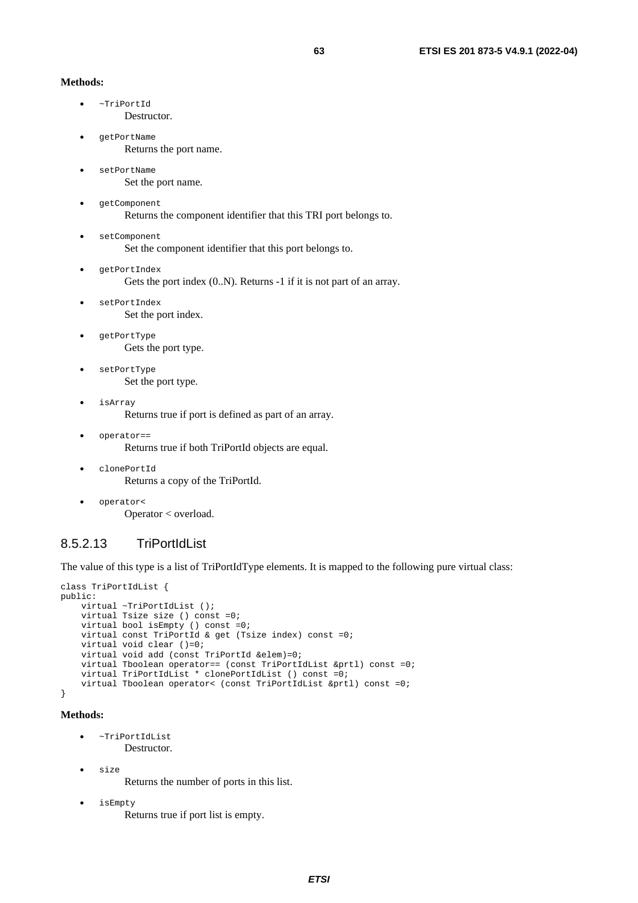**Methods:**

- `~TriPortId`
  Destructor.

- `getPortName`
  Returns the port name.

- `setPortName`
  Set the port name.

- `getComponent`
  Returns the component identifier that this TRI port belongs to.

- `setComponent`
  Set the component identifier that this port belongs to.

- `getPortIndex`
  Gets the port index (0..N). Returns -1 if it is not part of an array.

- `setPortIndex`
  Set the port index.

- `getPortType`
  Gets the port type.

- `setPortType`
  Set the port type.

- `isArray`
  Returns true if port is defined as part of an array.

- `operator==`
  Returns true if both TriPortId objects are equal.

- `clonePortId`
  Returns a copy of the TriPortId.

- `operator<`
  Operator < overload.

### 8.5.2.13 TriPortIdList

The value of this type is a list of TriPortIdType elements. It is mapped to the following pure virtual class:

```
class TriPortIdList {
public:
    virtual ~TriPortIdList ();
    virtual Tsize size () const =0;
    virtual bool isEmpty () const =0;
    virtual const TriPortId & get (Tsize index) const =0;
    virtual void clear ()=0;
    virtual void add (const TriPortId &elem)=0;
    virtual Tboolean operator== (const TriPortIdList &prtl) const =0;
    virtual TriPortIdList * clonePortIdList () const =0;
    virtual Tboolean operator< (const TriPortIdList &prtl) const =0;
}
```

**Methods:**

- `~TriPortIdList`
  Destructor.

- `size`
  Returns the number of ports in this list.

- `isEmpty`
  Returns true if port list is empty.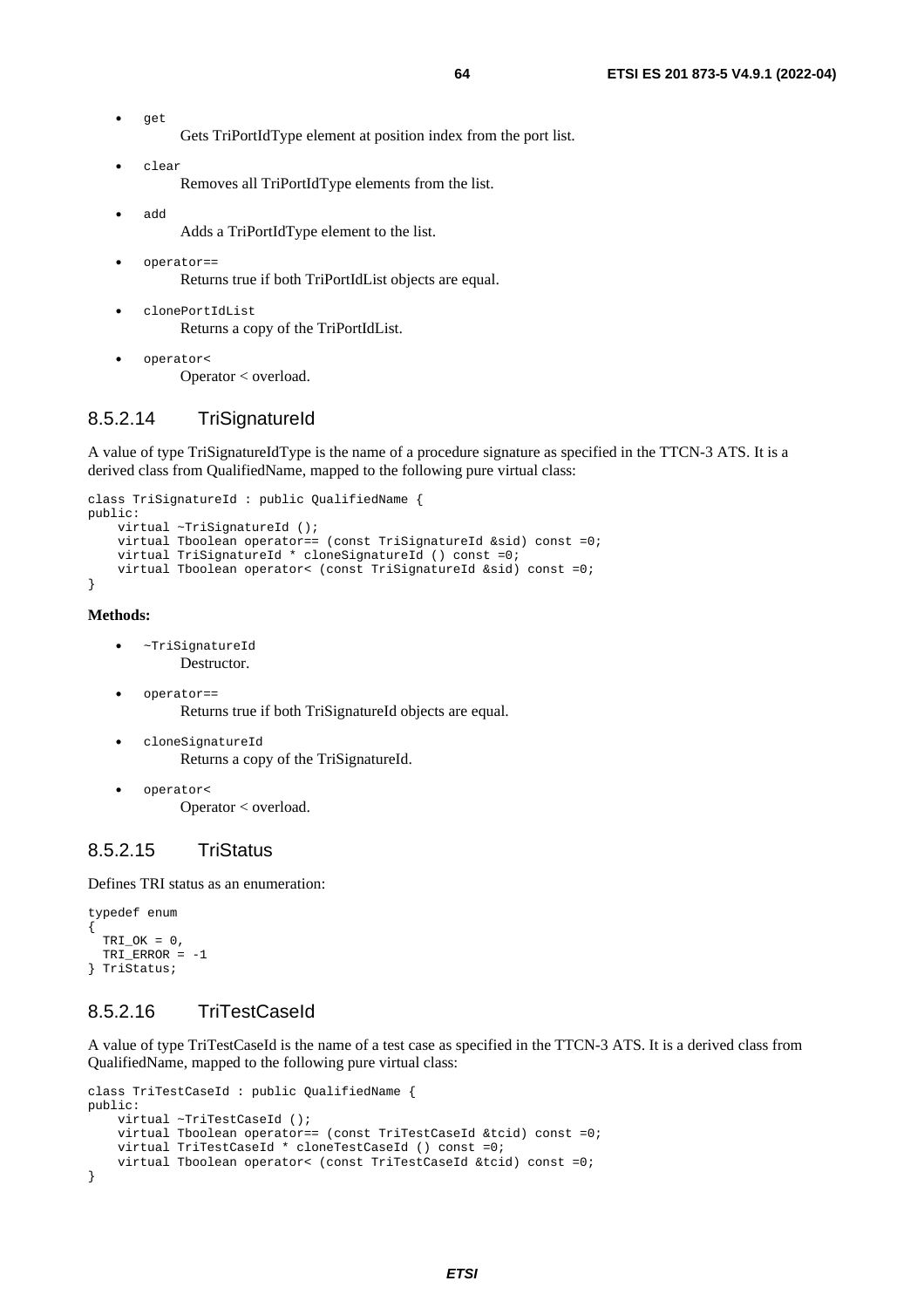- `get`
  Gets TriPortIdType element at position index from the port list.

- `clear`
  Removes all TriPortIdType elements from the list.

- `add`
  Adds a TriPortIdType element to the list.

- `operator==`
  Returns true if both TriPortIdList objects are equal.

- `clonePortIdList`
  Returns a copy of the TriPortIdList.

- `operator<`
  Operator < overload.

### 8.5.2.14 TriSignatureId

A value of type TriSignatureIdType is the name of a procedure signature as specified in the TTCN-3 ATS. It is a derived class from QualifiedName, mapped to the following pure virtual class:

```
class TriSignatureId : public QualifiedName {
public:
    virtual ~TriSignatureId ();
    virtual Tboolean operator== (const TriSignatureId &sid) const =0;
    virtual TriSignatureId * cloneSignatureId () const =0;
    virtual Tboolean operator< (const TriSignatureId &sid) const =0;
}
```

**Methods:**

- `~TriSignatureId`
  Destructor.

- `operator==`
  Returns true if both TriSignatureId objects are equal.

- `cloneSignatureId`
  Returns a copy of the TriSignatureId.

- `operator<`
  Operator < overload.

### 8.5.2.15 TriStatus

Defines TRI status as an enumeration:

```
typedef enum
{
  TRI_OK = 0,
  TRI_ERROR = -1
} TriStatus;
```

### 8.5.2.16 TriTestCaseId

A value of type TriTestCaseId is the name of a test case as specified in the TTCN-3 ATS. It is a derived class from QualifiedName, mapped to the following pure virtual class:

```
class TriTestCaseId : public QualifiedName {
public:
    virtual ~TriTestCaseId ();
    virtual Tboolean operator== (const TriTestCaseId &tcid) const =0;
    virtual TriTestCaseId * cloneTestCaseId () const =0;
    virtual Tboolean operator< (const TriTestCaseId &tcid) const =0;
}
```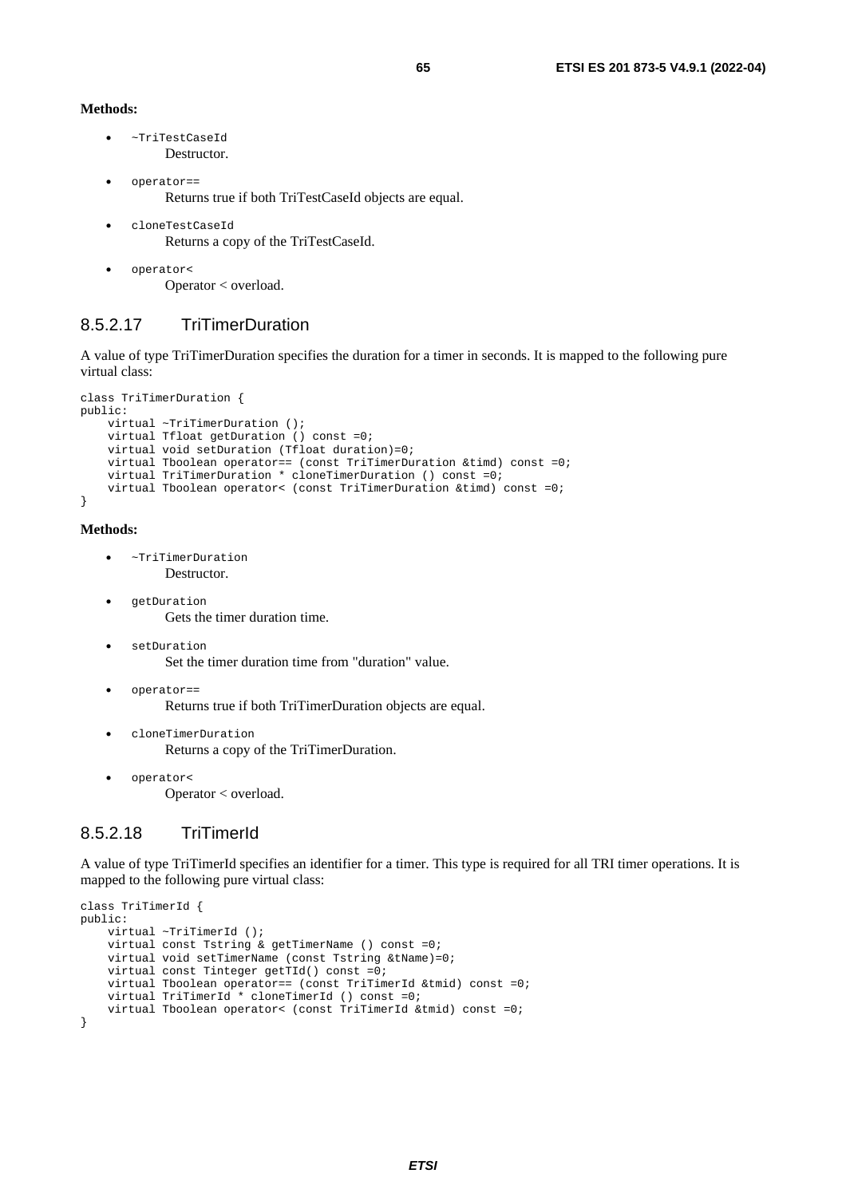**Methods:**

- `~TriTestCaseId`
  Destructor.

- `operator==`
  Returns true if both TriTestCaseId objects are equal.

- `cloneTestCaseId`
  Returns a copy of the TriTestCaseId.

- `operator<`
  Operator < overload.

### 8.5.2.17 TriTimerDuration

A value of type TriTimerDuration specifies the duration for a timer in seconds. It is mapped to the following pure virtual class:

```
class TriTimerDuration {
public:
    virtual ~TriTimerDuration ();
    virtual Tfloat getDuration () const =0;
    virtual void setDuration (Tfloat duration)=0;
    virtual Tboolean operator== (const TriTimerDuration &timd) const =0;
    virtual TriTimerDuration * cloneTimerDuration () const =0;
    virtual Tboolean operator< (const TriTimerDuration &timd) const =0;
}
```

**Methods:**

- `~TriTimerDuration`
  Destructor.

- `getDuration`
  Gets the timer duration time.

- `setDuration`
  Set the timer duration time from "duration" value.

- `operator==`
  Returns true if both TriTimerDuration objects are equal.

- `cloneTimerDuration`
  Returns a copy of the TriTimerDuration.

- `operator<`
  Operator < overload.

### 8.5.2.18 TriTimerId

A value of type TriTimerId specifies an identifier for a timer. This type is required for all TRI timer operations. It is mapped to the following pure virtual class:

```
class TriTimerId {
public:
    virtual ~TriTimerId ();
    virtual const Tstring & getTimerName () const =0;
    virtual void setTimerName (const Tstring &tName)=0;
    virtual const Tinteger getTId() const =0;
    virtual Tboolean operator== (const TriTimerId &tmid) const =0;
    virtual TriTimerId * cloneTimerId () const =0;
    virtual Tboolean operator< (const TriTimerId &tmid) const =0;
}
```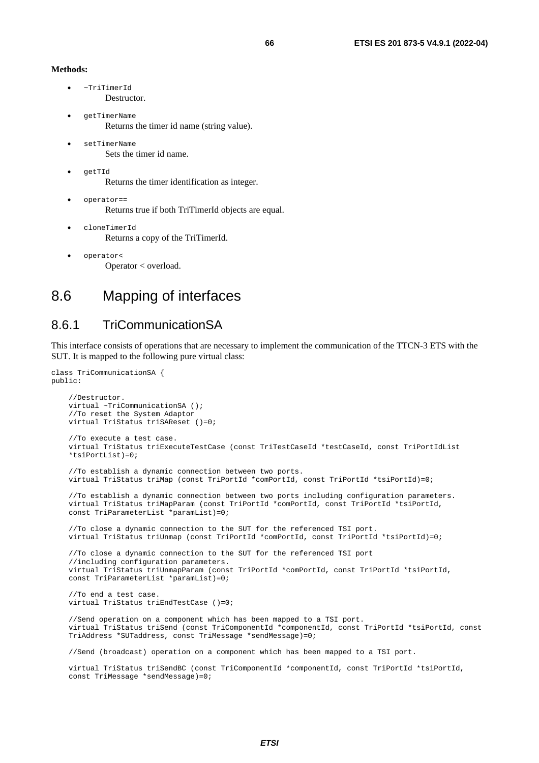**Methods:**

- `~TriTimerId`
  Destructor.
- `getTimerName`
  Returns the timer id name (string value).
- `setTimerName`
  Sets the timer id name.
- `getTId`
  Returns the timer identification as integer.
- `operator==`
  Returns true if both TriTimerId objects are equal.
- `cloneTimerId`
  Returns a copy of the TriTimerId.
- `operator<`
  Operator < overload.

# 8.6 Mapping of interfaces

## 8.6.1 TriCommunicationSA

This interface consists of operations that are necessary to implement the communication of the TTCN-3 ETS with the SUT. It is mapped to the following pure virtual class:

```
class TriCommunicationSA {
public:

    //Destructor.
    virtual ~TriCommunicationSA ();
    //To reset the System Adaptor
    virtual TriStatus triSAReset ()=0;

    //To execute a test case.
    virtual TriStatus triExecuteTestCase (const TriTestCaseId *testCaseId, const TriPortIdList
    *tsiPortList)=0;

    //To establish a dynamic connection between two ports.
    virtual TriStatus triMap (const TriPortId *comPortId, const TriPortId *tsiPortId)=0;

    //To establish a dynamic connection between two ports including configuration parameters.
    virtual TriStatus triMapParam (const TriPortId *comPortId, const TriPortId *tsiPortId,
    const TriParameterList *paramList)=0;

    //To close a dynamic connection to the SUT for the referenced TSI port.
    virtual TriStatus triUnmap (const TriPortId *comPortId, const TriPortId *tsiPortId)=0;

    //To close a dynamic connection to the SUT for the referenced TSI port
    //including configuration parameters.
    virtual TriStatus triUnmapParam (const TriPortId *comPortId, const TriPortId *tsiPortId,
    const TriParameterList *paramList)=0;

    //To end a test case.
    virtual TriStatus triEndTestCase ()=0;

    //Send operation on a component which has been mapped to a TSI port.
    virtual TriStatus triSend (const TriComponentId *componentId, const TriPortId *tsiPortId, const
    TriAddress *SUTaddress, const TriMessage *sendMessage)=0;

    //Send (broadcast) operation on a component which has been mapped to a TSI port.

    virtual TriStatus triSendBC (const TriComponentId *componentId, const TriPortId *tsiPortId,
    const TriMessage *sendMessage)=0;
```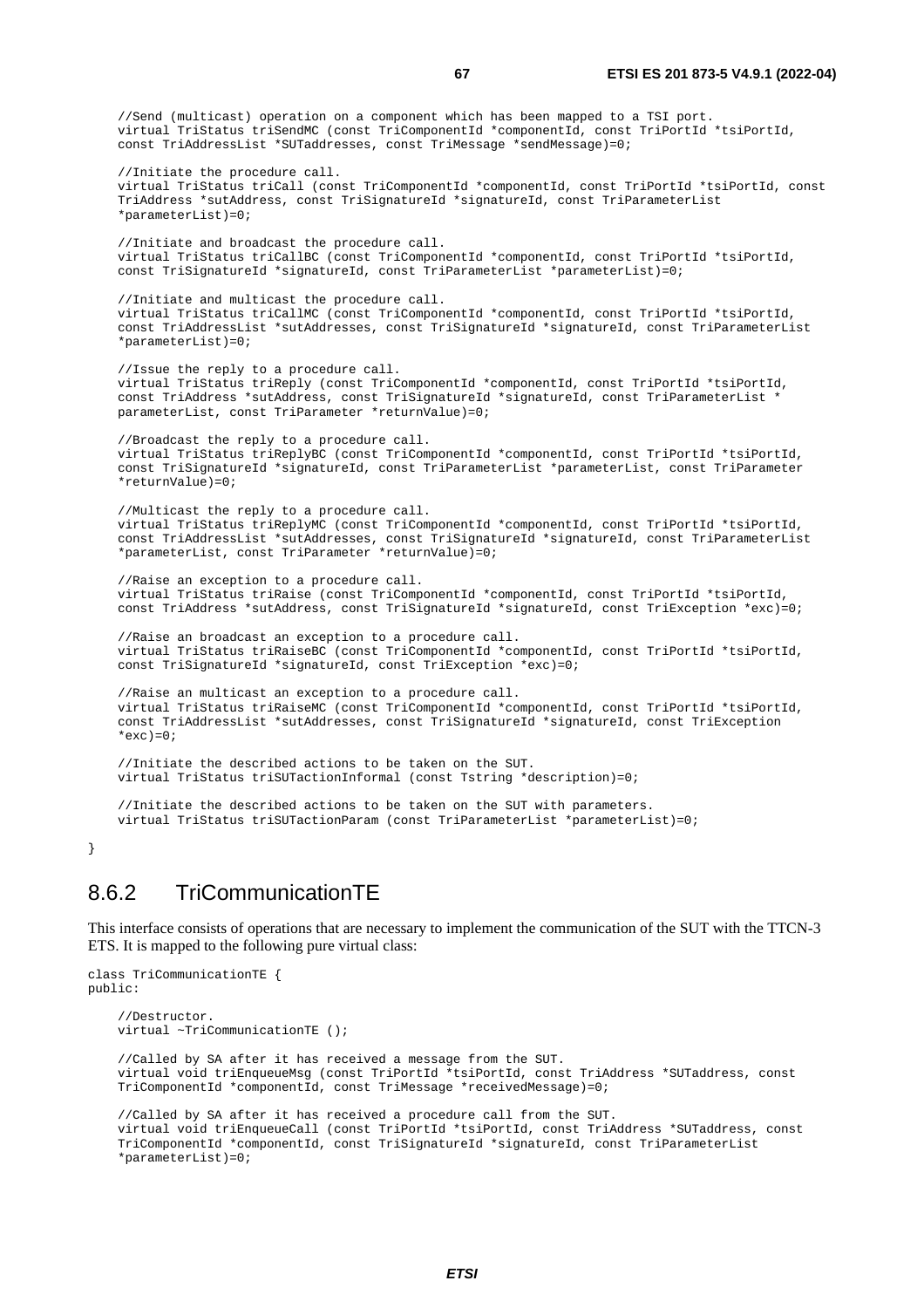```
    //Send (multicast) operation on a component which has been mapped to a TSI port.
    virtual TriStatus triSendMC (const TriComponentId *componentId, const TriPortId *tsiPortId,
    const TriAddressList *SUTaddresses, const TriMessage *sendMessage)=0;

    //Initiate the procedure call.
    virtual TriStatus triCall (const TriComponentId *componentId, const TriPortId *tsiPortId, const
    TriAddress *sutAddress, const TriSignatureId *signatureId, const TriParameterList
    *parameterList)=0;

    //Initiate and broadcast the procedure call.
    virtual TriStatus triCallBC (const TriComponentId *componentId, const TriPortId *tsiPortId,
    const TriSignatureId *signatureId, const TriParameterList *parameterList)=0;

    //Initiate and multicast the procedure call.
    virtual TriStatus triCallMC (const TriComponentId *componentId, const TriPortId *tsiPortId,
    const TriAddressList *sutAddresses, const TriSignatureId *signatureId, const TriParameterList
    *parameterList)=0;

    //Issue the reply to a procedure call.
    virtual TriStatus triReply (const TriComponentId *componentId, const TriPortId *tsiPortId,
    const TriAddress *sutAddress, const TriSignatureId *signatureId, const TriParameterList *
    parameterList, const TriParameter *returnValue)=0;

    //Broadcast the reply to a procedure call.
    virtual TriStatus triReplyBC (const TriComponentId *componentId, const TriPortId *tsiPortId,
    const TriSignatureId *signatureId, const TriParameterList *parameterList, const TriParameter
    *returnValue)=0;

    //Multicast the reply to a procedure call.
    virtual TriStatus triReplyMC (const TriComponentId *componentId, const TriPortId *tsiPortId,
    const TriAddressList *sutAddresses, const TriSignatureId *signatureId, const TriParameterList
    *parameterList, const TriParameter *returnValue)=0;

    //Raise an exception to a procedure call.
    virtual TriStatus triRaise (const TriComponentId *componentId, const TriPortId *tsiPortId,
    const TriAddress *sutAddress, const TriSignatureId *signatureId, const TriException *exc)=0;

    //Raise an broadcast an exception to a procedure call.
    virtual TriStatus triRaiseBC (const TriComponentId *componentId, const TriPortId *tsiPortId,
    const TriSignatureId *signatureId, const TriException *exc)=0;

    //Raise an multicast an exception to a procedure call.
    virtual TriStatus triRaiseMC (const TriComponentId *componentId, const TriPortId *tsiPortId,
    const TriAddressList *sutAddresses, const TriSignatureId *signatureId, const TriException
    *exc)=0;

    //Initiate the described actions to be taken on the SUT.
    virtual TriStatus triSUTactionInformal (const Tstring *description)=0;

    //Initiate the described actions to be taken on the SUT with parameters.
    virtual TriStatus triSUTactionParam (const TriParameterList *parameterList)=0;

}
```

### 8.6.2 TriCommunicationTE

This interface consists of operations that are necessary to implement the communication of the SUT with the TTCN-3 ETS. It is mapped to the following pure virtual class:

```
class TriCommunicationTE {
public:

    //Destructor.
    virtual ~TriCommunicationTE ();

    //Called by SA after it has received a message from the SUT.
    virtual void triEnqueueMsg (const TriPortId *tsiPortId, const TriAddress *SUTaddress, const
    TriComponentId *componentId, const TriMessage *receivedMessage)=0;

    //Called by SA after it has received a procedure call from the SUT.
    virtual void triEnqueueCall (const TriPortId *tsiPortId, const TriAddress *SUTaddress, const
    TriComponentId *componentId, const TriSignatureId *signatureId, const TriParameterList
    *parameterList)=0;
```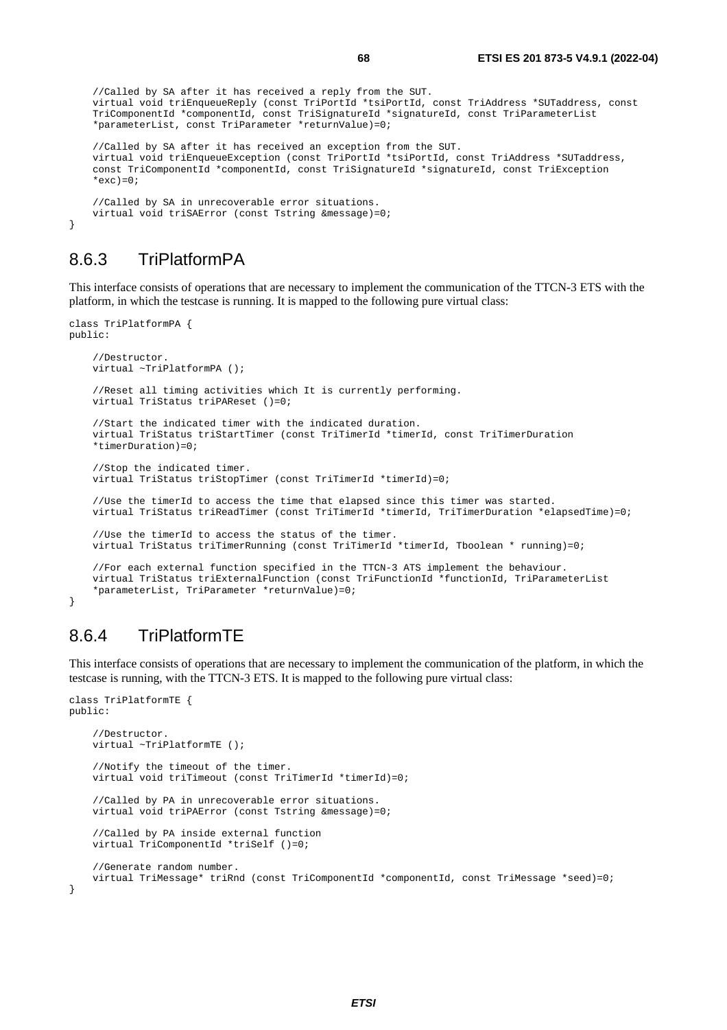```
    //Called by SA after it has received a reply from the SUT.
    virtual void triEnqueueReply (const TriPortId *tsiPortId, const TriAddress *SUTaddress, const
    TriComponentId *componentId, const TriSignatureId *signatureId, const TriParameterList
    *parameterList, const TriParameter *returnValue)=0;

    //Called by SA after it has received an exception from the SUT.
    virtual void triEnqueueException (const TriPortId *tsiPortId, const TriAddress *SUTaddress,
    const TriComponentId *componentId, const TriSignatureId *signatureId, const TriException
    *exc)=0;

    //Called by SA in unrecoverable error situations.
    virtual void triSAError (const Tstring &message)=0;
}
```

### 8.6.3 TriPlatformPA

This interface consists of operations that are necessary to implement the communication of the TTCN-3 ETS with the platform, in which the testcase is running. It is mapped to the following pure virtual class:

```
class TriPlatformPA {
public:

    //Destructor.
    virtual ~TriPlatformPA ();

    //Reset all timing activities which It is currently performing.
    virtual TriStatus triPAReset ()=0;

    //Start the indicated timer with the indicated duration.
    virtual TriStatus triStartTimer (const TriTimerId *timerId, const TriTimerDuration
    *timerDuration)=0;

    //Stop the indicated timer.
    virtual TriStatus triStopTimer (const TriTimerId *timerId)=0;

    //Use the timerId to access the time that elapsed since this timer was started.
    virtual TriStatus triReadTimer (const TriTimerId *timerId, TriTimerDuration *elapsedTime)=0;

    //Use the timerId to access the status of the timer.
    virtual TriStatus triTimerRunning (const TriTimerId *timerId, Tboolean * running)=0;

    //For each external function specified in the TTCN-3 ATS implement the behaviour.
    virtual TriStatus triExternalFunction (const TriFunctionId *functionId, TriParameterList
    *parameterList, TriParameter *returnValue)=0;
}
```

### 8.6.4 TriPlatformTE

This interface consists of operations that are necessary to implement the communication of the platform, in which the testcase is running, with the TTCN-3 ETS. It is mapped to the following pure virtual class:

```
class TriPlatformTE {
public:

    //Destructor.
    virtual ~TriPlatformTE ();

    //Notify the timeout of the timer.
    virtual void triTimeout (const TriTimerId *timerId)=0;

    //Called by PA in unrecoverable error situations.
    virtual void triPAError (const Tstring &message)=0;

    //Called by PA inside external function
    virtual TriComponentId *triSelf ()=0;

    //Generate random number.
    virtual TriMessage* triRnd (const TriComponentId *componentId, const TriMessage *seed)=0;
}
```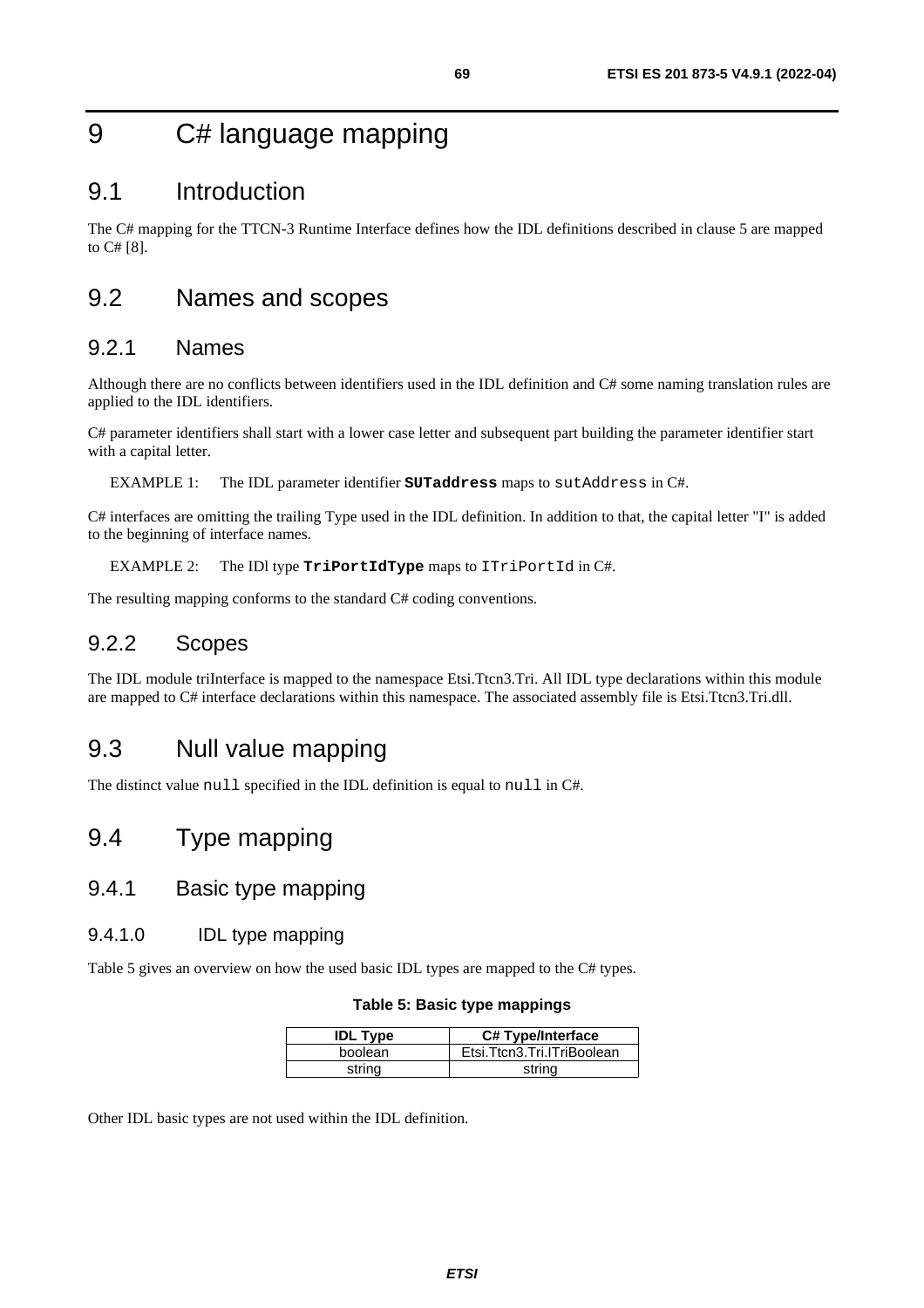# 9 C# language mapping

## 9.1 Introduction

The C# mapping for the TTCN-3 Runtime Interface defines how the IDL definitions described in clause 5 are mapped to C# [8].

## 9.2 Names and scopes

### 9.2.1 Names

Although there are no conflicts between identifiers used in the IDL definition and C# some naming translation rules are applied to the IDL identifiers.

C# parameter identifiers shall start with a lower case letter and subsequent part building the parameter identifier start with a capital letter.

EXAMPLE 1: The IDL parameter identifier **`SUTaddress`** maps to `sutAddress` in C#.

C# interfaces are omitting the trailing Type used in the IDL definition. In addition to that, the capital letter "I" is added to the beginning of interface names.

EXAMPLE 2: The IDl type **`TriPortIdType`** maps to `ITriPortId` in C#.

The resulting mapping conforms to the standard C# coding conventions.

### 9.2.2 Scopes

The IDL module triInterface is mapped to the namespace Etsi.Ttcn3.Tri. All IDL type declarations within this module are mapped to C# interface declarations within this namespace. The associated assembly file is Etsi.Ttcn3.Tri.dll.

## 9.3 Null value mapping

The distinct value `null` specified in the IDL definition is equal to `null` in C#.

## 9.4 Type mapping

### 9.4.1 Basic type mapping

#### 9.4.1.0 IDL type mapping

Table 5 gives an overview on how the used basic IDL types are mapped to the C# types.

**Table 5: Basic type mappings**

| IDL Type | C# Type/Interface |
|---|---|
| boolean | Etsi.Ttcn3.Tri.ITriBoolean |
| string | string |

Other IDL basic types are not used within the IDL definition.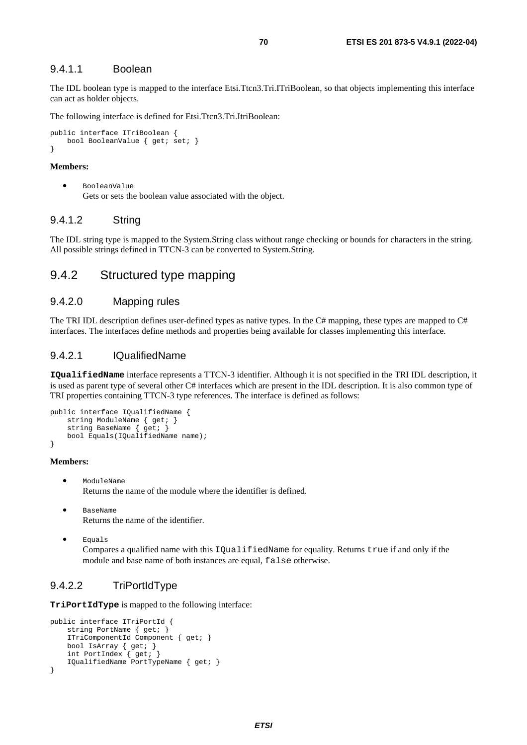#### 9.4.1.1 Boolean

The IDL boolean type is mapped to the interface Etsi.Ttcn3.Tri.ITriBoolean, so that objects implementing this interface can act as holder objects.

The following interface is defined for Etsi.Ttcn3.Tri.ItriBoolean:

```
public interface ITriBoolean {
    bool BooleanValue { get; set; }
}
```

**Members:**

- `BooleanValue`
  Gets or sets the boolean value associated with the object.

#### 9.4.1.2 String

The IDL string type is mapped to the System.String class without range checking or bounds for characters in the string. All possible strings defined in TTCN-3 can be converted to System.String.

### 9.4.2 Structured type mapping

#### 9.4.2.0 Mapping rules

The TRI IDL description defines user-defined types as native types. In the C# mapping, these types are mapped to C# interfaces. The interfaces define methods and properties being available for classes implementing this interface.

#### 9.4.2.1 IQualifiedName

**`IQualifiedName`** interface represents a TTCN-3 identifier. Although it is not specified in the TRI IDL description, it is used as parent type of several other C# interfaces which are present in the IDL description. It is also common type of TRI properties containing TTCN-3 type references. The interface is defined as follows:

```
public interface IQualifiedName {
    string ModuleName { get; }
    string BaseName { get; }
    bool Equals(IQualifiedName name);
}
```

**Members:**

- `ModuleName`
  Returns the name of the module where the identifier is defined.

- `BaseName`
  Returns the name of the identifier.

- `Equals`
  Compares a qualified name with this `IQualifiedName` for equality. Returns `true` if and only if the module and base name of both instances are equal, `false` otherwise.

#### 9.4.2.2 TriPortIdType

**`TriPortIdType`** is mapped to the following interface:

```
public interface ITriPortId {
    string PortName { get; }
    ITriComponentId Component { get; }
    bool IsArray { get; }
    int PortIndex { get; }
    IQualifiedName PortTypeName { get; }
}
```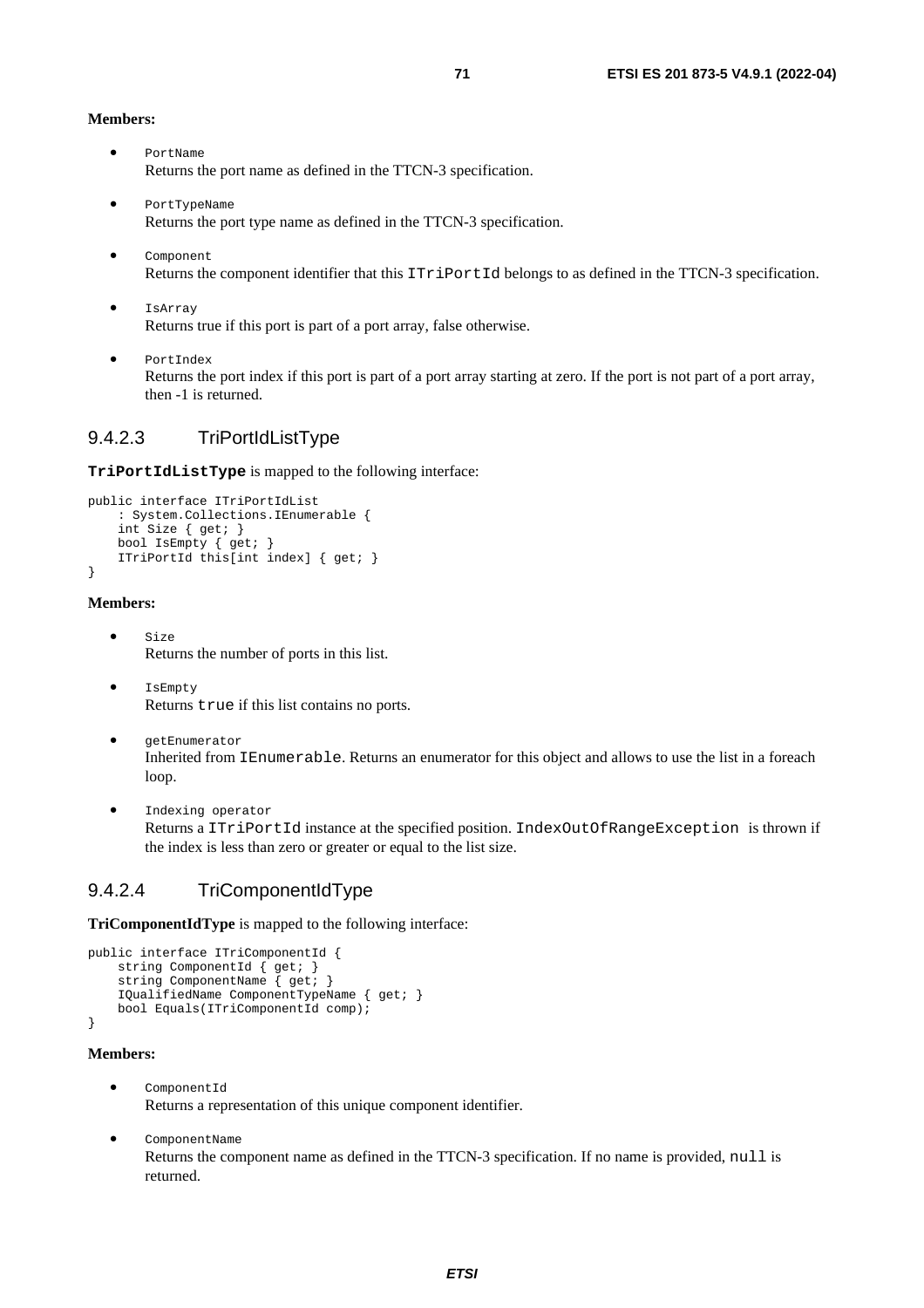**Members:**

- `PortName`
  Returns the port name as defined in the TTCN-3 specification.

- `PortTypeName`
  Returns the port type name as defined in the TTCN-3 specification.

- `Component`
  Returns the component identifier that this `ITriPortId` belongs to as defined in the TTCN-3 specification.

- `IsArray`
  Returns true if this port is part of a port array, false otherwise.

- `PortIndex`
  Returns the port index if this port is part of a port array starting at zero. If the port is not part of a port array, then -1 is returned.

### 9.4.2.3 TriPortIdListType

**`TriPortIdListType`** is mapped to the following interface:

```
public interface ITriPortIdList
    : System.Collections.IEnumerable {
    int Size { get; }
    bool IsEmpty { get; }
    ITriPortId this[int index] { get; }
}
```

**Members:**

- `Size`
  Returns the number of ports in this list.

- `IsEmpty`
  Returns `true` if this list contains no ports.

- `getEnumerator`
  Inherited from `IEnumerable`. Returns an enumerator for this object and allows to use the list in a foreach loop.

- `Indexing operator`
  Returns a `ITriPortId` instance at the specified position. `IndexOutOfRangeException` is thrown if the index is less than zero or greater or equal to the list size.

### 9.4.2.4 TriComponentIdType

**TriComponentIdType** is mapped to the following interface:

```
public interface ITriComponentId {
    string ComponentId { get; }
    string ComponentName { get; }
    IQualifiedName ComponentTypeName { get; }
    bool Equals(ITriComponentId comp);
}
```

**Members:**

- `ComponentId`
  Returns a representation of this unique component identifier.

- `ComponentName`
  Returns the component name as defined in the TTCN-3 specification. If no name is provided, `null` is returned.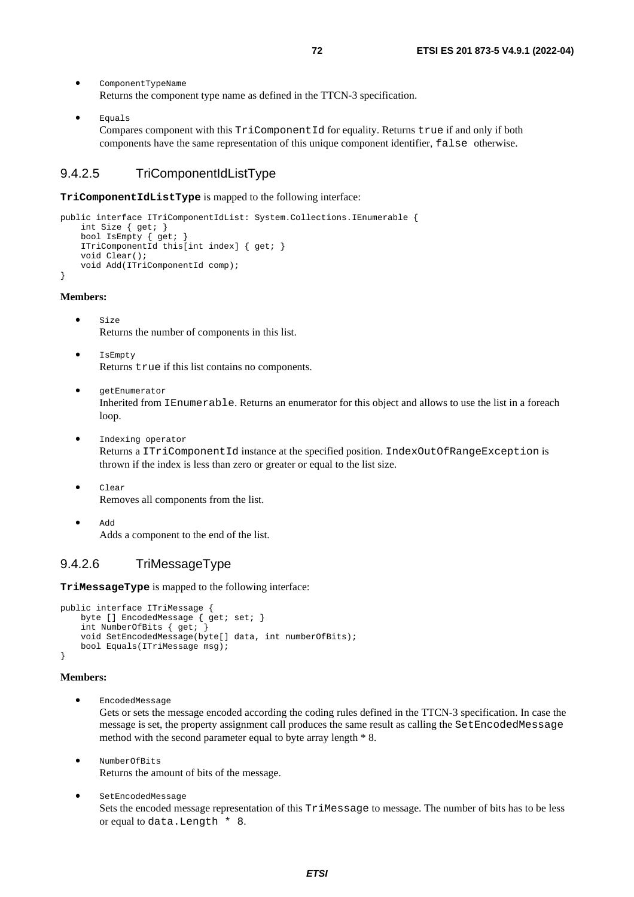- ComponentTypeName
  Returns the component type name as defined in the TTCN-3 specification.

- Equals
  Compares component with this TriComponentId for equality. Returns true if and only if both components have the same representation of this unique component identifier, false otherwise.

### 9.4.2.5 TriComponentIdListType

**TriComponentIdListType** is mapped to the following interface:

```
public interface ITriComponentIdList: System.Collections.IEnumerable {
    int Size { get; }
    bool IsEmpty { get; }
    ITriComponentId this[int index] { get; }
    void Clear();
    void Add(ITriComponentId comp);
}
```

**Members:**

- Size
  Returns the number of components in this list.

- IsEmpty
  Returns true if this list contains no components.

- getEnumerator
  Inherited from IEnumerable. Returns an enumerator for this object and allows to use the list in a foreach loop.

- Indexing operator
  Returns a ITriComponentId instance at the specified position. IndexOutOfRangeException is thrown if the index is less than zero or greater or equal to the list size.

- Clear
  Removes all components from the list.

- Add
  Adds a component to the end of the list.

### 9.4.2.6 TriMessageType

**TriMessageType** is mapped to the following interface:

```
public interface ITriMessage {
    byte [] EncodedMessage { get; set; }
    int NumberOfBits { get; }
    void SetEncodedMessage(byte[] data, int numberOfBits);
    bool Equals(ITriMessage msg);
}
```

**Members:**

- EncodedMessage
  Gets or sets the message encoded according the coding rules defined in the TTCN-3 specification. In case the message is set, the property assignment call produces the same result as calling the SetEncodedMessage method with the second parameter equal to byte array length * 8.

- NumberOfBits
  Returns the amount of bits of the message.

- SetEncodedMessage
  Sets the encoded message representation of this TriMessage to message. The number of bits has to be less or equal to data.Length * 8.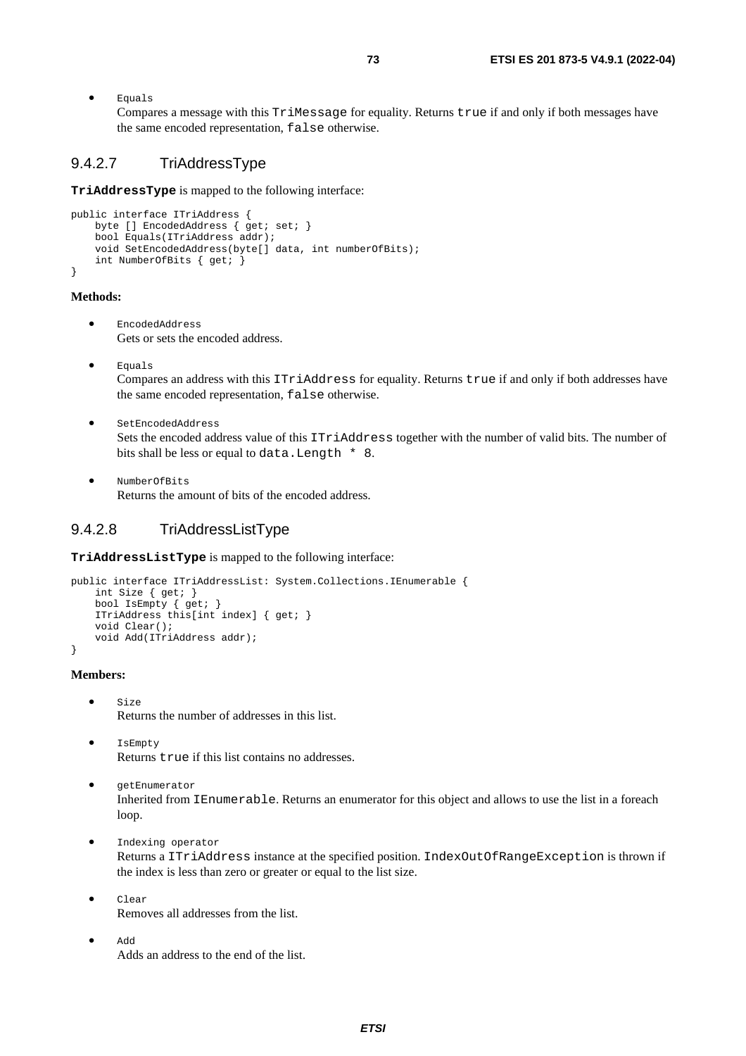- `Equals`
  Compares a message with this `TriMessage` for equality. Returns `true` if and only if both messages have the same encoded representation, `false` otherwise.

### 9.4.2.7 TriAddressType

**TriAddressType** is mapped to the following interface:

```
public interface ITriAddress {
    byte [] EncodedAddress { get; set; }
    bool Equals(ITriAddress addr);
    void SetEncodedAddress(byte[] data, int numberOfBits);
    int NumberOfBits { get; }
}
```

**Methods:**

- `EncodedAddress`
  Gets or sets the encoded address.

- `Equals`
  Compares an address with this `ITriAddress` for equality. Returns `true` if and only if both addresses have the same encoded representation, `false` otherwise.

- `SetEncodedAddress`
  Sets the encoded address value of this `ITriAddress` together with the number of valid bits. The number of bits shall be less or equal to `data.Length * 8`.

- `NumberOfBits`
  Returns the amount of bits of the encoded address.

### 9.4.2.8 TriAddressListType

**TriAddressListType** is mapped to the following interface:

```
public interface ITriAddressList: System.Collections.IEnumerable {
    int Size { get; }
    bool IsEmpty { get; }
    ITriAddress this[int index] { get; }
    void Clear();
    void Add(ITriAddress addr);
}
```

**Members:**

- `Size`
  Returns the number of addresses in this list.

- `IsEmpty`
  Returns `true` if this list contains no addresses.

- `getEnumerator`
  Inherited from `IEnumerable`. Returns an enumerator for this object and allows to use the list in a foreach loop.

- `Indexing operator`
  Returns a `ITriAddress` instance at the specified position. `IndexOutOfRangeException` is thrown if the index is less than zero or greater or equal to the list size.

- `Clear`
  Removes all addresses from the list.

- `Add`
  Adds an address to the end of the list.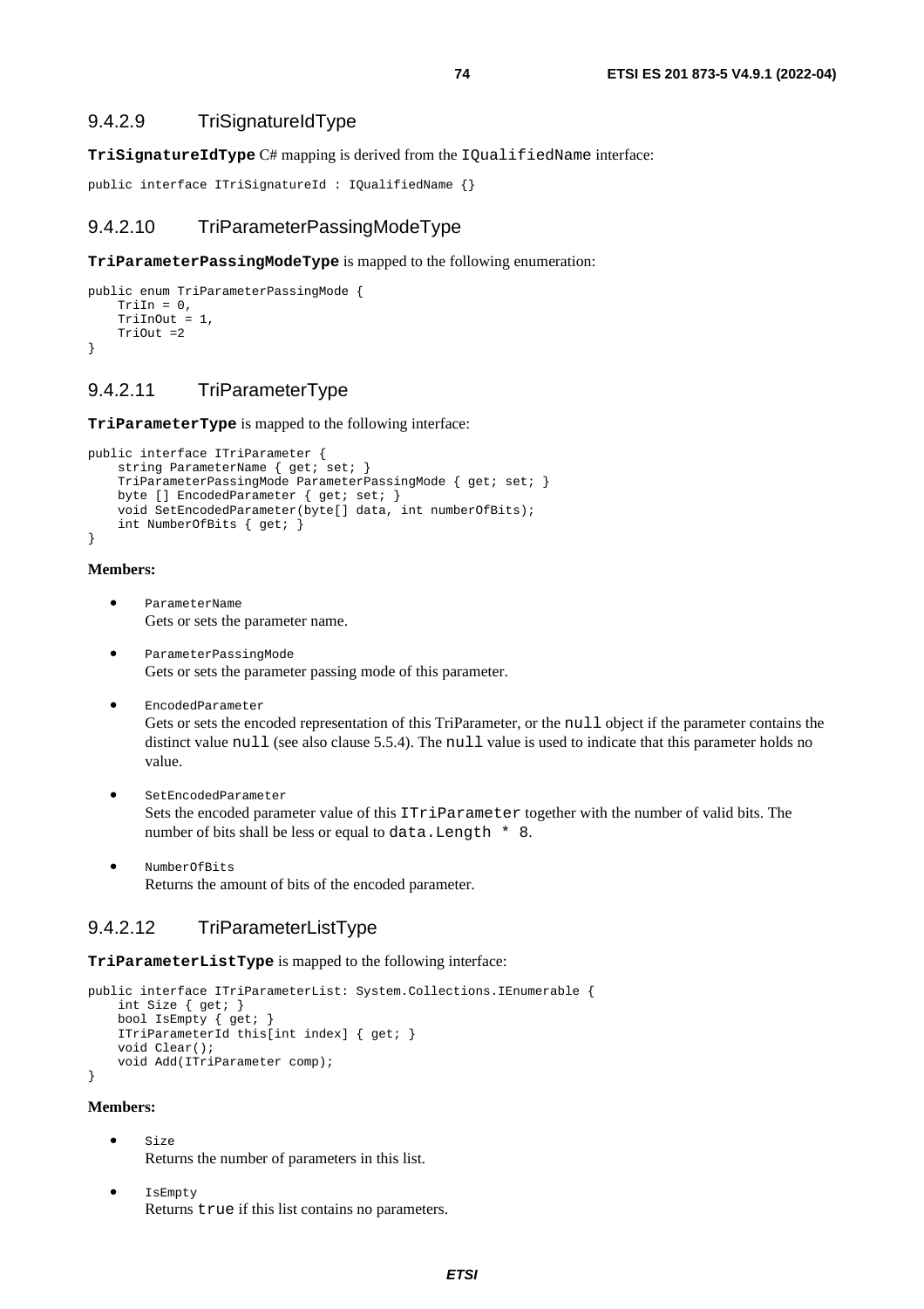### 9.4.2.9 TriSignatureIdType

**TriSignatureIdType** C# mapping is derived from the IQualifiedName interface:

```
public interface ITriSignatureId : IQualifiedName {}
```

### 9.4.2.10 TriParameterPassingModeType

**TriParameterPassingModeType** is mapped to the following enumeration:

```
public enum TriParameterPassingMode {
    TriIn = 0,
    TriInOut = 1,
    TriOut =2
}
```

### 9.4.2.11 TriParameterType

**TriParameterType** is mapped to the following interface:

```
public interface ITriParameter {
    string ParameterName { get; set; }
    TriParameterPassingMode ParameterPassingMode { get; set; }
    byte [] EncodedParameter { get; set; }
    void SetEncodedParameter(byte[] data, int numberOfBits);
    int NumberOfBits { get; }
}
```

**Members:**

- ParameterName
  Gets or sets the parameter name.
- ParameterPassingMode
  Gets or sets the parameter passing mode of this parameter.
- EncodedParameter
  Gets or sets the encoded representation of this TriParameter, or the null object if the parameter contains the distinct value null (see also clause 5.5.4). The null value is used to indicate that this parameter holds no value.
- SetEncodedParameter
  Sets the encoded parameter value of this ITriParameter together with the number of valid bits. The number of bits shall be less or equal to data.Length * 8.
- NumberOfBits
  Returns the amount of bits of the encoded parameter.

### 9.4.2.12 TriParameterListType

**TriParameterListType** is mapped to the following interface:

```
public interface ITriParameterList: System.Collections.IEnumerable {
    int Size { get; }
    bool IsEmpty { get; }
    ITriParameterId this[int index] { get; }
    void Clear();
    void Add(ITriParameter comp);
}
```

**Members:**

- Size
  Returns the number of parameters in this list.
- IsEmpty
  Returns true if this list contains no parameters.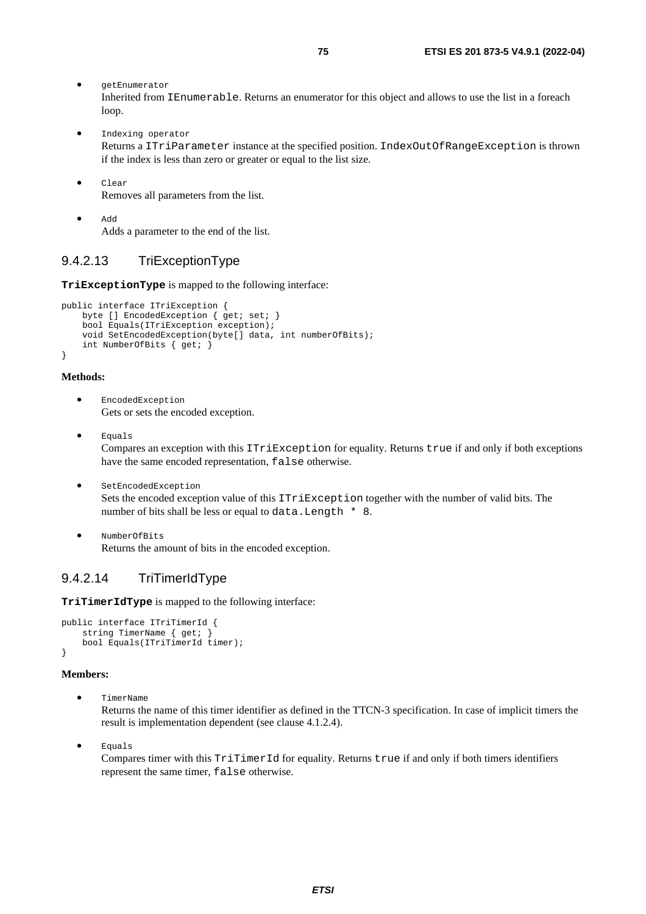- `getEnumerator`
  Inherited from `IEnumerable`. Returns an enumerator for this object and allows to use the list in a foreach loop.

- `Indexing operator`
  Returns a `ITriParameter` instance at the specified position. `IndexOutOfRangeException` is thrown if the index is less than zero or greater or equal to the list size.

- `Clear`
  Removes all parameters from the list.

- `Add`
  Adds a parameter to the end of the list.

### 9.4.2.13 TriExceptionType

**`TriExceptionType`** is mapped to the following interface:

```
public interface ITriException {
    byte [] EncodedException { get; set; }
    bool Equals(ITriException exception);
    void SetEncodedException(byte[] data, int numberOfBits);
    int NumberOfBits { get; }
}
```

**Methods:**

- `EncodedException`
  Gets or sets the encoded exception.

- `Equals`
  Compares an exception with this `ITriException` for equality. Returns `true` if and only if both exceptions have the same encoded representation, `false` otherwise.

- `SetEncodedException`
  Sets the encoded exception value of this `ITriException` together with the number of valid bits. The number of bits shall be less or equal to `data.Length * 8`.

- `NumberOfBits`
  Returns the amount of bits in the encoded exception.

### 9.4.2.14 TriTimerIdType

**`TriTimerIdType`** is mapped to the following interface:

```
public interface ITriTimerId {
    string TimerName { get; }
    bool Equals(ITriTimerId timer);
}
```

**Members:**

- `TimerName`
  Returns the name of this timer identifier as defined in the TTCN-3 specification. In case of implicit timers the result is implementation dependent (see clause 4.1.2.4).

- `Equals`
  Compares timer with this `TriTimerId` for equality. Returns `true` if and only if both timers identifiers represent the same timer, `false` otherwise.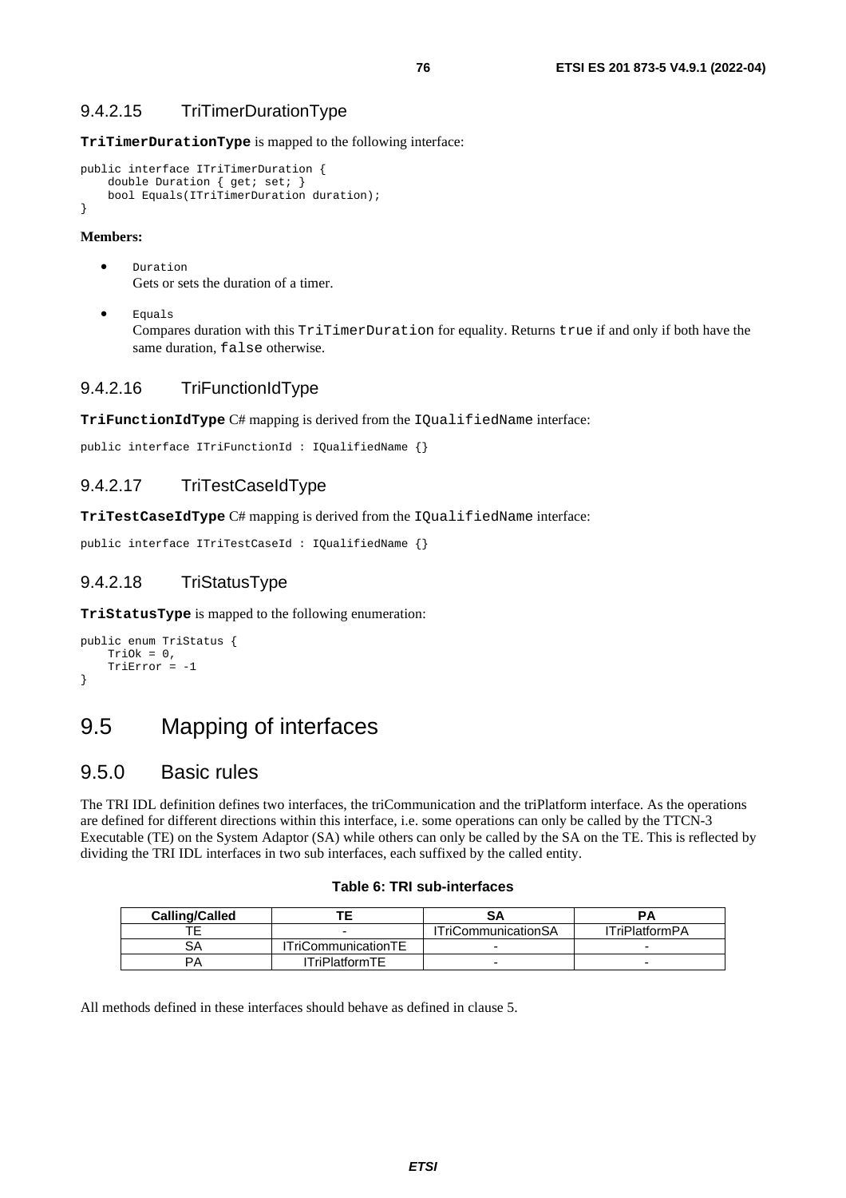### 9.4.2.15 TriTimerDurationType

**TriTimerDurationType** is mapped to the following interface:

```
public interface ITriTimerDuration {
    double Duration { get; set; }
    bool Equals(ITriTimerDuration duration);
}
```

**Members:**

- `Duration`
  Gets or sets the duration of a timer.
- `Equals`
  Compares duration with this `TriTimerDuration` for equality. Returns `true` if and only if both have the same duration, `false` otherwise.

### 9.4.2.16 TriFunctionIdType

**TriFunctionIdType** C# mapping is derived from the `IQualifiedName` interface:

```
public interface ITriFunctionId : IQualifiedName {}
```

### 9.4.2.17 TriTestCaseIdType

**TriTestCaseIdType** C# mapping is derived from the `IQualifiedName` interface:

```
public interface ITriTestCaseId : IQualifiedName {}
```

### 9.4.2.18 TriStatusType

**TriStatusType** is mapped to the following enumeration:

```
public enum TriStatus {
    TriOk = 0,
    TriError = -1
}
```

## 9.5 Mapping of interfaces

### 9.5.0 Basic rules

The TRI IDL definition defines two interfaces, the triCommunication and the triPlatform interface. As the operations are defined for different directions within this interface, i.e. some operations can only be called by the TTCN-3 Executable (TE) on the System Adaptor (SA) while others can only be called by the SA on the TE. This is reflected by dividing the TRI IDL interfaces in two sub interfaces, each suffixed by the called entity.

**Table 6: TRI sub-interfaces**

| Calling/Called | TE | SA | PA |
|---|---|---|---|
| TE | - | ITriCommunicationSA | ITriPlatformPA |
| SA | ITriCommunicationTE | - | - |
| PA | ITriPlatformTE | - | - |

All methods defined in these interfaces should behave as defined in clause 5.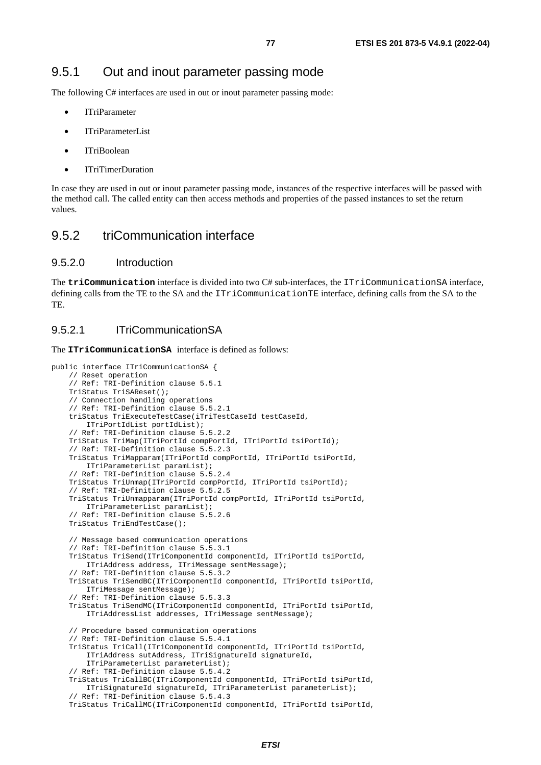### 9.5.1 Out and inout parameter passing mode

The following C# interfaces are used in out or inout parameter passing mode:

- ITriParameter
- ITriParameterList
- ITriBoolean
- ITriTimerDuration

In case they are used in out or inout parameter passing mode, instances of the respective interfaces will be passed with the method call. The called entity can then access methods and properties of the passed instances to set the return values.

### 9.5.2 triCommunication interface

#### 9.5.2.0 Introduction

The **triCommunication** interface is divided into two C# sub-interfaces, the ITriCommunicationSA interface, defining calls from the TE to the SA and the ITriCommunicationTE interface, defining calls from the SA to the TE.

#### 9.5.2.1 ITriCommunicationSA

The **ITriCommunicationSA** interface is defined as follows:

```
public interface ITriCommunicationSA {
    // Reset operation
    // Ref: TRI-Definition clause 5.5.1
    TriStatus TriSAReset();
    // Connection handling operations
    // Ref: TRI-Definition clause 5.5.2.1
    triStatus TriExecuteTestCase(iTriTestCaseId testCaseId,
        ITriPortIdList portIdList);
    // Ref: TRI-Definition clause 5.5.2.2
    TriStatus TriMap(ITriPortId compPortId, ITriPortId tsiPortId);
    // Ref: TRI-Definition clause 5.5.2.3
    TriStatus TriMapparam(ITriPortId compPortId, ITriPortId tsiPortId,
        ITriParameterList paramList);
    // Ref: TRI-Definition clause 5.5.2.4
    TriStatus TriUnmap(ITriPortId compPortId, ITriPortId tsiPortId);
    // Ref: TRI-Definition clause 5.5.2.5
    TriStatus TriUnmapparam(ITriPortId compPortId, ITriPortId tsiPortId,
        ITriParameterList paramList);
    // Ref: TRI-Definition clause 5.5.2.6
    TriStatus TriEndTestCase();

    // Message based communication operations
    // Ref: TRI-Definition clause 5.5.3.1
    TriStatus TriSend(ITriComponentId componentId, ITriPortId tsiPortId,
        ITriAddress address, ITriMessage sentMessage);
    // Ref: TRI-Definition clause 5.5.3.2
    TriStatus TriSendBC(ITriComponentId componentId, ITriPortId tsiPortId,
        ITriMessage sentMessage);
    // Ref: TRI-Definition clause 5.5.3.3
    TriStatus TriSendMC(ITriComponentId componentId, ITriPortId tsiPortId,
        ITriAddressList addresses, ITriMessage sentMessage);

    // Procedure based communication operations
    // Ref: TRI-Definition clause 5.5.4.1
    TriStatus TriCall(ITriComponentId componentId, ITriPortId tsiPortId,
        ITriAddress sutAddress, ITriSignatureId signatureId,
        ITriParameterList parameterList);
    // Ref: TRI-Definition clause 5.5.4.2
    TriStatus TriCallBC(ITriComponentId componentId, ITriPortId tsiPortId,
        ITriSignatureId signatureId, ITriParameterList parameterList);
    // Ref: TRI-Definition clause 5.5.4.3
    TriStatus TriCallMC(ITriComponentId componentId, ITriPortId tsiPortId,
```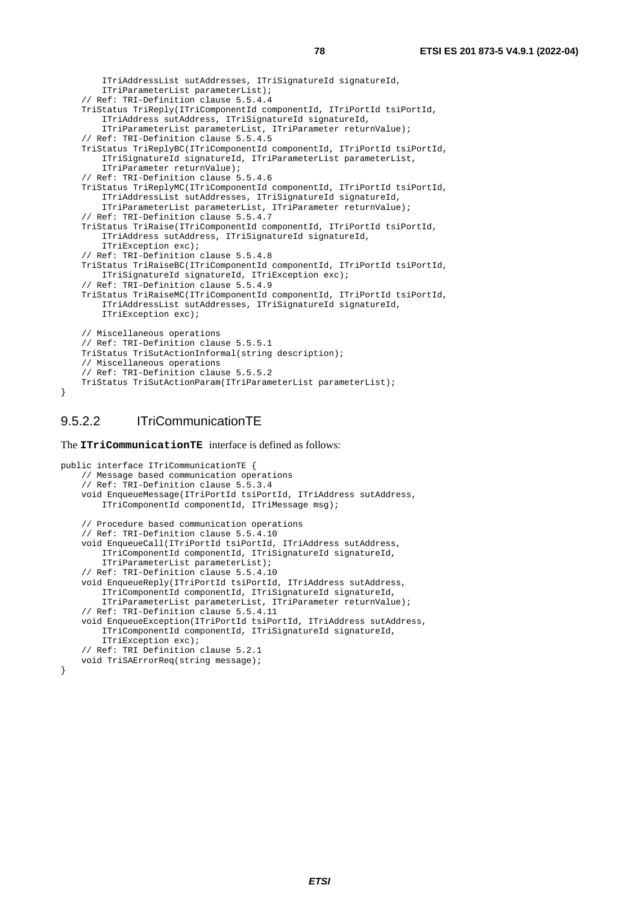```
        ITriAddressList sutAddresses, ITriSignatureId signatureId,
        ITriParameterList parameterList);
    // Ref: TRI-Definition clause 5.5.4.4
    TriStatus TriReply(ITriComponentId componentId, ITriPortId tsiPortId,
        ITriAddress sutAddress, ITriSignatureId signatureId,
        ITriParameterList parameterList, ITriParameter returnValue);
    // Ref: TRI-Definition clause 5.5.4.5
    TriStatus TriReplyBC(ITriComponentId componentId, ITriPortId tsiPortId,
        ITriSignatureId signatureId, ITriParameterList parameterList,
        ITriParameter returnValue);
    // Ref: TRI-Definition clause 5.5.4.6
    TriStatus TriReplyMC(ITriComponentId componentId, ITriPortId tsiPortId,
        ITriAddressList sutAddresses, ITriSignatureId signatureId,
        ITriParameterList parameterList, ITriParameter returnValue);
    // Ref: TRI-Definition clause 5.5.4.7
    TriStatus TriRaise(ITriComponentId componentId, ITriPortId tsiPortId,
        ITriAddress sutAddress, ITriSignatureId signatureId,
        ITriException exc);
    // Ref: TRI-Definition clause 5.5.4.8
    TriStatus TriRaiseBC(ITriComponentId componentId, ITriPortId tsiPortId,
        ITriSignatureId signatureId, ITriException exc);
    // Ref: TRI-Definition clause 5.5.4.9
    TriStatus TriRaiseMC(ITriComponentId componentId, ITriPortId tsiPortId,
        ITriAddressList sutAddresses, ITriSignatureId signatureId,
        ITriException exc);

    // Miscellaneous operations
    // Ref: TRI-Definition clause 5.5.5.1
    TriStatus TriSutActionInformal(string description);
    // Miscellaneous operations
    // Ref: TRI-Definition clause 5.5.5.2
    TriStatus TriSutActionParam(ITriParameterList parameterList);
}
```

### 9.5.2.2 ITriCommunicationTE

The **ITriCommunicationTE** interface is defined as follows:

```
public interface ITriCommunicationTE {
    // Message based communication operations
    // Ref: TRI-Definition clause 5.5.3.4
    void EnqueueMessage(ITriPortId tsiPortId, ITriAddress sutAddress,
        ITriComponentId componentId, ITriMessage msg);

    // Procedure based communication operations
    // Ref: TRI-Definition clause 5.5.4.10
    void EnqueueCall(ITriPortId tsiPortId, ITriAddress sutAddress,
        ITriComponentId componentId, ITriSignatureId signatureId,
        ITriParameterList parameterList);
    // Ref: TRI-Definition clause 5.5.4.10
    void EnqueueReply(ITriPortId tsiPortId, ITriAddress sutAddress,
        ITriComponentId componentId, ITriSignatureId signatureId,
        ITriParameterList parameterList, ITriParameter returnValue);
    // Ref: TRI-Definition clause 5.5.4.11
    void EnqueueException(ITriPortId tsiPortId, ITriAddress sutAddress,
        ITriComponentId componentId, ITriSignatureId signatureId,
        ITriException exc);
    // Ref: TRI Definition clause 5.2.1
    void TriSAErrorReq(string message);
}
```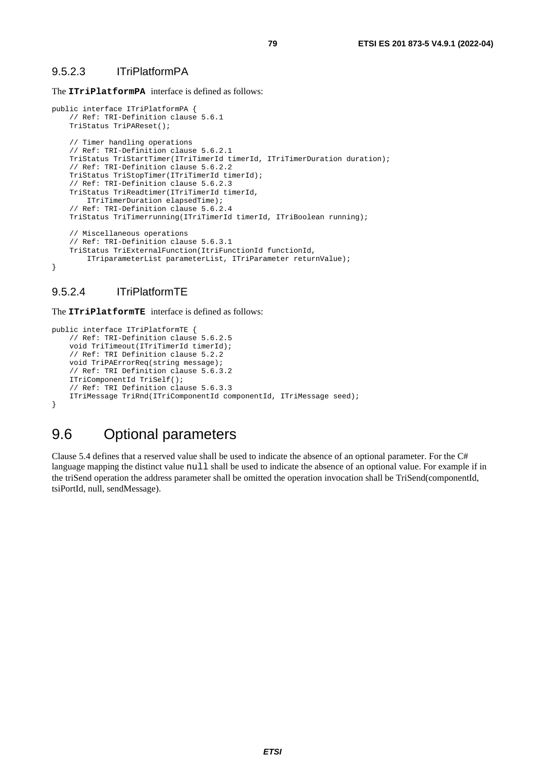### 9.5.2.3 ITriPlatformPA

The **ITriPlatformPA** interface is defined as follows:

```
public interface ITriPlatformPA {
    // Ref: TRI-Definition clause 5.6.1
    TriStatus TriPAReset();

    // Timer handling operations
    // Ref: TRI-Definition clause 5.6.2.1
    TriStatus TriStartTimer(ITriTimerId timerId, ITriTimerDuration duration);
    // Ref: TRI-Definition clause 5.6.2.2
    TriStatus TriStopTimer(ITriTimerId timerId);
    // Ref: TRI-Definition clause 5.6.2.3
    TriStatus TriReadtimer(ITriTimerId timerId,
        ITriTimerDuration elapsedTime);
    // Ref: TRI-Definition clause 5.6.2.4
    TriStatus TriTimerrunning(ITriTimerId timerId, ITriBoolean running);

    // Miscellaneous operations
    // Ref: TRI-Definition clause 5.6.3.1
    TriStatus TriExternalFunction(ItriFunctionId functionId,
        ITriparameterList parameterList, ITriParameter returnValue);
}
```

### 9.5.2.4 ITriPlatformTE

The **ITriPlatformTE** interface is defined as follows:

```
public interface ITriPlatformTE {
    // Ref: TRI-Definition clause 5.6.2.5
    void TriTimeout(ITriTimerId timerId);
    // Ref: TRI Definition clause 5.2.2
    void TriPAErrorReq(string message);
    // Ref: TRI Definition clause 5.6.3.2
    ITriComponentId TriSelf();
    // Ref: TRI Definition clause 5.6.3.3
    ITriMessage TriRnd(ITriComponentId componentId, ITriMessage seed);
}
```

## 9.6 Optional parameters

Clause 5.4 defines that a reserved value shall be used to indicate the absence of an optional parameter. For the C# language mapping the distinct value `null` shall be used to indicate the absence of an optional value. For example if in the triSend operation the address parameter shall be omitted the operation invocation shall be TriSend(componentId, tsiPortId, null, sendMessage).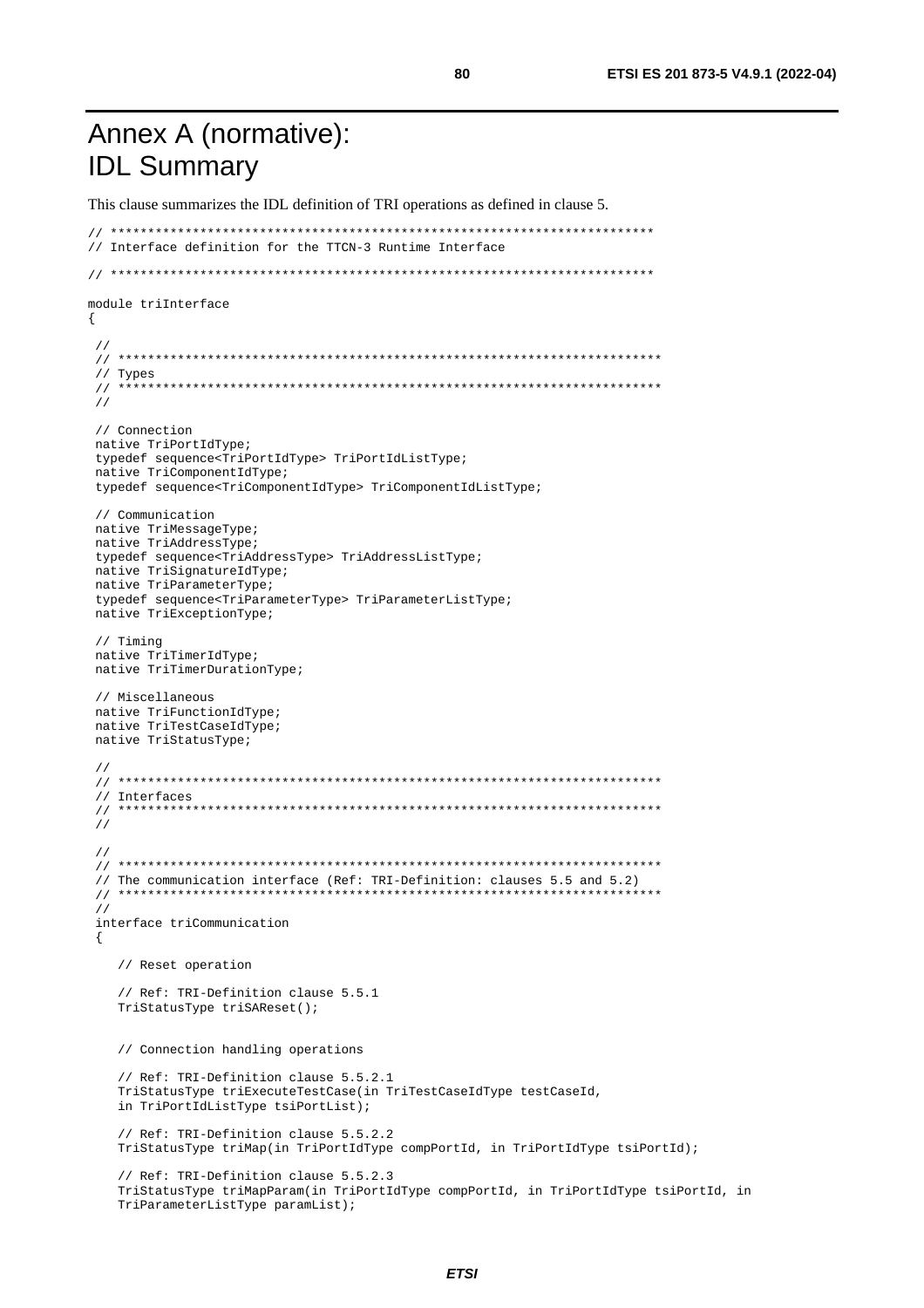# Annex A (normative): IDL Summary

This clause summarizes the IDL definition of TRI operations as defined in clause 5.

```
// ***********************************************************************
// Interface definition for the TTCN-3 Runtime Interface

// ***********************************************************************

module triInterface
{

 //
 // ***********************************************************************
 // Types
 // ***********************************************************************
 //

 // Connection
 native TriPortIdType;
 typedef sequence<TriPortIdType> TriPortIdListType;
 native TriComponentIdType;
 typedef sequence<TriComponentIdType> TriComponentIdListType;

 // Communication
 native TriMessageType;
 native TriAddressType;
 typedef sequence<TriAddressType> TriAddressListType;
 native TriSignatureIdType;
 native TriParameterType;
 typedef sequence<TriParameterType> TriParameterListType;
 native TriExceptionType;

 // Timing
 native TriTimerIdType;
 native TriTimerDurationType;

 // Miscellaneous
 native TriFunctionIdType;
 native TriTestCaseIdType;
 native TriStatusType;

 //
 // ***********************************************************************
 // Interfaces
 // ***********************************************************************
 //

 //
 // ***********************************************************************
 // The communication interface (Ref: TRI-Definition: clauses 5.5 and 5.2)
 // ***********************************************************************
 //
 interface triCommunication
 {

    // Reset operation

    // Ref: TRI-Definition clause 5.5.1
    TriStatusType triSAReset();


    // Connection handling operations

    // Ref: TRI-Definition clause 5.5.2.1
    TriStatusType triExecuteTestCase(in TriTestCaseIdType testCaseId,
    in TriPortIdListType tsiPortList);

    // Ref: TRI-Definition clause 5.5.2.2
    TriStatusType triMap(in TriPortIdType compPortId, in TriPortIdType tsiPortId);

    // Ref: TRI-Definition clause 5.5.2.3
    TriStatusType triMapParam(in TriPortIdType compPortId, in TriPortIdType tsiPortId, in
    TriParameterListType paramList);
```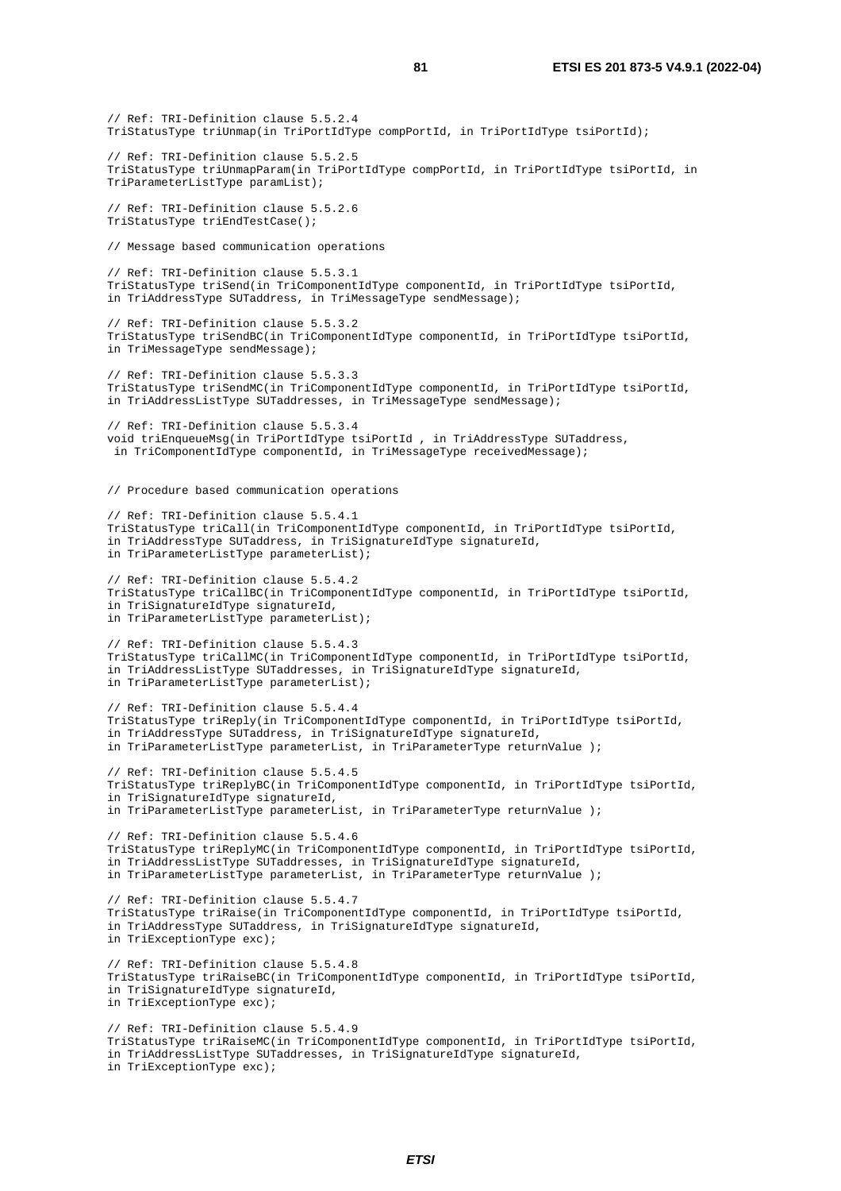```
// Ref: TRI-Definition clause 5.5.2.4
TriStatusType triUnmap(in TriPortIdType compPortId, in TriPortIdType tsiPortId);

// Ref: TRI-Definition clause 5.5.2.5
TriStatusType triUnmapParam(in TriPortIdType compPortId, in TriPortIdType tsiPortId, in
TriParameterListType paramList);

// Ref: TRI-Definition clause 5.5.2.6
TriStatusType triEndTestCase();

// Message based communication operations

// Ref: TRI-Definition clause 5.5.3.1
TriStatusType triSend(in TriComponentIdType componentId, in TriPortIdType tsiPortId,
in TriAddressType SUTaddress, in TriMessageType sendMessage);

// Ref: TRI-Definition clause 5.5.3.2
TriStatusType triSendBC(in TriComponentIdType componentId, in TriPortIdType tsiPortId,
in TriMessageType sendMessage);

// Ref: TRI-Definition clause 5.5.3.3
TriStatusType triSendMC(in TriComponentIdType componentId, in TriPortIdType tsiPortId,
in TriAddressListType SUTaddresses, in TriMessageType sendMessage);

// Ref: TRI-Definition clause 5.5.3.4
void triEnqueueMsg(in TriPortIdType tsiPortId , in TriAddressType SUTaddress,
 in TriComponentIdType componentId, in TriMessageType receivedMessage);


// Procedure based communication operations

// Ref: TRI-Definition clause 5.5.4.1
TriStatusType triCall(in TriComponentIdType componentId, in TriPortIdType tsiPortId,
in TriAddressType SUTaddress, in TriSignatureIdType signatureId,
in TriParameterListType parameterList);

// Ref: TRI-Definition clause 5.5.4.2
TriStatusType triCallBC(in TriComponentIdType componentId, in TriPortIdType tsiPortId,
in TriSignatureIdType signatureId,
in TriParameterListType parameterList);

// Ref: TRI-Definition clause 5.5.4.3
TriStatusType triCallMC(in TriComponentIdType componentId, in TriPortIdType tsiPortId,
in TriAddressListType SUTaddresses, in TriSignatureIdType signatureId,
in TriParameterListType parameterList);

// Ref: TRI-Definition clause 5.5.4.4
TriStatusType triReply(in TriComponentIdType componentId, in TriPortIdType tsiPortId,
in TriAddressType SUTaddress, in TriSignatureIdType signatureId,
in TriParameterListType parameterList, in TriParameterType returnValue );

// Ref: TRI-Definition clause 5.5.4.5
TriStatusType triReplyBC(in TriComponentIdType componentId, in TriPortIdType tsiPortId,
in TriSignatureIdType signatureId,
in TriParameterListType parameterList, in TriParameterType returnValue );

// Ref: TRI-Definition clause 5.5.4.6
TriStatusType triReplyMC(in TriComponentIdType componentId, in TriPortIdType tsiPortId,
in TriAddressListType SUTaddresses, in TriSignatureIdType signatureId,
in TriParameterListType parameterList, in TriParameterType returnValue );

// Ref: TRI-Definition clause 5.5.4.7
TriStatusType triRaise(in TriComponentIdType componentId, in TriPortIdType tsiPortId,
in TriAddressType SUTaddress, in TriSignatureIdType signatureId,
in TriExceptionType exc);

// Ref: TRI-Definition clause 5.5.4.8
TriStatusType triRaiseBC(in TriComponentIdType componentId, in TriPortIdType tsiPortId,
in TriSignatureIdType signatureId,
in TriExceptionType exc);

// Ref: TRI-Definition clause 5.5.4.9
TriStatusType triRaiseMC(in TriComponentIdType componentId, in TriPortIdType tsiPortId,
in TriAddressListType SUTaddresses, in TriSignatureIdType signatureId,
in TriExceptionType exc);
```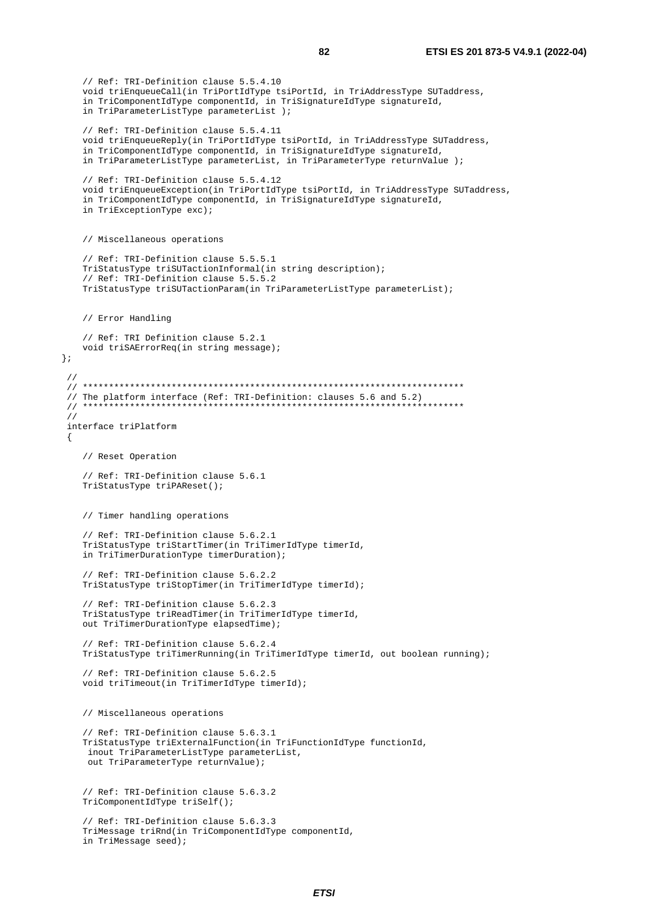```
    // Ref: TRI-Definition clause 5.5.4.10
    void triEnqueueCall(in TriPortIdType tsiPortId, in TriAddressType SUTaddress,
    in TriComponentIdType componentId, in TriSignatureIdType signatureId,
    in TriParameterListType parameterList );

    // Ref: TRI-Definition clause 5.5.4.11
    void triEnqueueReply(in TriPortIdType tsiPortId, in TriAddressType SUTaddress,
    in TriComponentIdType componentId, in TriSignatureIdType signatureId,
    in TriParameterListType parameterList, in TriParameterType returnValue );

    // Ref: TRI-Definition clause 5.5.4.12
    void triEnqueueException(in TriPortIdType tsiPortId, in TriAddressType SUTaddress,
    in TriComponentIdType componentId, in TriSignatureIdType signatureId,
    in TriExceptionType exc);


    // Miscellaneous operations

    // Ref: TRI-Definition clause 5.5.5.1
    TriStatusType triSUTactionInformal(in string description);
    // Ref: TRI-Definition clause 5.5.5.2
    TriStatusType triSUTactionParam(in TriParameterListType parameterList);


    // Error Handling

    // Ref: TRI Definition clause 5.2.1
    void triSAErrorReq(in string message);
};

 //
 // ************************************************************************
 // The platform interface (Ref: TRI-Definition: clauses 5.6 and 5.2)
 // ************************************************************************
 //
 interface triPlatform
 {

    // Reset Operation

    // Ref: TRI-Definition clause 5.6.1
    TriStatusType triPAReset();


    // Timer handling operations

    // Ref: TRI-Definition clause 5.6.2.1
    TriStatusType triStartTimer(in TriTimerIdType timerId,
    in TriTimerDurationType timerDuration);

    // Ref: TRI-Definition clause 5.6.2.2
    TriStatusType triStopTimer(in TriTimerIdType timerId);

    // Ref: TRI-Definition clause 5.6.2.3
    TriStatusType triReadTimer(in TriTimerIdType timerId,
    out TriTimerDurationType elapsedTime);

    // Ref: TRI-Definition clause 5.6.2.4
    TriStatusType triTimerRunning(in TriTimerIdType timerId, out boolean running);

    // Ref: TRI-Definition clause 5.6.2.5
    void triTimeout(in TriTimerIdType timerId);


    // Miscellaneous operations

    // Ref: TRI-Definition clause 5.6.3.1
    TriStatusType triExternalFunction(in TriFunctionIdType functionId,
     inout TriParameterListType parameterList,
     out TriParameterType returnValue);


    // Ref: TRI-Definition clause 5.6.3.2
    TriComponentIdType triSelf();

    // Ref: TRI-Definition clause 5.6.3.3
    TriMessage triRnd(in TriComponentIdType componentId,
    in TriMessage seed);
```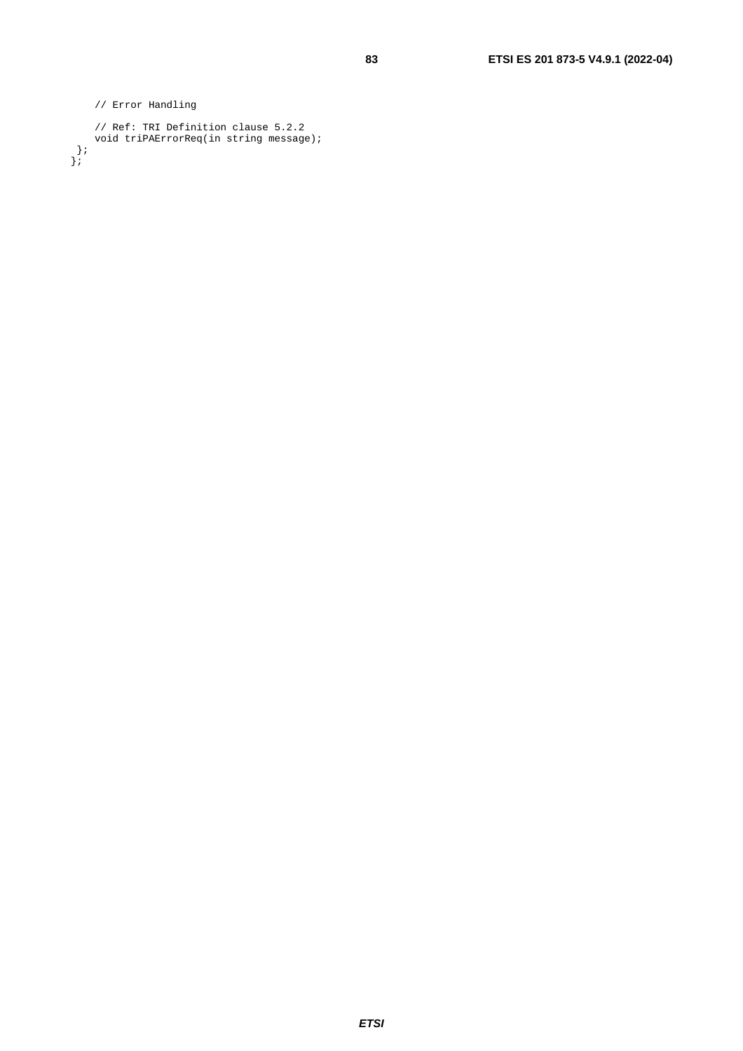```
    // Error Handling

    // Ref: TRI Definition clause 5.2.2
    void triPAErrorReq(in string message);
 };
};
```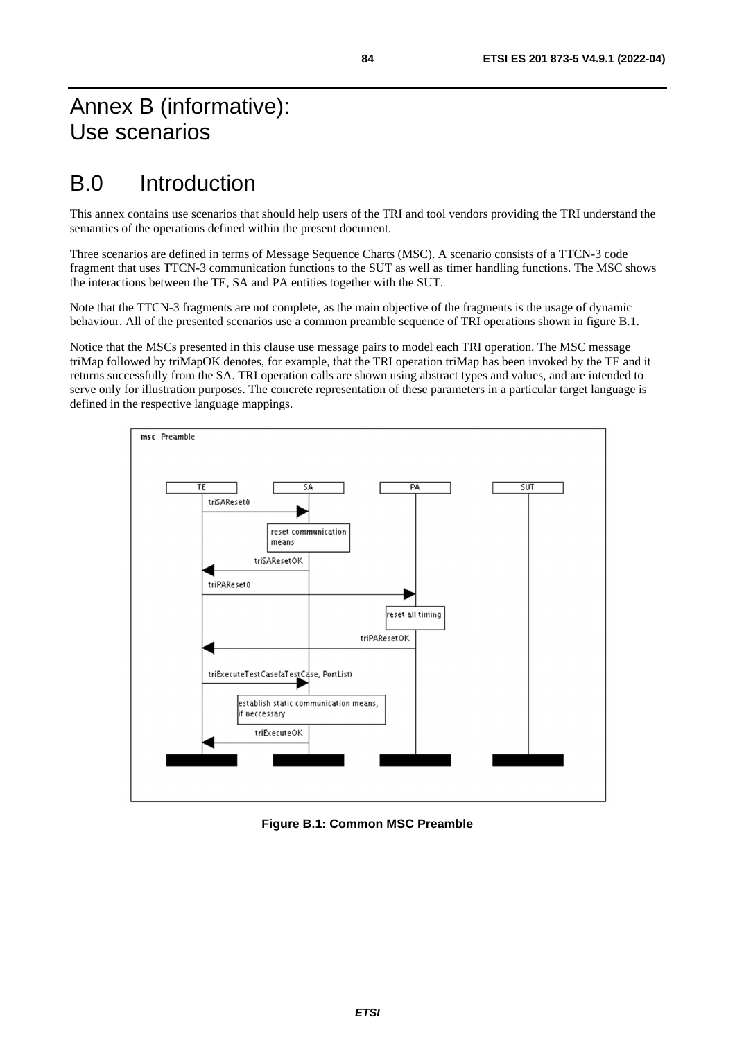# Annex B (informative): Use scenarios

# B.0 Introduction

This annex contains use scenarios that should help users of the TRI and tool vendors providing the TRI understand the semantics of the operations defined within the present document.

Three scenarios are defined in terms of Message Sequence Charts (MSC). A scenario consists of a TTCN-3 code fragment that uses TTCN-3 communication functions to the SUT as well as timer handling functions. The MSC shows the interactions between the TE, SA and PA entities together with the SUT.

Note that the TTCN-3 fragments are not complete, as the main objective of the fragments is the usage of dynamic behaviour. All of the presented scenarios use a common preamble sequence of TRI operations shown in figure B.1.

Notice that the MSCs presented in this clause use message pairs to model each TRI operation. The MSC message triMap followed by triMapOK denotes, for example, that the TRI operation triMap has been invoked by the TE and it returns successfully from the SA. TRI operation calls are shown using abstract types and values, and are intended to serve only for illustration purposes. The concrete representation of these parameters in a particular target language is defined in the respective language mappings.

**Figure B.1: Common MSC Preamble**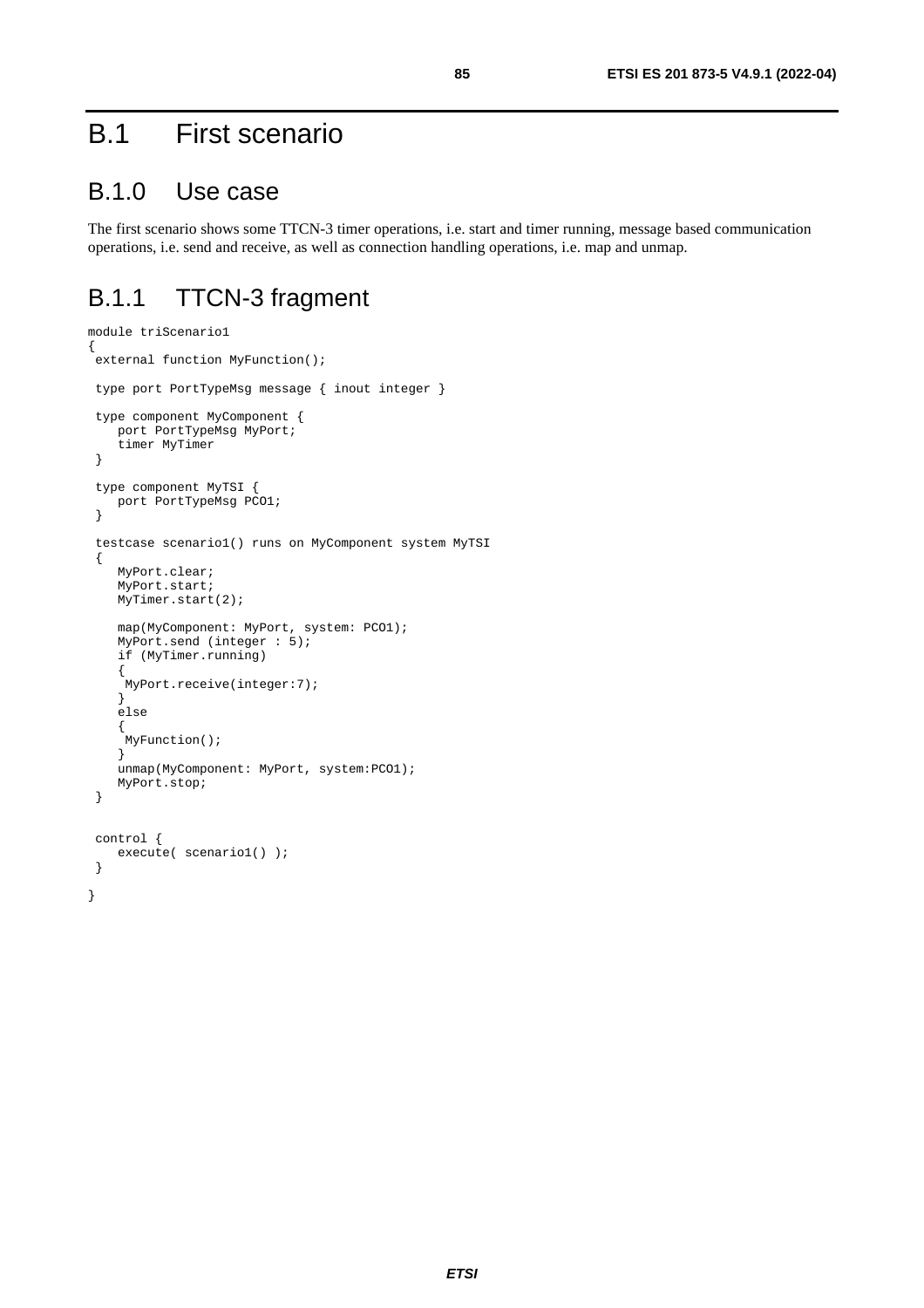# B.1 First scenario

## B.1.0 Use case

The first scenario shows some TTCN-3 timer operations, i.e. start and timer running, message based communication operations, i.e. send and receive, as well as connection handling operations, i.e. map and unmap.

## B.1.1 TTCN-3 fragment

```
module triScenario1
{
 external function MyFunction();

 type port PortTypeMsg message { inout integer }

 type component MyComponent {
    port PortTypeMsg MyPort;
    timer MyTimer
 }

 type component MyTSI {
    port PortTypeMsg PCO1;
 }

 testcase scenario1() runs on MyComponent system MyTSI
 {
    MyPort.clear;
    MyPort.start;
    MyTimer.start(2);

    map(MyComponent: MyPort, system: PCO1);
    MyPort.send (integer : 5);
    if (MyTimer.running)
    {
     MyPort.receive(integer:7);
    }
    else
    {
     MyFunction();
    }
    unmap(MyComponent: MyPort, system:PCO1);
    MyPort.stop;
 }


 control {
    execute( scenario1() );
 }

}
```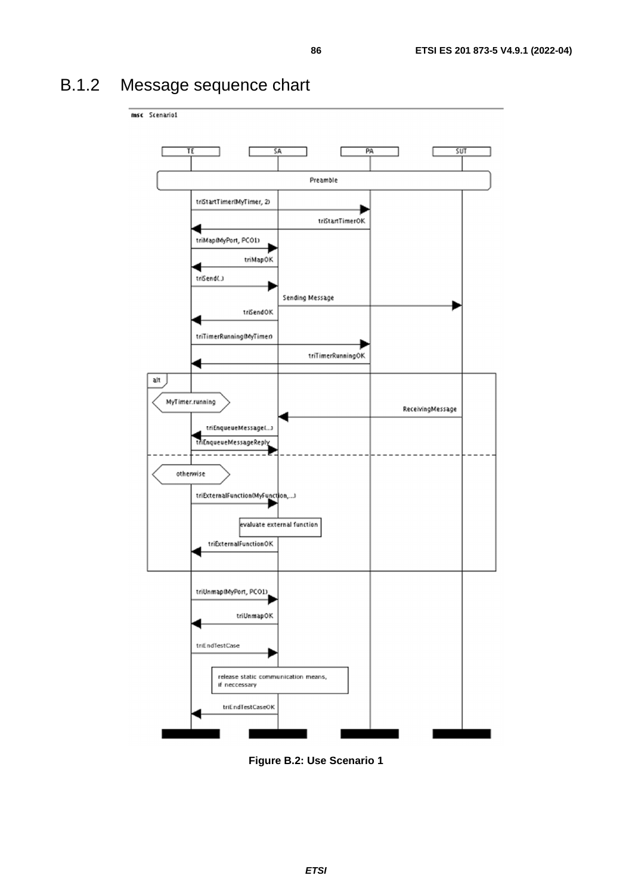## B.1.2 Message sequence chart

msc Scenario1

| TE | SA | PA | SUT |
|---|---|---|---|

Preamble

- TE → PA: triStartTimer(MyTimer, 2)
- PA → TE: triStartTimerOK
- TE → SA: triMap(MyPort, PCO1)
- SA → TE: triMapOK
- TE → SA: triSend(..)
- SA → SUT: Sending Message
- SA → TE: triSendOK
- TE → PA: triTimerRunning(MyTimer)
- PA → TE: triTimerRunningOK

alt

- MyTimer.running
  - SUT → SA: ReceivingMessage
  - SA → TE: triEnqueueMessage(...)
  - TE → SA: triEnqueueMessageReply
- otherwise
  - TE → SA: triExternalFunction(MyFunction,...)
  - SA: evaluate external function
  - SA → TE: triExternalFunctionOK

- TE → SA: triUnmap(MyPort, PCO1)
- SA → TE: triUnmapOK
- TE → SA: triEndTestCase
- SA: release static communication means, if neccessary
- SA → TE: triEndTestCaseOK

**Figure B.2: Use Scenario 1**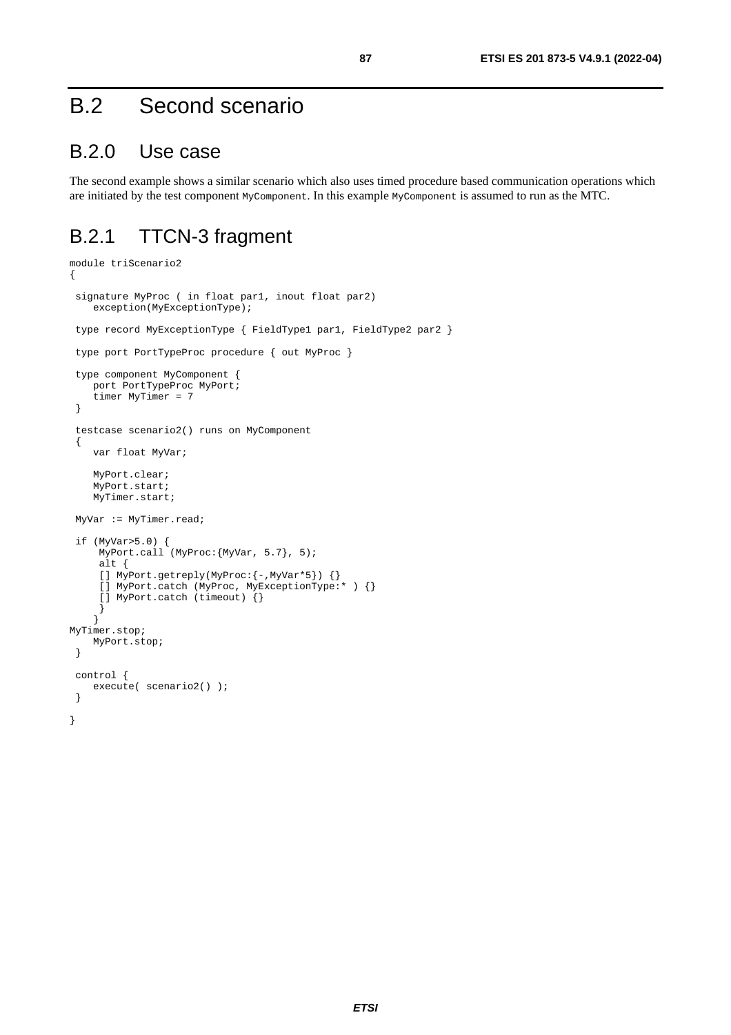# B.2 Second scenario

## B.2.0 Use case

The second example shows a similar scenario which also uses timed procedure based communication operations which are initiated by the test component `MyComponent`. In this example `MyComponent` is assumed to run as the MTC.

## B.2.1 TTCN-3 fragment

```
module triScenario2
{

 signature MyProc ( in float par1, inout float par2)
    exception(MyExceptionType);

 type record MyExceptionType { FieldType1 par1, FieldType2 par2 }

 type port PortTypeProc procedure { out MyProc }

 type component MyComponent {
    port PortTypeProc MyPort;
    timer MyTimer = 7
 }

 testcase scenario2() runs on MyComponent
 {
    var float MyVar;

    MyPort.clear;
    MyPort.start;
    MyTimer.start;

 MyVar := MyTimer.read;

 if (MyVar>5.0) {
     MyPort.call (MyProc:{MyVar, 5.7}, 5);
     alt {
     [] MyPort.getreply(MyProc:{-,MyVar*5}) {}
     [] MyPort.catch (MyProc, MyExceptionType:* ) {}
     [] MyPort.catch (timeout) {}
     }
    }
MyTimer.stop;
    MyPort.stop;
 }

 control {
    execute( scenario2() );
 }

}
```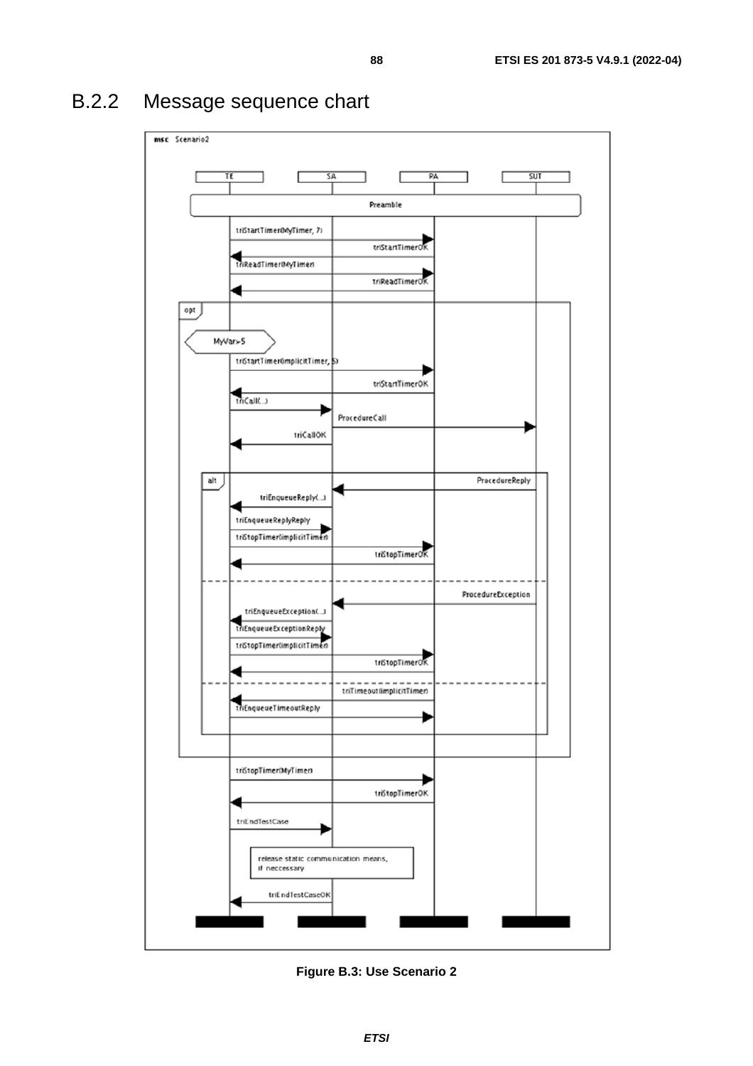## B.2.2 Message sequence chart

**Figure B.3: Use Scenario 2**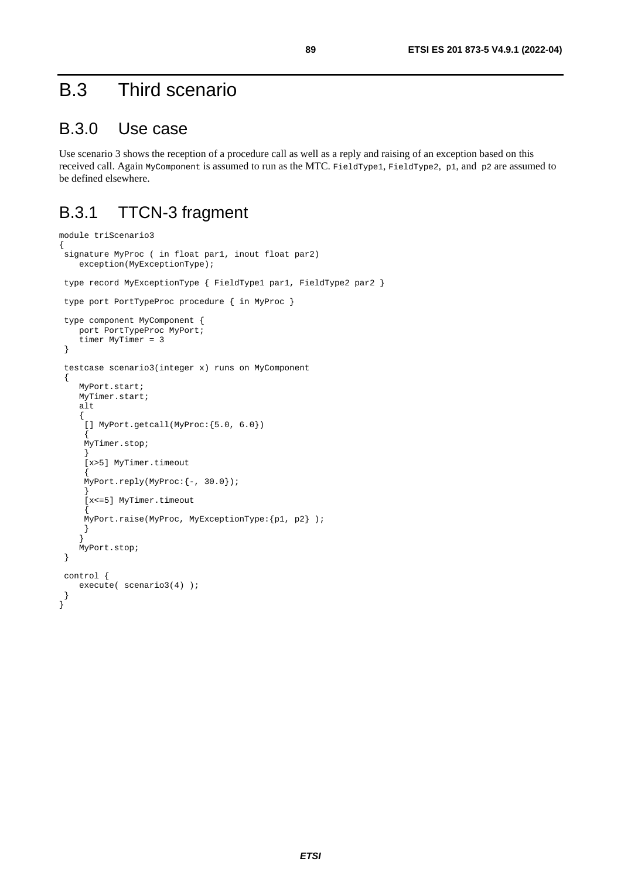# B.3 Third scenario

## B.3.0 Use case

Use scenario 3 shows the reception of a procedure call as well as a reply and raising of an exception based on this received call. Again `MyComponent` is assumed to run as the MTC. `FieldType1`, `FieldType2`, `p1`, and `p2` are assumed to be defined elsewhere.

## B.3.1 TTCN-3 fragment

```
module triScenario3
{
 signature MyProc ( in float par1, inout float par2)
    exception(MyExceptionType);

 type record MyExceptionType { FieldType1 par1, FieldType2 par2 }

 type port PortTypeProc procedure { in MyProc }

 type component MyComponent {
    port PortTypeProc MyPort;
    timer MyTimer = 3
 }

 testcase scenario3(integer x) runs on MyComponent
 {
    MyPort.start;
    MyTimer.start;
    alt
    {
     [] MyPort.getcall(MyProc:{5.0, 6.0})
     {
     MyTimer.stop;
     }
     [x>5] MyTimer.timeout
     {
     MyPort.reply(MyProc:{-, 30.0});
     }
     [x<=5] MyTimer.timeout
     {
     MyPort.raise(MyProc, MyExceptionType:{p1, p2} );
     }
    }
    MyPort.stop;
 }

 control {
    execute( scenario3(4) );
 }
}
```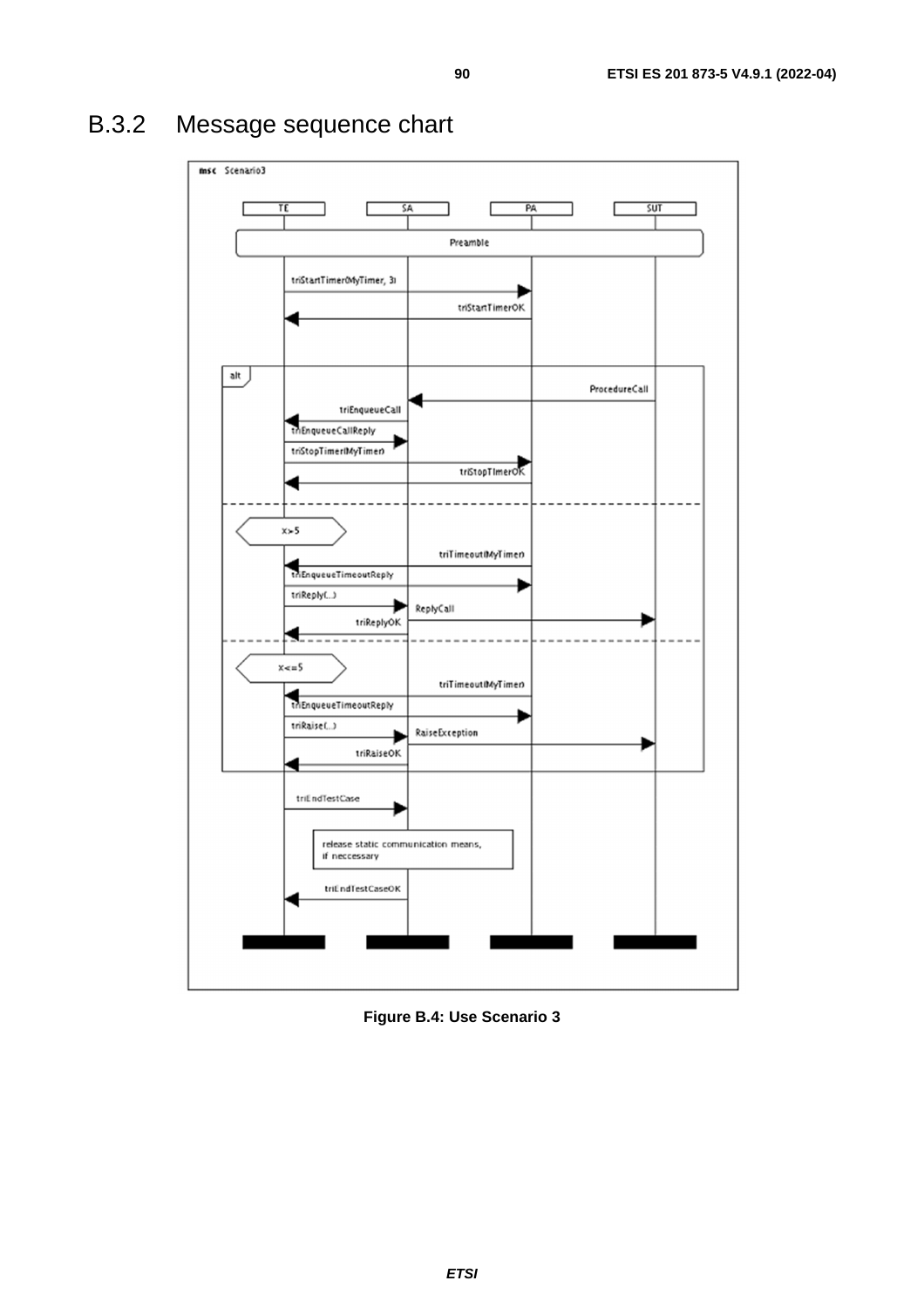## B.3.2 Message sequence chart

```
msc Scenario3

TE            SA            PA            SUT

                    Preamble

TE -> PA: triStartTimer(MyTimer, 3)
PA -> TE: triStartTimerOK

alt
  SUT -> SA: ProcedureCall
  SA -> TE: triEnqueueCall
  TE -> SA: triEnqueueCallReply
  TE -> PA: triStopTimer(MyTimer)
  PA -> TE: triStopTimerOK
---
  [x>5]
  PA -> TE: triTimeout(MyTimer)
  TE -> PA: triEnqueueTimeoutReply
  TE -> SA: triReply(...)
  SA -> SUT: ReplyCall
  SA -> TE: triReplyOK
---
  [x<=5]
  PA -> TE: triTimeout(MyTimer)
  TE -> PA: triEnqueueTimeoutReply
  TE -> SA: triRaise(...)
  SA -> SUT: RaiseException
  SA -> TE: triRaiseOK

TE -> SA: triEndTestCase
  [release static communication means, if neccessary]
SA -> TE: triEndTestCaseOK
```

**Figure B.4: Use Scenario 3**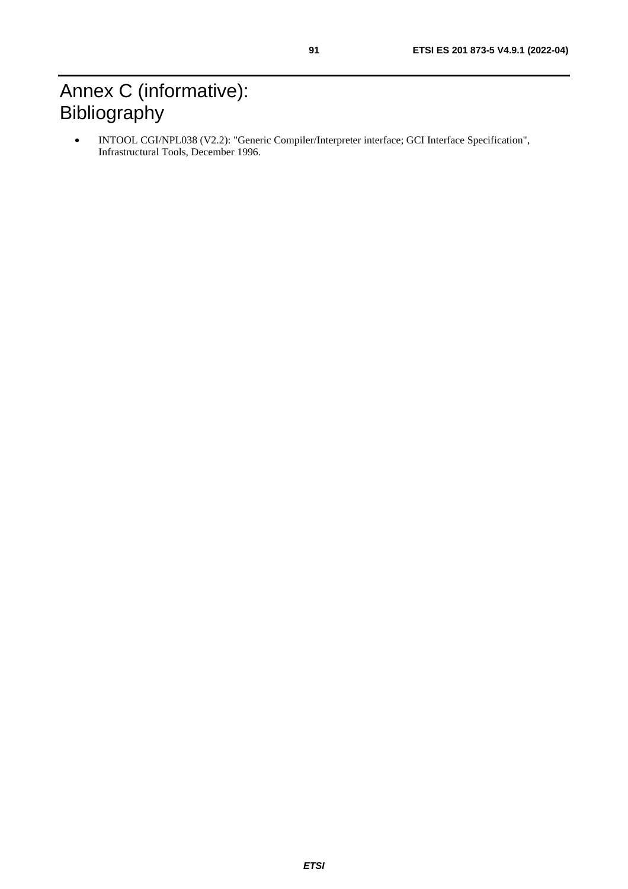# Annex C (informative): Bibliography

- INTOOL CGI/NPL038 (V2.2): "Generic Compiler/Interpreter interface; GCI Interface Specification", Infrastructural Tools, December 1996.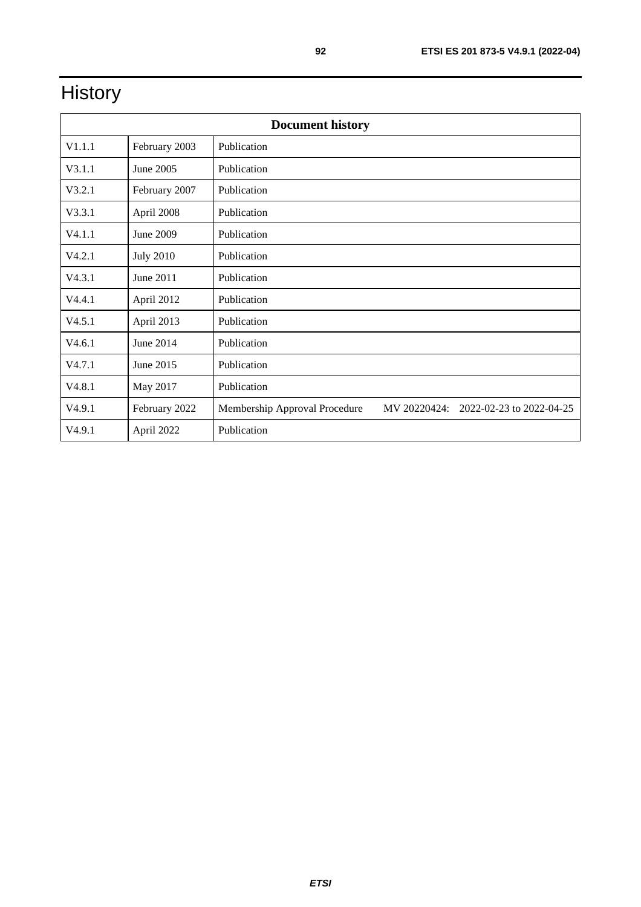# History

| Document history | | |
|---|---|---|
| V1.1.1 | February 2003 | Publication |
| V3.1.1 | June 2005 | Publication |
| V3.2.1 | February 2007 | Publication |
| V3.3.1 | April 2008 | Publication |
| V4.1.1 | June 2009 | Publication |
| V4.2.1 | July 2010 | Publication |
| V4.3.1 | June 2011 | Publication |
| V4.4.1 | April 2012 | Publication |
| V4.5.1 | April 2013 | Publication |
| V4.6.1 | June 2014 | Publication |
| V4.7.1 | June 2015 | Publication |
| V4.8.1 | May 2017 | Publication |
| V4.9.1 | February 2022 | Membership Approval Procedure MV 20220424: 2022-02-23 to 2022-04-25 |
| V4.9.1 | April 2022 | Publication |